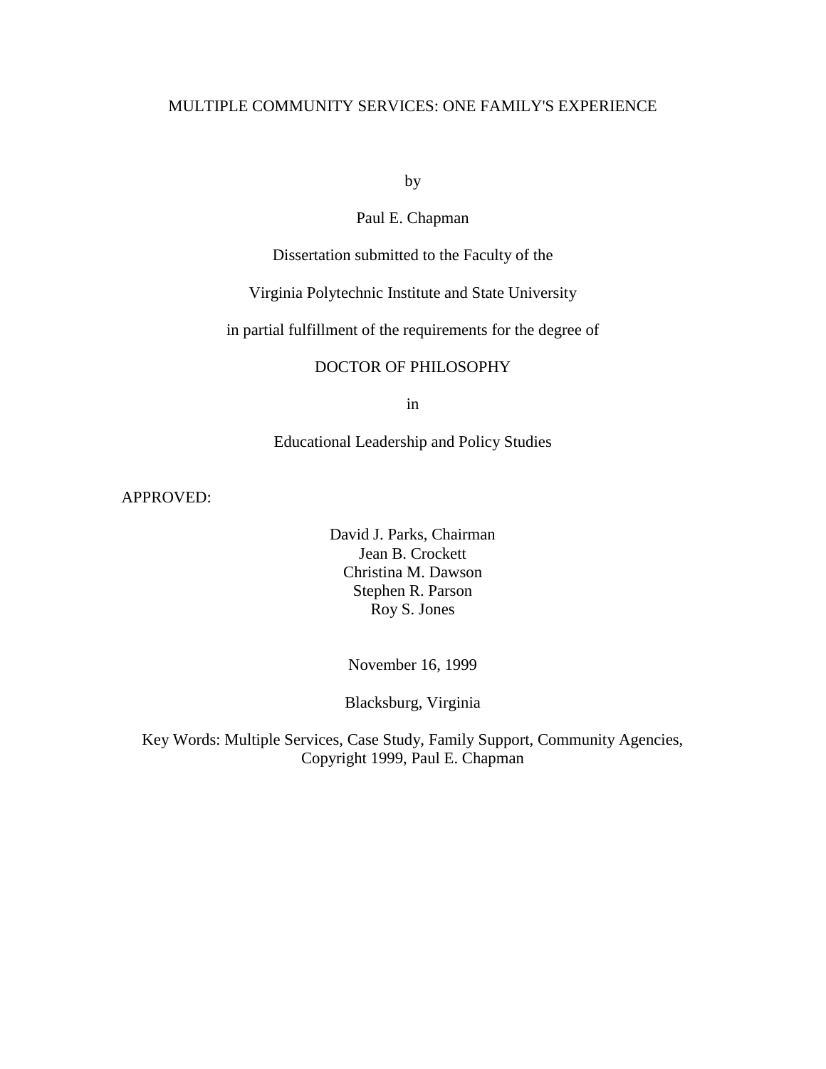# MULTIPLE COMMUNITY SERVICES: ONE FAMILY'S EXPERIENCE

by

Paul E. Chapman

Dissertation submitted to the Faculty of the

Virginia Polytechnic Institute and State University

in partial fulfillment of the requirements for the degree of

DOCTOR OF PHILOSOPHY

in

Educational Leadership and Policy Studies

APPROVED:

David J. Parks, Chairman
Jean B. Crockett
Christina M. Dawson
Stephen R. Parson
Roy S. Jones

November 16, 1999

Blacksburg, Virginia

Key Words: Multiple Services, Case Study, Family Support, Community Agencies,
Copyright 1999, Paul E. Chapman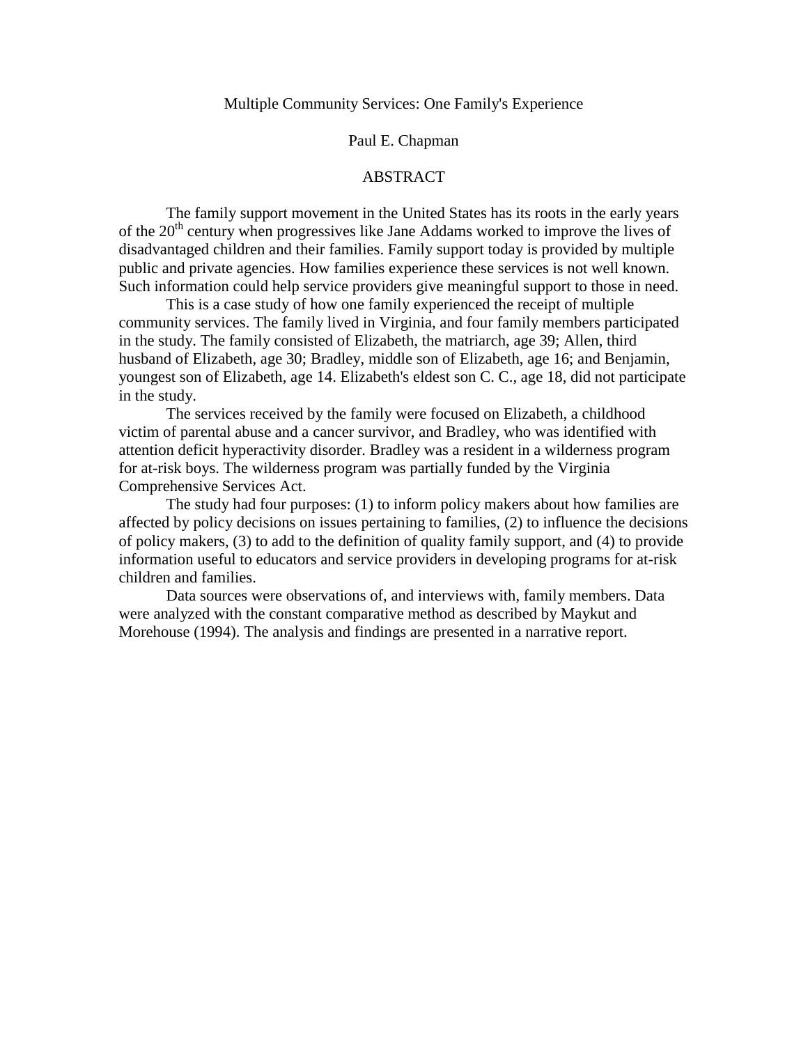# Multiple Community Services: One Family's Experience

Paul E. Chapman

## ABSTRACT

The family support movement in the United States has its roots in the early years of the 20th century when progressives like Jane Addams worked to improve the lives of disadvantaged children and their families. Family support today is provided by multiple public and private agencies. How families experience these services is not well known. Such information could help service providers give meaningful support to those in need.

This is a case study of how one family experienced the receipt of multiple community services. The family lived in Virginia, and four family members participated in the study. The family consisted of Elizabeth, the matriarch, age 39; Allen, third husband of Elizabeth, age 30; Bradley, middle son of Elizabeth, age 16; and Benjamin, youngest son of Elizabeth, age 14. Elizabeth's eldest son C. C., age 18, did not participate in the study.

The services received by the family were focused on Elizabeth, a childhood victim of parental abuse and a cancer survivor, and Bradley, who was identified with attention deficit hyperactivity disorder. Bradley was a resident in a wilderness program for at-risk boys. The wilderness program was partially funded by the Virginia Comprehensive Services Act.

The study had four purposes: (1) to inform policy makers about how families are affected by policy decisions on issues pertaining to families, (2) to influence the decisions of policy makers, (3) to add to the definition of quality family support, and (4) to provide information useful to educators and service providers in developing programs for at-risk children and families.

Data sources were observations of, and interviews with, family members. Data were analyzed with the constant comparative method as described by Maykut and Morehouse (1994). The analysis and findings are presented in a narrative report.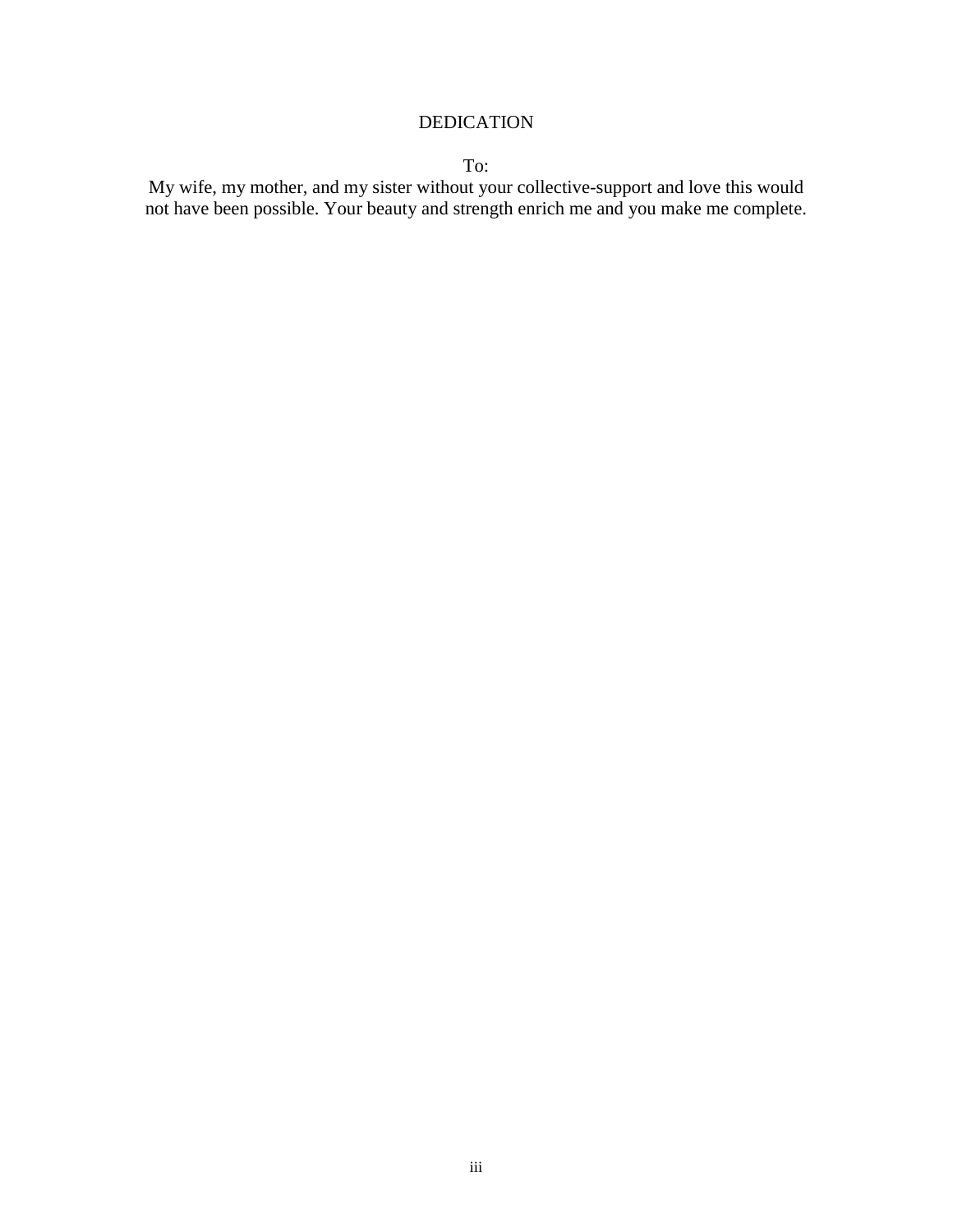# DEDICATION

To:

My wife, my mother, and my sister without your collective-support and love this would not have been possible. Your beauty and strength enrich me and you make me complete.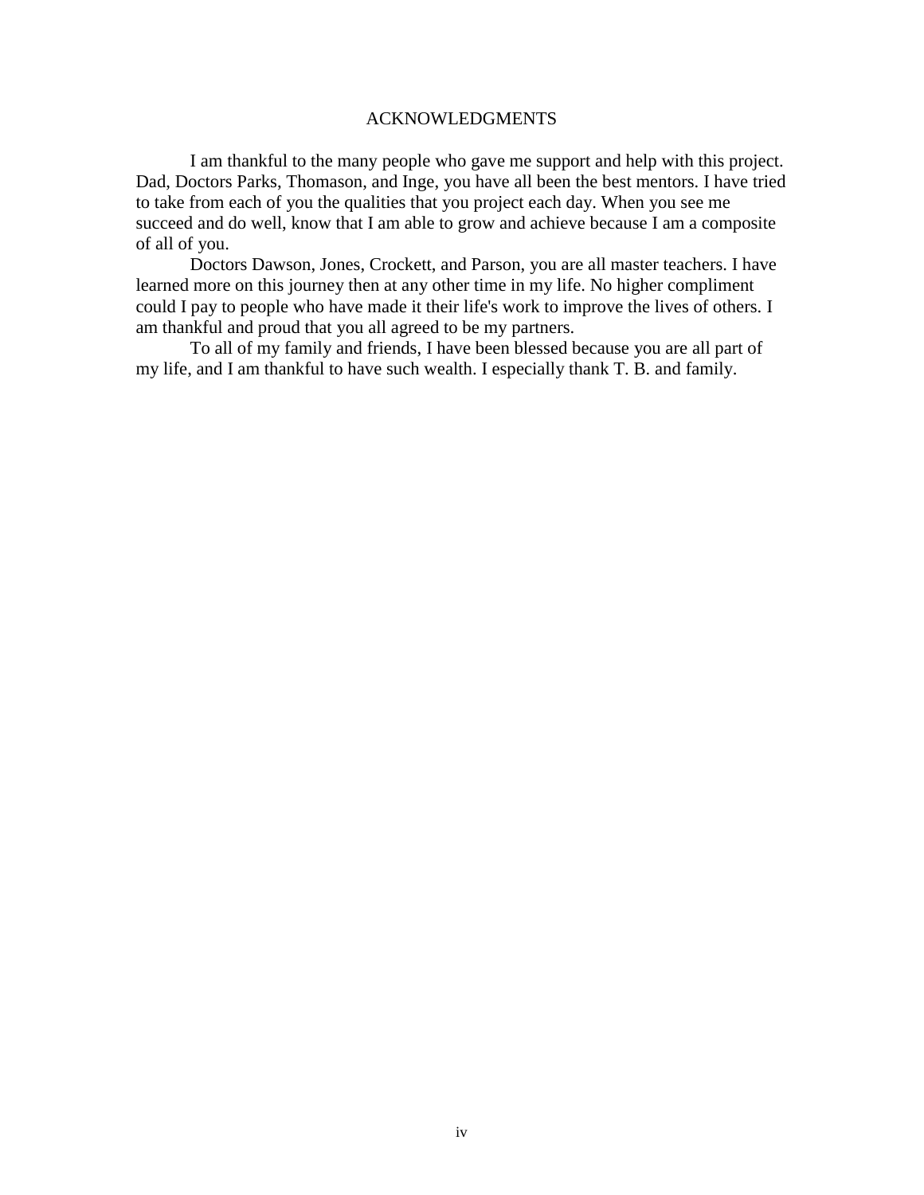# ACKNOWLEDGMENTS

I am thankful to the many people who gave me support and help with this project. Dad, Doctors Parks, Thomason, and Inge, you have all been the best mentors. I have tried to take from each of you the qualities that you project each day. When you see me succeed and do well, know that I am able to grow and achieve because I am a composite of all of you.

Doctors Dawson, Jones, Crockett, and Parson, you are all master teachers. I have learned more on this journey then at any other time in my life. No higher compliment could I pay to people who have made it their life's work to improve the lives of others. I am thankful and proud that you all agreed to be my partners.

To all of my family and friends, I have been blessed because you are all part of my life, and I am thankful to have such wealth. I especially thank T. B. and family.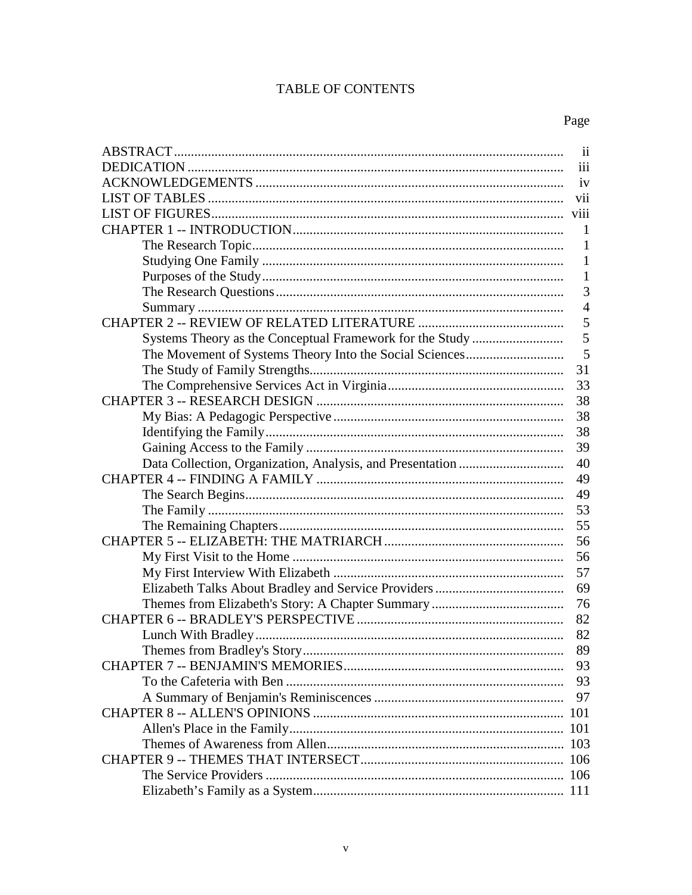# TABLE OF CONTENTS

| | Page |
|---|---|
| ABSTRACT | ii |
| DEDICATION | iii |
| ACKNOWLEDGEMENTS | iv |
| LIST OF TABLES | vii |
| LIST OF FIGURES | viii |
| CHAPTER 1 -- INTRODUCTION | 1 |
| The Research Topic | 1 |
| Studying One Family | 1 |
| Purposes of the Study | 1 |
| The Research Questions | 3 |
| Summary | 4 |
| CHAPTER 2 -- REVIEW OF RELATED LITERATURE | 5 |
| Systems Theory as the Conceptual Framework for the Study | 5 |
| The Movement of Systems Theory Into the Social Sciences | 5 |
| The Study of Family Strengths | 31 |
| The Comprehensive Services Act in Virginia | 33 |
| CHAPTER 3 -- RESEARCH DESIGN | 38 |
| My Bias: A Pedagogic Perspective | 38 |
| Identifying the Family | 38 |
| Gaining Access to the Family | 39 |
| Data Collection, Organization, Analysis, and Presentation | 40 |
| CHAPTER 4 -- FINDING A FAMILY | 49 |
| The Search Begins | 49 |
| The Family | 53 |
| The Remaining Chapters | 55 |
| CHAPTER 5 -- ELIZABETH: THE MATRIARCH | 56 |
| My First Visit to the Home | 56 |
| My First Interview With Elizabeth | 57 |
| Elizabeth Talks About Bradley and Service Providers | 69 |
| Themes from Elizabeth's Story: A Chapter Summary | 76 |
| CHAPTER 6 -- BRADLEY'S PERSPECTIVE | 82 |
| Lunch With Bradley | 82 |
| Themes from Bradley's Story | 89 |
| CHAPTER 7 -- BENJAMIN'S MEMORIES | 93 |
| To the Cafeteria with Ben | 93 |
| A Summary of Benjamin's Reminiscences | 97 |
| CHAPTER 8 -- ALLEN'S OPINIONS | 101 |
| Allen's Place in the Family | 101 |
| Themes of Awareness from Allen | 103 |
| CHAPTER 9 -- THEMES THAT INTERSECT | 106 |
| The Service Providers | 106 |
| Elizabeth's Family as a System | 111 |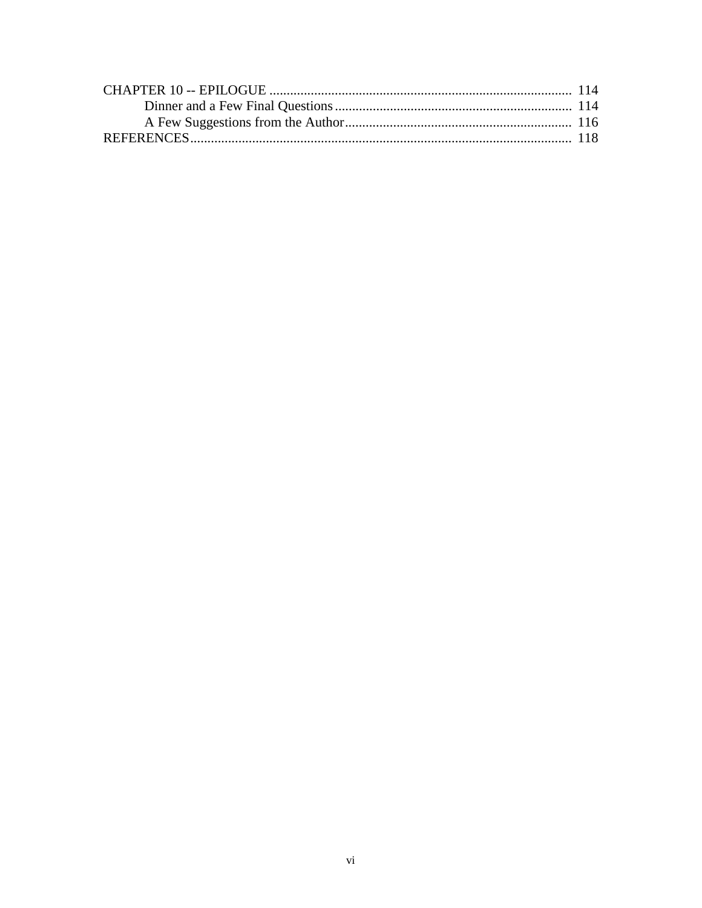CHAPTER 10 -- EPILOGUE .......................................................................................... 114

    Dinner and a Few Final Questions ..................................................................... 114

    A Few Suggestions from the Author .................................................................. 116

REFERENCES ............................................................................................................. 118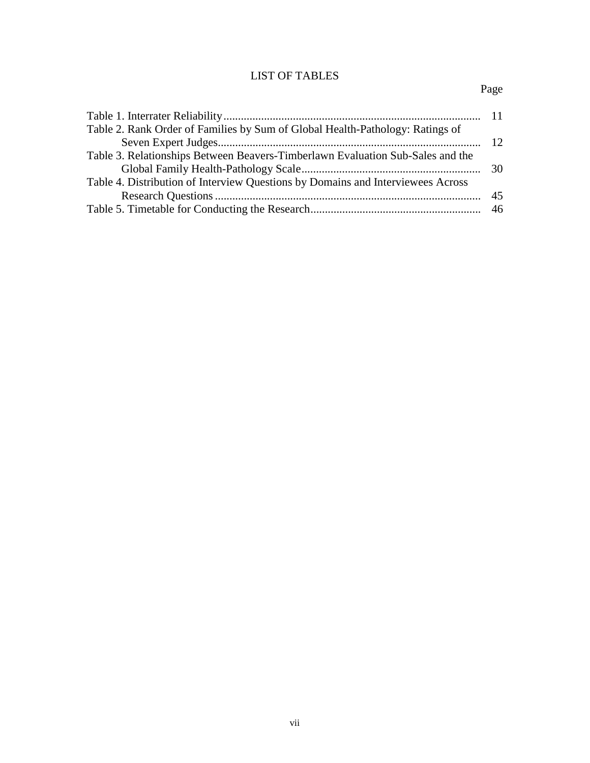# LIST OF TABLES

| | Page |
|---|---|
| Table 1. Interrater Reliability | 11 |
| Table 2. Rank Order of Families by Sum of Global Health-Pathology: Ratings of Seven Expert Judges | 12 |
| Table 3. Relationships Between Beavers-Timberlawn Evaluation Sub-Sales and the Global Family Health-Pathology Scale | 30 |
| Table 4. Distribution of Interview Questions by Domains and Interviewees Across Research Questions | 45 |
| Table 5. Timetable for Conducting the Research | 46 |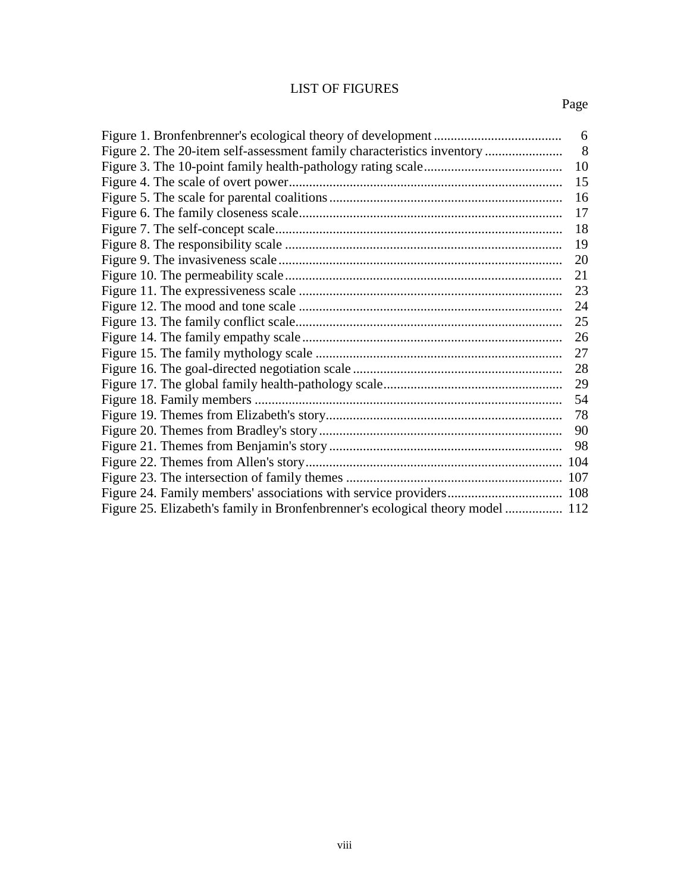# LIST OF FIGURES

| | Page |
|---|---|
| Figure 1. Bronfenbrenner's ecological theory of development | 6 |
| Figure 2. The 20-item self-assessment family characteristics inventory | 8 |
| Figure 3. The 10-point family health-pathology rating scale | 10 |
| Figure 4. The scale of overt power | 15 |
| Figure 5. The scale for parental coalitions | 16 |
| Figure 6. The family closeness scale | 17 |
| Figure 7. The self-concept scale | 18 |
| Figure 8. The responsibility scale | 19 |
| Figure 9. The invasiveness scale | 20 |
| Figure 10. The permeability scale | 21 |
| Figure 11. The expressiveness scale | 23 |
| Figure 12. The mood and tone scale | 24 |
| Figure 13. The family conflict scale | 25 |
| Figure 14. The family empathy scale | 26 |
| Figure 15. The family mythology scale | 27 |
| Figure 16. The goal-directed negotiation scale | 28 |
| Figure 17. The global family health-pathology scale | 29 |
| Figure 18. Family members | 54 |
| Figure 19. Themes from Elizabeth's story | 78 |
| Figure 20. Themes from Bradley's story | 90 |
| Figure 21. Themes from Benjamin's story | 98 |
| Figure 22. Themes from Allen's story | 104 |
| Figure 23. The intersection of family themes | 107 |
| Figure 24. Family members' associations with service providers | 108 |
| Figure 25. Elizabeth's family in Bronfenbrenner's ecological theory model | 112 |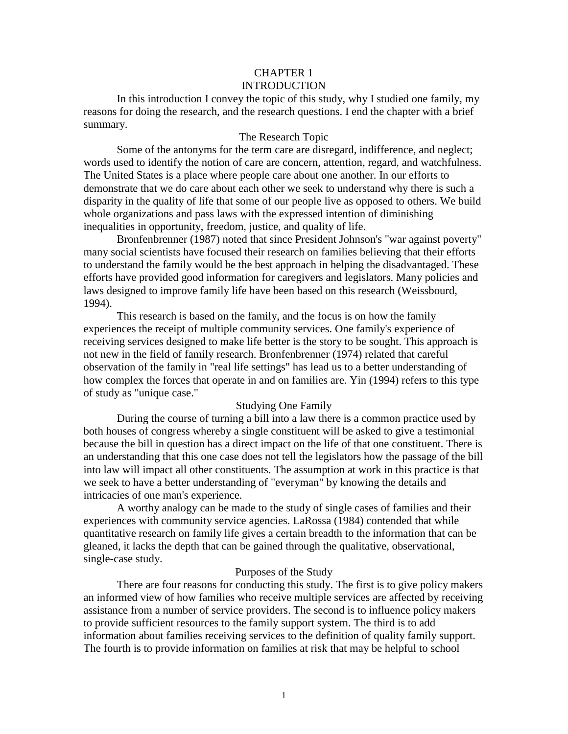# CHAPTER 1
# INTRODUCTION

In this introduction I convey the topic of this study, why I studied one family, my reasons for doing the research, and the research questions. I end the chapter with a brief summary.

## The Research Topic

Some of the antonyms for the term care are disregard, indifference, and neglect; words used to identify the notion of care are concern, attention, regard, and watchfulness. The United States is a place where people care about one another. In our efforts to demonstrate that we do care about each other we seek to understand why there is such a disparity in the quality of life that some of our people live as opposed to others. We build whole organizations and pass laws with the expressed intention of diminishing inequalities in opportunity, freedom, justice, and quality of life.

Bronfenbrenner (1987) noted that since President Johnson's "war against poverty" many social scientists have focused their research on families believing that their efforts to understand the family would be the best approach in helping the disadvantaged. These efforts have provided good information for caregivers and legislators. Many policies and laws designed to improve family life have been based on this research (Weissbourd, 1994).

This research is based on the family, and the focus is on how the family experiences the receipt of multiple community services. One family's experience of receiving services designed to make life better is the story to be sought. This approach is not new in the field of family research. Bronfenbrenner (1974) related that careful observation of the family in "real life settings" has lead us to a better understanding of how complex the forces that operate in and on families are. Yin (1994) refers to this type of study as "unique case."

## Studying One Family

During the course of turning a bill into a law there is a common practice used by both houses of congress whereby a single constituent will be asked to give a testimonial because the bill in question has a direct impact on the life of that one constituent. There is an understanding that this one case does not tell the legislators how the passage of the bill into law will impact all other constituents. The assumption at work in this practice is that we seek to have a better understanding of "everyman" by knowing the details and intricacies of one man's experience.

A worthy analogy can be made to the study of single cases of families and their experiences with community service agencies. LaRossa (1984) contended that while quantitative research on family life gives a certain breadth to the information that can be gleaned, it lacks the depth that can be gained through the qualitative, observational, single-case study.

## Purposes of the Study

There are four reasons for conducting this study. The first is to give policy makers an informed view of how families who receive multiple services are affected by receiving assistance from a number of service providers. The second is to influence policy makers to provide sufficient resources to the family support system. The third is to add information about families receiving services to the definition of quality family support. The fourth is to provide information on families at risk that may be helpful to school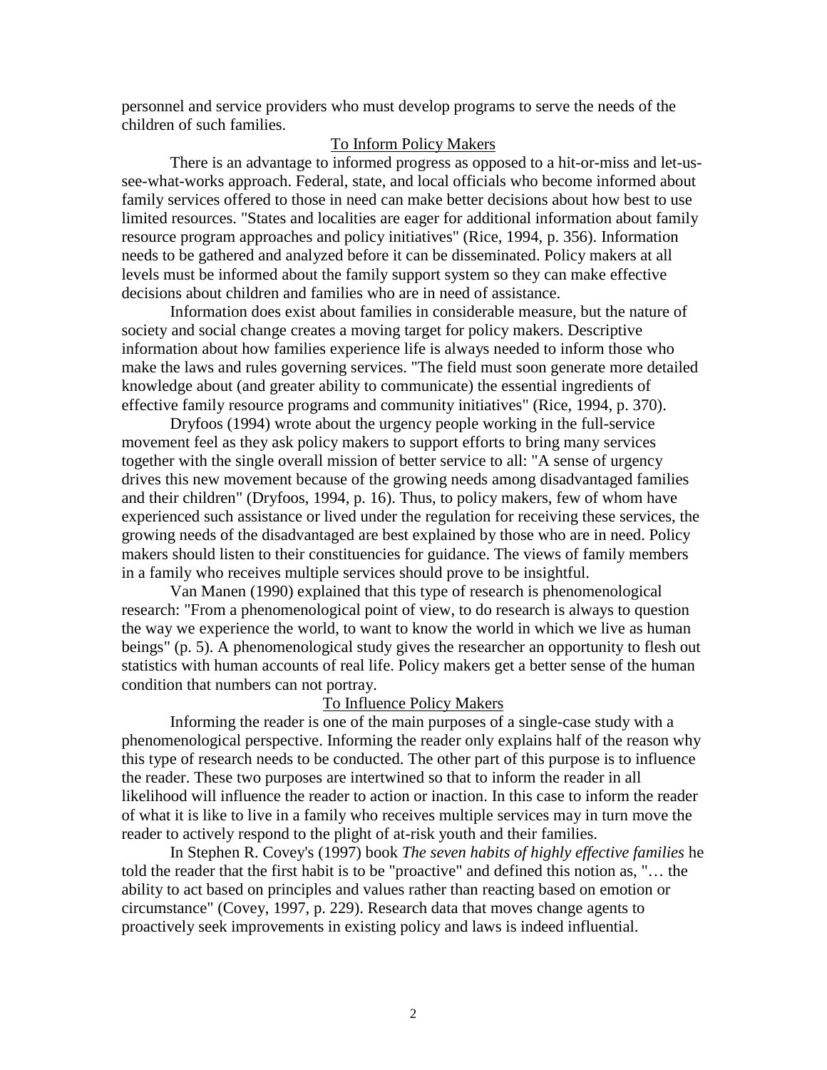personnel and service providers who must develop programs to serve the needs of the children of such families.

## To Inform Policy Makers

There is an advantage to informed progress as opposed to a hit-or-miss and let-us-see-what-works approach. Federal, state, and local officials who become informed about family services offered to those in need can make better decisions about how best to use limited resources. "States and localities are eager for additional information about family resource program approaches and policy initiatives" (Rice, 1994, p. 356). Information needs to be gathered and analyzed before it can be disseminated. Policy makers at all levels must be informed about the family support system so they can make effective decisions about children and families who are in need of assistance.

Information does exist about families in considerable measure, but the nature of society and social change creates a moving target for policy makers. Descriptive information about how families experience life is always needed to inform those who make the laws and rules governing services. "The field must soon generate more detailed knowledge about (and greater ability to communicate) the essential ingredients of effective family resource programs and community initiatives" (Rice, 1994, p. 370).

Dryfoos (1994) wrote about the urgency people working in the full-service movement feel as they ask policy makers to support efforts to bring many services together with the single overall mission of better service to all: "A sense of urgency drives this new movement because of the growing needs among disadvantaged families and their children" (Dryfoos, 1994, p. 16). Thus, to policy makers, few of whom have experienced such assistance or lived under the regulation for receiving these services, the growing needs of the disadvantaged are best explained by those who are in need. Policy makers should listen to their constituencies for guidance. The views of family members in a family who receives multiple services should prove to be insightful.

Van Manen (1990) explained that this type of research is phenomenological research: "From a phenomenological point of view, to do research is always to question the way we experience the world, to want to know the world in which we live as human beings" (p. 5). A phenomenological study gives the researcher an opportunity to flesh out statistics with human accounts of real life. Policy makers get a better sense of the human condition that numbers can not portray.

## To Influence Policy Makers

Informing the reader is one of the main purposes of a single-case study with a phenomenological perspective. Informing the reader only explains half of the reason why this type of research needs to be conducted. The other part of this purpose is to influence the reader. These two purposes are intertwined so that to inform the reader in all likelihood will influence the reader to action or inaction. In this case to inform the reader of what it is like to live in a family who receives multiple services may in turn move the reader to actively respond to the plight of at-risk youth and their families.

In Stephen R. Covey's (1997) book *The seven habits of highly effective families* he told the reader that the first habit is to be "proactive" and defined this notion as, "… the ability to act based on principles and values rather than reacting based on emotion or circumstance" (Covey, 1997, p. 229). Research data that moves change agents to proactively seek improvements in existing policy and laws is indeed influential.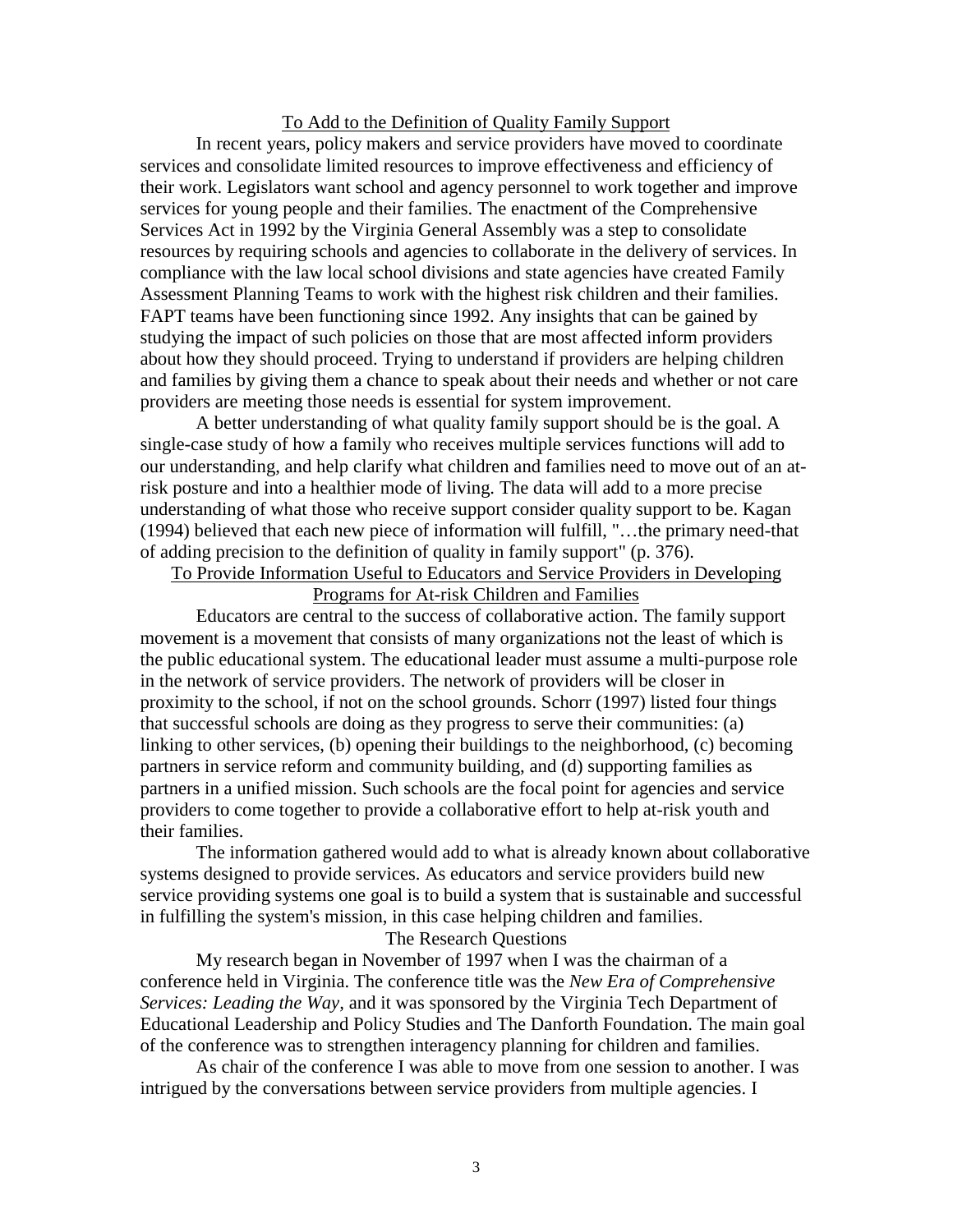### To Add to the Definition of Quality Family Support

In recent years, policy makers and service providers have moved to coordinate services and consolidate limited resources to improve effectiveness and efficiency of their work. Legislators want school and agency personnel to work together and improve services for young people and their families. The enactment of the Comprehensive Services Act in 1992 by the Virginia General Assembly was a step to consolidate resources by requiring schools and agencies to collaborate in the delivery of services. In compliance with the law local school divisions and state agencies have created Family Assessment Planning Teams to work with the highest risk children and their families. FAPT teams have been functioning since 1992. Any insights that can be gained by studying the impact of such policies on those that are most affected inform providers about how they should proceed. Trying to understand if providers are helping children and families by giving them a chance to speak about their needs and whether or not care providers are meeting those needs is essential for system improvement.

A better understanding of what quality family support should be is the goal. A single-case study of how a family who receives multiple services functions will add to our understanding, and help clarify what children and families need to move out of an at-risk posture and into a healthier mode of living. The data will add to a more precise understanding of what those who receive support consider quality support to be. Kagan (1994) believed that each new piece of information will fulfill, "…the primary need-that of adding precision to the definition of quality in family support" (p. 376).

### To Provide Information Useful to Educators and Service Providers in Developing Programs for At-risk Children and Families

Educators are central to the success of collaborative action. The family support movement is a movement that consists of many organizations not the least of which is the public educational system. The educational leader must assume a multi-purpose role in the network of service providers. The network of providers will be closer in proximity to the school, if not on the school grounds. Schorr (1997) listed four things that successful schools are doing as they progress to serve their communities: (a) linking to other services, (b) opening their buildings to the neighborhood, (c) becoming partners in service reform and community building, and (d) supporting families as partners in a unified mission. Such schools are the focal point for agencies and service providers to come together to provide a collaborative effort to help at-risk youth and their families.

The information gathered would add to what is already known about collaborative systems designed to provide services. As educators and service providers build new service providing systems one goal is to build a system that is sustainable and successful in fulfilling the system's mission, in this case helping children and families.

## The Research Questions

My research began in November of 1997 when I was the chairman of a conference held in Virginia. The conference title was the *New Era of Comprehensive Services: Leading the Way*, and it was sponsored by the Virginia Tech Department of Educational Leadership and Policy Studies and The Danforth Foundation. The main goal of the conference was to strengthen interagency planning for children and families.

As chair of the conference I was able to move from one session to another. I was intrigued by the conversations between service providers from multiple agencies. I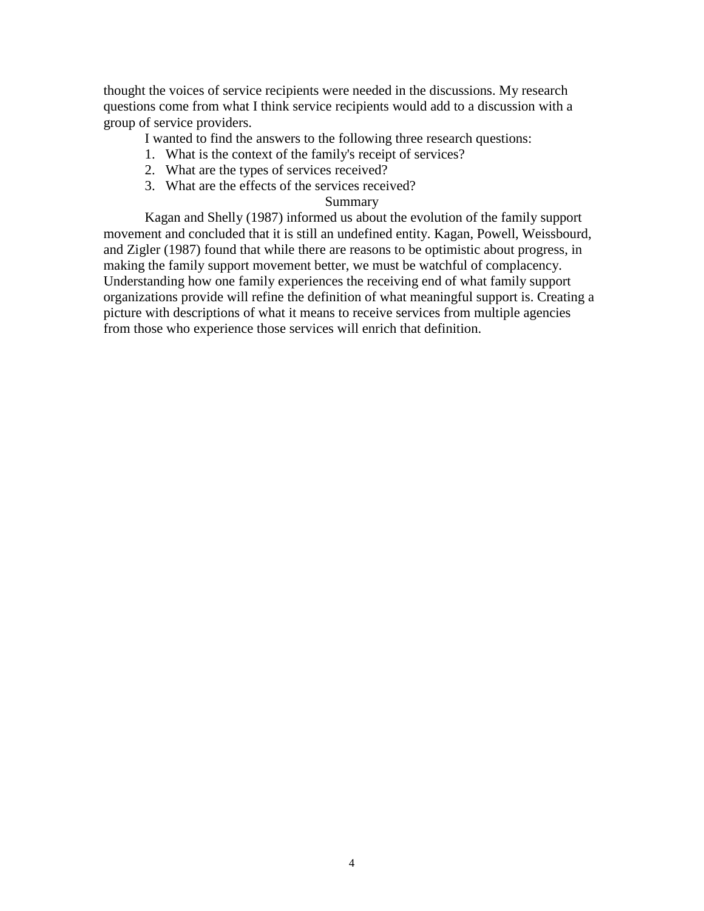thought the voices of service recipients were needed in the discussions. My research questions come from what I think service recipients would add to a discussion with a group of service providers.

I wanted to find the answers to the following three research questions:

1. What is the context of the family's receipt of services?
2. What are the types of services received?
3. What are the effects of the services received?

## Summary

Kagan and Shelly (1987) informed us about the evolution of the family support movement and concluded that it is still an undefined entity. Kagan, Powell, Weissbourd, and Zigler (1987) found that while there are reasons to be optimistic about progress, in making the family support movement better, we must be watchful of complacency. Understanding how one family experiences the receiving end of what family support organizations provide will refine the definition of what meaningful support is. Creating a picture with descriptions of what it means to receive services from multiple agencies from those who experience those services will enrich that definition.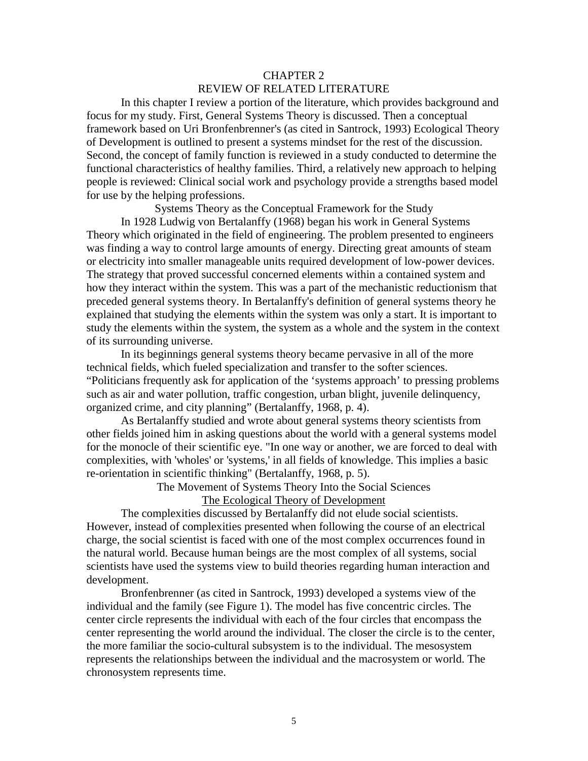# CHAPTER 2
# REVIEW OF RELATED LITERATURE

In this chapter I review a portion of the literature, which provides background and focus for my study. First, General Systems Theory is discussed. Then a conceptual framework based on Uri Bronfenbrenner's (as cited in Santrock, 1993) Ecological Theory of Development is outlined to present a systems mindset for the rest of the discussion. Second, the concept of family function is reviewed in a study conducted to determine the functional characteristics of healthy families. Third, a relatively new approach to helping people is reviewed: Clinical social work and psychology provide a strengths based model for use by the helping professions.

## Systems Theory as the Conceptual Framework for the Study

In 1928 Ludwig von Bertalanffy (1968) began his work in General Systems Theory which originated in the field of engineering. The problem presented to engineers was finding a way to control large amounts of energy. Directing great amounts of steam or electricity into smaller manageable units required development of low-power devices. The strategy that proved successful concerned elements within a contained system and how they interact within the system. This was a part of the mechanistic reductionism that preceded general systems theory. In Bertalanffy's definition of general systems theory he explained that studying the elements within the system was only a start. It is important to study the elements within the system, the system as a whole and the system in the context of its surrounding universe.

In its beginnings general systems theory became pervasive in all of the more technical fields, which fueled specialization and transfer to the softer sciences. "Politicians frequently ask for application of the 'systems approach' to pressing problems such as air and water pollution, traffic congestion, urban blight, juvenile delinquency, organized crime, and city planning" (Bertalanffy, 1968, p. 4).

As Bertalanffy studied and wrote about general systems theory scientists from other fields joined him in asking questions about the world with a general systems model for the monocle of their scientific eye. "In one way or another, we are forced to deal with complexities, with 'wholes' or 'systems,' in all fields of knowledge. This implies a basic re-orientation in scientific thinking" (Bertalanffy, 1968, p. 5).

## The Movement of Systems Theory Into the Social Sciences

### The Ecological Theory of Development

The complexities discussed by Bertalanffy did not elude social scientists. However, instead of complexities presented when following the course of an electrical charge, the social scientist is faced with one of the most complex occurrences found in the natural world. Because human beings are the most complex of all systems, social scientists have used the systems view to build theories regarding human interaction and development.

Bronfenbrenner (as cited in Santrock, 1993) developed a systems view of the individual and the family (see Figure 1). The model has five concentric circles. The center circle represents the individual with each of the four circles that encompass the center representing the world around the individual. The closer the circle is to the center, the more familiar the socio-cultural subsystem is to the individual. The mesosystem represents the relationships between the individual and the macrosystem or world. The chronosystem represents time.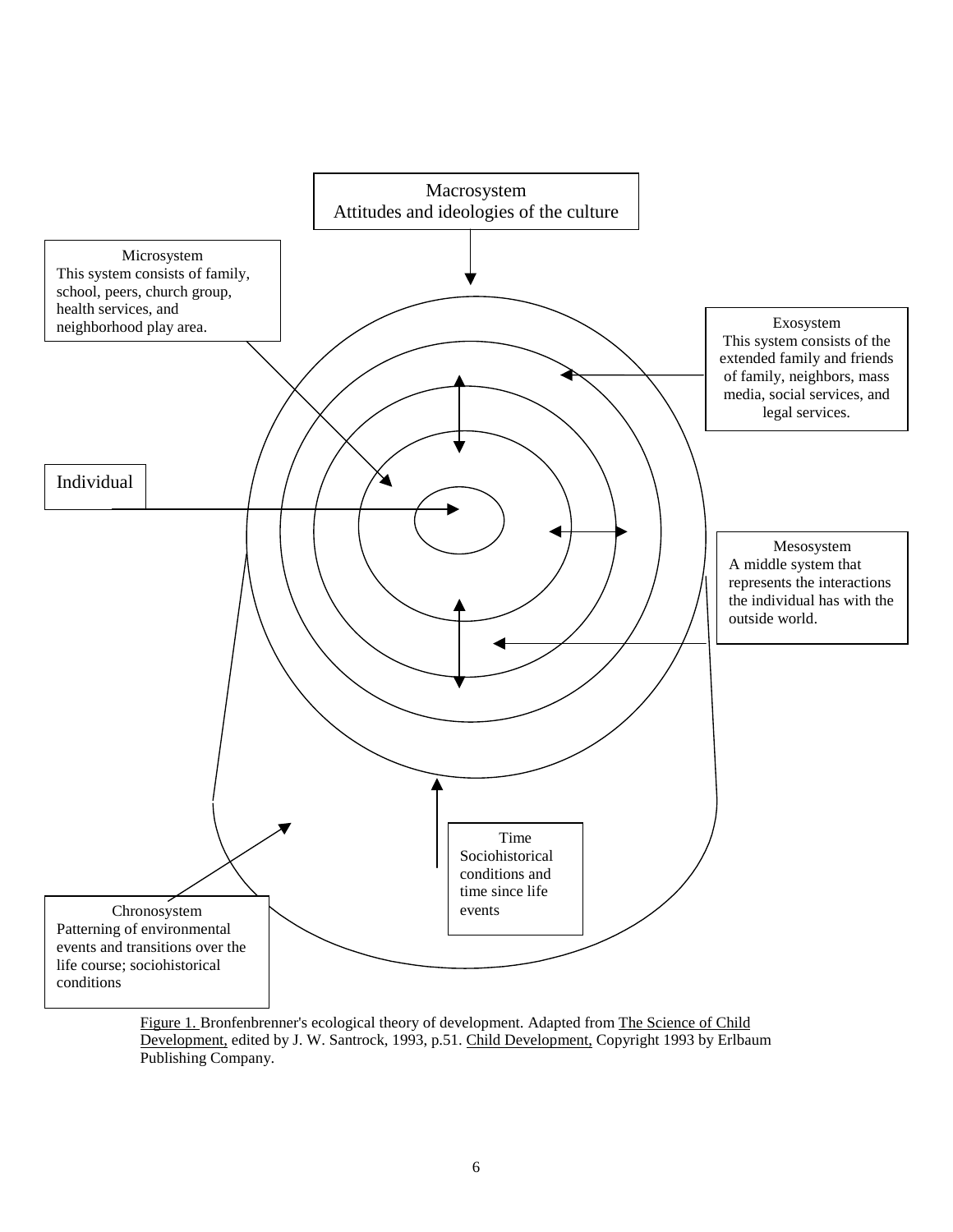Macrosystem
Attitudes and ideologies of the culture

Microsystem
This system consists of family, school, peers, church group, health services, and neighborhood play area.

Exosystem
This system consists of the extended family and friends of family, neighbors, mass media, social services, and legal services.

Individual

Mesosystem
A middle system that represents the interactions the individual has with the outside world.

Time
Sociohistorical conditions and time since life events

Chronosystem
Patterning of environmental events and transitions over the life course; sociohistorical conditions

Figure 1. Bronfenbrenner's ecological theory of development. Adapted from The Science of Child Development, edited by J. W. Santrock, 1993, p.51. Child Development, Copyright 1993 by Erlbaum Publishing Company.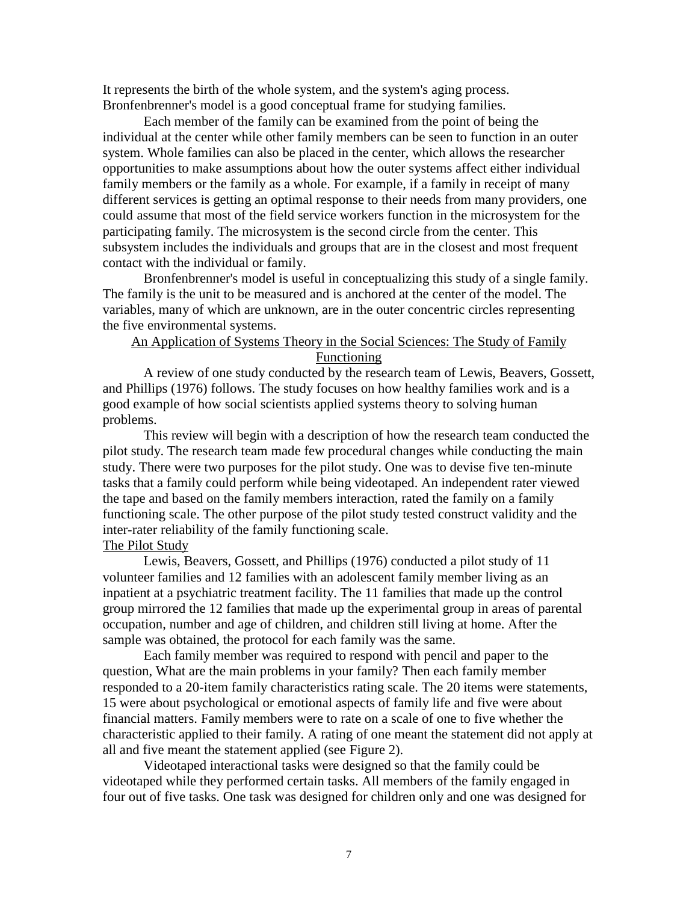It represents the birth of the whole system, and the system's aging process. Bronfenbrenner's model is a good conceptual frame for studying families.

Each member of the family can be examined from the point of being the individual at the center while other family members can be seen to function in an outer system. Whole families can also be placed in the center, which allows the researcher opportunities to make assumptions about how the outer systems affect either individual family members or the family as a whole. For example, if a family in receipt of many different services is getting an optimal response to their needs from many providers, one could assume that most of the field service workers function in the microsystem for the participating family. The microsystem is the second circle from the center. This subsystem includes the individuals and groups that are in the closest and most frequent contact with the individual or family.

Bronfenbrenner's model is useful in conceptualizing this study of a single family. The family is the unit to be measured and is anchored at the center of the model. The variables, many of which are unknown, are in the outer concentric circles representing the five environmental systems.

## An Application of Systems Theory in the Social Sciences: The Study of Family Functioning

A review of one study conducted by the research team of Lewis, Beavers, Gossett, and Phillips (1976) follows. The study focuses on how healthy families work and is a good example of how social scientists applied systems theory to solving human problems.

This review will begin with a description of how the research team conducted the pilot study. The research team made few procedural changes while conducting the main study. There were two purposes for the pilot study. One was to devise five ten-minute tasks that a family could perform while being videotaped. An independent rater viewed the tape and based on the family members interaction, rated the family on a family functioning scale. The other purpose of the pilot study tested construct validity and the inter-rater reliability of the family functioning scale.

### The Pilot Study

Lewis, Beavers, Gossett, and Phillips (1976) conducted a pilot study of 11 volunteer families and 12 families with an adolescent family member living as an inpatient at a psychiatric treatment facility. The 11 families that made up the control group mirrored the 12 families that made up the experimental group in areas of parental occupation, number and age of children, and children still living at home. After the sample was obtained, the protocol for each family was the same.

Each family member was required to respond with pencil and paper to the question, What are the main problems in your family? Then each family member responded to a 20-item family characteristics rating scale. The 20 items were statements, 15 were about psychological or emotional aspects of family life and five were about financial matters. Family members were to rate on a scale of one to five whether the characteristic applied to their family. A rating of one meant the statement did not apply at all and five meant the statement applied (see Figure 2).

Videotaped interactional tasks were designed so that the family could be videotaped while they performed certain tasks. All members of the family engaged in four out of five tasks. One task was designed for children only and one was designed for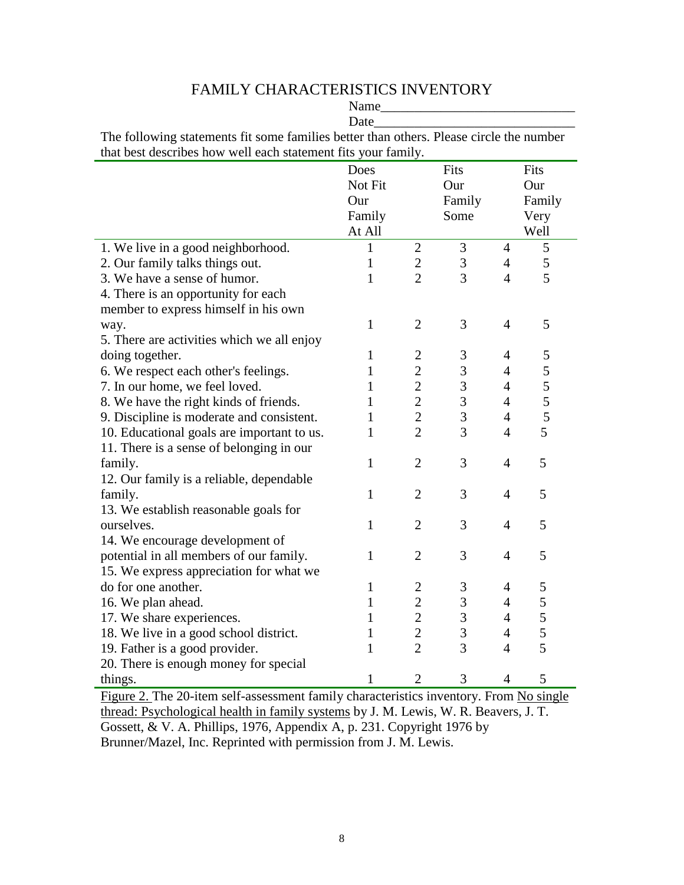# FAMILY CHARACTERISTICS INVENTORY

Name_____________________________

Date______________________________

The following statements fit some families better than others. Please circle the number that best describes how well each statement fits your family.

| | Does Not Fit Our Family At All | | Fits Our Family Some | | Fits Our Family Very Well |
|---|---|---|---|---|---|
| 1. We live in a good neighborhood. | 1 | 2 | 3 | 4 | 5 |
| 2. Our family talks things out. | 1 | 2 | 3 | 4 | 5 |
| 3. We have a sense of humor. | 1 | 2 | 3 | 4 | 5 |
| 4. There is an opportunity for each member to express himself in his own way. | 1 | 2 | 3 | 4 | 5 |
| 5. There are activities which we all enjoy doing together. | 1 | 2 | 3 | 4 | 5 |
| 6. We respect each other's feelings. | 1 | 2 | 3 | 4 | 5 |
| 7. In our home, we feel loved. | 1 | 2 | 3 | 4 | 5 |
| 8. We have the right kinds of friends. | 1 | 2 | 3 | 4 | 5 |
| 9. Discipline is moderate and consistent. | 1 | 2 | 3 | 4 | 5 |
| 10. Educational goals are important to us. | 1 | 2 | 3 | 4 | 5 |
| 11. There is a sense of belonging in our family. | 1 | 2 | 3 | 4 | 5 |
| 12. Our family is a reliable, dependable family. | 1 | 2 | 3 | 4 | 5 |
| 13. We establish reasonable goals for ourselves. | 1 | 2 | 3 | 4 | 5 |
| 14. We encourage development of potential in all members of our family. | 1 | 2 | 3 | 4 | 5 |
| 15. We express appreciation for what we do for one another. | 1 | 2 | 3 | 4 | 5 |
| 16. We plan ahead. | 1 | 2 | 3 | 4 | 5 |
| 17. We share experiences. | 1 | 2 | 3 | 4 | 5 |
| 18. We live in a good school district. | 1 | 2 | 3 | 4 | 5 |
| 19. Father is a good provider. | 1 | 2 | 3 | 4 | 5 |
| 20. There is enough money for special things. | 1 | 2 | 3 | 4 | 5 |

Figure 2. The 20-item self-assessment family characteristics inventory. From No single thread: Psychological health in family systems by J. M. Lewis, W. R. Beavers, J. T. Gossett, & V. A. Phillips, 1976, Appendix A, p. 231. Copyright 1976 by Brunner/Mazel, Inc. Reprinted with permission from J. M. Lewis.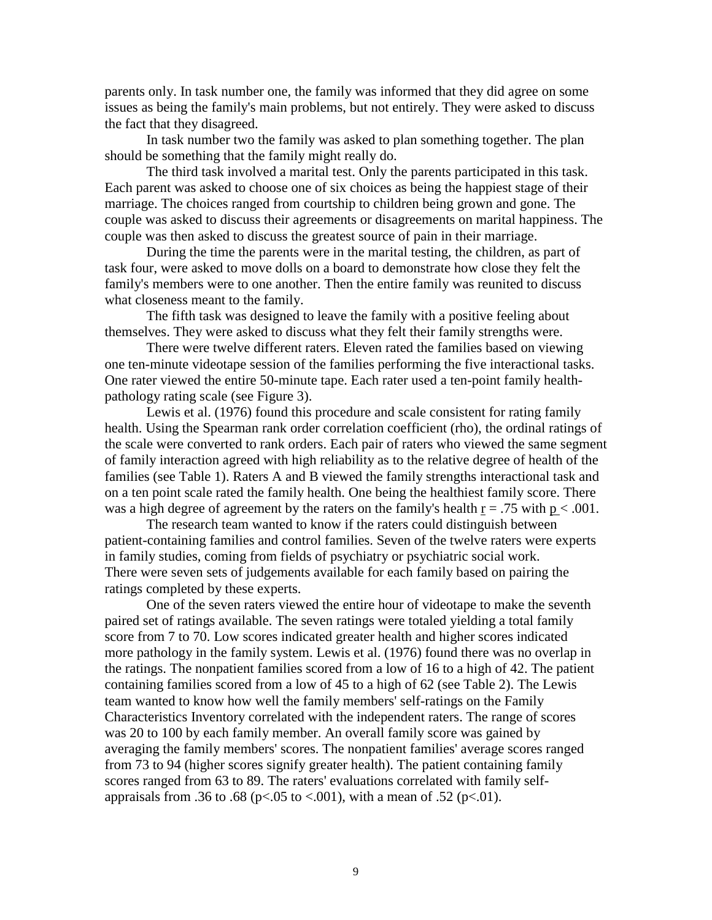parents only. In task number one, the family was informed that they did agree on some issues as being the family's main problems, but not entirely. They were asked to discuss the fact that they disagreed.

In task number two the family was asked to plan something together. The plan should be something that the family might really do.

The third task involved a marital test. Only the parents participated in this task. Each parent was asked to choose one of six choices as being the happiest stage of their marriage. The choices ranged from courtship to children being grown and gone. The couple was asked to discuss their agreements or disagreements on marital happiness. The couple was then asked to discuss the greatest source of pain in their marriage.

During the time the parents were in the marital testing, the children, as part of task four, were asked to move dolls on a board to demonstrate how close they felt the family's members were to one another. Then the entire family was reunited to discuss what closeness meant to the family.

The fifth task was designed to leave the family with a positive feeling about themselves. They were asked to discuss what they felt their family strengths were.

There were twelve different raters. Eleven rated the families based on viewing one ten-minute videotape session of the families performing the five interactional tasks. One rater viewed the entire 50-minute tape. Each rater used a ten-point family health-pathology rating scale (see Figure 3).

Lewis et al. (1976) found this procedure and scale consistent for rating family health. Using the Spearman rank order correlation coefficient (rho), the ordinal ratings of the scale were converted to rank orders. Each pair of raters who viewed the same segment of family interaction agreed with high reliability as to the relative degree of health of the families (see Table 1). Raters A and B viewed the family strengths interactional task and on a ten point scale rated the family health. One being the healthiest family score. There was a high degree of agreement by the raters on the family's health $r = .75$ with $p < .001$.

The research team wanted to know if the raters could distinguish between patient-containing families and control families. Seven of the twelve raters were experts in family studies, coming from fields of psychiatry or psychiatric social work. There were seven sets of judgements available for each family based on pairing the ratings completed by these experts.

One of the seven raters viewed the entire hour of videotape to make the seventh paired set of ratings available. The seven ratings were totaled yielding a total family score from 7 to 70. Low scores indicated greater health and higher scores indicated more pathology in the family system. Lewis et al. (1976) found there was no overlap in the ratings. The nonpatient families scored from a low of 16 to a high of 42. The patient containing families scored from a low of 45 to a high of 62 (see Table 2). The Lewis team wanted to know how well the family members' self-ratings on the Family Characteristics Inventory correlated with the independent raters. The range of scores was 20 to 100 by each family member. An overall family score was gained by averaging the family members' scores. The nonpatient families' average scores ranged from 73 to 94 (higher scores signify greater health). The patient containing family scores ranged from 63 to 89. The raters' evaluations correlated with family self-appraisals from .36 to .68 ($p<.05$ to $<.001$), with a mean of .52 ($p<.01$).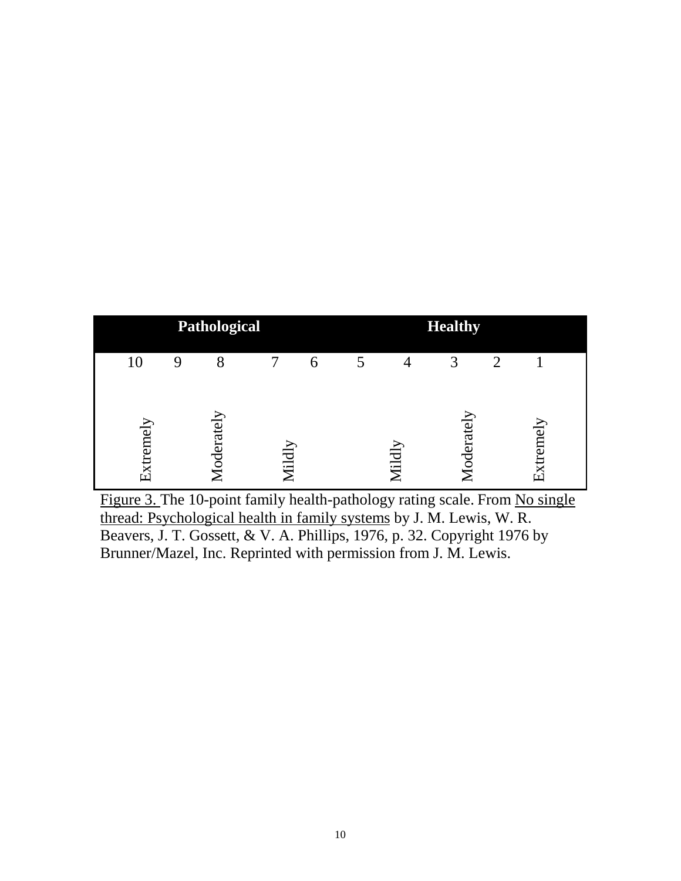| Pathological | | | | | | | Healthy | | |
|---|---|---|---|---|---|---|---|---|---|
| 10 | 9 | 8 | 7 | 6 | 5 | 4 | 3 | 2 | 1 |
| Extremely | | Moderately | Mildly | | | Mildly | Moderately | | Extremely |

Figure 3. The 10-point family health-pathology rating scale. From No single thread: Psychological health in family systems by J. M. Lewis, W. R. Beavers, J. T. Gossett, & V. A. Phillips, 1976, p. 32. Copyright 1976 by Brunner/Mazel, Inc. Reprinted with permission from J. M. Lewis.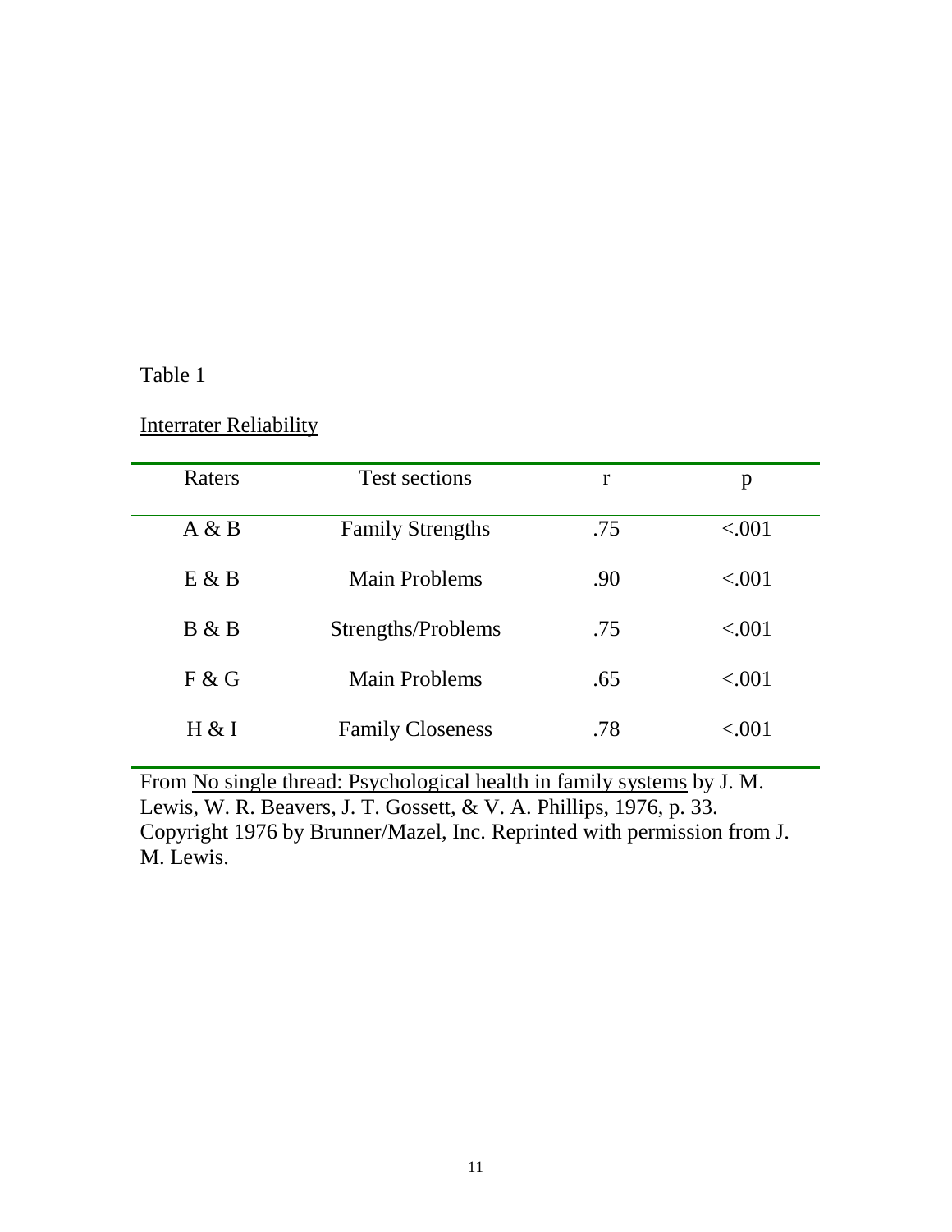Table 1

Interrater Reliability

| Raters | Test sections | r | p |
|---|---|---|---|
| A & B | Family Strengths | .75 | <.001 |
| E & B | Main Problems | .90 | <.001 |
| B & B | Strengths/Problems | .75 | <.001 |
| F & G | Main Problems | .65 | <.001 |
| H & I | Family Closeness | .78 | <.001 |

From No single thread: Psychological health in family systems by J. M. Lewis, W. R. Beavers, J. T. Gossett, & V. A. Phillips, 1976, p. 33. Copyright 1976 by Brunner/Mazel, Inc. Reprinted with permission from J. M. Lewis.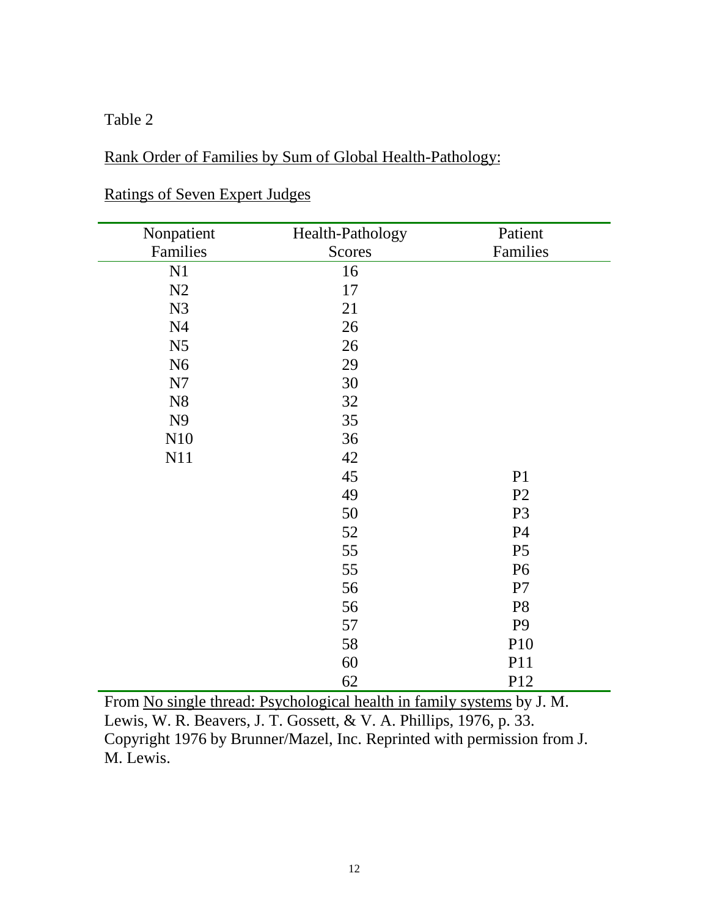Table 2

Rank Order of Families by Sum of Global Health-Pathology:

Ratings of Seven Expert Judges

| Nonpatient Families | Health-Pathology Scores | Patient Families |
|---|---|---|
| N1 | 16 | |
| N2 | 17 | |
| N3 | 21 | |
| N4 | 26 | |
| N5 | 26 | |
| N6 | 29 | |
| N7 | 30 | |
| N8 | 32 | |
| N9 | 35 | |
| N10 | 36 | |
| N11 | 42 | |
| | 45 | P1 |
| | 49 | P2 |
| | 50 | P3 |
| | 52 | P4 |
| | 55 | P5 |
| | 55 | P6 |
| | 56 | P7 |
| | 56 | P8 |
| | 57 | P9 |
| | 58 | P10 |
| | 60 | P11 |
| | 62 | P12 |

From No single thread: Psychological health in family systems by J. M. Lewis, W. R. Beavers, J. T. Gossett, & V. A. Phillips, 1976, p. 33. Copyright 1976 by Brunner/Mazel, Inc. Reprinted with permission from J. M. Lewis.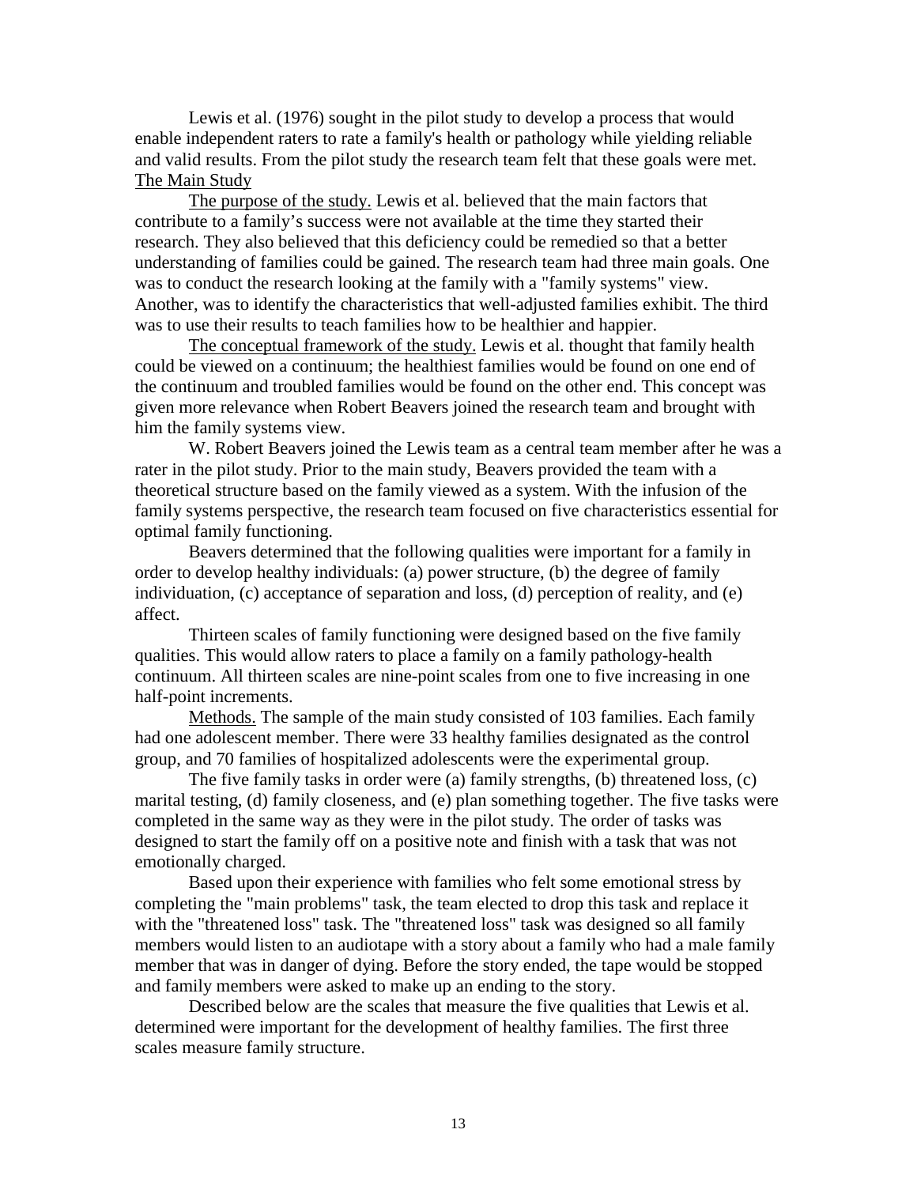Lewis et al. (1976) sought in the pilot study to develop a process that would enable independent raters to rate a family's health or pathology while yielding reliable and valid results. From the pilot study the research team felt that these goals were met.

## The Main Study

The purpose of the study. Lewis et al. believed that the main factors that contribute to a family's success were not available at the time they started their research. They also believed that this deficiency could be remedied so that a better understanding of families could be gained. The research team had three main goals. One was to conduct the research looking at the family with a "family systems" view. Another, was to identify the characteristics that well-adjusted families exhibit. The third was to use their results to teach families how to be healthier and happier.

The conceptual framework of the study. Lewis et al. thought that family health could be viewed on a continuum; the healthiest families would be found on one end of the continuum and troubled families would be found on the other end. This concept was given more relevance when Robert Beavers joined the research team and brought with him the family systems view.

W. Robert Beavers joined the Lewis team as a central team member after he was a rater in the pilot study. Prior to the main study, Beavers provided the team with a theoretical structure based on the family viewed as a system. With the infusion of the family systems perspective, the research team focused on five characteristics essential for optimal family functioning.

Beavers determined that the following qualities were important for a family in order to develop healthy individuals: (a) power structure, (b) the degree of family individuation, (c) acceptance of separation and loss, (d) perception of reality, and (e) affect.

Thirteen scales of family functioning were designed based on the five family qualities. This would allow raters to place a family on a family pathology-health continuum. All thirteen scales are nine-point scales from one to five increasing in one half-point increments.

Methods. The sample of the main study consisted of 103 families. Each family had one adolescent member. There were 33 healthy families designated as the control group, and 70 families of hospitalized adolescents were the experimental group.

The five family tasks in order were (a) family strengths, (b) threatened loss, (c) marital testing, (d) family closeness, and (e) plan something together. The five tasks were completed in the same way as they were in the pilot study. The order of tasks was designed to start the family off on a positive note and finish with a task that was not emotionally charged.

Based upon their experience with families who felt some emotional stress by completing the "main problems" task, the team elected to drop this task and replace it with the "threatened loss" task. The "threatened loss" task was designed so all family members would listen to an audiotape with a story about a family who had a male family member that was in danger of dying. Before the story ended, the tape would be stopped and family members were asked to make up an ending to the story.

Described below are the scales that measure the five qualities that Lewis et al. determined were important for the development of healthy families. The first three scales measure family structure.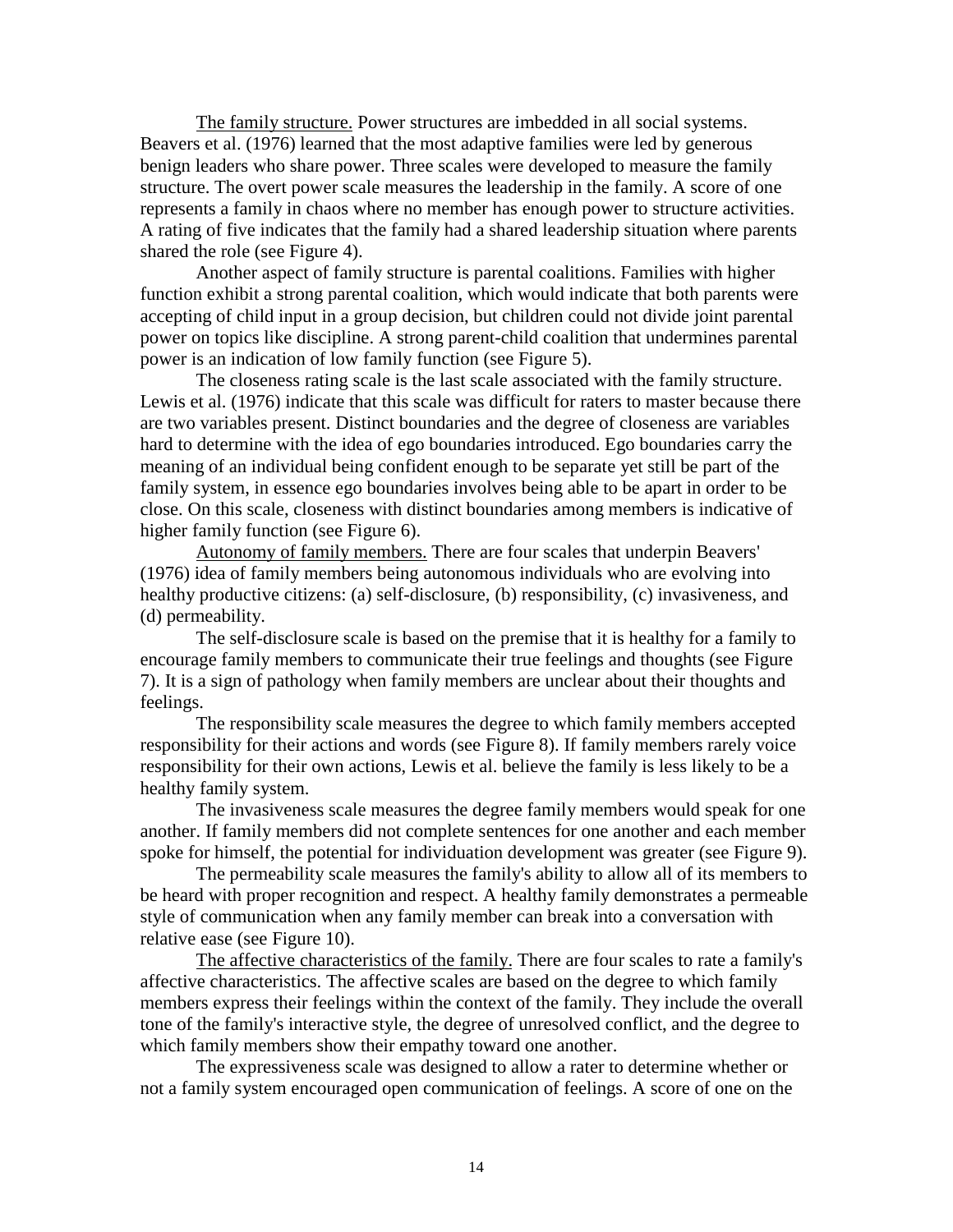The family structure. Power structures are imbedded in all social systems. Beavers et al. (1976) learned that the most adaptive families were led by generous benign leaders who share power. Three scales were developed to measure the family structure. The overt power scale measures the leadership in the family. A score of one represents a family in chaos where no member has enough power to structure activities. A rating of five indicates that the family had a shared leadership situation where parents shared the role (see Figure 4).

Another aspect of family structure is parental coalitions. Families with higher function exhibit a strong parental coalition, which would indicate that both parents were accepting of child input in a group decision, but children could not divide joint parental power on topics like discipline. A strong parent-child coalition that undermines parental power is an indication of low family function (see Figure 5).

The closeness rating scale is the last scale associated with the family structure. Lewis et al. (1976) indicate that this scale was difficult for raters to master because there are two variables present. Distinct boundaries and the degree of closeness are variables hard to determine with the idea of ego boundaries introduced. Ego boundaries carry the meaning of an individual being confident enough to be separate yet still be part of the family system, in essence ego boundaries involves being able to be apart in order to be close. On this scale, closeness with distinct boundaries among members is indicative of higher family function (see Figure 6).

Autonomy of family members. There are four scales that underpin Beavers' (1976) idea of family members being autonomous individuals who are evolving into healthy productive citizens: (a) self-disclosure, (b) responsibility, (c) invasiveness, and (d) permeability.

The self-disclosure scale is based on the premise that it is healthy for a family to encourage family members to communicate their true feelings and thoughts (see Figure 7). It is a sign of pathology when family members are unclear about their thoughts and feelings.

The responsibility scale measures the degree to which family members accepted responsibility for their actions and words (see Figure 8). If family members rarely voice responsibility for their own actions, Lewis et al. believe the family is less likely to be a healthy family system.

The invasiveness scale measures the degree family members would speak for one another. If family members did not complete sentences for one another and each member spoke for himself, the potential for individuation development was greater (see Figure 9).

The permeability scale measures the family's ability to allow all of its members to be heard with proper recognition and respect. A healthy family demonstrates a permeable style of communication when any family member can break into a conversation with relative ease (see Figure 10).

The affective characteristics of the family. There are four scales to rate a family's affective characteristics. The affective scales are based on the degree to which family members express their feelings within the context of the family. They include the overall tone of the family's interactive style, the degree of unresolved conflict, and the degree to which family members show their empathy toward one another.

The expressiveness scale was designed to allow a rater to determine whether or not a family system encouraged open communication of feelings. A score of one on the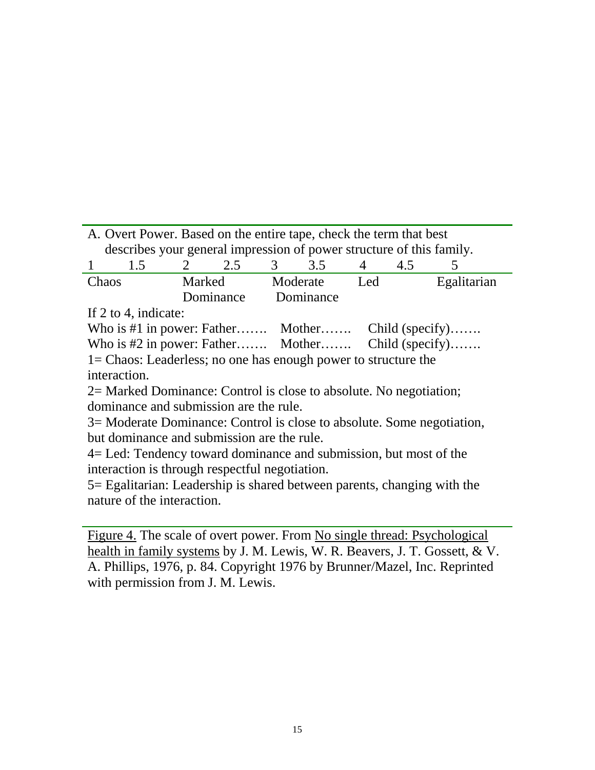A. Overt Power. Based on the entire tape, check the term that best describes your general impression of power structure of this family.

| 1 | 1.5 | 2 | 2.5 | 3 | 3.5 | 4 | 4.5 | 5 |
|---|---|---|---|---|---|---|---|---|
| Chaos | | Marked Dominance | | Moderate Dominance | | Led | | Egalitarian |

If 2 to 4, indicate:

Who is #1 in power: Father……. Mother……. Child (specify)…….

Who is #2 in power: Father……. Mother……. Child (specify)…….

1= Chaos: Leaderless; no one has enough power to structure the interaction.

2= Marked Dominance: Control is close to absolute. No negotiation; dominance and submission are the rule.

3= Moderate Dominance: Control is close to absolute. Some negotiation, but dominance and submission are the rule.

4= Led: Tendency toward dominance and submission, but most of the interaction is through respectful negotiation.

5= Egalitarian: Leadership is shared between parents, changing with the nature of the interaction.

Figure 4. The scale of overt power. From No single thread: Psychological health in family systems by J. M. Lewis, W. R. Beavers, J. T. Gossett, & V. A. Phillips, 1976, p. 84. Copyright 1976 by Brunner/Mazel, Inc. Reprinted with permission from J. M. Lewis.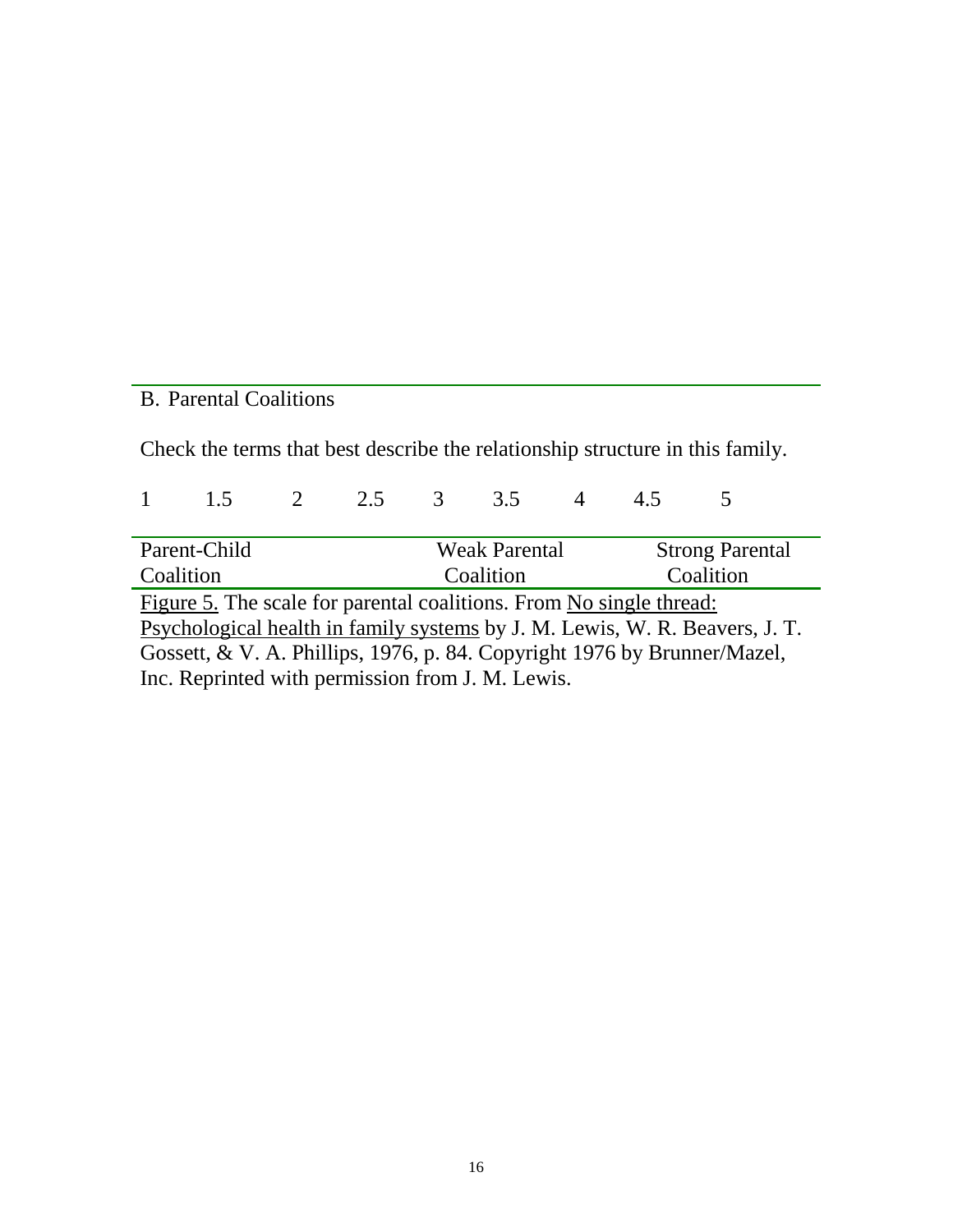B. Parental Coalitions

Check the terms that best describe the relationship structure in this family.

| 1 | 1.5 | 2 | 2.5 | 3 | 3.5 | 4 | 4.5 | 5 |
|---|---|---|---|---|---|---|---|---|
| Parent-Child Coalition | | | | | Weak Parental Coalition | | | Strong Parental Coalition |

Figure 5. The scale for parental coalitions. From No single thread: Psychological health in family systems by J. M. Lewis, W. R. Beavers, J. T. Gossett, & V. A. Phillips, 1976, p. 84. Copyright 1976 by Brunner/Mazel, Inc. Reprinted with permission from J. M. Lewis.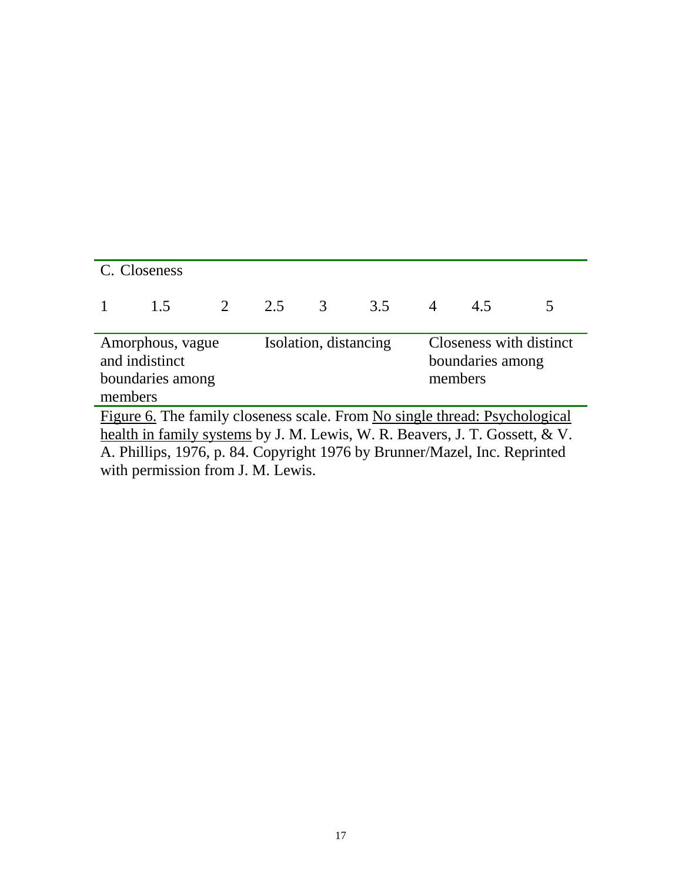C. Closeness

| 1 | 1.5 | 2 | 2.5 | 3 | 3.5 | 4 | 4.5 | 5 |
|---|---|---|---|---|---|---|---|---|
| Amorphous, vague and indistinct boundaries among members | | | Isolation, distancing | | | Closeness with distinct boundaries among members | | |

Figure 6. The family closeness scale. From No single thread: Psychological health in family systems by J. M. Lewis, W. R. Beavers, J. T. Gossett, & V. A. Phillips, 1976, p. 84. Copyright 1976 by Brunner/Mazel, Inc. Reprinted with permission from J. M. Lewis.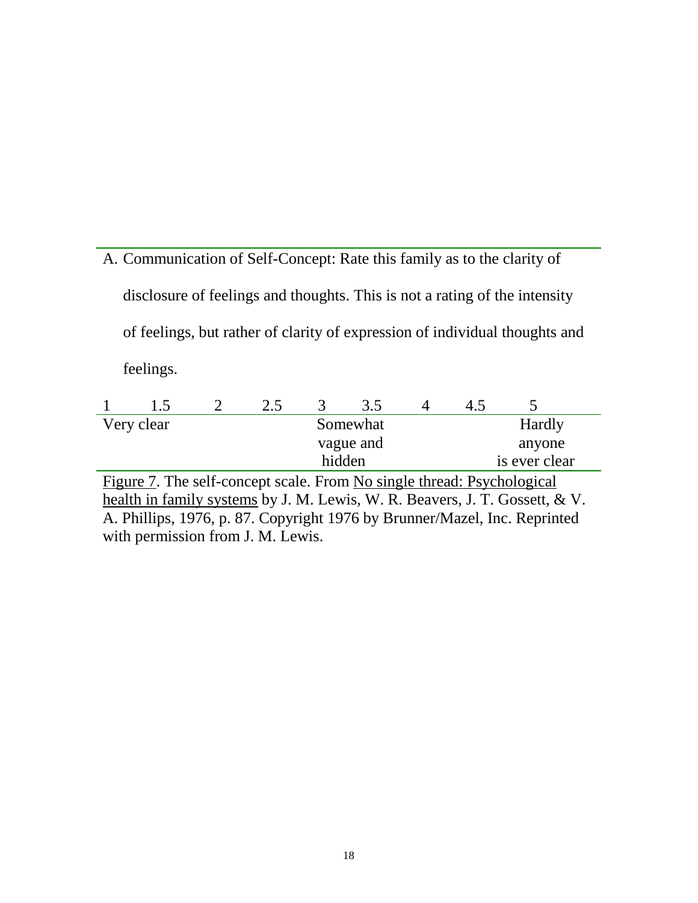A. Communication of Self-Concept: Rate this family as to the clarity of disclosure of feelings and thoughts. This is not a rating of the intensity of feelings, but rather of clarity of expression of individual thoughts and feelings.

| 1 | 1.5 | 2 | 2.5 | 3 | 3.5 | 4 | 4.5 | 5 |
|---|---|---|---|---|---|---|---|---|
| Very clear | | | | Somewhat vague and hidden | | | | Hardly anyone is ever clear |

Figure 7. The self-concept scale. From No single thread: Psychological health in family systems by J. M. Lewis, W. R. Beavers, J. T. Gossett, & V. A. Phillips, 1976, p. 87. Copyright 1976 by Brunner/Mazel, Inc. Reprinted with permission from J. M. Lewis.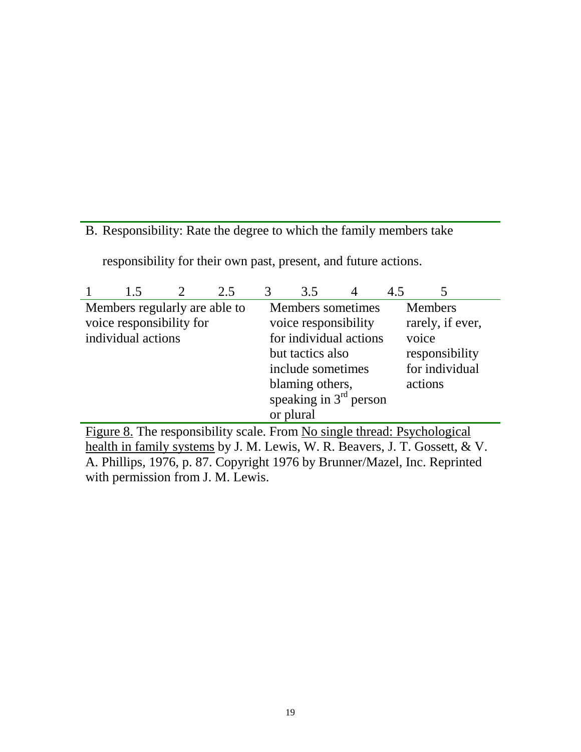B. Responsibility: Rate the degree to which the family members take responsibility for their own past, present, and future actions.

| 1 | 1.5 | 2 | 2.5 | 3 | 3.5 | 4 | 4.5 | 5 |
|---|---|---|---|---|---|---|---|---|
| Members regularly are able to voice responsibility for individual actions | | | | Members sometimes voice responsibility for individual actions but tactics also include sometimes blaming others, speaking in 3rd person or plural | | | | Members rarely, if ever, voice responsibility for individual actions |

Figure 8. The responsibility scale. From No single thread: Psychological health in family systems by J. M. Lewis, W. R. Beavers, J. T. Gossett, & V. A. Phillips, 1976, p. 87. Copyright 1976 by Brunner/Mazel, Inc. Reprinted with permission from J. M. Lewis.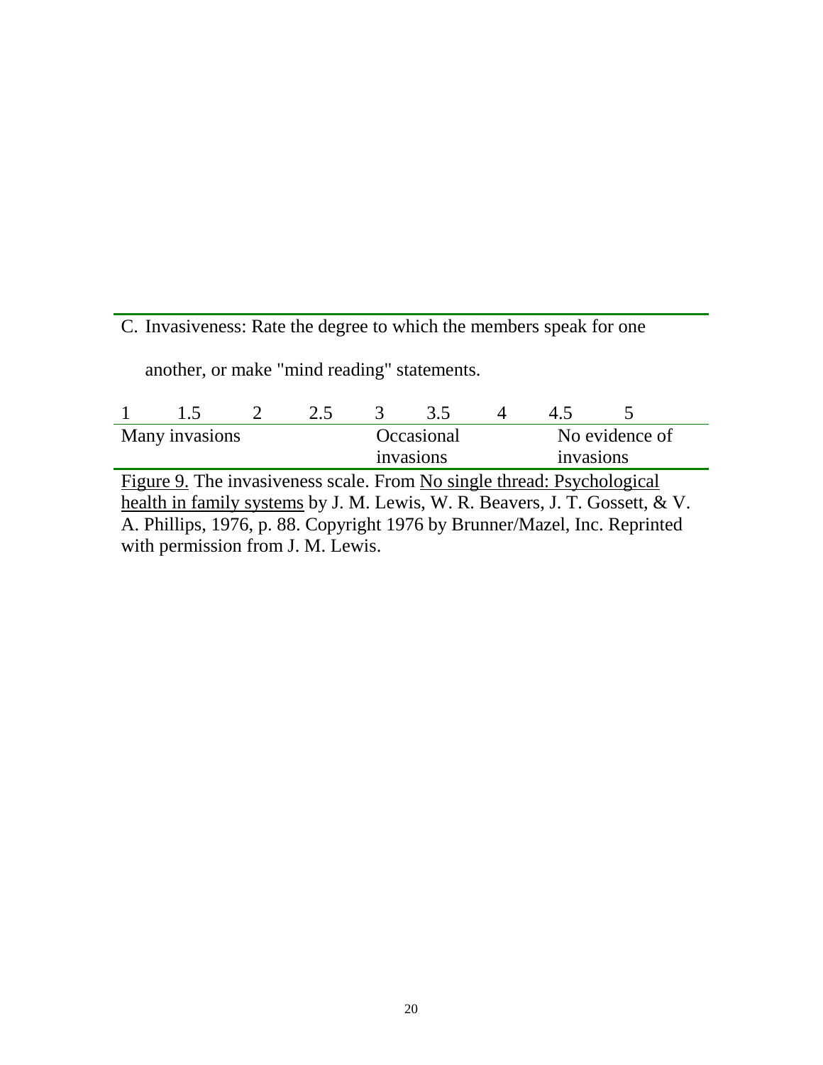C. Invasiveness: Rate the degree to which the members speak for one another, or make "mind reading" statements.

| 1 | 1.5 | 2 | 2.5 | 3 | 3.5 | 4 | 4.5 | 5 |
|---|---|---|---|---|---|---|---|---|
| Many invasions | | | | Occasional invasions | | | No evidence of invasions | |

Figure 9. The invasiveness scale. From No single thread: Psychological health in family systems by J. M. Lewis, W. R. Beavers, J. T. Gossett, & V. A. Phillips, 1976, p. 88. Copyright 1976 by Brunner/Mazel, Inc. Reprinted with permission from J. M. Lewis.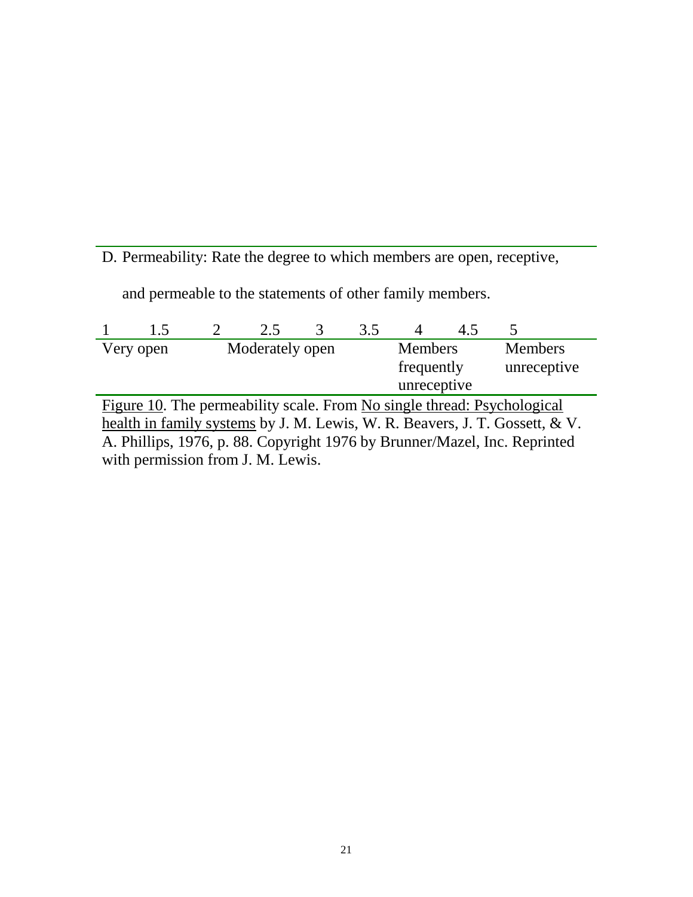D. Permeability: Rate the degree to which members are open, receptive, and permeable to the statements of other family members.

| 1 | 1.5 | 2 | 2.5 | 3 | 3.5 | 4 | 4.5 | 5 |
|---|---|---|---|---|---|---|---|---|
| Very open | | Moderately open | | | | Members frequently unreceptive | | Members unreceptive |

Figure 10. The permeability scale. From No single thread: Psychological health in family systems by J. M. Lewis, W. R. Beavers, J. T. Gossett, & V. A. Phillips, 1976, p. 88. Copyright 1976 by Brunner/Mazel, Inc. Reprinted with permission from J. M. Lewis.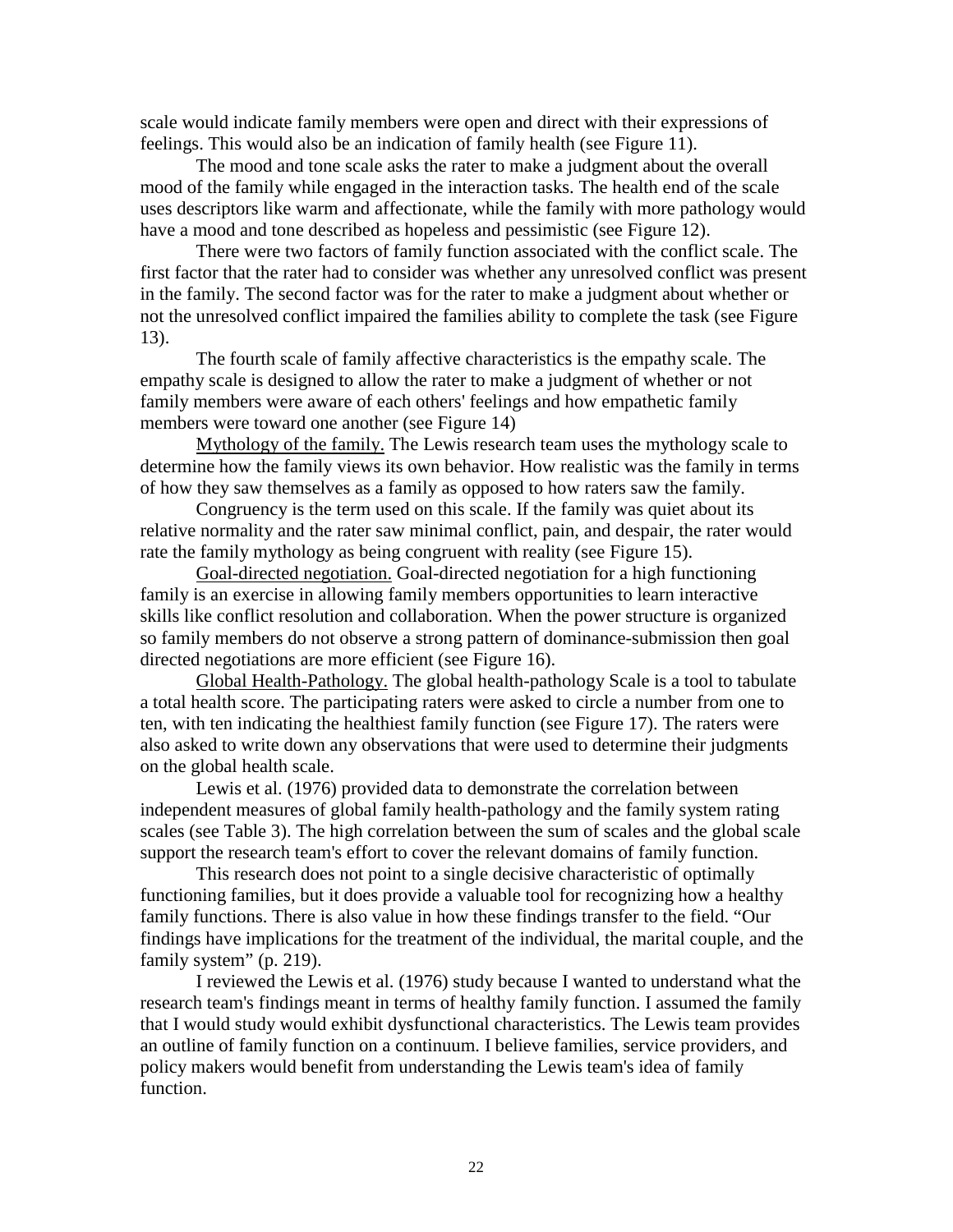scale would indicate family members were open and direct with their expressions of feelings. This would also be an indication of family health (see Figure 11).

The mood and tone scale asks the rater to make a judgment about the overall mood of the family while engaged in the interaction tasks. The health end of the scale uses descriptors like warm and affectionate, while the family with more pathology would have a mood and tone described as hopeless and pessimistic (see Figure 12).

There were two factors of family function associated with the conflict scale. The first factor that the rater had to consider was whether any unresolved conflict was present in the family. The second factor was for the rater to make a judgment about whether or not the unresolved conflict impaired the families ability to complete the task (see Figure 13).

The fourth scale of family affective characteristics is the empathy scale. The empathy scale is designed to allow the rater to make a judgment of whether or not family members were aware of each others' feelings and how empathetic family members were toward one another (see Figure 14)

<u>Mythology of the family.</u> The Lewis research team uses the mythology scale to determine how the family views its own behavior. How realistic was the family in terms of how they saw themselves as a family as opposed to how raters saw the family.

Congruency is the term used on this scale. If the family was quiet about its relative normality and the rater saw minimal conflict, pain, and despair, the rater would rate the family mythology as being congruent with reality (see Figure 15).

<u>Goal-directed negotiation.</u> Goal-directed negotiation for a high functioning family is an exercise in allowing family members opportunities to learn interactive skills like conflict resolution and collaboration. When the power structure is organized so family members do not observe a strong pattern of dominance-submission then goal directed negotiations are more efficient (see Figure 16).

<u>Global Health-Pathology.</u> The global health-pathology Scale is a tool to tabulate a total health score. The participating raters were asked to circle a number from one to ten, with ten indicating the healthiest family function (see Figure 17). The raters were also asked to write down any observations that were used to determine their judgments on the global health scale.

Lewis et al. (1976) provided data to demonstrate the correlation between independent measures of global family health-pathology and the family system rating scales (see Table 3). The high correlation between the sum of scales and the global scale support the research team's effort to cover the relevant domains of family function.

This research does not point to a single decisive characteristic of optimally functioning families, but it does provide a valuable tool for recognizing how a healthy family functions. There is also value in how these findings transfer to the field. "Our findings have implications for the treatment of the individual, the marital couple, and the family system" (p. 219).

I reviewed the Lewis et al. (1976) study because I wanted to understand what the research team's findings meant in terms of healthy family function. I assumed the family that I would study would exhibit dysfunctional characteristics. The Lewis team provides an outline of family function on a continuum. I believe families, service providers, and policy makers would benefit from understanding the Lewis team's idea of family function.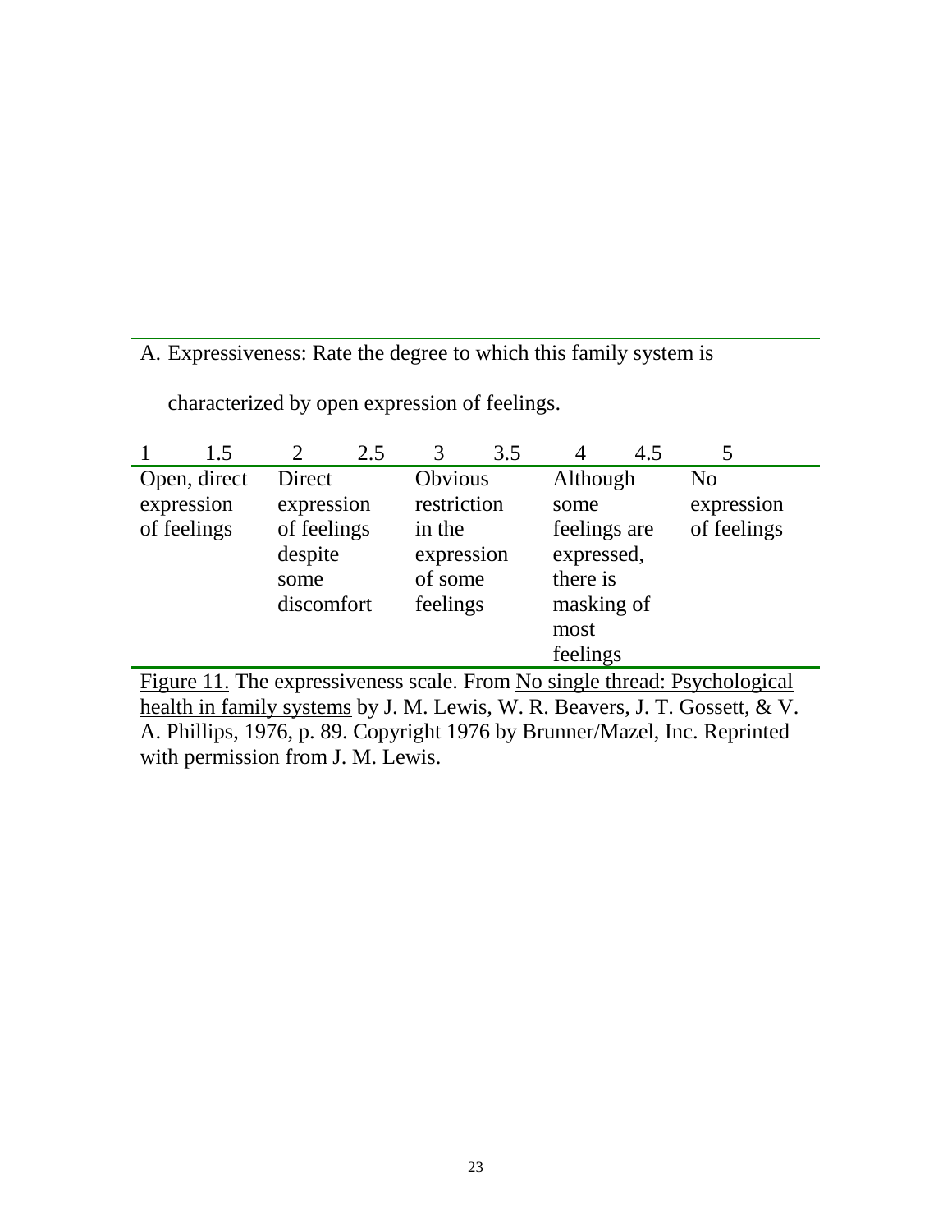A. Expressiveness: Rate the degree to which this family system is characterized by open expression of feelings.

| 1 | 1.5 | 2 | 2.5 | 3 | 3.5 | 4 | 4.5 | 5 |
|---|---|---|---|---|---|---|---|---|
| Open, direct expression of feelings | | Direct expression of feelings despite some discomfort | | Obvious restriction in the expression of some feelings | | Although some feelings are expressed, there is masking of most feelings | | No expression of feelings |

Figure 11. The expressiveness scale. From No single thread: Psychological health in family systems by J. M. Lewis, W. R. Beavers, J. T. Gossett, & V. A. Phillips, 1976, p. 89. Copyright 1976 by Brunner/Mazel, Inc. Reprinted with permission from J. M. Lewis.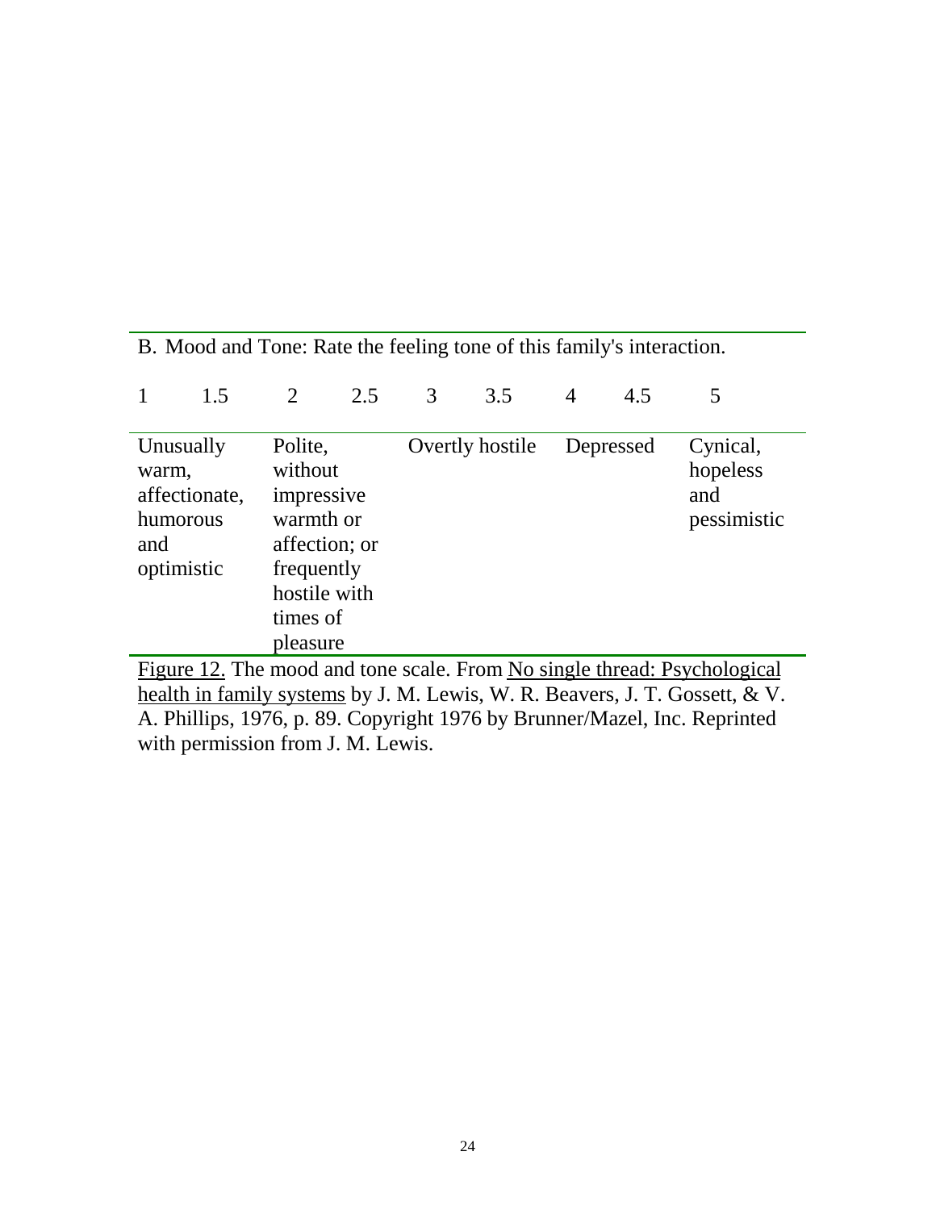B. Mood and Tone: Rate the feeling tone of this family's interaction.

| 1 | 1.5 | 2 | 2.5 | 3 | 3.5 | 4 | 4.5 | 5 |
|---|---|---|---|---|---|---|---|---|
| Unusually warm, affectionate, humorous and optimistic | | Polite, without impressive warmth or affection; or frequently hostile with times of pleasure | | Overtly hostile | | Depressed | | Cynical, hopeless and pessimistic |

Figure 12. The mood and tone scale. From No single thread: Psychological health in family systems by J. M. Lewis, W. R. Beavers, J. T. Gossett, & V. A. Phillips, 1976, p. 89. Copyright 1976 by Brunner/Mazel, Inc. Reprinted with permission from J. M. Lewis.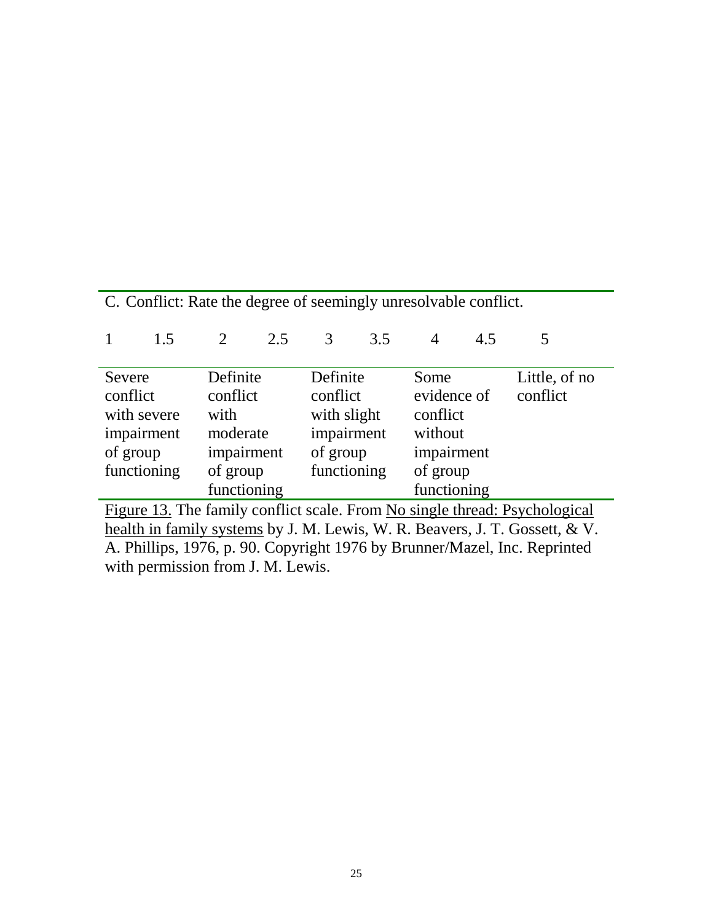C. Conflict: Rate the degree of seemingly unresolvable conflict.

| 1 | 1.5 | 2 | 2.5 | 3 | 3.5 | 4 | 4.5 | 5 |
|---|---|---|---|---|---|---|---|---|
| Severe conflict with severe impairment of group functioning | | Definite conflict with moderate impairment of group functioning | | Definite conflict with slight impairment of group functioning | | Some evidence of conflict without impairment of group functioning | | Little, of no conflict |

Figure 13. The family conflict scale. From No single thread: Psychological health in family systems by J. M. Lewis, W. R. Beavers, J. T. Gossett, & V. A. Phillips, 1976, p. 90. Copyright 1976 by Brunner/Mazel, Inc. Reprinted with permission from J. M. Lewis.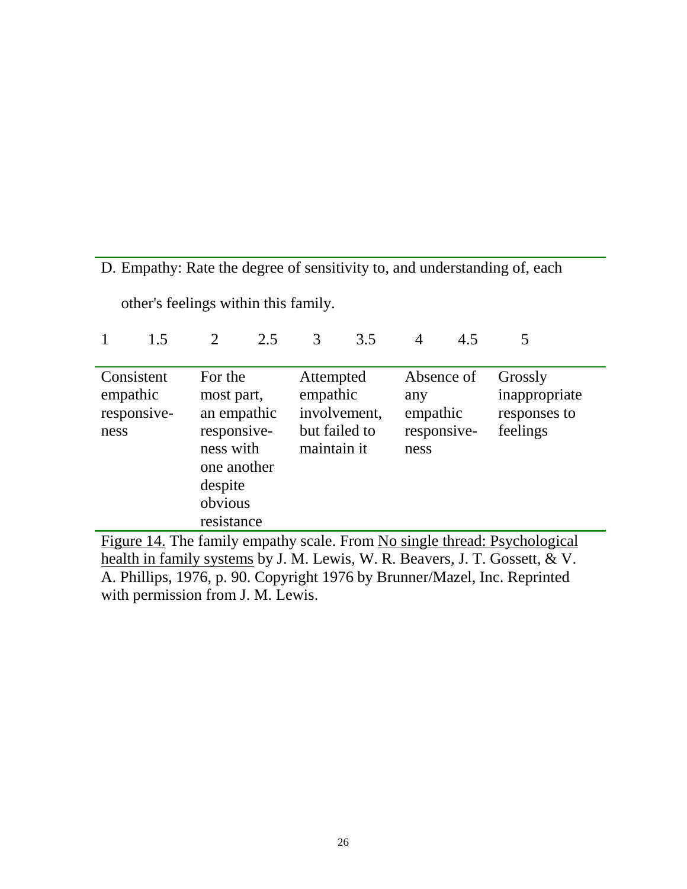D. Empathy: Rate the degree of sensitivity to, and understanding of, each other's feelings within this family.

| 1 | 1.5 | 2 | 2.5 | 3 | 3.5 | 4 | 4.5 | 5 |
|---|---|---|---|---|---|---|---|---|
| Consistent empathic responsiveness | | For the most part, an empathic responsiveness with one another despite obvious resistance | | Attempted empathic involvement, but failed to maintain it | | Absence of any empathic responsiveness | | Grossly inappropriate responses to feelings |

Figure 14. The family empathy scale. From No single thread: Psychological health in family systems by J. M. Lewis, W. R. Beavers, J. T. Gossett, & V. A. Phillips, 1976, p. 90. Copyright 1976 by Brunner/Mazel, Inc. Reprinted with permission from J. M. Lewis.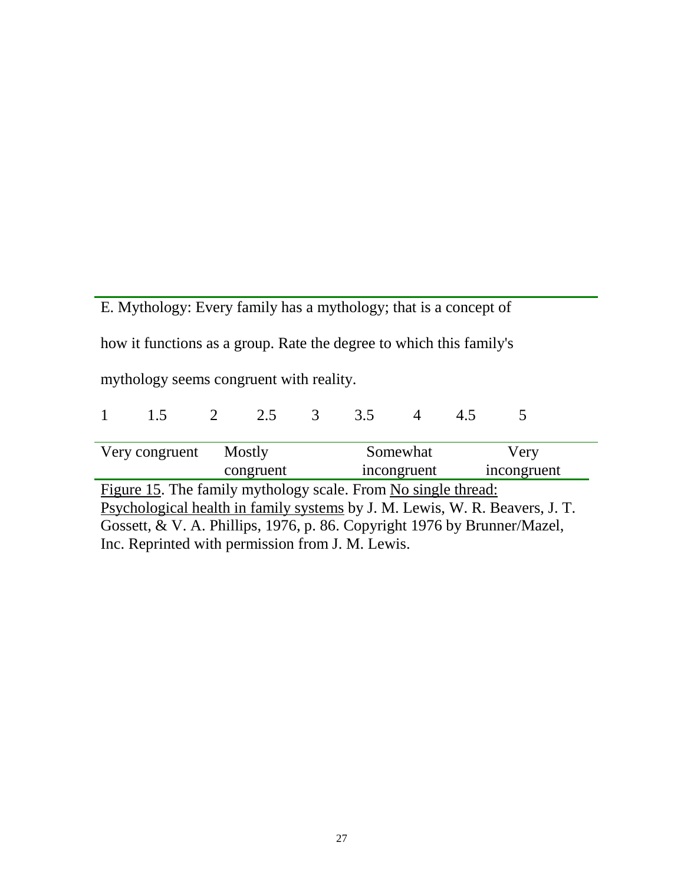E. Mythology: Every family has a mythology; that is a concept of how it functions as a group. Rate the degree to which this family's mythology seems congruent with reality.

| 1 | 1.5 | 2 | 2.5 | 3 | 3.5 | 4 | 4.5 | 5 |
|---|---|---|---|---|---|---|---|---|
| Very congruent | | Mostly congruent | | | Somewhat incongruent | | | Very incongruent |

Figure 15. The family mythology scale. From No single thread: Psychological health in family systems by J. M. Lewis, W. R. Beavers, J. T. Gossett, & V. A. Phillips, 1976, p. 86. Copyright 1976 by Brunner/Mazel, Inc. Reprinted with permission from J. M. Lewis.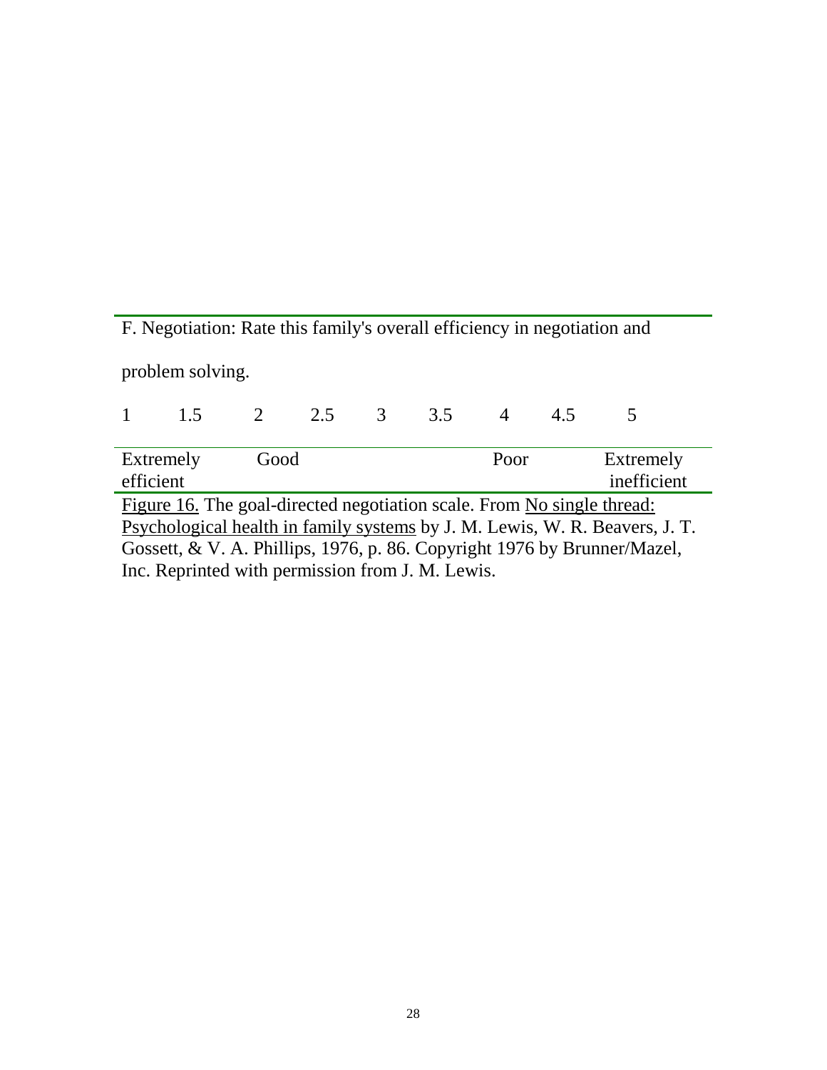F. Negotiation: Rate this family's overall efficiency in negotiation and problem solving.

| 1 | 1.5 | 2 | 2.5 | 3 | 3.5 | 4 | 4.5 | 5 |
|---|---|---|---|---|---|---|---|---|
| Extremely efficient | | Good | | | | Poor | | Extremely inefficient |

Figure 16. The goal-directed negotiation scale. From No single thread: Psychological health in family systems by J. M. Lewis, W. R. Beavers, J. T. Gossett, & V. A. Phillips, 1976, p. 86. Copyright 1976 by Brunner/Mazel, Inc. Reprinted with permission from J. M. Lewis.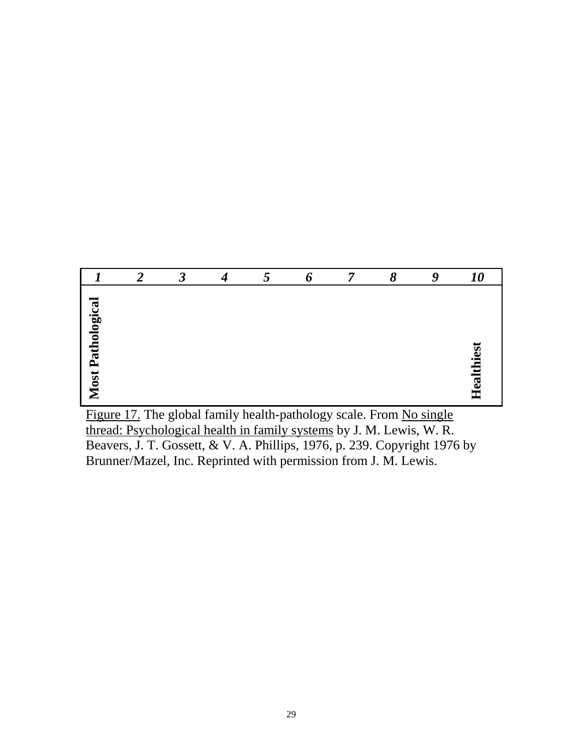| *1* | *2* | *3* | *4* | *5* | *6* | *7* | *8* | *9* | *10* |
|---|---|---|---|---|---|---|---|---|---|
| **Most Pathological** | | | | | | | | | **Healthiest** |

Figure 17. The global family health-pathology scale. From No single thread: Psychological health in family systems by J. M. Lewis, W. R. Beavers, J. T. Gossett, & V. A. Phillips, 1976, p. 239. Copyright 1976 by Brunner/Mazel, Inc. Reprinted with permission from J. M. Lewis.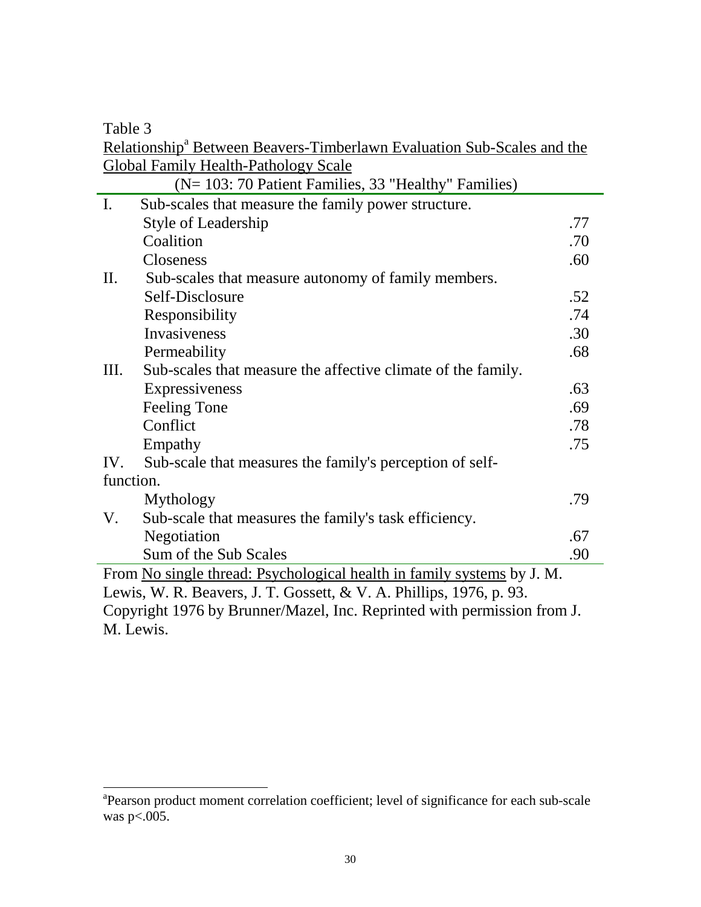Table 3

Relationship[a] Between Beavers-Timberlawn Evaluation Sub-Scales and the Global Family Health-Pathology Scale

(N= 103: 70 Patient Families, 33 "Healthy" Families)

| | | |
|---|---|---|
| I. | Sub-scales that measure the family power structure. | |
| | Style of Leadership | .77 |
| | Coalition | .70 |
| | Closeness | .60 |
| II. | Sub-scales that measure autonomy of family members. | |
| | Self-Disclosure | .52 |
| | Responsibility | .74 |
| | Invasiveness | .30 |
| | Permeability | .68 |
| III. | Sub-scales that measure the affective climate of the family. | |
| | Expressiveness | .63 |
| | Feeling Tone | .69 |
| | Conflict | .78 |
| | Empathy | .75 |
| IV. | Sub-scale that measures the family's perception of self-function. | |
| | Mythology | .79 |
| V. | Sub-scale that measures the family's task efficiency. | |
| | Negotiation | .67 |
| | Sum of the Sub Scales | .90 |

From No single thread: Psychological health in family systems by J. M. Lewis, W. R. Beavers, J. T. Gossett, & V. A. Phillips, 1976, p. 93. Copyright 1976 by Brunner/Mazel, Inc. Reprinted with permission from J. M. Lewis.

[a] Pearson product moment correlation coefficient; level of significance for each sub-scale was $p<.005$.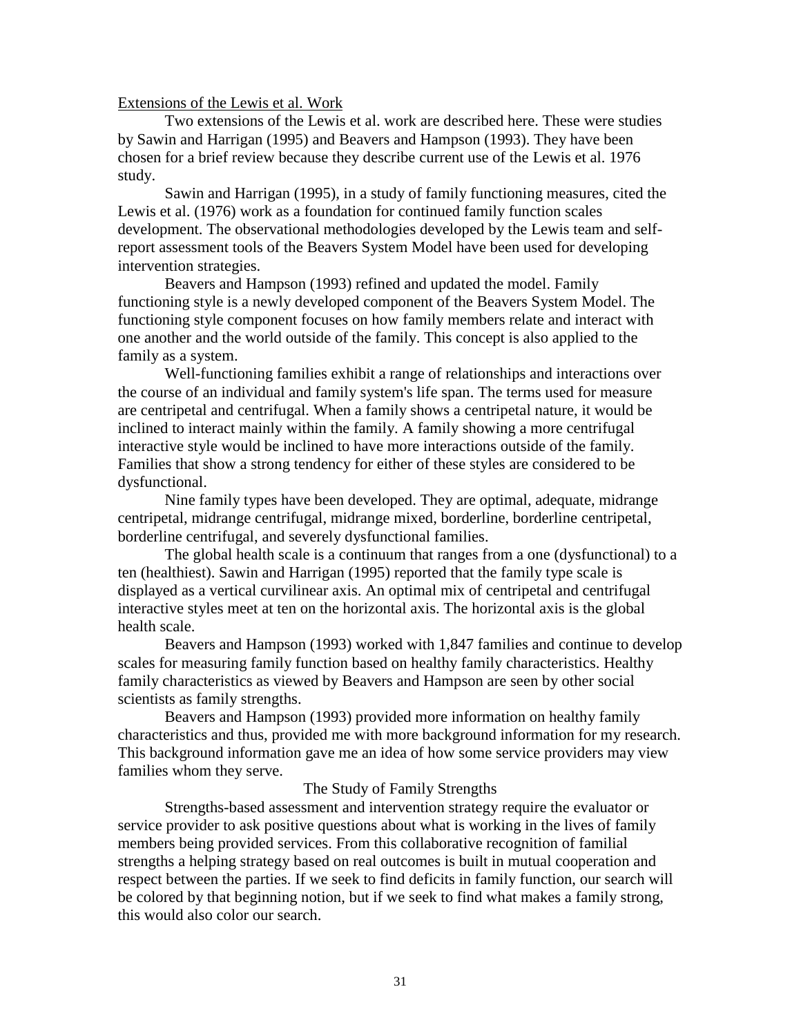<u>Extensions of the Lewis et al. Work</u>

Two extensions of the Lewis et al. work are described here. These were studies by Sawin and Harrigan (1995) and Beavers and Hampson (1993). They have been chosen for a brief review because they describe current use of the Lewis et al. 1976 study.

Sawin and Harrigan (1995), in a study of family functioning measures, cited the Lewis et al. (1976) work as a foundation for continued family function scales development. The observational methodologies developed by the Lewis team and self-report assessment tools of the Beavers System Model have been used for developing intervention strategies.

Beavers and Hampson (1993) refined and updated the model. Family functioning style is a newly developed component of the Beavers System Model. The functioning style component focuses on how family members relate and interact with one another and the world outside of the family. This concept is also applied to the family as a system.

Well-functioning families exhibit a range of relationships and interactions over the course of an individual and family system's life span. The terms used for measure are centripetal and centrifugal. When a family shows a centripetal nature, it would be inclined to interact mainly within the family. A family showing a more centrifugal interactive style would be inclined to have more interactions outside of the family. Families that show a strong tendency for either of these styles are considered to be dysfunctional.

Nine family types have been developed. They are optimal, adequate, midrange centripetal, midrange centrifugal, midrange mixed, borderline, borderline centripetal, borderline centrifugal, and severely dysfunctional families.

The global health scale is a continuum that ranges from a one (dysfunctional) to a ten (healthiest). Sawin and Harrigan (1995) reported that the family type scale is displayed as a vertical curvilinear axis. An optimal mix of centripetal and centrifugal interactive styles meet at ten on the horizontal axis. The horizontal axis is the global health scale.

Beavers and Hampson (1993) worked with 1,847 families and continue to develop scales for measuring family function based on healthy family characteristics. Healthy family characteristics as viewed by Beavers and Hampson are seen by other social scientists as family strengths.

Beavers and Hampson (1993) provided more information on healthy family characteristics and thus, provided me with more background information for my research. This background information gave me an idea of how some service providers may view families whom they serve.

## The Study of Family Strengths

Strengths-based assessment and intervention strategy require the evaluator or service provider to ask positive questions about what is working in the lives of family members being provided services. From this collaborative recognition of familial strengths a helping strategy based on real outcomes is built in mutual cooperation and respect between the parties. If we seek to find deficits in family function, our search will be colored by that beginning notion, but if we seek to find what makes a family strong, this would also color our search.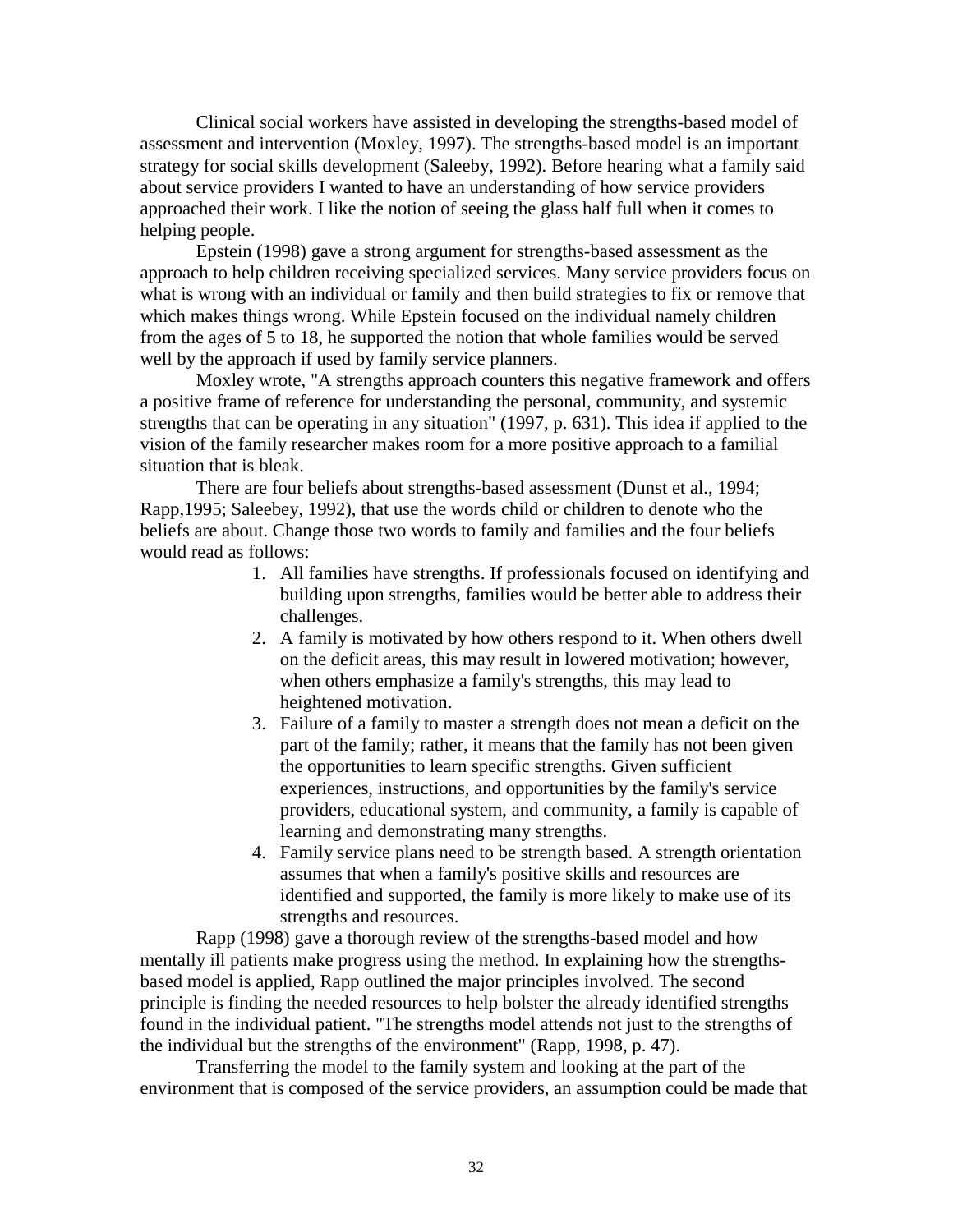Clinical social workers have assisted in developing the strengths-based model of assessment and intervention (Moxley, 1997). The strengths-based model is an important strategy for social skills development (Saleeby, 1992). Before hearing what a family said about service providers I wanted to have an understanding of how service providers approached their work. I like the notion of seeing the glass half full when it comes to helping people.

Epstein (1998) gave a strong argument for strengths-based assessment as the approach to help children receiving specialized services. Many service providers focus on what is wrong with an individual or family and then build strategies to fix or remove that which makes things wrong. While Epstein focused on the individual namely children from the ages of 5 to 18, he supported the notion that whole families would be served well by the approach if used by family service planners.

Moxley wrote, "A strengths approach counters this negative framework and offers a positive frame of reference for understanding the personal, community, and systemic strengths that can be operating in any situation" (1997, p. 631). This idea if applied to the vision of the family researcher makes room for a more positive approach to a familial situation that is bleak.

There are four beliefs about strengths-based assessment (Dunst et al., 1994; Rapp,1995; Saleebey, 1992), that use the words child or children to denote who the beliefs are about. Change those two words to family and families and the four beliefs would read as follows:

1. All families have strengths. If professionals focused on identifying and building upon strengths, families would be better able to address their challenges.
2. A family is motivated by how others respond to it. When others dwell on the deficit areas, this may result in lowered motivation; however, when others emphasize a family's strengths, this may lead to heightened motivation.
3. Failure of a family to master a strength does not mean a deficit on the part of the family; rather, it means that the family has not been given the opportunities to learn specific strengths. Given sufficient experiences, instructions, and opportunities by the family's service providers, educational system, and community, a family is capable of learning and demonstrating many strengths.
4. Family service plans need to be strength based. A strength orientation assumes that when a family's positive skills and resources are identified and supported, the family is more likely to make use of its strengths and resources.

Rapp (1998) gave a thorough review of the strengths-based model and how mentally ill patients make progress using the method. In explaining how the strengths-based model is applied, Rapp outlined the major principles involved. The second principle is finding the needed resources to help bolster the already identified strengths found in the individual patient. "The strengths model attends not just to the strengths of the individual but the strengths of the environment" (Rapp, 1998, p. 47).

Transferring the model to the family system and looking at the part of the environment that is composed of the service providers, an assumption could be made that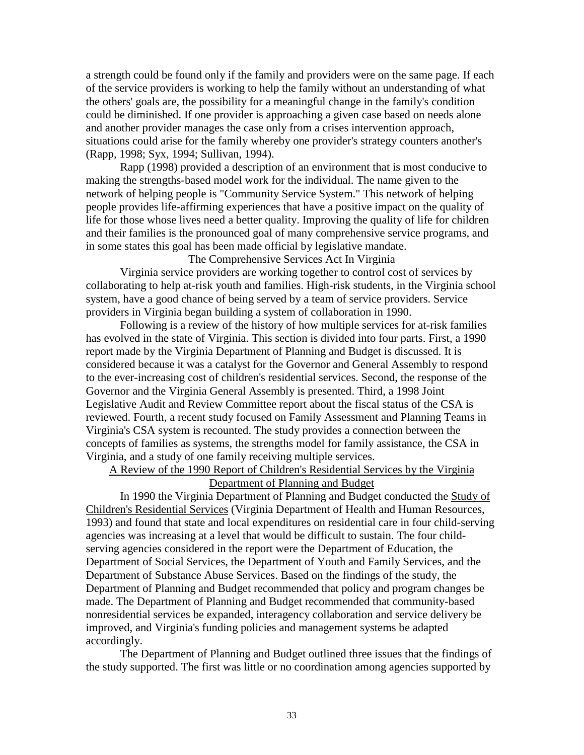a strength could be found only if the family and providers were on the same page. If each of the service providers is working to help the family without an understanding of what the others' goals are, the possibility for a meaningful change in the family's condition could be diminished. If one provider is approaching a given case based on needs alone and another provider manages the case only from a crises intervention approach, situations could arise for the family whereby one provider's strategy counters another's (Rapp, 1998; Syx, 1994; Sullivan, 1994).

Rapp (1998) provided a description of an environment that is most conducive to making the strengths-based model work for the individual. The name given to the network of helping people is "Community Service System." This network of helping people provides life-affirming experiences that have a positive impact on the quality of life for those whose lives need a better quality. Improving the quality of life for children and their families is the pronounced goal of many comprehensive service programs, and in some states this goal has been made official by legislative mandate.

## The Comprehensive Services Act In Virginia

Virginia service providers are working together to control cost of services by collaborating to help at-risk youth and families. High-risk students, in the Virginia school system, have a good chance of being served by a team of service providers. Service providers in Virginia began building a system of collaboration in 1990.

Following is a review of the history of how multiple services for at-risk families has evolved in the state of Virginia. This section is divided into four parts. First, a 1990 report made by the Virginia Department of Planning and Budget is discussed. It is considered because it was a catalyst for the Governor and General Assembly to respond to the ever-increasing cost of children's residential services. Second, the response of the Governor and the Virginia General Assembly is presented. Third, a 1998 Joint Legislative Audit and Review Committee report about the fiscal status of the CSA is reviewed. Fourth, a recent study focused on Family Assessment and Planning Teams in Virginia's CSA system is recounted. The study provides a connection between the concepts of families as systems, the strengths model for family assistance, the CSA in Virginia, and a study of one family receiving multiple services.

### A Review of the 1990 Report of Children's Residential Services by the Virginia Department of Planning and Budget

In 1990 the Virginia Department of Planning and Budget conducted the Study of Children's Residential Services (Virginia Department of Health and Human Resources, 1993) and found that state and local expenditures on residential care in four child-serving agencies was increasing at a level that would be difficult to sustain. The four child-serving agencies considered in the report were the Department of Education, the Department of Social Services, the Department of Youth and Family Services, and the Department of Substance Abuse Services. Based on the findings of the study, the Department of Planning and Budget recommended that policy and program changes be made. The Department of Planning and Budget recommended that community-based nonresidential services be expanded, interagency collaboration and service delivery be improved, and Virginia's funding policies and management systems be adapted accordingly.

The Department of Planning and Budget outlined three issues that the findings of the study supported. The first was little or no coordination among agencies supported by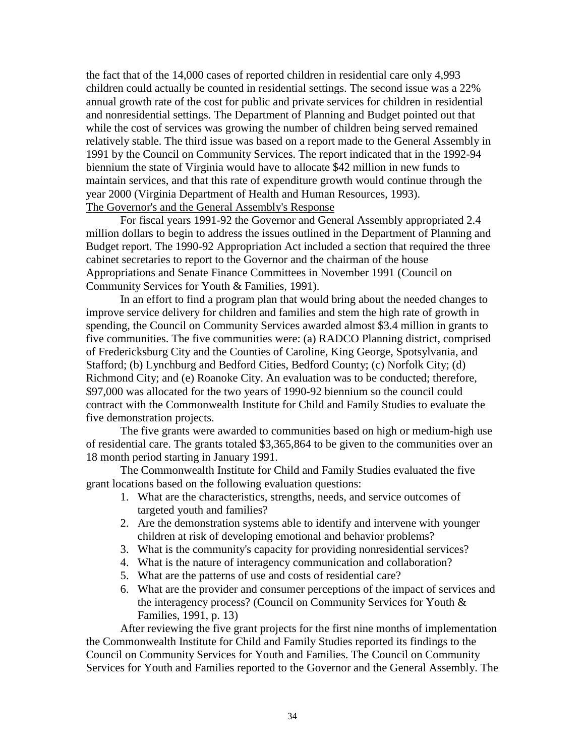the fact that of the 14,000 cases of reported children in residential care only 4,993 children could actually be counted in residential settings. The second issue was a 22% annual growth rate of the cost for public and private services for children in residential and nonresidential settings. The Department of Planning and Budget pointed out that while the cost of services was growing the number of children being served remained relatively stable. The third issue was based on a report made to the General Assembly in 1991 by the Council on Community Services. The report indicated that in the 1992-94 biennium the state of Virginia would have to allocate $42 million in new funds to maintain services, and that this rate of expenditure growth would continue through the year 2000 (Virginia Department of Health and Human Resources, 1993).

The Governor's and the General Assembly's Response

For fiscal years 1991-92 the Governor and General Assembly appropriated 2.4 million dollars to begin to address the issues outlined in the Department of Planning and Budget report. The 1990-92 Appropriation Act included a section that required the three cabinet secretaries to report to the Governor and the chairman of the house Appropriations and Senate Finance Committees in November 1991 (Council on Community Services for Youth & Families, 1991).

In an effort to find a program plan that would bring about the needed changes to improve service delivery for children and families and stem the high rate of growth in spending, the Council on Community Services awarded almost $3.4 million in grants to five communities. The five communities were: (a) RADCO Planning district, comprised of Fredericksburg City and the Counties of Caroline, King George, Spotsylvania, and Stafford; (b) Lynchburg and Bedford Cities, Bedford County; (c) Norfolk City; (d) Richmond City; and (e) Roanoke City. An evaluation was to be conducted; therefore, $97,000 was allocated for the two years of 1990-92 biennium so the council could contract with the Commonwealth Institute for Child and Family Studies to evaluate the five demonstration projects.

The five grants were awarded to communities based on high or medium-high use of residential care. The grants totaled $3,365,864 to be given to the communities over an 18 month period starting in January 1991.

The Commonwealth Institute for Child and Family Studies evaluated the five grant locations based on the following evaluation questions:

1. What are the characteristics, strengths, needs, and service outcomes of targeted youth and families?
2. Are the demonstration systems able to identify and intervene with younger children at risk of developing emotional and behavior problems?
3. What is the community's capacity for providing nonresidential services?
4. What is the nature of interagency communication and collaboration?
5. What are the patterns of use and costs of residential care?
6. What are the provider and consumer perceptions of the impact of services and the interagency process? (Council on Community Services for Youth & Families, 1991, p. 13)

After reviewing the five grant projects for the first nine months of implementation the Commonwealth Institute for Child and Family Studies reported its findings to the Council on Community Services for Youth and Families. The Council on Community Services for Youth and Families reported to the Governor and the General Assembly. The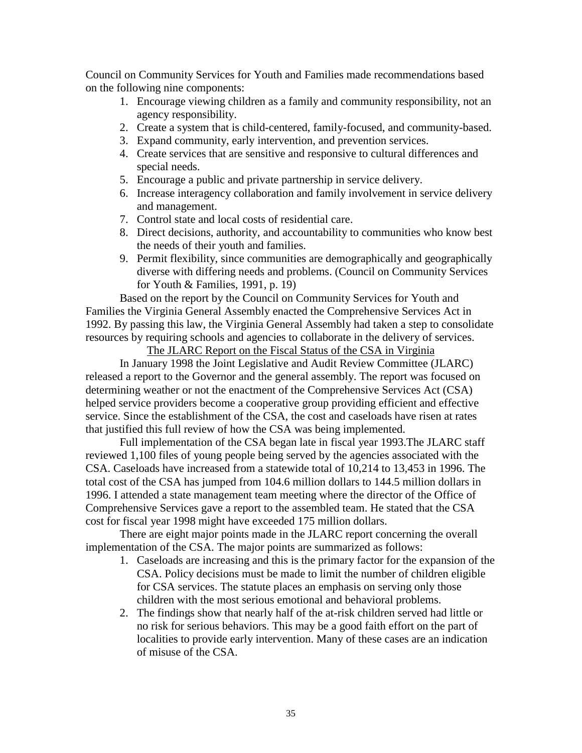Council on Community Services for Youth and Families made recommendations based on the following nine components:

1. Encourage viewing children as a family and community responsibility, not an agency responsibility.
2. Create a system that is child-centered, family-focused, and community-based.
3. Expand community, early intervention, and prevention services.
4. Create services that are sensitive and responsive to cultural differences and special needs.
5. Encourage a public and private partnership in service delivery.
6. Increase interagency collaboration and family involvement in service delivery and management.
7. Control state and local costs of residential care.
8. Direct decisions, authority, and accountability to communities who know best the needs of their youth and families.
9. Permit flexibility, since communities are demographically and geographically diverse with differing needs and problems. (Council on Community Services for Youth & Families, 1991, p. 19)

Based on the report by the Council on Community Services for Youth and Families the Virginia General Assembly enacted the Comprehensive Services Act in 1992. By passing this law, the Virginia General Assembly had taken a step to consolidate resources by requiring schools and agencies to collaborate in the delivery of services.

<u>The JLARC Report on the Fiscal Status of the CSA in Virginia</u>

In January 1998 the Joint Legislative and Audit Review Committee (JLARC) released a report to the Governor and the general assembly. The report was focused on determining weather or not the enactment of the Comprehensive Services Act (CSA) helped service providers become a cooperative group providing efficient and effective service. Since the establishment of the CSA, the cost and caseloads have risen at rates that justified this full review of how the CSA was being implemented.

Full implementation of the CSA began late in fiscal year 1993.The JLARC staff reviewed 1,100 files of young people being served by the agencies associated with the CSA. Caseloads have increased from a statewide total of 10,214 to 13,453 in 1996. The total cost of the CSA has jumped from 104.6 million dollars to 144.5 million dollars in 1996. I attended a state management team meeting where the director of the Office of Comprehensive Services gave a report to the assembled team. He stated that the CSA cost for fiscal year 1998 might have exceeded 175 million dollars.

There are eight major points made in the JLARC report concerning the overall implementation of the CSA. The major points are summarized as follows:

1. Caseloads are increasing and this is the primary factor for the expansion of the CSA. Policy decisions must be made to limit the number of children eligible for CSA services. The statute places an emphasis on serving only those children with the most serious emotional and behavioral problems.
2. The findings show that nearly half of the at-risk children served had little or no risk for serious behaviors. This may be a good faith effort on the part of localities to provide early intervention. Many of these cases are an indication of misuse of the CSA.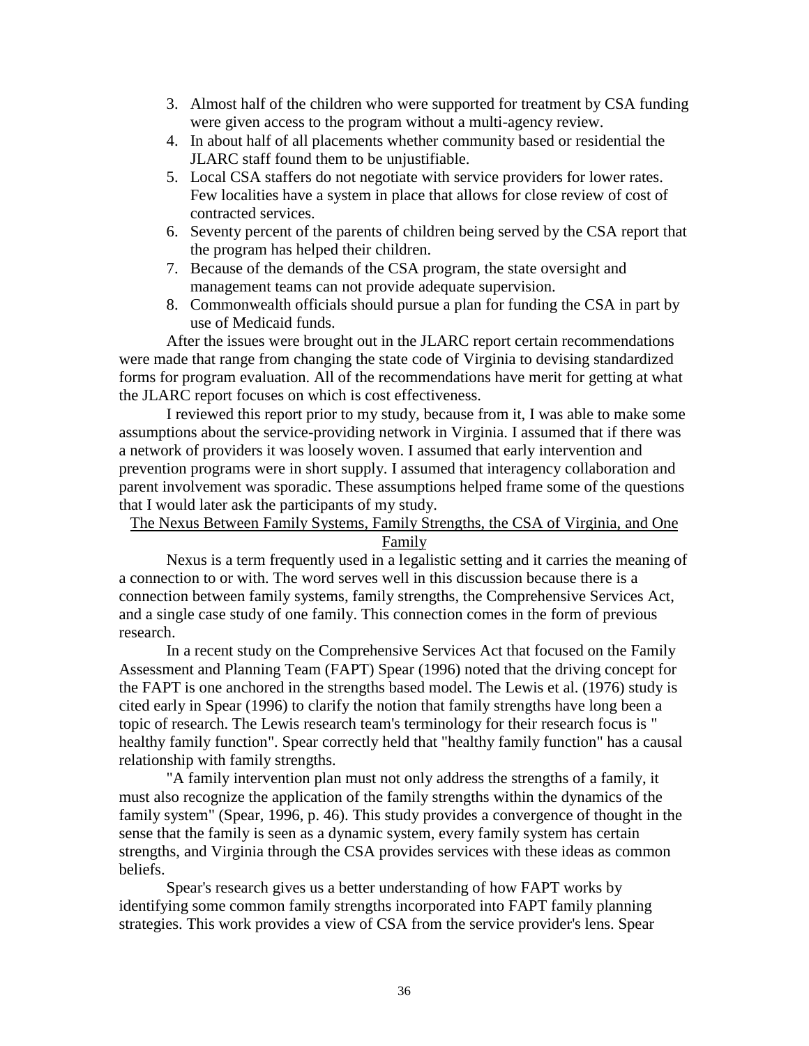3. Almost half of the children who were supported for treatment by CSA funding were given access to the program without a multi-agency review.
4. In about half of all placements whether community based or residential the JLARC staff found them to be unjustifiable.
5. Local CSA staffers do not negotiate with service providers for lower rates. Few localities have a system in place that allows for close review of cost of contracted services.
6. Seventy percent of the parents of children being served by the CSA report that the program has helped their children.
7. Because of the demands of the CSA program, the state oversight and management teams can not provide adequate supervision.
8. Commonwealth officials should pursue a plan for funding the CSA in part by use of Medicaid funds.

After the issues were brought out in the JLARC report certain recommendations were made that range from changing the state code of Virginia to devising standardized forms for program evaluation. All of the recommendations have merit for getting at what the JLARC report focuses on which is cost effectiveness.

I reviewed this report prior to my study, because from it, I was able to make some assumptions about the service-providing network in Virginia. I assumed that if there was a network of providers it was loosely woven. I assumed that early intervention and prevention programs were in short supply. I assumed that interagency collaboration and parent involvement was sporadic. These assumptions helped frame some of the questions that I would later ask the participants of my study.

## The Nexus Between Family Systems, Family Strengths, the CSA of Virginia, and One Family

Nexus is a term frequently used in a legalistic setting and it carries the meaning of a connection to or with. The word serves well in this discussion because there is a connection between family systems, family strengths, the Comprehensive Services Act, and a single case study of one family. This connection comes in the form of previous research.

In a recent study on the Comprehensive Services Act that focused on the Family Assessment and Planning Team (FAPT) Spear (1996) noted that the driving concept for the FAPT is one anchored in the strengths based model. The Lewis et al. (1976) study is cited early in Spear (1996) to clarify the notion that family strengths have long been a topic of research. The Lewis research team's terminology for their research focus is " healthy family function". Spear correctly held that "healthy family function" has a causal relationship with family strengths.

"A family intervention plan must not only address the strengths of a family, it must also recognize the application of the family strengths within the dynamics of the family system" (Spear, 1996, p. 46). This study provides a convergence of thought in the sense that the family is seen as a dynamic system, every family system has certain strengths, and Virginia through the CSA provides services with these ideas as common beliefs.

Spear's research gives us a better understanding of how FAPT works by identifying some common family strengths incorporated into FAPT family planning strategies. This work provides a view of CSA from the service provider's lens. Spear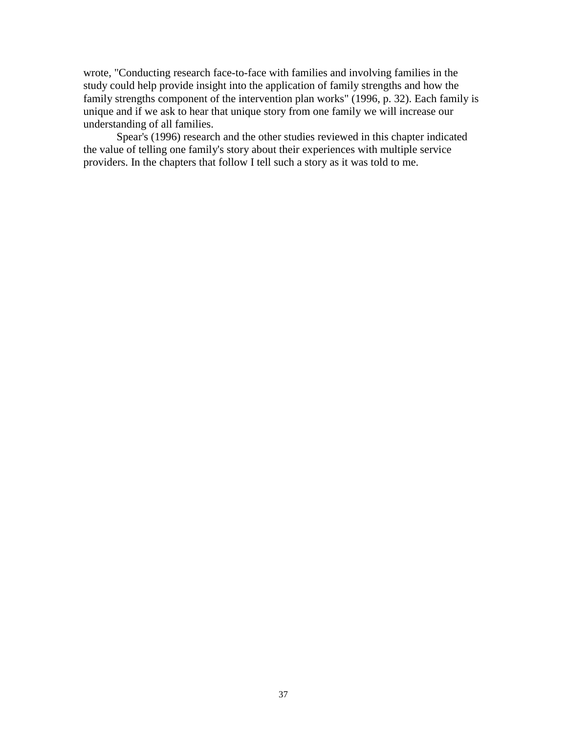wrote, "Conducting research face-to-face with families and involving families in the study could help provide insight into the application of family strengths and how the family strengths component of the intervention plan works" (1996, p. 32). Each family is unique and if we ask to hear that unique story from one family we will increase our understanding of all families.

Spear's (1996) research and the other studies reviewed in this chapter indicated the value of telling one family's story about their experiences with multiple service providers. In the chapters that follow I tell such a story as it was told to me.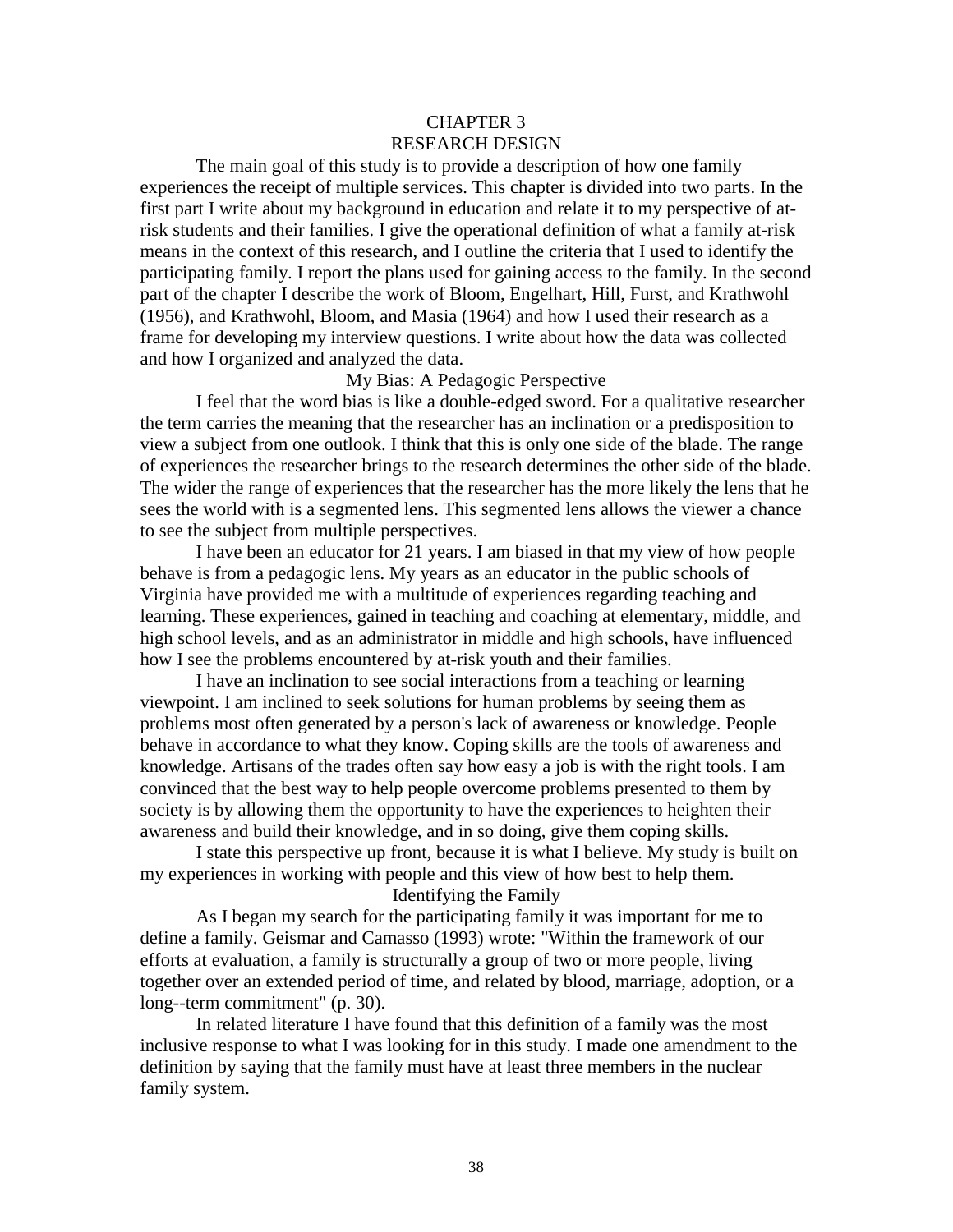# CHAPTER 3
# RESEARCH DESIGN

The main goal of this study is to provide a description of how one family experiences the receipt of multiple services. This chapter is divided into two parts. In the first part I write about my background in education and relate it to my perspective of at-risk students and their families. I give the operational definition of what a family at-risk means in the context of this research, and I outline the criteria that I used to identify the participating family. I report the plans used for gaining access to the family. In the second part of the chapter I describe the work of Bloom, Engelhart, Hill, Furst, and Krathwohl (1956), and Krathwohl, Bloom, and Masia (1964) and how I used their research as a frame for developing my interview questions. I write about how the data was collected and how I organized and analyzed the data.

## My Bias: A Pedagogic Perspective

I feel that the word bias is like a double-edged sword. For a qualitative researcher the term carries the meaning that the researcher has an inclination or a predisposition to view a subject from one outlook. I think that this is only one side of the blade. The range of experiences the researcher brings to the research determines the other side of the blade. The wider the range of experiences that the researcher has the more likely the lens that he sees the world with is a segmented lens. This segmented lens allows the viewer a chance to see the subject from multiple perspectives.

I have been an educator for 21 years. I am biased in that my view of how people behave is from a pedagogic lens. My years as an educator in the public schools of Virginia have provided me with a multitude of experiences regarding teaching and learning. These experiences, gained in teaching and coaching at elementary, middle, and high school levels, and as an administrator in middle and high schools, have influenced how I see the problems encountered by at-risk youth and their families.

I have an inclination to see social interactions from a teaching or learning viewpoint. I am inclined to seek solutions for human problems by seeing them as problems most often generated by a person's lack of awareness or knowledge. People behave in accordance to what they know. Coping skills are the tools of awareness and knowledge. Artisans of the trades often say how easy a job is with the right tools. I am convinced that the best way to help people overcome problems presented to them by society is by allowing them the opportunity to have the experiences to heighten their awareness and build their knowledge, and in so doing, give them coping skills.

I state this perspective up front, because it is what I believe. My study is built on my experiences in working with people and this view of how best to help them.

## Identifying the Family

As I began my search for the participating family it was important for me to define a family. Geismar and Camasso (1993) wrote: "Within the framework of our efforts at evaluation, a family is structurally a group of two or more people, living together over an extended period of time, and related by blood, marriage, adoption, or a long--term commitment" (p. 30).

In related literature I have found that this definition of a family was the most inclusive response to what I was looking for in this study. I made one amendment to the definition by saying that the family must have at least three members in the nuclear family system.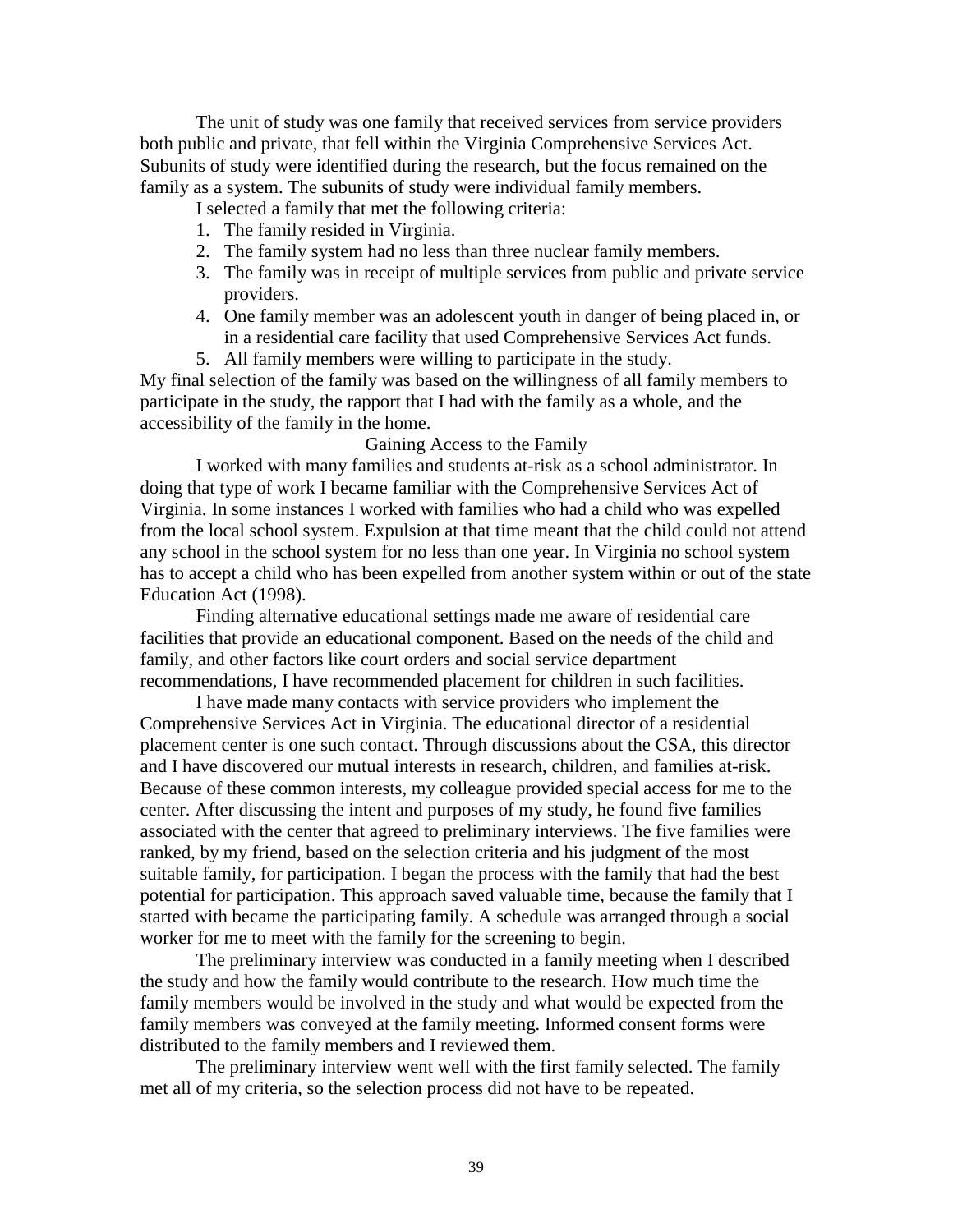The unit of study was one family that received services from service providers both public and private, that fell within the Virginia Comprehensive Services Act. Subunits of study were identified during the research, but the focus remained on the family as a system. The subunits of study were individual family members.

I selected a family that met the following criteria:

1. The family resided in Virginia.
2. The family system had no less than three nuclear family members.
3. The family was in receipt of multiple services from public and private service providers.
4. One family member was an adolescent youth in danger of being placed in, or in a residential care facility that used Comprehensive Services Act funds.
5. All family members were willing to participate in the study.

My final selection of the family was based on the willingness of all family members to participate in the study, the rapport that I had with the family as a whole, and the accessibility of the family in the home.

## Gaining Access to the Family

I worked with many families and students at-risk as a school administrator. In doing that type of work I became familiar with the Comprehensive Services Act of Virginia. In some instances I worked with families who had a child who was expelled from the local school system. Expulsion at that time meant that the child could not attend any school in the school system for no less than one year. In Virginia no school system has to accept a child who has been expelled from another system within or out of the state Education Act (1998).

Finding alternative educational settings made me aware of residential care facilities that provide an educational component. Based on the needs of the child and family, and other factors like court orders and social service department recommendations, I have recommended placement for children in such facilities.

I have made many contacts with service providers who implement the Comprehensive Services Act in Virginia. The educational director of a residential placement center is one such contact. Through discussions about the CSA, this director and I have discovered our mutual interests in research, children, and families at-risk. Because of these common interests, my colleague provided special access for me to the center. After discussing the intent and purposes of my study, he found five families associated with the center that agreed to preliminary interviews. The five families were ranked, by my friend, based on the selection criteria and his judgment of the most suitable family, for participation. I began the process with the family that had the best potential for participation. This approach saved valuable time, because the family that I started with became the participating family. A schedule was arranged through a social worker for me to meet with the family for the screening to begin.

The preliminary interview was conducted in a family meeting when I described the study and how the family would contribute to the research. How much time the family members would be involved in the study and what would be expected from the family members was conveyed at the family meeting. Informed consent forms were distributed to the family members and I reviewed them.

The preliminary interview went well with the first family selected. The family met all of my criteria, so the selection process did not have to be repeated.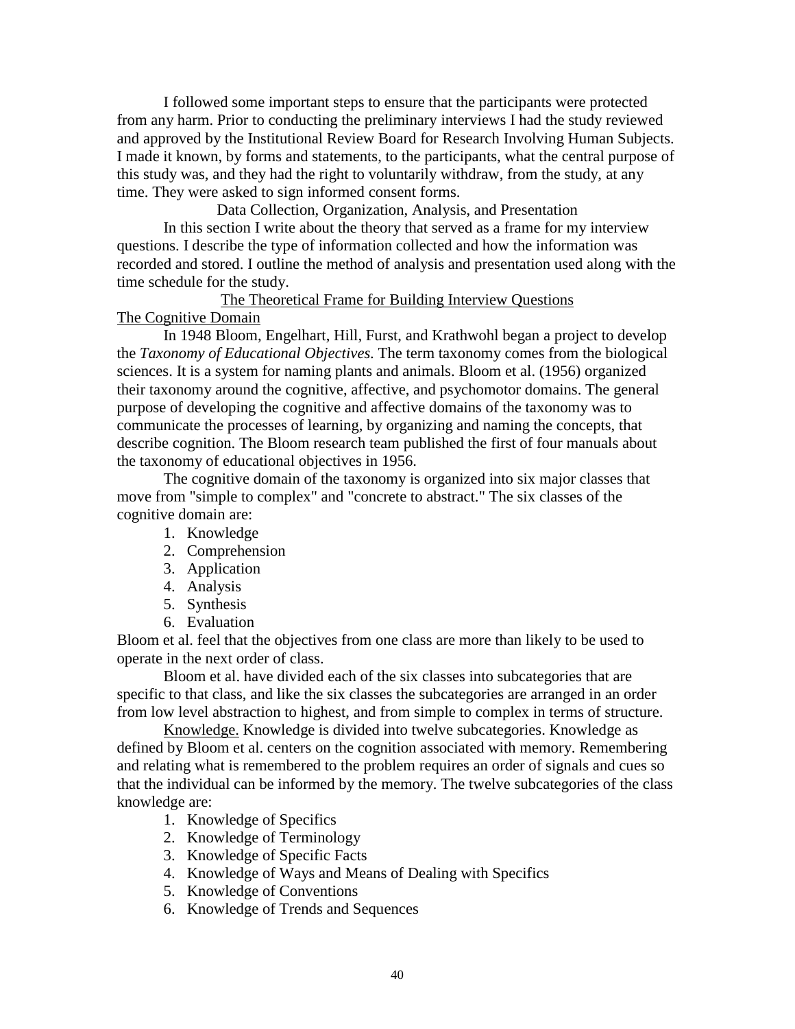I followed some important steps to ensure that the participants were protected from any harm. Prior to conducting the preliminary interviews I had the study reviewed and approved by the Institutional Review Board for Research Involving Human Subjects. I made it known, by forms and statements, to the participants, what the central purpose of this study was, and they had the right to voluntarily withdraw, from the study, at any time. They were asked to sign informed consent forms.

## Data Collection, Organization, Analysis, and Presentation

In this section I write about the theory that served as a frame for my interview questions. I describe the type of information collected and how the information was recorded and stored. I outline the method of analysis and presentation used along with the time schedule for the study.

### The Theoretical Frame for Building Interview Questions

#### The Cognitive Domain

In 1948 Bloom, Engelhart, Hill, Furst, and Krathwohl began a project to develop the *Taxonomy of Educational Objectives.* The term taxonomy comes from the biological sciences. It is a system for naming plants and animals. Bloom et al. (1956) organized their taxonomy around the cognitive, affective, and psychomotor domains. The general purpose of developing the cognitive and affective domains of the taxonomy was to communicate the processes of learning, by organizing and naming the concepts, that describe cognition. The Bloom research team published the first of four manuals about the taxonomy of educational objectives in 1956.

The cognitive domain of the taxonomy is organized into six major classes that move from "simple to complex" and "concrete to abstract." The six classes of the cognitive domain are:

1. Knowledge
2. Comprehension
3. Application
4. Analysis
5. Synthesis
6. Evaluation

Bloom et al. feel that the objectives from one class are more than likely to be used to operate in the next order of class.

Bloom et al. have divided each of the six classes into subcategories that are specific to that class, and like the six classes the subcategories are arranged in an order from low level abstraction to highest, and from simple to complex in terms of structure.

Knowledge. Knowledge is divided into twelve subcategories. Knowledge as defined by Bloom et al. centers on the cognition associated with memory. Remembering and relating what is remembered to the problem requires an order of signals and cues so that the individual can be informed by the memory. The twelve subcategories of the class knowledge are:

1. Knowledge of Specifics
2. Knowledge of Terminology
3. Knowledge of Specific Facts
4. Knowledge of Ways and Means of Dealing with Specifics
5. Knowledge of Conventions
6. Knowledge of Trends and Sequences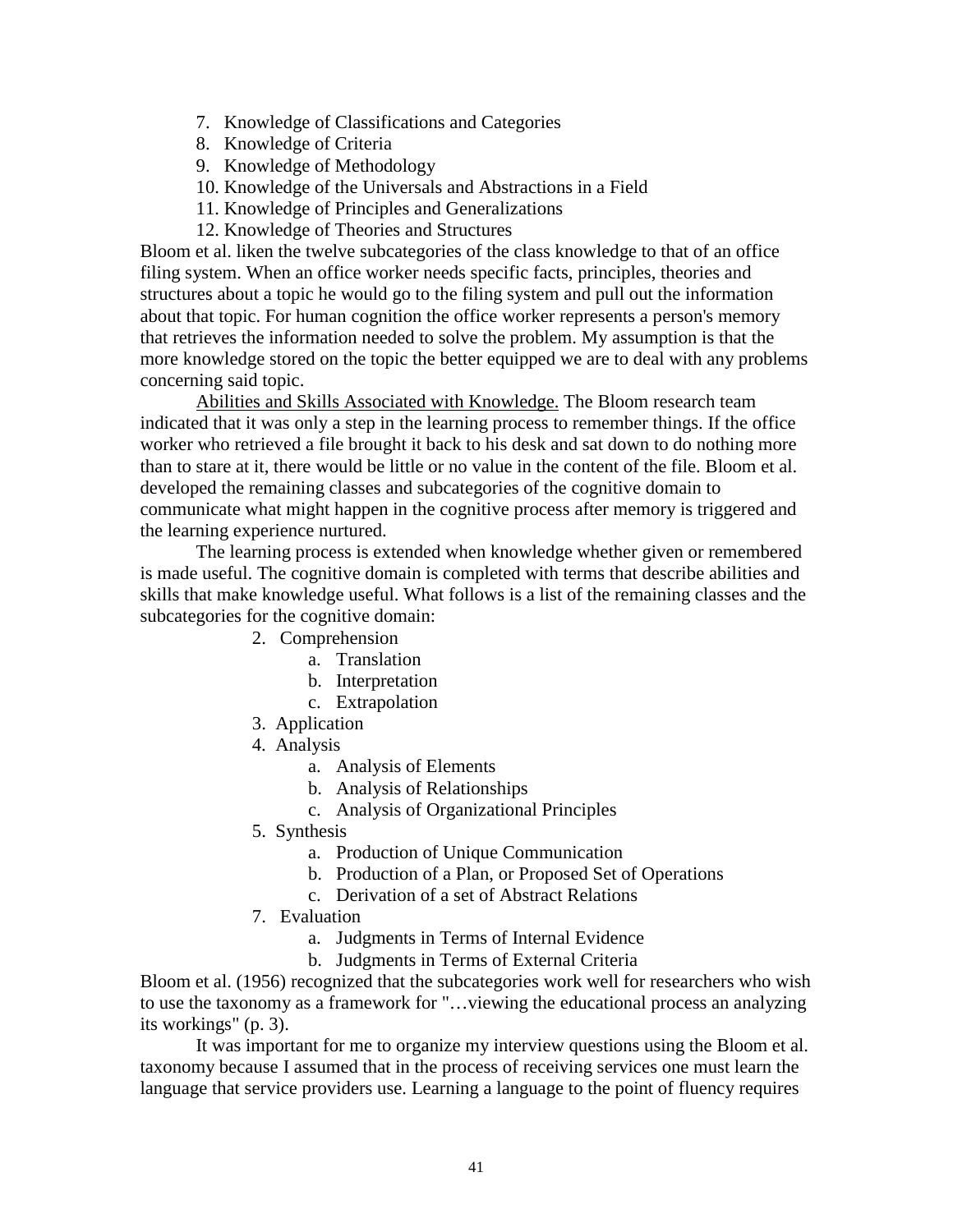7. Knowledge of Classifications and Categories
8. Knowledge of Criteria
9. Knowledge of Methodology
10. Knowledge of the Universals and Abstractions in a Field
11. Knowledge of Principles and Generalizations
12. Knowledge of Theories and Structures

Bloom et al. liken the twelve subcategories of the class knowledge to that of an office filing system. When an office worker needs specific facts, principles, theories and structures about a topic he would go to the filing system and pull out the information about that topic. For human cognition the office worker represents a person's memory that retrieves the information needed to solve the problem. My assumption is that the more knowledge stored on the topic the better equipped we are to deal with any problems concerning said topic.

<u>Abilities and Skills Associated with Knowledge.</u> The Bloom research team indicated that it was only a step in the learning process to remember things. If the office worker who retrieved a file brought it back to his desk and sat down to do nothing more than to stare at it, there would be little or no value in the content of the file. Bloom et al. developed the remaining classes and subcategories of the cognitive domain to communicate what might happen in the cognitive process after memory is triggered and the learning experience nurtured.

The learning process is extended when knowledge whether given or remembered is made useful. The cognitive domain is completed with terms that describe abilities and skills that make knowledge useful. What follows is a list of the remaining classes and the subcategories for the cognitive domain:

2. Comprehension
    a. Translation
    b. Interpretation
    c. Extrapolation
3. Application
4. Analysis
    a. Analysis of Elements
    b. Analysis of Relationships
    c. Analysis of Organizational Principles
5. Synthesis
    a. Production of Unique Communication
    b. Production of a Plan, or Proposed Set of Operations
    c. Derivation of a set of Abstract Relations
7. Evaluation
    a. Judgments in Terms of Internal Evidence
    b. Judgments in Terms of External Criteria

Bloom et al. (1956) recognized that the subcategories work well for researchers who wish to use the taxonomy as a framework for "…viewing the educational process an analyzing its workings" (p. 3).

It was important for me to organize my interview questions using the Bloom et al. taxonomy because I assumed that in the process of receiving services one must learn the language that service providers use. Learning a language to the point of fluency requires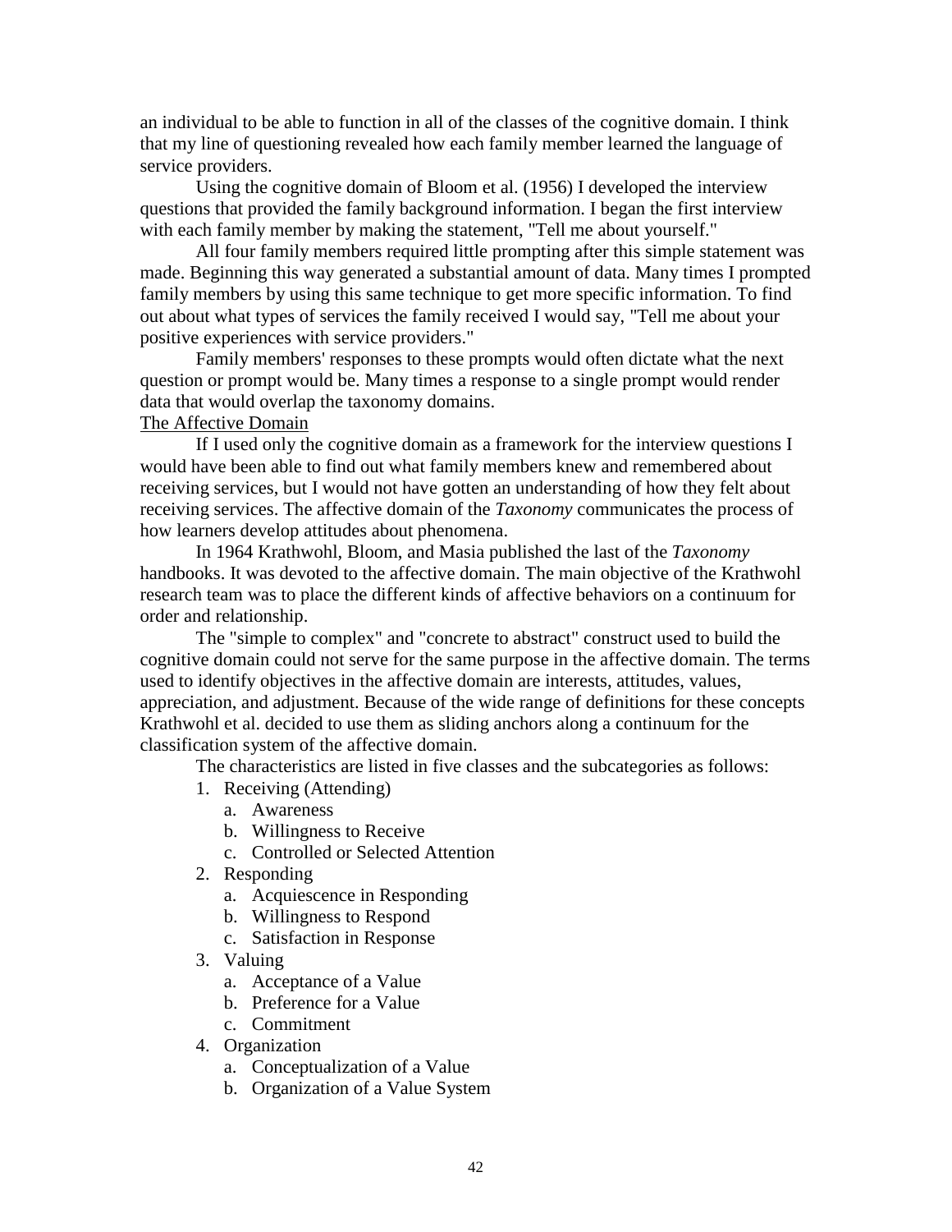an individual to be able to function in all of the classes of the cognitive domain. I think that my line of questioning revealed how each family member learned the language of service providers.

Using the cognitive domain of Bloom et al. (1956) I developed the interview questions that provided the family background information. I began the first interview with each family member by making the statement, "Tell me about yourself."

All four family members required little prompting after this simple statement was made. Beginning this way generated a substantial amount of data. Many times I prompted family members by using this same technique to get more specific information. To find out about what types of services the family received I would say, "Tell me about your positive experiences with service providers."

Family members' responses to these prompts would often dictate what the next question or prompt would be. Many times a response to a single prompt would render data that would overlap the taxonomy domains.

<u>The Affective Domain</u>

If I used only the cognitive domain as a framework for the interview questions I would have been able to find out what family members knew and remembered about receiving services, but I would not have gotten an understanding of how they felt about receiving services. The affective domain of the *Taxonomy* communicates the process of how learners develop attitudes about phenomena.

In 1964 Krathwohl, Bloom, and Masia published the last of the *Taxonomy* handbooks. It was devoted to the affective domain. The main objective of the Krathwohl research team was to place the different kinds of affective behaviors on a continuum for order and relationship.

The "simple to complex" and "concrete to abstract" construct used to build the cognitive domain could not serve for the same purpose in the affective domain. The terms used to identify objectives in the affective domain are interests, attitudes, values, appreciation, and adjustment. Because of the wide range of definitions for these concepts Krathwohl et al. decided to use them as sliding anchors along a continuum for the classification system of the affective domain.

The characteristics are listed in five classes and the subcategories as follows:

1. Receiving (Attending)
   a. Awareness
   b. Willingness to Receive
   c. Controlled or Selected Attention
2. Responding
   a. Acquiescence in Responding
   b. Willingness to Respond
   c. Satisfaction in Response
3. Valuing
   a. Acceptance of a Value
   b. Preference for a Value
   c. Commitment
4. Organization
   a. Conceptualization of a Value
   b. Organization of a Value System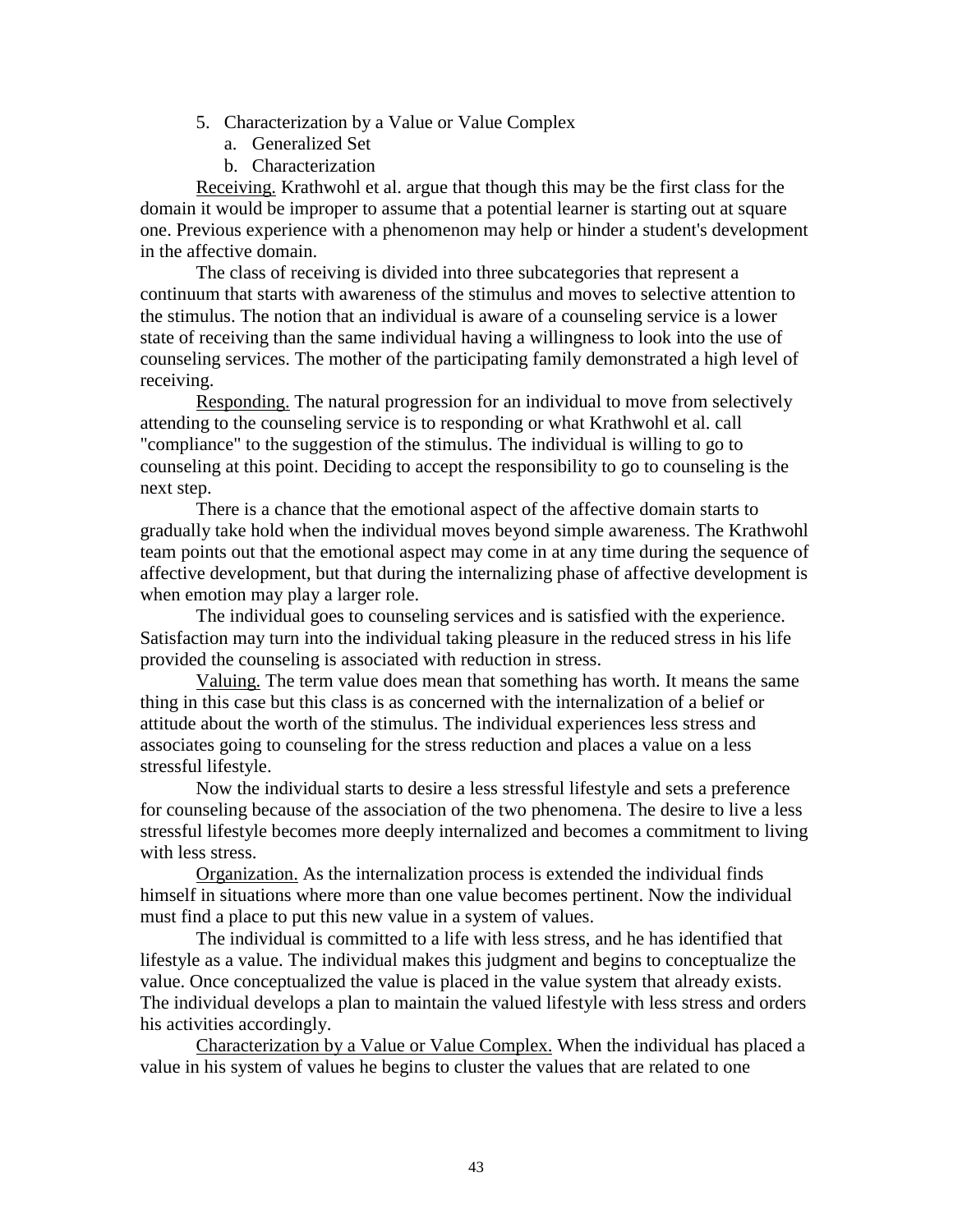5. Characterization by a Value or Value Complex
    a. Generalized Set
    b. Characterization

Receiving. Krathwohl et al. argue that though this may be the first class for the domain it would be improper to assume that a potential learner is starting out at square one. Previous experience with a phenomenon may help or hinder a student's development in the affective domain.

The class of receiving is divided into three subcategories that represent a continuum that starts with awareness of the stimulus and moves to selective attention to the stimulus. The notion that an individual is aware of a counseling service is a lower state of receiving than the same individual having a willingness to look into the use of counseling services. The mother of the participating family demonstrated a high level of receiving.

Responding. The natural progression for an individual to move from selectively attending to the counseling service is to responding or what Krathwohl et al. call "compliance" to the suggestion of the stimulus. The individual is willing to go to counseling at this point. Deciding to accept the responsibility to go to counseling is the next step.

There is a chance that the emotional aspect of the affective domain starts to gradually take hold when the individual moves beyond simple awareness. The Krathwohl team points out that the emotional aspect may come in at any time during the sequence of affective development, but that during the internalizing phase of affective development is when emotion may play a larger role.

The individual goes to counseling services and is satisfied with the experience. Satisfaction may turn into the individual taking pleasure in the reduced stress in his life provided the counseling is associated with reduction in stress.

Valuing. The term value does mean that something has worth. It means the same thing in this case but this class is as concerned with the internalization of a belief or attitude about the worth of the stimulus. The individual experiences less stress and associates going to counseling for the stress reduction and places a value on a less stressful lifestyle.

Now the individual starts to desire a less stressful lifestyle and sets a preference for counseling because of the association of the two phenomena. The desire to live a less stressful lifestyle becomes more deeply internalized and becomes a commitment to living with less stress.

Organization. As the internalization process is extended the individual finds himself in situations where more than one value becomes pertinent. Now the individual must find a place to put this new value in a system of values.

The individual is committed to a life with less stress, and he has identified that lifestyle as a value. The individual makes this judgment and begins to conceptualize the value. Once conceptualized the value is placed in the value system that already exists. The individual develops a plan to maintain the valued lifestyle with less stress and orders his activities accordingly.

Characterization by a Value or Value Complex. When the individual has placed a value in his system of values he begins to cluster the values that are related to one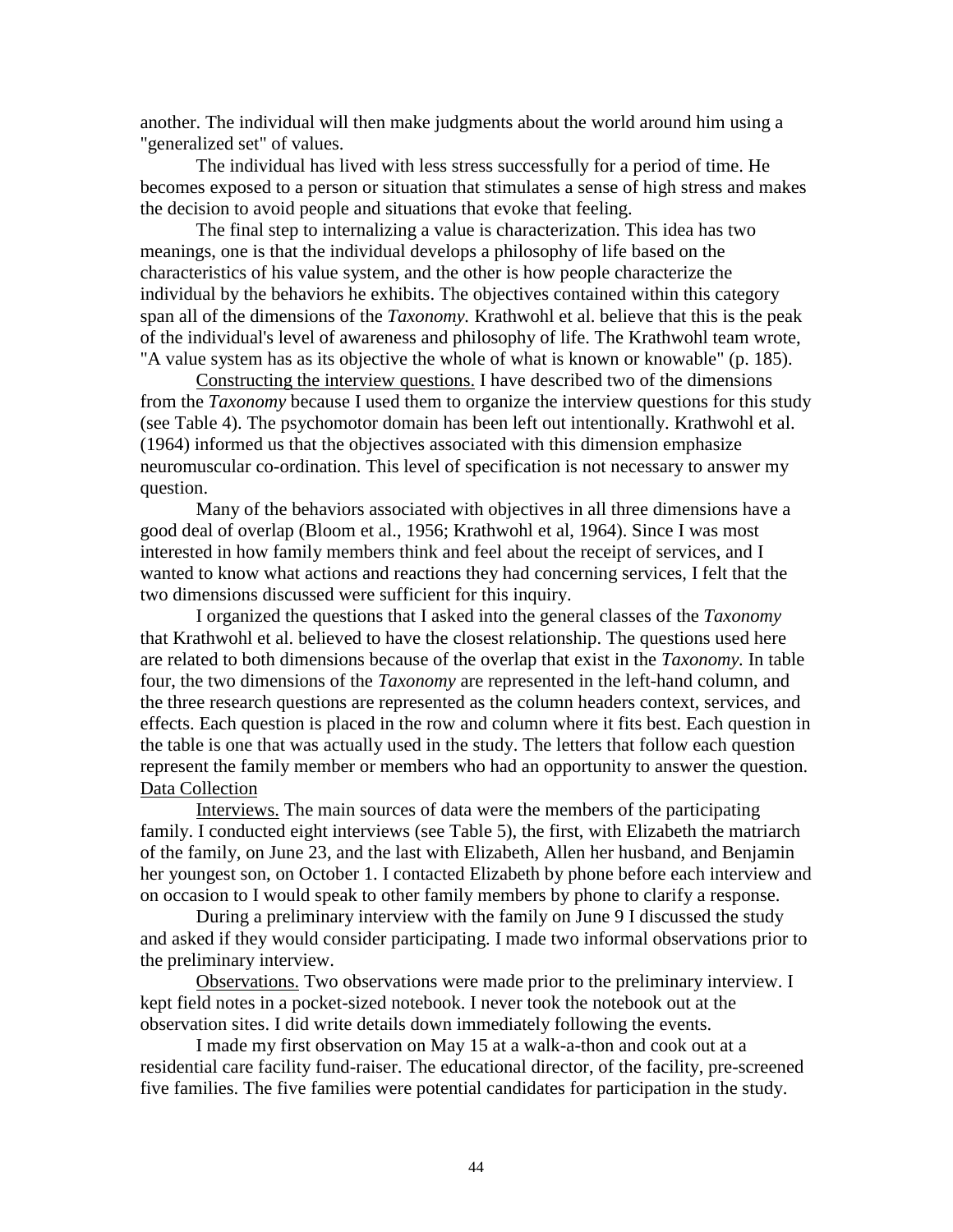another. The individual will then make judgments about the world around him using a "generalized set" of values.

The individual has lived with less stress successfully for a period of time. He becomes exposed to a person or situation that stimulates a sense of high stress and makes the decision to avoid people and situations that evoke that feeling.

The final step to internalizing a value is characterization. This idea has two meanings, one is that the individual develops a philosophy of life based on the characteristics of his value system, and the other is how people characterize the individual by the behaviors he exhibits. The objectives contained within this category span all of the dimensions of the *Taxonomy.* Krathwohl et al. believe that this is the peak of the individual's level of awareness and philosophy of life. The Krathwohl team wrote, "A value system has as its objective the whole of what is known or knowable" (p. 185).

Constructing the interview questions. I have described two of the dimensions from the *Taxonomy* because I used them to organize the interview questions for this study (see Table 4). The psychomotor domain has been left out intentionally. Krathwohl et al. (1964) informed us that the objectives associated with this dimension emphasize neuromuscular co-ordination. This level of specification is not necessary to answer my question.

Many of the behaviors associated with objectives in all three dimensions have a good deal of overlap (Bloom et al., 1956; Krathwohl et al, 1964). Since I was most interested in how family members think and feel about the receipt of services, and I wanted to know what actions and reactions they had concerning services, I felt that the two dimensions discussed were sufficient for this inquiry.

I organized the questions that I asked into the general classes of the *Taxonomy* that Krathwohl et al. believed to have the closest relationship. The questions used here are related to both dimensions because of the overlap that exist in the *Taxonomy.* In table four, the two dimensions of the *Taxonomy* are represented in the left-hand column, and the three research questions are represented as the column headers context, services, and effects. Each question is placed in the row and column where it fits best. Each question in the table is one that was actually used in the study. The letters that follow each question represent the family member or members who had an opportunity to answer the question.

Data Collection

Interviews. The main sources of data were the members of the participating family. I conducted eight interviews (see Table 5), the first, with Elizabeth the matriarch of the family, on June 23, and the last with Elizabeth, Allen her husband, and Benjamin her youngest son, on October 1. I contacted Elizabeth by phone before each interview and on occasion to I would speak to other family members by phone to clarify a response.

During a preliminary interview with the family on June 9 I discussed the study and asked if they would consider participating. I made two informal observations prior to the preliminary interview.

Observations. Two observations were made prior to the preliminary interview. I kept field notes in a pocket-sized notebook. I never took the notebook out at the observation sites. I did write details down immediately following the events.

I made my first observation on May 15 at a walk-a-thon and cook out at a residential care facility fund-raiser. The educational director, of the facility, pre-screened five families. The five families were potential candidates for participation in the study.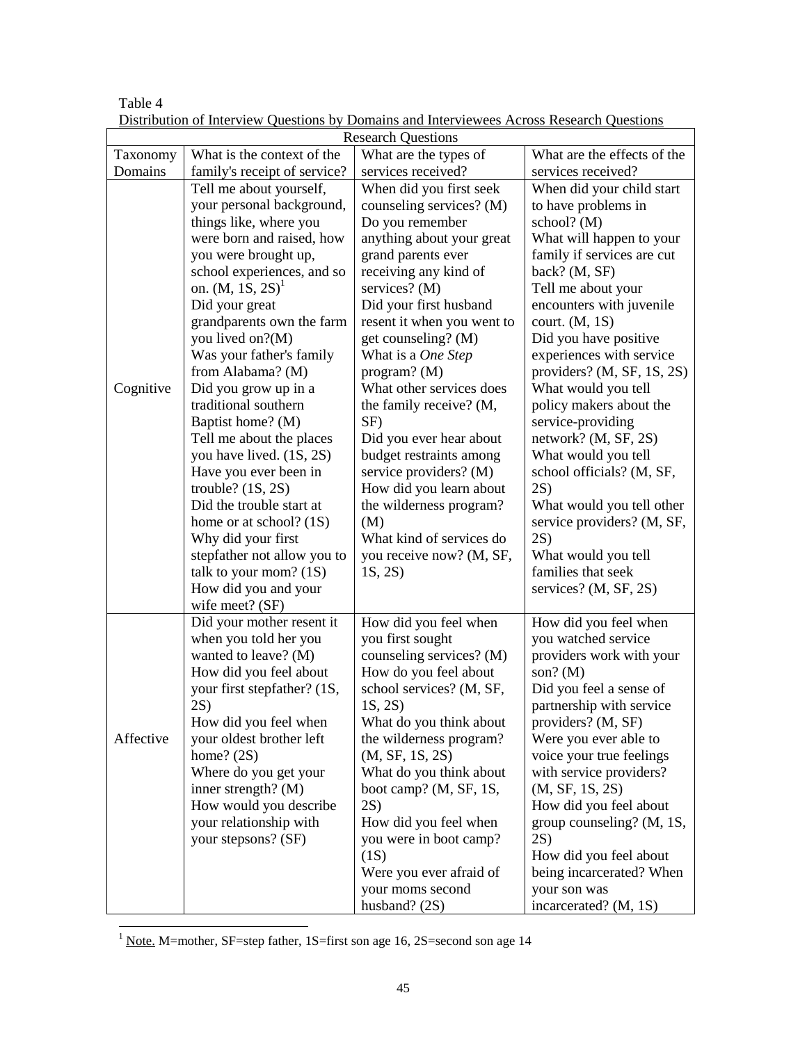Table 4

Distribution of Interview Questions by Domains and Interviewees Across Research Questions

| | Research Questions | | |
|---|---|---|---|
| Taxonomy Domains | What is the context of the family's receipt of service? | What are the types of services received? | What are the effects of the services received? |
| Cognitive | Tell me about yourself, your personal background, things like, where you were born and raised, how you were brought up, school experiences, and so on. (M, 1S, 2S)[1] Did your great grandparents own the farm you lived on?(M) Was your father's family from Alabama? (M) Did you grow up in a traditional southern Baptist home? (M) Tell me about the places you have lived. (1S, 2S) Have you ever been in trouble? (1S, 2S) Did the trouble start at home or at school? (1S) Why did your first stepfather not allow you to talk to your mom? (1S) How did you and your wife meet? (SF) | When did you first seek counseling services? (M) Do you remember anything about your great grand parents ever receiving any kind of services? (M) Did your first husband resent it when you went to get counseling? (M) What is a *One Step* program? (M) What other services does the family receive? (M, SF) Did you ever hear about budget restraints among service providers? (M) How did you learn about the wilderness program? (M) What kind of services do you receive now? (M, SF, 1S, 2S) | When did your child start to have problems in school? (M) What will happen to your family if services are cut back? (M, SF) Tell me about your encounters with juvenile court. (M, 1S) Did you have positive experiences with service providers? (M, SF, 1S, 2S) What would you tell policy makers about the service-providing network? (M, SF, 2S) What would you tell school officials? (M, SF, 2S) What would you tell other service providers? (M, SF, 2S) What would you tell families that seek services? (M, SF, 2S) |
| Affective | Did your mother resent it when you told her you wanted to leave? (M) How did you feel about your first stepfather? (1S, 2S) How did you feel when your oldest brother left home? (2S) Where do you get your inner strength? (M) How would you describe your relationship with your stepsons? (SF) | How did you feel when you first sought counseling services? (M) How do you feel about school services? (M, SF, 1S, 2S) What do you think about the wilderness program? (M, SF, 1S, 2S) What do you think about boot camp? (M, SF, 1S, 2S) How did you feel when you were in boot camp? (1S) Were you ever afraid of your moms second husband? (2S) | How did you feel when you watched service providers work with your son? (M) Did you feel a sense of partnership with service providers? (M, SF) Were you ever able to voice your true feelings with service providers? (M, SF, 1S, 2S) How did you feel about group counseling? (M, 1S, 2S) How did you feel about being incarcerated? When your son was incarcerated? (M, 1S) |

[1] Note. M=mother, SF=step father, 1S=first son age 16, 2S=second son age 14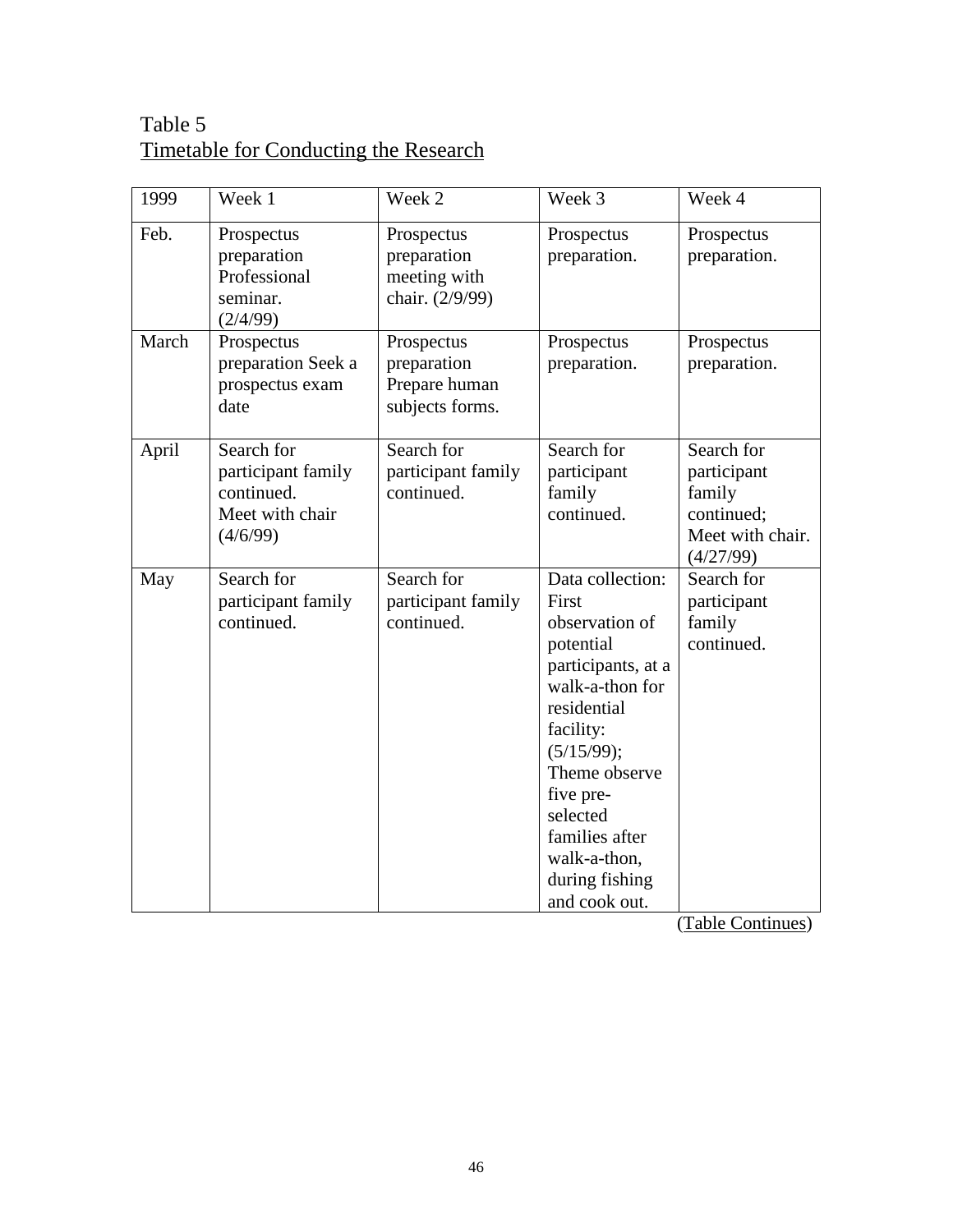Table 5
Timetable for Conducting the Research

| 1999 | Week 1 | Week 2 | Week 3 | Week 4 |
|---|---|---|---|---|
| Feb. | Prospectus preparation Professional seminar. (2/4/99) | Prospectus preparation meeting with chair. (2/9/99) | Prospectus preparation. | Prospectus preparation. |
| March | Prospectus preparation Seek a prospectus exam date | Prospectus preparation Prepare human subjects forms. | Prospectus preparation. | Prospectus preparation. |
| April | Search for participant family continued. Meet with chair (4/6/99) | Search for participant family continued. | Search for participant family continued. | Search for participant family continued; Meet with chair. (4/27/99) |
| May | Search for participant family continued. | Search for participant family continued. | Data collection: First observation of potential participants, at a walk-a-thon for residential facility: (5/15/99); Theme observe five pre-selected families after walk-a-thon, during fishing and cook out. | Search for participant family continued. |

(Table Continues)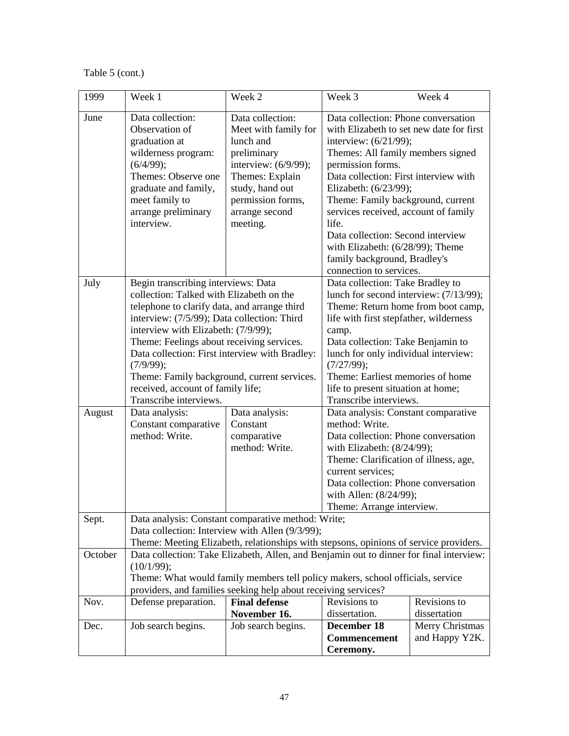Table 5 (cont.)

| 1999 | Week 1 | Week 2 | Week 3 | Week 4 |
|---|---|---|---|---|
| June | Data collection: Observation of graduation at wilderness program: (6/4/99); Themes: Observe one graduate and family, meet family to arrange preliminary interview. | Data collection: Meet with family for lunch and preliminary interview: (6/9/99); Themes: Explain study, hand out permission forms, arrange second meeting. | Data collection: Phone conversation with Elizabeth to set new date for first interview: (6/21/99); Themes: All family members signed permission forms. Data collection: First interview with Elizabeth: (6/23/99); Theme: Family background, current services received, account of family life. Data collection: Second interview with Elizabeth: (6/28/99); Theme family background, Bradley's connection to services. | |
| July | Begin transcribing interviews: Data collection: Talked with Elizabeth on the telephone to clarify data, and arrange third interview: (7/5/99); Data collection: Third interview with Elizabeth: (7/9/99); Theme: Feelings about receiving services. Data collection: First interview with Bradley: (7/9/99); Theme: Family background, current services. received, account of family life; Transcribe interviews. | | Data collection: Take Bradley to lunch for second interview: (7/13/99); Theme: Return home from boot camp, life with first stepfather, wilderness camp. Data collection: Take Benjamin to lunch for only individual interview: (7/27/99); Theme: Earliest memories of home life to present situation at home; Transcribe interviews. | |
| August | Data analysis: Constant comparative method: Write. | Data analysis: Constant comparative method: Write. | Data analysis: Constant comparative method: Write. Data collection: Phone conversation with Elizabeth: (8/24/99); Theme: Clarification of illness, age, current services; Data collection: Phone conversation with Allen: (8/24/99); Theme: Arrange interview. | |
| Sept. | Data analysis: Constant comparative method: Write; Data collection: Interview with Allen (9/3/99); Theme: Meeting Elizabeth, relationships with stepsons, opinions of service providers. | | | |
| October | Data collection: Take Elizabeth, Allen, and Benjamin out to dinner for final interview: (10/1/99); Theme: What would family members tell policy makers, school officials, service providers, and families seeking help about receiving services? | | | |
| Nov. | Defense preparation. | **Final defense November 16.** | Revisions to dissertation. | Revisions to dissertation |
| Dec. | Job search begins. | Job search begins. | **December 18 Commencement Ceremony.** | Merry Christmas and Happy Y2K. |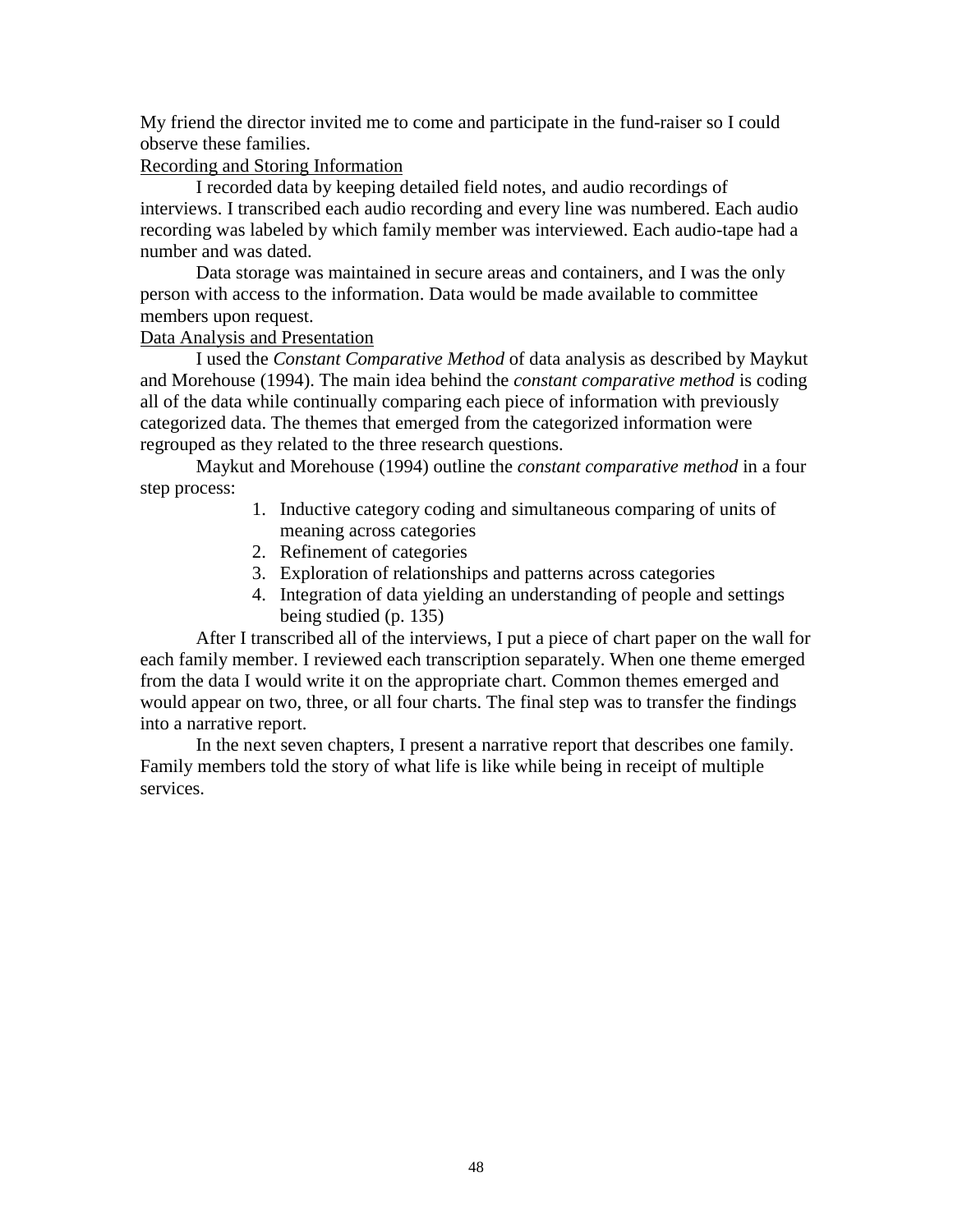My friend the director invited me to come and participate in the fund-raiser so I could observe these families.

### Recording and Storing Information

I recorded data by keeping detailed field notes, and audio recordings of interviews. I transcribed each audio recording and every line was numbered. Each audio recording was labeled by which family member was interviewed. Each audio-tape had a number and was dated.

Data storage was maintained in secure areas and containers, and I was the only person with access to the information. Data would be made available to committee members upon request.

### Data Analysis and Presentation

I used the *Constant Comparative Method* of data analysis as described by Maykut and Morehouse (1994). The main idea behind the *constant comparative method* is coding all of the data while continually comparing each piece of information with previously categorized data. The themes that emerged from the categorized information were regrouped as they related to the three research questions.

Maykut and Morehouse (1994) outline the *constant comparative method* in a four step process:

1. Inductive category coding and simultaneous comparing of units of meaning across categories
2. Refinement of categories
3. Exploration of relationships and patterns across categories
4. Integration of data yielding an understanding of people and settings being studied (p. 135)

After I transcribed all of the interviews, I put a piece of chart paper on the wall for each family member. I reviewed each transcription separately. When one theme emerged from the data I would write it on the appropriate chart. Common themes emerged and would appear on two, three, or all four charts. The final step was to transfer the findings into a narrative report.

In the next seven chapters, I present a narrative report that describes one family. Family members told the story of what life is like while being in receipt of multiple services.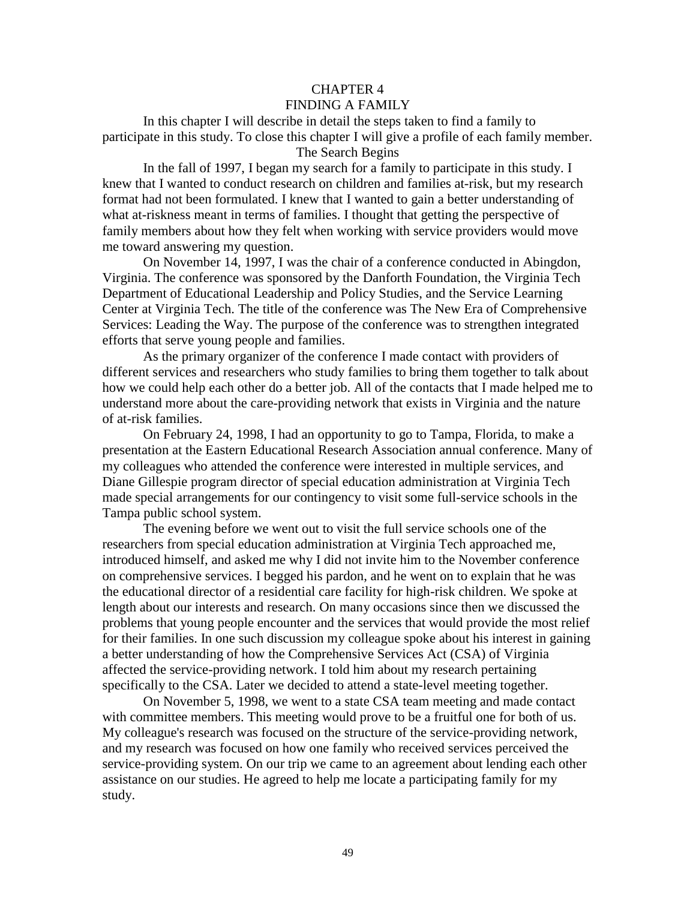# CHAPTER 4
# FINDING A FAMILY

In this chapter I will describe in detail the steps taken to find a family to participate in this study. To close this chapter I will give a profile of each family member.

## The Search Begins

In the fall of 1997, I began my search for a family to participate in this study. I knew that I wanted to conduct research on children and families at-risk, but my research format had not been formulated. I knew that I wanted to gain a better understanding of what at-riskness meant in terms of families. I thought that getting the perspective of family members about how they felt when working with service providers would move me toward answering my question.

On November 14, 1997, I was the chair of a conference conducted in Abingdon, Virginia. The conference was sponsored by the Danforth Foundation, the Virginia Tech Department of Educational Leadership and Policy Studies, and the Service Learning Center at Virginia Tech. The title of the conference was The New Era of Comprehensive Services: Leading the Way. The purpose of the conference was to strengthen integrated efforts that serve young people and families.

As the primary organizer of the conference I made contact with providers of different services and researchers who study families to bring them together to talk about how we could help each other do a better job. All of the contacts that I made helped me to understand more about the care-providing network that exists in Virginia and the nature of at-risk families.

On February 24, 1998, I had an opportunity to go to Tampa, Florida, to make a presentation at the Eastern Educational Research Association annual conference. Many of my colleagues who attended the conference were interested in multiple services, and Diane Gillespie program director of special education administration at Virginia Tech made special arrangements for our contingency to visit some full-service schools in the Tampa public school system.

The evening before we went out to visit the full service schools one of the researchers from special education administration at Virginia Tech approached me, introduced himself, and asked me why I did not invite him to the November conference on comprehensive services. I begged his pardon, and he went on to explain that he was the educational director of a residential care facility for high-risk children. We spoke at length about our interests and research. On many occasions since then we discussed the problems that young people encounter and the services that would provide the most relief for their families. In one such discussion my colleague spoke about his interest in gaining a better understanding of how the Comprehensive Services Act (CSA) of Virginia affected the service-providing network. I told him about my research pertaining specifically to the CSA. Later we decided to attend a state-level meeting together.

On November 5, 1998, we went to a state CSA team meeting and made contact with committee members. This meeting would prove to be a fruitful one for both of us. My colleague's research was focused on the structure of the service-providing network, and my research was focused on how one family who received services perceived the service-providing system. On our trip we came to an agreement about lending each other assistance on our studies. He agreed to help me locate a participating family for my study.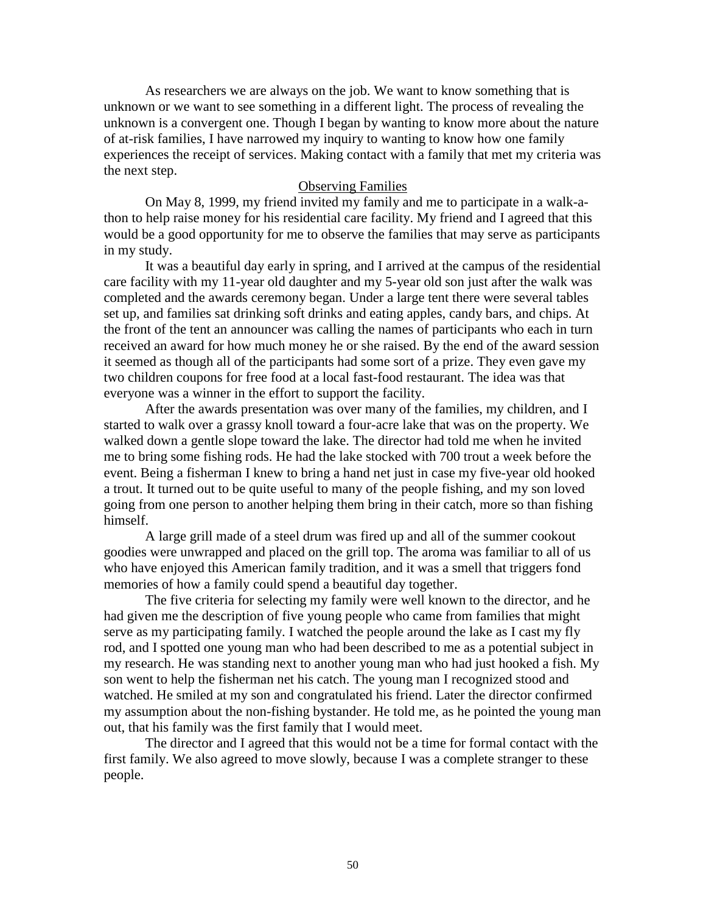As researchers we are always on the job. We want to know something that is unknown or we want to see something in a different light. The process of revealing the unknown is a convergent one. Though I began by wanting to know more about the nature of at-risk families, I have narrowed my inquiry to wanting to know how one family experiences the receipt of services. Making contact with a family that met my criteria was the next step.

## Observing Families

On May 8, 1999, my friend invited my family and me to participate in a walk-a-thon to help raise money for his residential care facility. My friend and I agreed that this would be a good opportunity for me to observe the families that may serve as participants in my study.

It was a beautiful day early in spring, and I arrived at the campus of the residential care facility with my 11-year old daughter and my 5-year old son just after the walk was completed and the awards ceremony began. Under a large tent there were several tables set up, and families sat drinking soft drinks and eating apples, candy bars, and chips. At the front of the tent an announcer was calling the names of participants who each in turn received an award for how much money he or she raised. By the end of the award session it seemed as though all of the participants had some sort of a prize. They even gave my two children coupons for free food at a local fast-food restaurant. The idea was that everyone was a winner in the effort to support the facility.

After the awards presentation was over many of the families, my children, and I started to walk over a grassy knoll toward a four-acre lake that was on the property. We walked down a gentle slope toward the lake. The director had told me when he invited me to bring some fishing rods. He had the lake stocked with 700 trout a week before the event. Being a fisherman I knew to bring a hand net just in case my five-year old hooked a trout. It turned out to be quite useful to many of the people fishing, and my son loved going from one person to another helping them bring in their catch, more so than fishing himself.

A large grill made of a steel drum was fired up and all of the summer cookout goodies were unwrapped and placed on the grill top. The aroma was familiar to all of us who have enjoyed this American family tradition, and it was a smell that triggers fond memories of how a family could spend a beautiful day together.

The five criteria for selecting my family were well known to the director, and he had given me the description of five young people who came from families that might serve as my participating family. I watched the people around the lake as I cast my fly rod, and I spotted one young man who had been described to me as a potential subject in my research. He was standing next to another young man who had just hooked a fish. My son went to help the fisherman net his catch. The young man I recognized stood and watched. He smiled at my son and congratulated his friend. Later the director confirmed my assumption about the non-fishing bystander. He told me, as he pointed the young man out, that his family was the first family that I would meet.

The director and I agreed that this would not be a time for formal contact with the first family. We also agreed to move slowly, because I was a complete stranger to these people.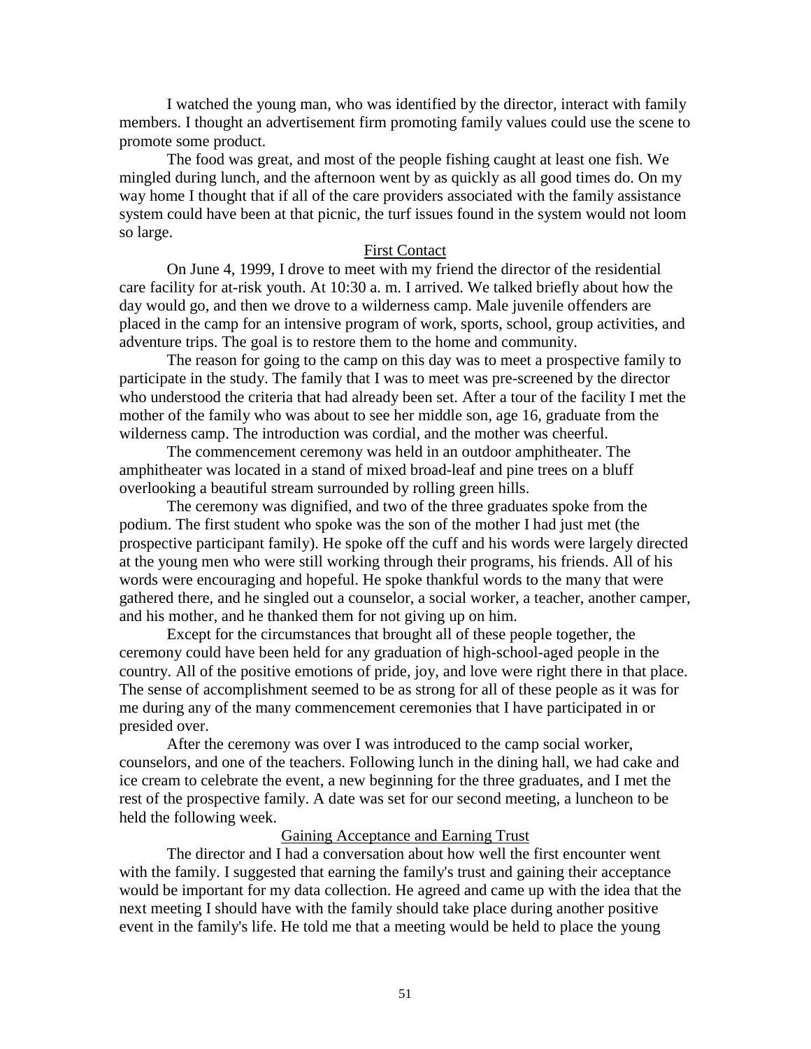I watched the young man, who was identified by the director, interact with family members. I thought an advertisement firm promoting family values could use the scene to promote some product.

The food was great, and most of the people fishing caught at least one fish. We mingled during lunch, and the afternoon went by as quickly as all good times do. On my way home I thought that if all of the care providers associated with the family assistance system could have been at that picnic, the turf issues found in the system would not loom so large.

## First Contact

On June 4, 1999, I drove to meet with my friend the director of the residential care facility for at-risk youth. At 10:30 a. m. I arrived. We talked briefly about how the day would go, and then we drove to a wilderness camp. Male juvenile offenders are placed in the camp for an intensive program of work, sports, school, group activities, and adventure trips. The goal is to restore them to the home and community.

The reason for going to the camp on this day was to meet a prospective family to participate in the study. The family that I was to meet was pre-screened by the director who understood the criteria that had already been set. After a tour of the facility I met the mother of the family who was about to see her middle son, age 16, graduate from the wilderness camp. The introduction was cordial, and the mother was cheerful.

The commencement ceremony was held in an outdoor amphitheater. The amphitheater was located in a stand of mixed broad-leaf and pine trees on a bluff overlooking a beautiful stream surrounded by rolling green hills.

The ceremony was dignified, and two of the three graduates spoke from the podium. The first student who spoke was the son of the mother I had just met (the prospective participant family). He spoke off the cuff and his words were largely directed at the young men who were still working through their programs, his friends. All of his words were encouraging and hopeful. He spoke thankful words to the many that were gathered there, and he singled out a counselor, a social worker, a teacher, another camper, and his mother, and he thanked them for not giving up on him.

Except for the circumstances that brought all of these people together, the ceremony could have been held for any graduation of high-school-aged people in the country. All of the positive emotions of pride, joy, and love were right there in that place. The sense of accomplishment seemed to be as strong for all of these people as it was for me during any of the many commencement ceremonies that I have participated in or presided over.

After the ceremony was over I was introduced to the camp social worker, counselors, and one of the teachers. Following lunch in the dining hall, we had cake and ice cream to celebrate the event, a new beginning for the three graduates, and I met the rest of the prospective family. A date was set for our second meeting, a luncheon to be held the following week.

## Gaining Acceptance and Earning Trust

The director and I had a conversation about how well the first encounter went with the family. I suggested that earning the family's trust and gaining their acceptance would be important for my data collection. He agreed and came up with the idea that the next meeting I should have with the family should take place during another positive event in the family's life. He told me that a meeting would be held to place the young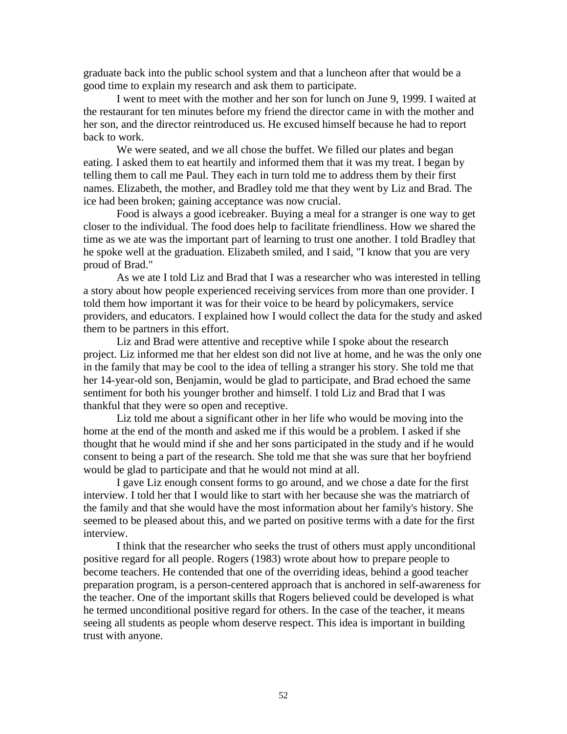graduate back into the public school system and that a luncheon after that would be a good time to explain my research and ask them to participate.

I went to meet with the mother and her son for lunch on June 9, 1999. I waited at the restaurant for ten minutes before my friend the director came in with the mother and her son, and the director reintroduced us. He excused himself because he had to report back to work.

We were seated, and we all chose the buffet. We filled our plates and began eating. I asked them to eat heartily and informed them that it was my treat. I began by telling them to call me Paul. They each in turn told me to address them by their first names. Elizabeth, the mother, and Bradley told me that they went by Liz and Brad. The ice had been broken; gaining acceptance was now crucial.

Food is always a good icebreaker. Buying a meal for a stranger is one way to get closer to the individual. The food does help to facilitate friendliness. How we shared the time as we ate was the important part of learning to trust one another. I told Bradley that he spoke well at the graduation. Elizabeth smiled, and I said, "I know that you are very proud of Brad."

As we ate I told Liz and Brad that I was a researcher who was interested in telling a story about how people experienced receiving services from more than one provider. I told them how important it was for their voice to be heard by policymakers, service providers, and educators. I explained how I would collect the data for the study and asked them to be partners in this effort.

Liz and Brad were attentive and receptive while I spoke about the research project. Liz informed me that her eldest son did not live at home, and he was the only one in the family that may be cool to the idea of telling a stranger his story. She told me that her 14-year-old son, Benjamin, would be glad to participate, and Brad echoed the same sentiment for both his younger brother and himself. I told Liz and Brad that I was thankful that they were so open and receptive.

Liz told me about a significant other in her life who would be moving into the home at the end of the month and asked me if this would be a problem. I asked if she thought that he would mind if she and her sons participated in the study and if he would consent to being a part of the research. She told me that she was sure that her boyfriend would be glad to participate and that he would not mind at all.

I gave Liz enough consent forms to go around, and we chose a date for the first interview. I told her that I would like to start with her because she was the matriarch of the family and that she would have the most information about her family's history. She seemed to be pleased about this, and we parted on positive terms with a date for the first interview.

I think that the researcher who seeks the trust of others must apply unconditional positive regard for all people. Rogers (1983) wrote about how to prepare people to become teachers. He contended that one of the overriding ideas, behind a good teacher preparation program, is a person-centered approach that is anchored in self-awareness for the teacher. One of the important skills that Rogers believed could be developed is what he termed unconditional positive regard for others. In the case of the teacher, it means seeing all students as people whom deserve respect. This idea is important in building trust with anyone.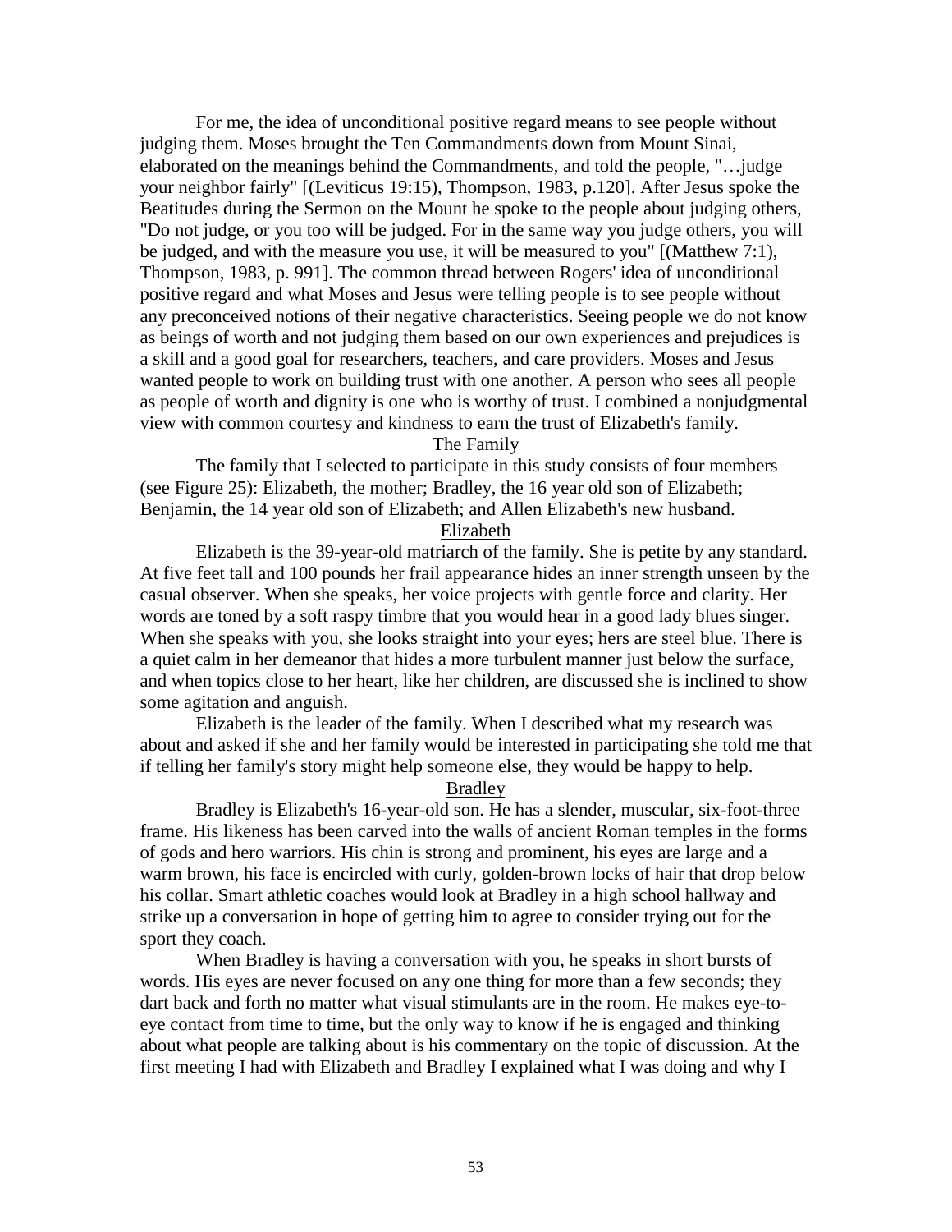For me, the idea of unconditional positive regard means to see people without judging them. Moses brought the Ten Commandments down from Mount Sinai, elaborated on the meanings behind the Commandments, and told the people, "…judge your neighbor fairly" [(Leviticus 19:15), Thompson, 1983, p.120]. After Jesus spoke the Beatitudes during the Sermon on the Mount he spoke to the people about judging others, "Do not judge, or you too will be judged. For in the same way you judge others, you will be judged, and with the measure you use, it will be measured to you" [(Matthew 7:1), Thompson, 1983, p. 991]. The common thread between Rogers' idea of unconditional positive regard and what Moses and Jesus were telling people is to see people without any preconceived notions of their negative characteristics. Seeing people we do not know as beings of worth and not judging them based on our own experiences and prejudices is a skill and a good goal for researchers, teachers, and care providers. Moses and Jesus wanted people to work on building trust with one another. A person who sees all people as people of worth and dignity is one who is worthy of trust. I combined a nonjudgmental view with common courtesy and kindness to earn the trust of Elizabeth's family.

## The Family

The family that I selected to participate in this study consists of four members (see Figure 25): Elizabeth, the mother; Bradley, the 16 year old son of Elizabeth; Benjamin, the 14 year old son of Elizabeth; and Allen Elizabeth's new husband.

### Elizabeth

Elizabeth is the 39-year-old matriarch of the family. She is petite by any standard. At five feet tall and 100 pounds her frail appearance hides an inner strength unseen by the casual observer. When she speaks, her voice projects with gentle force and clarity. Her words are toned by a soft raspy timbre that you would hear in a good lady blues singer. When she speaks with you, she looks straight into your eyes; hers are steel blue. There is a quiet calm in her demeanor that hides a more turbulent manner just below the surface, and when topics close to her heart, like her children, are discussed she is inclined to show some agitation and anguish.

Elizabeth is the leader of the family. When I described what my research was about and asked if she and her family would be interested in participating she told me that if telling her family's story might help someone else, they would be happy to help.

### Bradley

Bradley is Elizabeth's 16-year-old son. He has a slender, muscular, six-foot-three frame. His likeness has been carved into the walls of ancient Roman temples in the forms of gods and hero warriors. His chin is strong and prominent, his eyes are large and a warm brown, his face is encircled with curly, golden-brown locks of hair that drop below his collar. Smart athletic coaches would look at Bradley in a high school hallway and strike up a conversation in hope of getting him to agree to consider trying out for the sport they coach.

When Bradley is having a conversation with you, he speaks in short bursts of words. His eyes are never focused on any one thing for more than a few seconds; they dart back and forth no matter what visual stimulants are in the room. He makes eye-to-eye contact from time to time, but the only way to know if he is engaged and thinking about what people are talking about is his commentary on the topic of discussion. At the first meeting I had with Elizabeth and Bradley I explained what I was doing and why I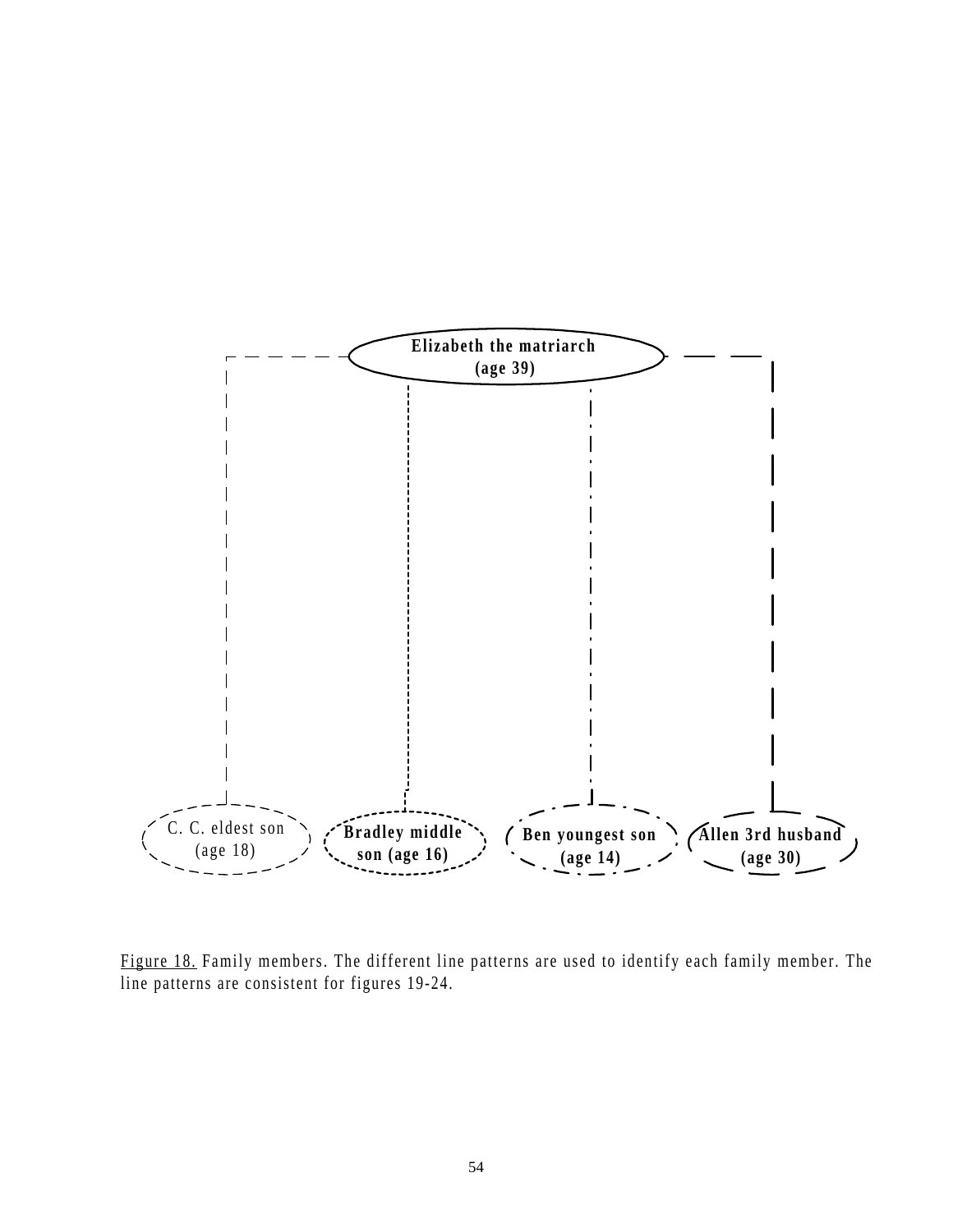Elizabeth the matriarch
(age 39)

C. C. eldest son
(age 18)

**Bradley middle son (age 16)**

**Ben youngest son (age 14)**

**Allen 3rd husband (age 30)**

Figure 18. Family members. The different line patterns are used to identify each family member. The line patterns are consistent for figures 19-24.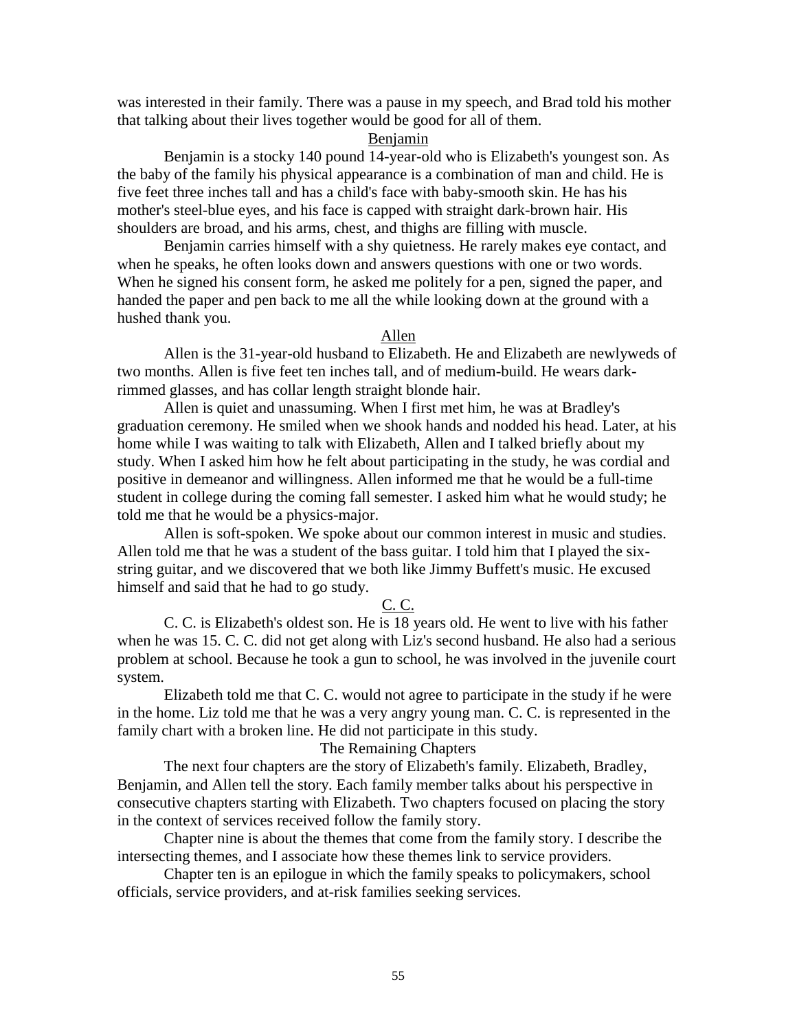was interested in their family. There was a pause in my speech, and Brad told his mother that talking about their lives together would be good for all of them.

### Benjamin

Benjamin is a stocky 140 pound 14-year-old who is Elizabeth's youngest son. As the baby of the family his physical appearance is a combination of man and child. He is five feet three inches tall and has a child's face with baby-smooth skin. He has his mother's steel-blue eyes, and his face is capped with straight dark-brown hair. His shoulders are broad, and his arms, chest, and thighs are filling with muscle.

Benjamin carries himself with a shy quietness. He rarely makes eye contact, and when he speaks, he often looks down and answers questions with one or two words. When he signed his consent form, he asked me politely for a pen, signed the paper, and handed the paper and pen back to me all the while looking down at the ground with a hushed thank you.

### Allen

Allen is the 31-year-old husband to Elizabeth. He and Elizabeth are newlyweds of two months. Allen is five feet ten inches tall, and of medium-build. He wears dark-rimmed glasses, and has collar length straight blonde hair.

Allen is quiet and unassuming. When I first met him, he was at Bradley's graduation ceremony. He smiled when we shook hands and nodded his head. Later, at his home while I was waiting to talk with Elizabeth, Allen and I talked briefly about my study. When I asked him how he felt about participating in the study, he was cordial and positive in demeanor and willingness. Allen informed me that he would be a full-time student in college during the coming fall semester. I asked him what he would study; he told me that he would be a physics-major.

Allen is soft-spoken. We spoke about our common interest in music and studies. Allen told me that he was a student of the bass guitar. I told him that I played the six-string guitar, and we discovered that we both like Jimmy Buffett's music. He excused himself and said that he had to go study.

### C. C.

C. C. is Elizabeth's oldest son. He is 18 years old. He went to live with his father when he was 15. C. C. did not get along with Liz's second husband. He also had a serious problem at school. Because he took a gun to school, he was involved in the juvenile court system.

Elizabeth told me that C. C. would not agree to participate in the study if he were in the home. Liz told me that he was a very angry young man. C. C. is represented in the family chart with a broken line. He did not participate in this study.

### The Remaining Chapters

The next four chapters are the story of Elizabeth's family. Elizabeth, Bradley, Benjamin, and Allen tell the story. Each family member talks about his perspective in consecutive chapters starting with Elizabeth. Two chapters focused on placing the story in the context of services received follow the family story.

Chapter nine is about the themes that come from the family story. I describe the intersecting themes, and I associate how these themes link to service providers.

Chapter ten is an epilogue in which the family speaks to policymakers, school officials, service providers, and at-risk families seeking services.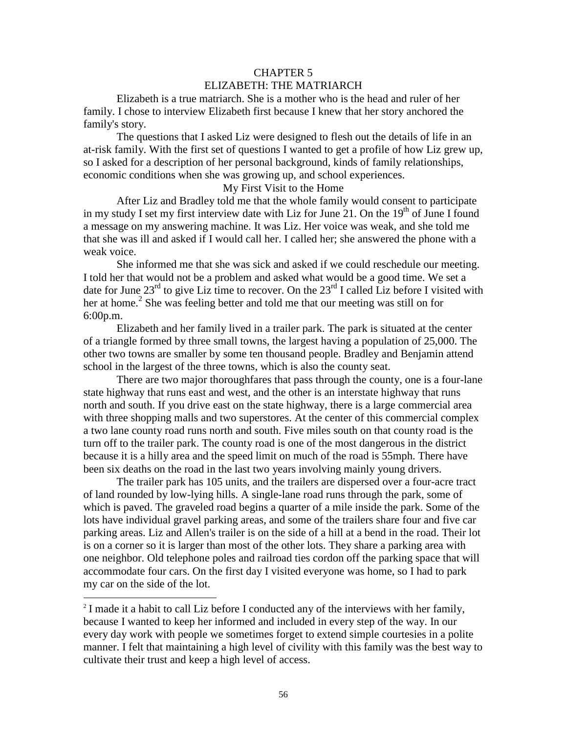# CHAPTER 5
# ELIZABETH: THE MATRIARCH

Elizabeth is a true matriarch. She is a mother who is the head and ruler of her family. I chose to interview Elizabeth first because I knew that her story anchored the family's story.

The questions that I asked Liz were designed to flesh out the details of life in an at-risk family. With the first set of questions I wanted to get a profile of how Liz grew up, so I asked for a description of her personal background, kinds of family relationships, economic conditions when she was growing up, and school experiences.

## My First Visit to the Home

After Liz and Bradley told me that the whole family would consent to participate in my study I set my first interview date with Liz for June 21. On the 19th of June I found a message on my answering machine. It was Liz. Her voice was weak, and she told me that she was ill and asked if I would call her. I called her; she answered the phone with a weak voice.

She informed me that she was sick and asked if we could reschedule our meeting. I told her that would not be a problem and asked what would be a good time. We set a date for June 23rd to give Liz time to recover. On the 23rd I called Liz before I visited with her at home.[2] She was feeling better and told me that our meeting was still on for 6:00p.m.

Elizabeth and her family lived in a trailer park. The park is situated at the center of a triangle formed by three small towns, the largest having a population of 25,000. The other two towns are smaller by some ten thousand people. Bradley and Benjamin attend school in the largest of the three towns, which is also the county seat.

There are two major thoroughfares that pass through the county, one is a four-lane state highway that runs east and west, and the other is an interstate highway that runs north and south. If you drive east on the state highway, there is a large commercial area with three shopping malls and two superstores. At the center of this commercial complex a two lane county road runs north and south. Five miles south on that county road is the turn off to the trailer park. The county road is one of the most dangerous in the district because it is a hilly area and the speed limit on much of the road is 55mph. There have been six deaths on the road in the last two years involving mainly young drivers.

The trailer park has 105 units, and the trailers are dispersed over a four-acre tract of land rounded by low-lying hills. A single-lane road runs through the park, some of which is paved. The graveled road begins a quarter of a mile inside the park. Some of the lots have individual gravel parking areas, and some of the trailers share four and five car parking areas. Liz and Allen's trailer is on the side of a hill at a bend in the road. Their lot is on a corner so it is larger than most of the other lots. They share a parking area with one neighbor. Old telephone poles and railroad ties cordon off the parking space that will accommodate four cars. On the first day I visited everyone was home, so I had to park my car on the side of the lot.

---

[2] I made it a habit to call Liz before I conducted any of the interviews with her family, because I wanted to keep her informed and included in every step of the way. In our every day work with people we sometimes forget to extend simple courtesies in a polite manner. I felt that maintaining a high level of civility with this family was the best way to cultivate their trust and keep a high level of access.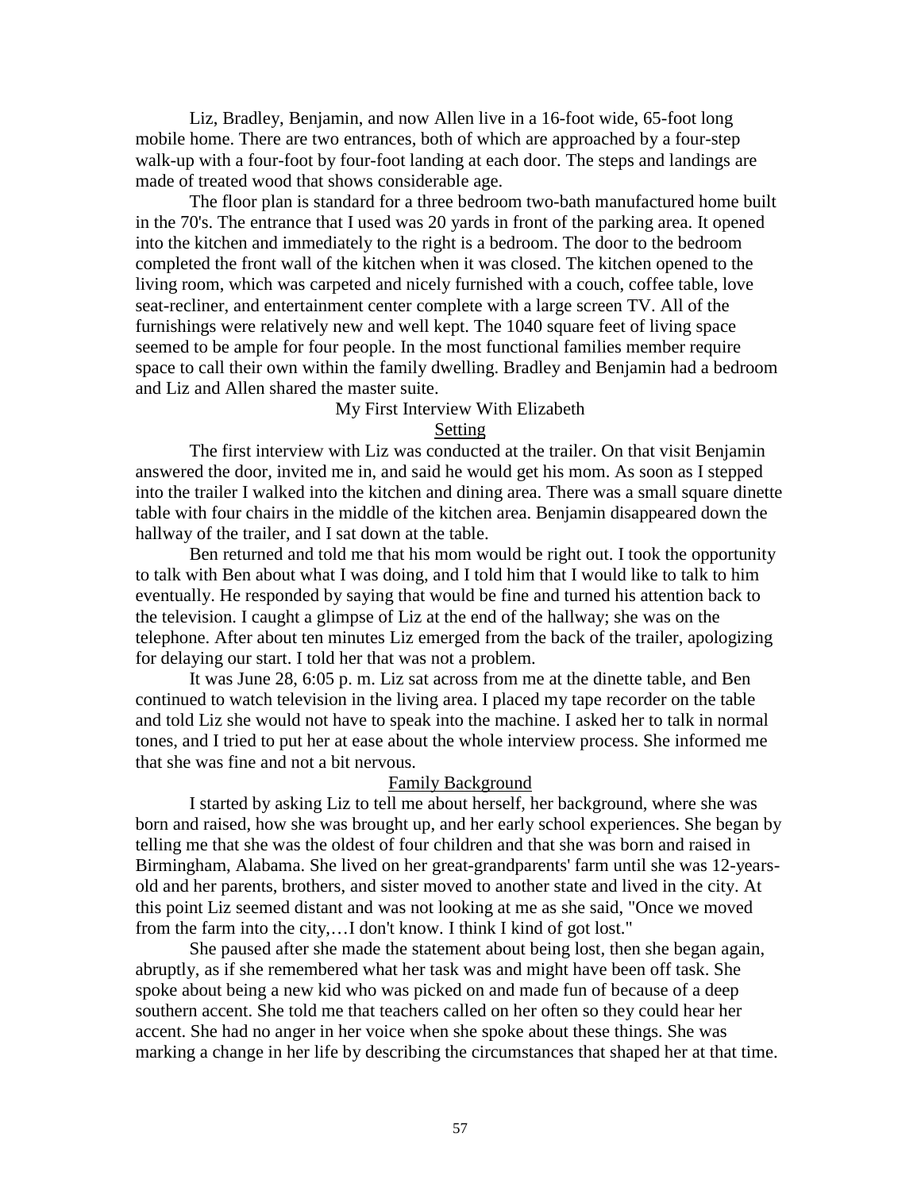Liz, Bradley, Benjamin, and now Allen live in a 16-foot wide, 65-foot long mobile home. There are two entrances, both of which are approached by a four-step walk-up with a four-foot by four-foot landing at each door. The steps and landings are made of treated wood that shows considerable age.

The floor plan is standard for a three bedroom two-bath manufactured home built in the 70's. The entrance that I used was 20 yards in front of the parking area. It opened into the kitchen and immediately to the right is a bedroom. The door to the bedroom completed the front wall of the kitchen when it was closed. The kitchen opened to the living room, which was carpeted and nicely furnished with a couch, coffee table, love seat-recliner, and entertainment center complete with a large screen TV. All of the furnishings were relatively new and well kept. The 1040 square feet of living space seemed to be ample for four people. In the most functional families member require space to call their own within the family dwelling. Bradley and Benjamin had a bedroom and Liz and Allen shared the master suite.

## My First Interview With Elizabeth

### Setting

The first interview with Liz was conducted at the trailer. On that visit Benjamin answered the door, invited me in, and said he would get his mom. As soon as I stepped into the trailer I walked into the kitchen and dining area. There was a small square dinette table with four chairs in the middle of the kitchen area. Benjamin disappeared down the hallway of the trailer, and I sat down at the table.

Ben returned and told me that his mom would be right out. I took the opportunity to talk with Ben about what I was doing, and I told him that I would like to talk to him eventually. He responded by saying that would be fine and turned his attention back to the television. I caught a glimpse of Liz at the end of the hallway; she was on the telephone. After about ten minutes Liz emerged from the back of the trailer, apologizing for delaying our start. I told her that was not a problem.

It was June 28, 6:05 p. m. Liz sat across from me at the dinette table, and Ben continued to watch television in the living area. I placed my tape recorder on the table and told Liz she would not have to speak into the machine. I asked her to talk in normal tones, and I tried to put her at ease about the whole interview process. She informed me that she was fine and not a bit nervous.

### Family Background

I started by asking Liz to tell me about herself, her background, where she was born and raised, how she was brought up, and her early school experiences. She began by telling me that she was the oldest of four children and that she was born and raised in Birmingham, Alabama. She lived on her great-grandparents' farm until she was 12-years-old and her parents, brothers, and sister moved to another state and lived in the city. At this point Liz seemed distant and was not looking at me as she said, "Once we moved from the farm into the city,…I don't know. I think I kind of got lost."

She paused after she made the statement about being lost, then she began again, abruptly, as if she remembered what her task was and might have been off task. She spoke about being a new kid who was picked on and made fun of because of a deep southern accent. She told me that teachers called on her often so they could hear her accent. She had no anger in her voice when she spoke about these things. She was marking a change in her life by describing the circumstances that shaped her at that time.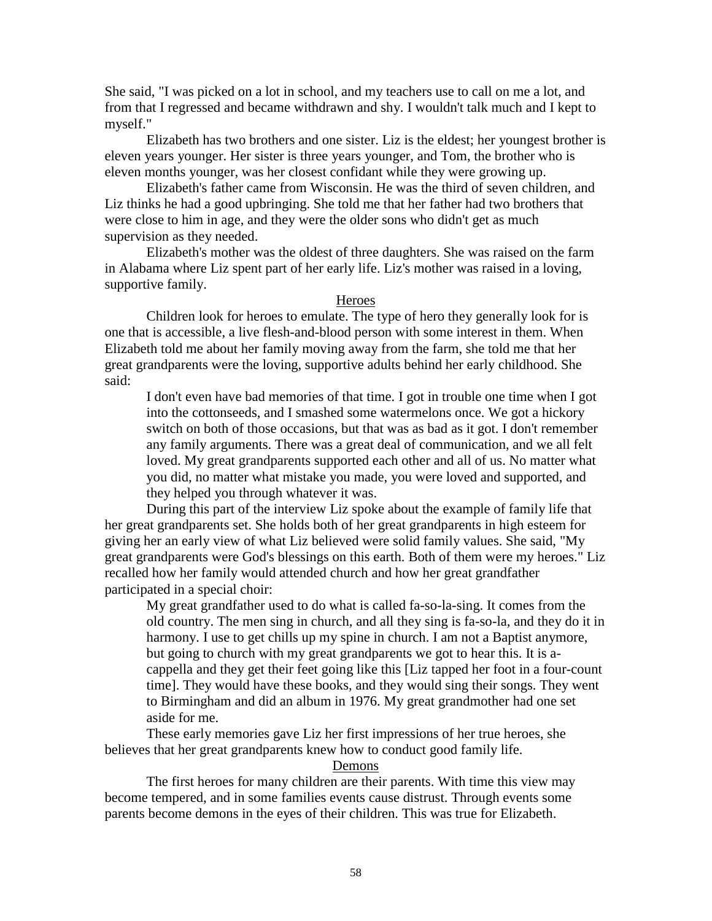She said, "I was picked on a lot in school, and my teachers use to call on me a lot, and from that I regressed and became withdrawn and shy. I wouldn't talk much and I kept to myself."

Elizabeth has two brothers and one sister. Liz is the eldest; her youngest brother is eleven years younger. Her sister is three years younger, and Tom, the brother who is eleven months younger, was her closest confidant while they were growing up.

Elizabeth's father came from Wisconsin. He was the third of seven children, and Liz thinks he had a good upbringing. She told me that her father had two brothers that were close to him in age, and they were the older sons who didn't get as much supervision as they needed.

Elizabeth's mother was the oldest of three daughters. She was raised on the farm in Alabama where Liz spent part of her early life. Liz's mother was raised in a loving, supportive family.

## Heroes

Children look for heroes to emulate. The type of hero they generally look for is one that is accessible, a live flesh-and-blood person with some interest in them. When Elizabeth told me about her family moving away from the farm, she told me that her great grandparents were the loving, supportive adults behind her early childhood. She said:

> I don't even have bad memories of that time. I got in trouble one time when I got into the cottonseeds, and I smashed some watermelons once. We got a hickory switch on both of those occasions, but that was as bad as it got. I don't remember any family arguments. There was a great deal of communication, and we all felt loved. My great grandparents supported each other and all of us. No matter what you did, no matter what mistake you made, you were loved and supported, and they helped you through whatever it was.

During this part of the interview Liz spoke about the example of family life that her great grandparents set. She holds both of her great grandparents in high esteem for giving her an early view of what Liz believed were solid family values. She said, "My great grandparents were God's blessings on this earth. Both of them were my heroes." Liz recalled how her family would attended church and how her great grandfather participated in a special choir:

> My great grandfather used to do what is called fa-so-la-sing. It comes from the old country. The men sing in church, and all they sing is fa-so-la, and they do it in harmony. I use to get chills up my spine in church. I am not a Baptist anymore, but going to church with my great grandparents we got to hear this. It is a-cappella and they get their feet going like this [Liz tapped her foot in a four-count time]. They would have these books, and they would sing their songs. They went to Birmingham and did an album in 1976. My great grandmother had one set aside for me.

These early memories gave Liz her first impressions of her true heroes, she believes that her great grandparents knew how to conduct good family life.

## Demons

The first heroes for many children are their parents. With time this view may become tempered, and in some families events cause distrust. Through events some parents become demons in the eyes of their children. This was true for Elizabeth.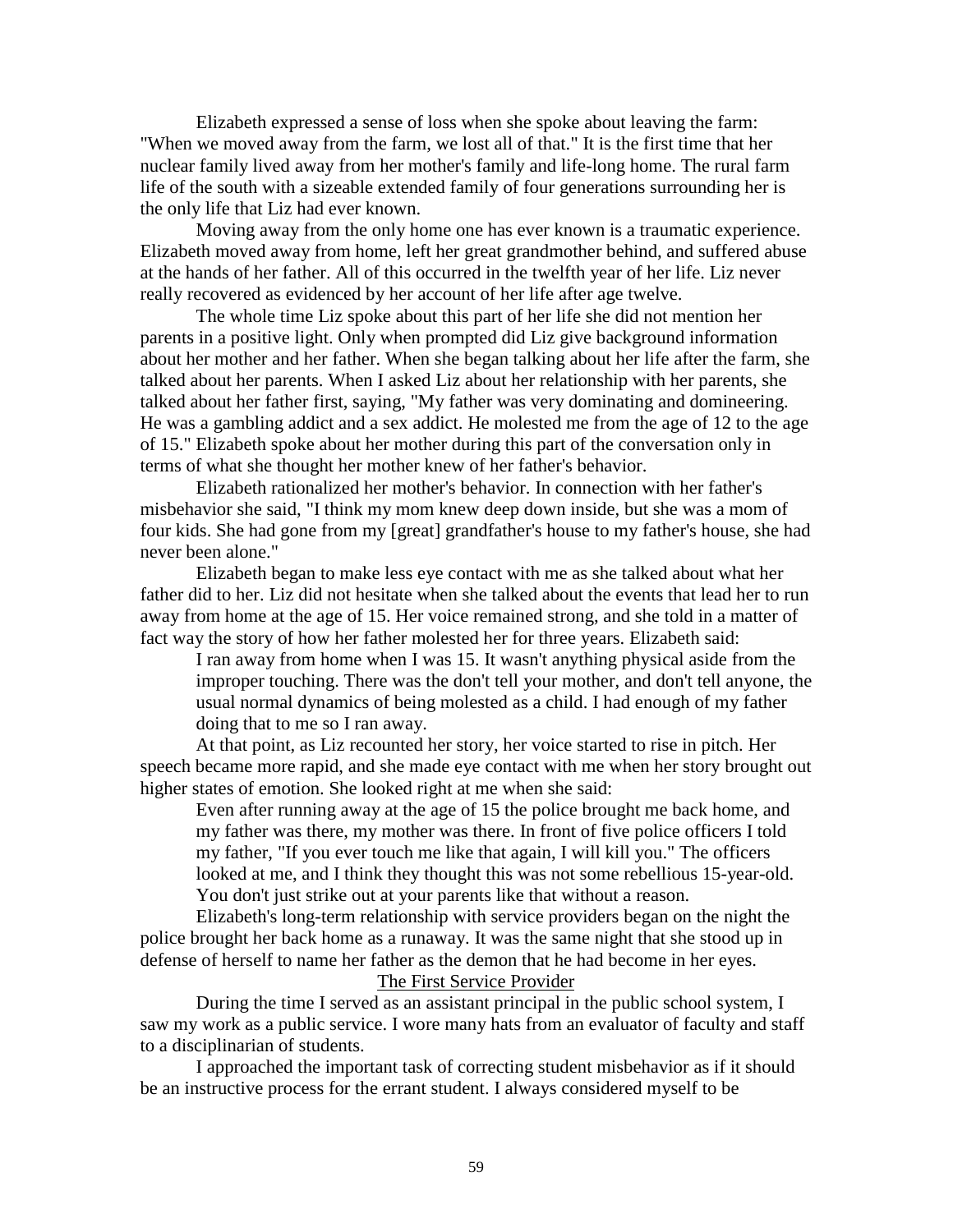Elizabeth expressed a sense of loss when she spoke about leaving the farm: "When we moved away from the farm, we lost all of that." It is the first time that her nuclear family lived away from her mother's family and life-long home. The rural farm life of the south with a sizeable extended family of four generations surrounding her is the only life that Liz had ever known.

Moving away from the only home one has ever known is a traumatic experience. Elizabeth moved away from home, left her great grandmother behind, and suffered abuse at the hands of her father. All of this occurred in the twelfth year of her life. Liz never really recovered as evidenced by her account of her life after age twelve.

The whole time Liz spoke about this part of her life she did not mention her parents in a positive light. Only when prompted did Liz give background information about her mother and her father. When she began talking about her life after the farm, she talked about her parents. When I asked Liz about her relationship with her parents, she talked about her father first, saying, "My father was very dominating and domineering. He was a gambling addict and a sex addict. He molested me from the age of 12 to the age of 15." Elizabeth spoke about her mother during this part of the conversation only in terms of what she thought her mother knew of her father's behavior.

Elizabeth rationalized her mother's behavior. In connection with her father's misbehavior she said, "I think my mom knew deep down inside, but she was a mom of four kids. She had gone from my [great] grandfather's house to my father's house, she had never been alone."

Elizabeth began to make less eye contact with me as she talked about what her father did to her. Liz did not hesitate when she talked about the events that lead her to run away from home at the age of 15. Her voice remained strong, and she told in a matter of fact way the story of how her father molested her for three years. Elizabeth said:

> I ran away from home when I was 15. It wasn't anything physical aside from the improper touching. There was the don't tell your mother, and don't tell anyone, the usual normal dynamics of being molested as a child. I had enough of my father doing that to me so I ran away.

At that point, as Liz recounted her story, her voice started to rise in pitch. Her speech became more rapid, and she made eye contact with me when her story brought out higher states of emotion. She looked right at me when she said:

> Even after running away at the age of 15 the police brought me back home, and my father was there, my mother was there. In front of five police officers I told my father, "If you ever touch me like that again, I will kill you." The officers looked at me, and I think they thought this was not some rebellious 15-year-old. You don't just strike out at your parents like that without a reason.

Elizabeth's long-term relationship with service providers began on the night the police brought her back home as a runaway. It was the same night that she stood up in defense of herself to name her father as the demon that he had become in her eyes.

## The First Service Provider

During the time I served as an assistant principal in the public school system, I saw my work as a public service. I wore many hats from an evaluator of faculty and staff to a disciplinarian of students.

I approached the important task of correcting student misbehavior as if it should be an instructive process for the errant student. I always considered myself to be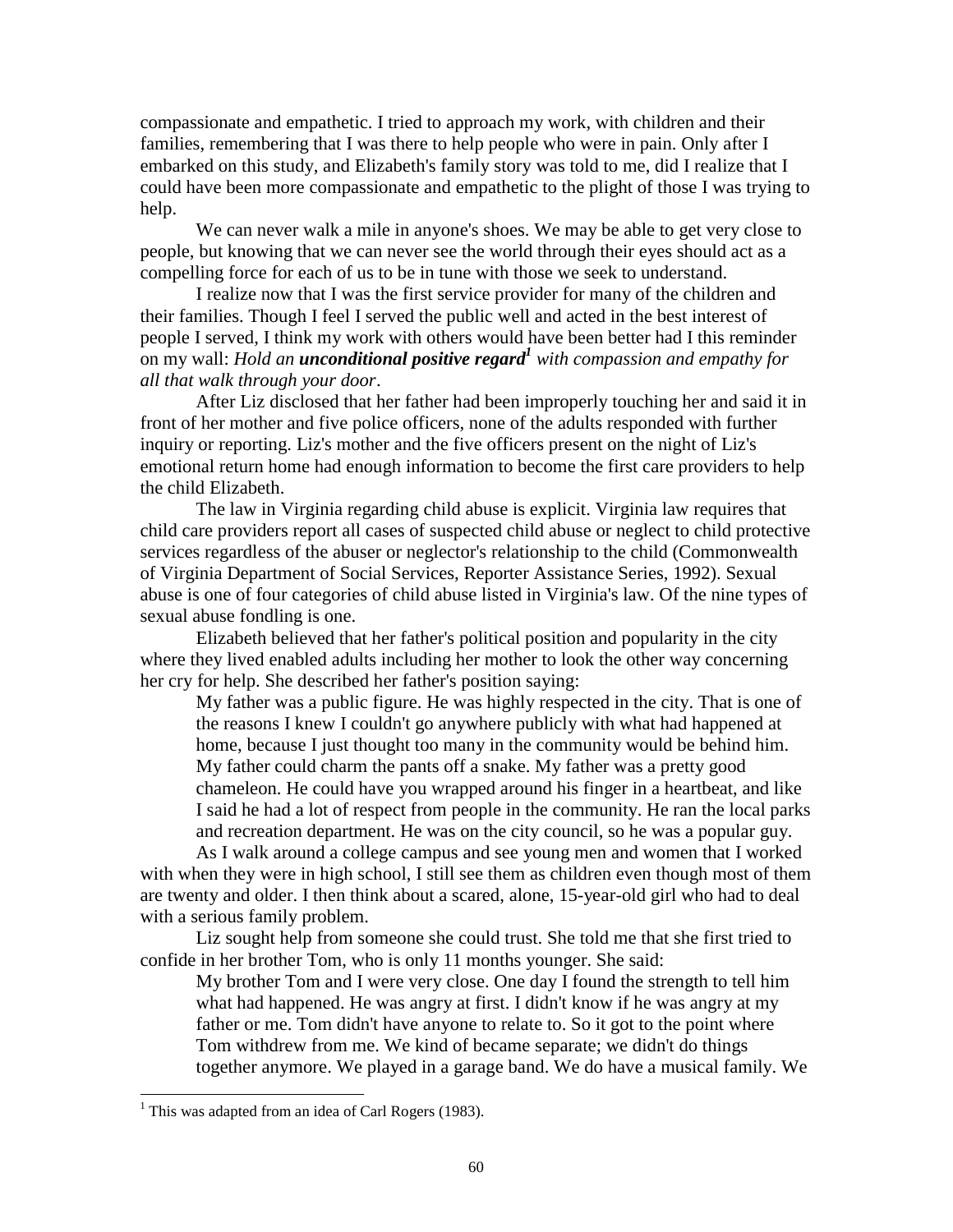compassionate and empathetic. I tried to approach my work, with children and their families, remembering that I was there to help people who were in pain. Only after I embarked on this study, and Elizabeth's family story was told to me, did I realize that I could have been more compassionate and empathetic to the plight of those I was trying to help.

We can never walk a mile in anyone's shoes. We may be able to get very close to people, but knowing that we can never see the world through their eyes should act as a compelling force for each of us to be in tune with those we seek to understand.

I realize now that I was the first service provider for many of the children and their families. Though I feel I served the public well and acted in the best interest of people I served, I think my work with others would have been better had I this reminder on my wall: *Hold an **unconditional positive regard**[1] with compassion and empathy for all that walk through your door*.

After Liz disclosed that her father had been improperly touching her and said it in front of her mother and five police officers, none of the adults responded with further inquiry or reporting. Liz's mother and the five officers present on the night of Liz's emotional return home had enough information to become the first care providers to help the child Elizabeth.

The law in Virginia regarding child abuse is explicit. Virginia law requires that child care providers report all cases of suspected child abuse or neglect to child protective services regardless of the abuser or neglector's relationship to the child (Commonwealth of Virginia Department of Social Services, Reporter Assistance Series, 1992). Sexual abuse is one of four categories of child abuse listed in Virginia's law. Of the nine types of sexual abuse fondling is one.

Elizabeth believed that her father's political position and popularity in the city where they lived enabled adults including her mother to look the other way concerning her cry for help. She described her father's position saying:

> My father was a public figure. He was highly respected in the city. That is one of the reasons I knew I couldn't go anywhere publicly with what had happened at home, because I just thought too many in the community would be behind him. My father could charm the pants off a snake. My father was a pretty good chameleon. He could have you wrapped around his finger in a heartbeat, and like I said he had a lot of respect from people in the community. He ran the local parks and recreation department. He was on the city council, so he was a popular guy.

As I walk around a college campus and see young men and women that I worked with when they were in high school, I still see them as children even though most of them are twenty and older. I then think about a scared, alone, 15-year-old girl who had to deal with a serious family problem.

Liz sought help from someone she could trust. She told me that she first tried to confide in her brother Tom, who is only 11 months younger. She said:

> My brother Tom and I were very close. One day I found the strength to tell him what had happened. He was angry at first. I didn't know if he was angry at my father or me. Tom didn't have anyone to relate to. So it got to the point where Tom withdrew from me. We kind of became separate; we didn't do things together anymore. We played in a garage band. We do have a musical family. We

[1] This was adapted from an idea of Carl Rogers (1983).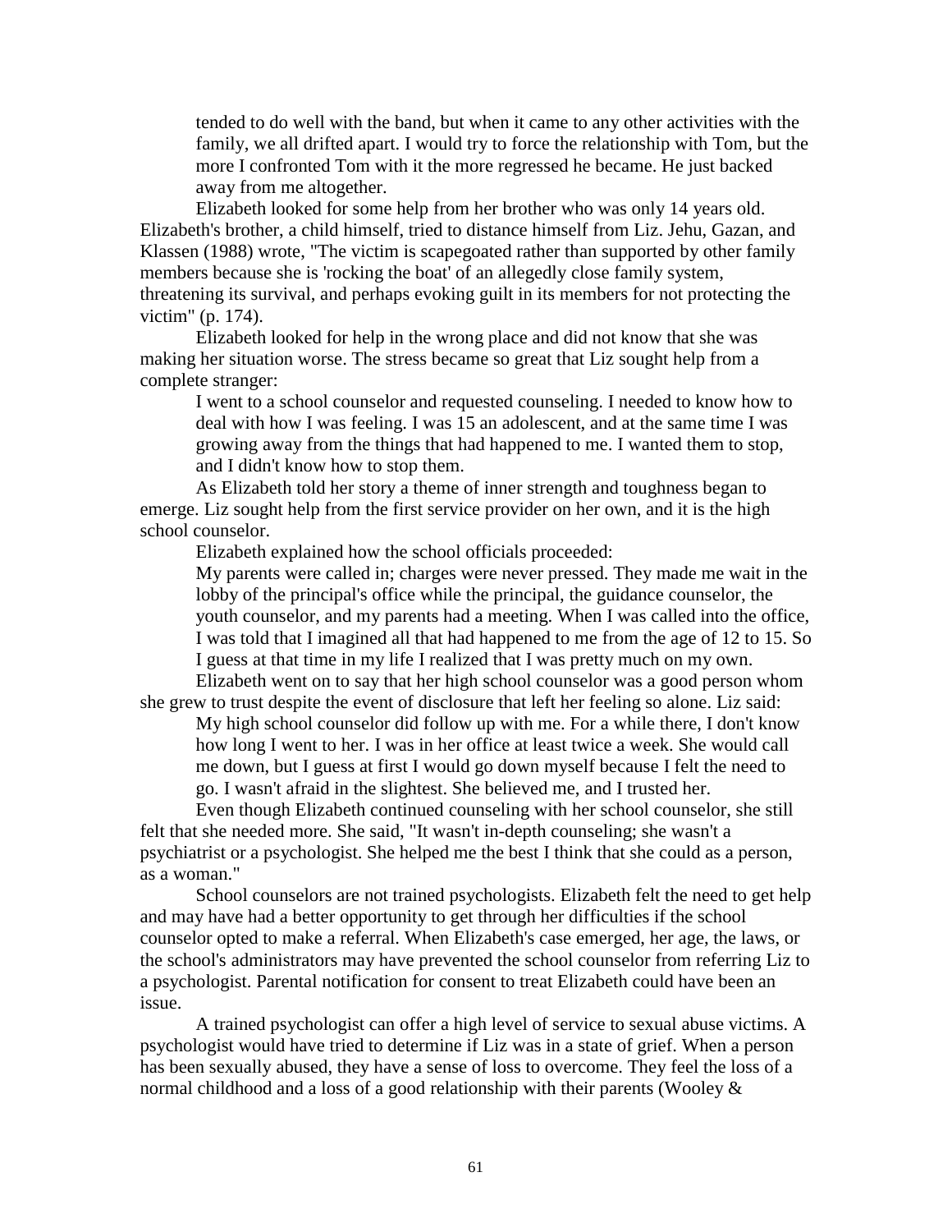> tended to do well with the band, but when it came to any other activities with the family, we all drifted apart. I would try to force the relationship with Tom, but the more I confronted Tom with it the more regressed he became. He just backed away from me altogether.

Elizabeth looked for some help from her brother who was only 14 years old. Elizabeth's brother, a child himself, tried to distance himself from Liz. Jehu, Gazan, and Klassen (1988) wrote, "The victim is scapegoated rather than supported by other family members because she is 'rocking the boat' of an allegedly close family system, threatening its survival, and perhaps evoking guilt in its members for not protecting the victim" (p. 174).

Elizabeth looked for help in the wrong place and did not know that she was making her situation worse. The stress became so great that Liz sought help from a complete stranger:

> I went to a school counselor and requested counseling. I needed to know how to deal with how I was feeling. I was 15 an adolescent, and at the same time I was growing away from the things that had happened to me. I wanted them to stop, and I didn't know how to stop them.

As Elizabeth told her story a theme of inner strength and toughness began to emerge. Liz sought help from the first service provider on her own, and it is the high school counselor.

Elizabeth explained how the school officials proceeded:

> My parents were called in; charges were never pressed. They made me wait in the lobby of the principal's office while the principal, the guidance counselor, the youth counselor, and my parents had a meeting. When I was called into the office, I was told that I imagined all that had happened to me from the age of 12 to 15. So I guess at that time in my life I realized that I was pretty much on my own.

Elizabeth went on to say that her high school counselor was a good person whom she grew to trust despite the event of disclosure that left her feeling so alone. Liz said:

> My high school counselor did follow up with me. For a while there, I don't know how long I went to her. I was in her office at least twice a week. She would call me down, but I guess at first I would go down myself because I felt the need to go. I wasn't afraid in the slightest. She believed me, and I trusted her.

Even though Elizabeth continued counseling with her school counselor, she still felt that she needed more. She said, "It wasn't in-depth counseling; she wasn't a psychiatrist or a psychologist. She helped me the best I think that she could as a person, as a woman."

School counselors are not trained psychologists. Elizabeth felt the need to get help and may have had a better opportunity to get through her difficulties if the school counselor opted to make a referral. When Elizabeth's case emerged, her age, the laws, or the school's administrators may have prevented the school counselor from referring Liz to a psychologist. Parental notification for consent to treat Elizabeth could have been an issue.

A trained psychologist can offer a high level of service to sexual abuse victims. A psychologist would have tried to determine if Liz was in a state of grief. When a person has been sexually abused, they have a sense of loss to overcome. They feel the loss of a normal childhood and a loss of a good relationship with their parents (Wooley &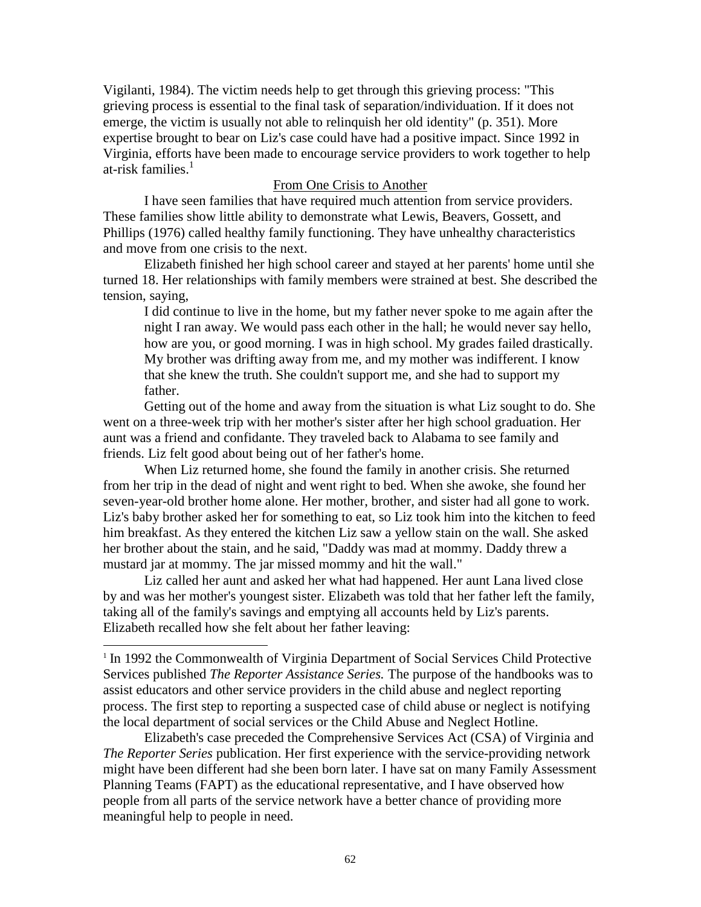Vigilanti, 1984). The victim needs help to get through this grieving process: "This grieving process is essential to the final task of separation/individuation. If it does not emerge, the victim is usually not able to relinquish her old identity" (p. 351). More expertise brought to bear on Liz's case could have had a positive impact. Since 1992 in Virginia, efforts have been made to encourage service providers to work together to help at-risk families.[1]

## From One Crisis to Another

I have seen families that have required much attention from service providers. These families show little ability to demonstrate what Lewis, Beavers, Gossett, and Phillips (1976) called healthy family functioning. They have unhealthy characteristics and move from one crisis to the next.

Elizabeth finished her high school career and stayed at her parents' home until she turned 18. Her relationships with family members were strained at best. She described the tension, saying,

> I did continue to live in the home, but my father never spoke to me again after the night I ran away. We would pass each other in the hall; he would never say hello, how are you, or good morning. I was in high school. My grades failed drastically. My brother was drifting away from me, and my mother was indifferent. I know that she knew the truth. She couldn't support me, and she had to support my father.

Getting out of the home and away from the situation is what Liz sought to do. She went on a three-week trip with her mother's sister after her high school graduation. Her aunt was a friend and confidante. They traveled back to Alabama to see family and friends. Liz felt good about being out of her father's home.

When Liz returned home, she found the family in another crisis. She returned from her trip in the dead of night and went right to bed. When she awoke, she found her seven-year-old brother home alone. Her mother, brother, and sister had all gone to work. Liz's baby brother asked her for something to eat, so Liz took him into the kitchen to feed him breakfast. As they entered the kitchen Liz saw a yellow stain on the wall. She asked her brother about the stain, and he said, "Daddy was mad at mommy. Daddy threw a mustard jar at mommy. The jar missed mommy and hit the wall."

Liz called her aunt and asked her what had happened. Her aunt Lana lived close by and was her mother's youngest sister. Elizabeth was told that her father left the family, taking all of the family's savings and emptying all accounts held by Liz's parents. Elizabeth recalled how she felt about her father leaving:

---

[1] In 1992 the Commonwealth of Virginia Department of Social Services Child Protective Services published *The Reporter Assistance Series.* The purpose of the handbooks was to assist educators and other service providers in the child abuse and neglect reporting process. The first step to reporting a suspected case of child abuse or neglect is notifying the local department of social services or the Child Abuse and Neglect Hotline.

Elizabeth's case preceded the Comprehensive Services Act (CSA) of Virginia and *The Reporter Series* publication. Her first experience with the service-providing network might have been different had she been born later. I have sat on many Family Assessment Planning Teams (FAPT) as the educational representative, and I have observed how people from all parts of the service network have a better chance of providing more meaningful help to people in need.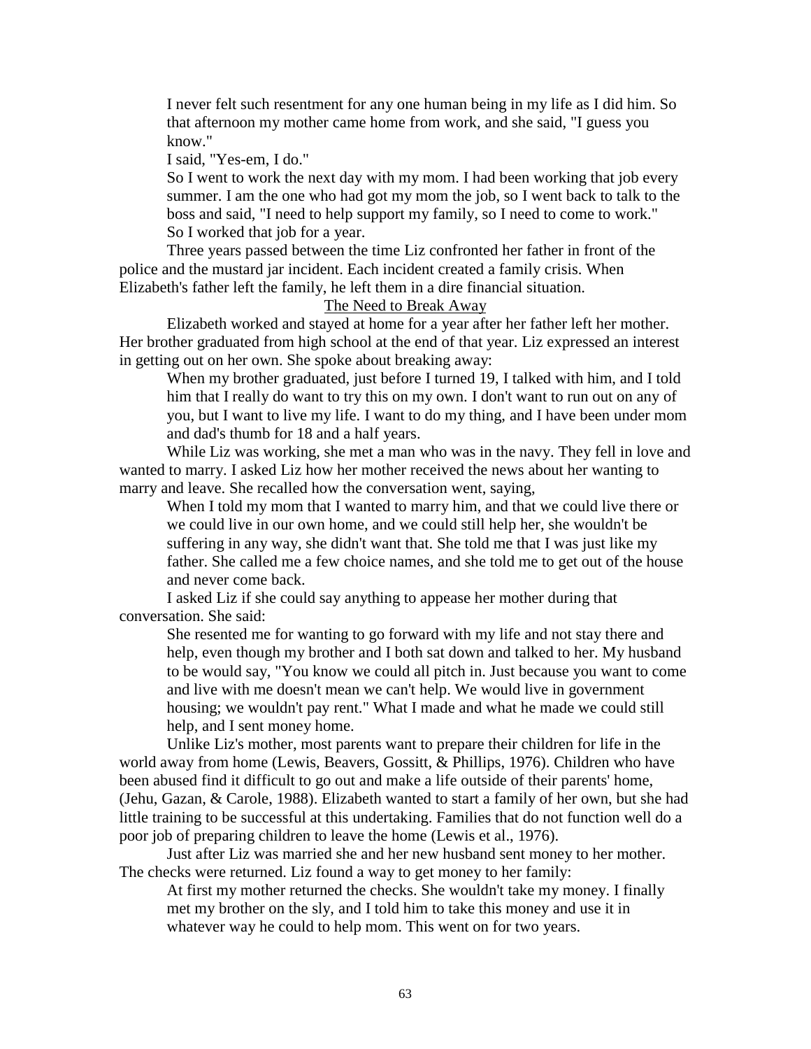> I never felt such resentment for any one human being in my life as I did him. So that afternoon my mother came home from work, and she said, "I guess you know."
>
> I said, "Yes-em, I do."
>
> So I went to work the next day with my mom. I had been working that job every summer. I am the one who had got my mom the job, so I went back to talk to the boss and said, "I need to help support my family, so I need to come to work."
>
> So I worked that job for a year.

Three years passed between the time Liz confronted her father in front of the police and the mustard jar incident. Each incident created a family crisis. When Elizabeth's father left the family, he left them in a dire financial situation.

<u>The Need to Break Away</u>

Elizabeth worked and stayed at home for a year after her father left her mother. Her brother graduated from high school at the end of that year. Liz expressed an interest in getting out on her own. She spoke about breaking away:

> When my brother graduated, just before I turned 19, I talked with him, and I told him that I really do want to try this on my own. I don't want to run out on any of you, but I want to live my life. I want to do my thing, and I have been under mom and dad's thumb for 18 and a half years.

While Liz was working, she met a man who was in the navy. They fell in love and wanted to marry. I asked Liz how her mother received the news about her wanting to marry and leave. She recalled how the conversation went, saying,

> When I told my mom that I wanted to marry him, and that we could live there or we could live in our own home, and we could still help her, she wouldn't be suffering in any way, she didn't want that. She told me that I was just like my father. She called me a few choice names, and she told me to get out of the house and never come back.

I asked Liz if she could say anything to appease her mother during that conversation. She said:

> She resented me for wanting to go forward with my life and not stay there and help, even though my brother and I both sat down and talked to her. My husband to be would say, "You know we could all pitch in. Just because you want to come and live with me doesn't mean we can't help. We would live in government housing; we wouldn't pay rent." What I made and what he made we could still help, and I sent money home.

Unlike Liz's mother, most parents want to prepare their children for life in the world away from home (Lewis, Beavers, Gossitt, & Phillips, 1976). Children who have been abused find it difficult to go out and make a life outside of their parents' home, (Jehu, Gazan, & Carole, 1988). Elizabeth wanted to start a family of her own, but she had little training to be successful at this undertaking. Families that do not function well do a poor job of preparing children to leave the home (Lewis et al., 1976).

Just after Liz was married she and her new husband sent money to her mother. The checks were returned. Liz found a way to get money to her family:

> At first my mother returned the checks. She wouldn't take my money. I finally met my brother on the sly, and I told him to take this money and use it in whatever way he could to help mom. This went on for two years.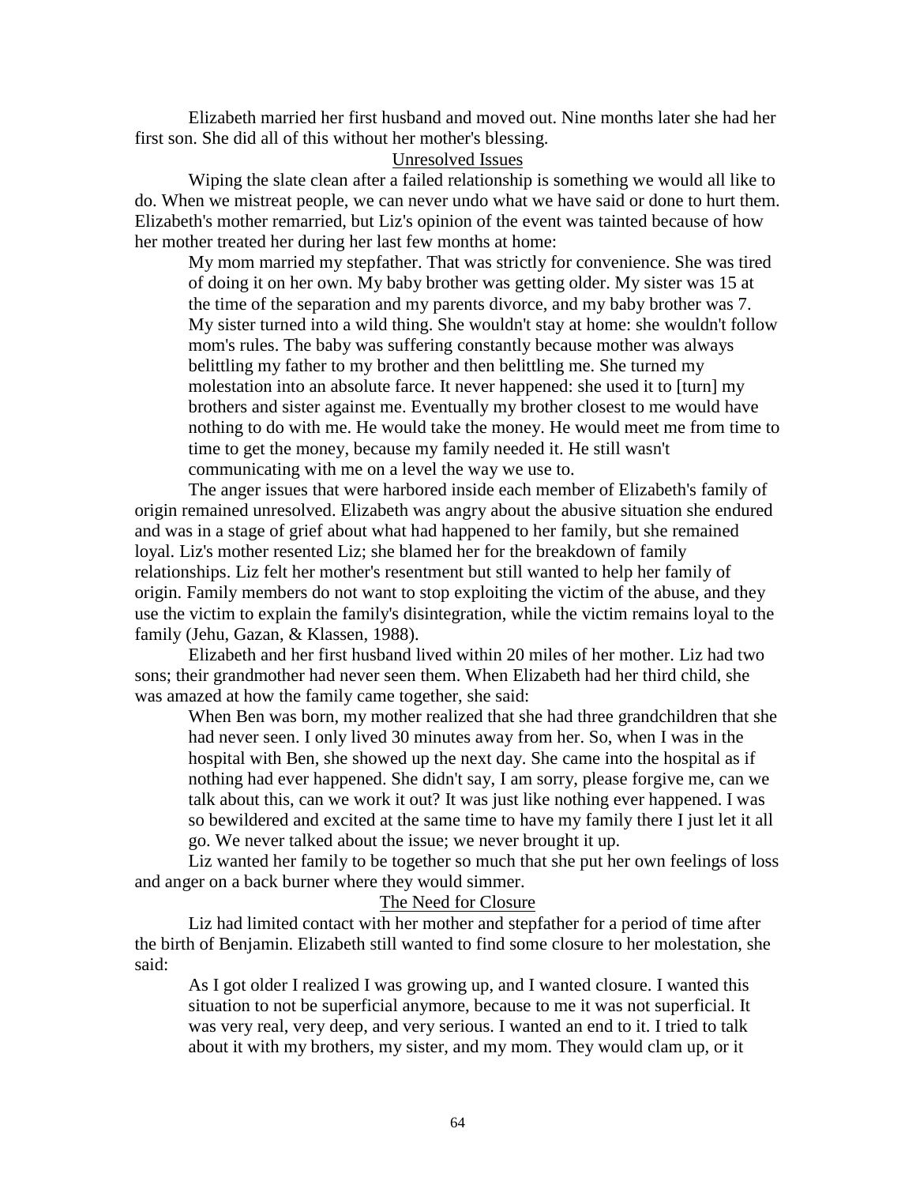Elizabeth married her first husband and moved out. Nine months later she had her first son. She did all of this without her mother's blessing.

## Unresolved Issues

Wiping the slate clean after a failed relationship is something we would all like to do. When we mistreat people, we can never undo what we have said or done to hurt them. Elizabeth's mother remarried, but Liz's opinion of the event was tainted because of how her mother treated her during her last few months at home:

> My mom married my stepfather. That was strictly for convenience. She was tired of doing it on her own. My baby brother was getting older. My sister was 15 at the time of the separation and my parents divorce, and my baby brother was 7. My sister turned into a wild thing. She wouldn't stay at home: she wouldn't follow mom's rules. The baby was suffering constantly because mother was always belittling my father to my brother and then belittling me. She turned my molestation into an absolute farce. It never happened: she used it to [turn] my brothers and sister against me. Eventually my brother closest to me would have nothing to do with me. He would take the money. He would meet me from time to time to get the money, because my family needed it. He still wasn't communicating with me on a level the way we use to.

The anger issues that were harbored inside each member of Elizabeth's family of origin remained unresolved. Elizabeth was angry about the abusive situation she endured and was in a stage of grief about what had happened to her family, but she remained loyal. Liz's mother resented Liz; she blamed her for the breakdown of family relationships. Liz felt her mother's resentment but still wanted to help her family of origin. Family members do not want to stop exploiting the victim of the abuse, and they use the victim to explain the family's disintegration, while the victim remains loyal to the family (Jehu, Gazan, & Klassen, 1988).

Elizabeth and her first husband lived within 20 miles of her mother. Liz had two sons; their grandmother had never seen them. When Elizabeth had her third child, she was amazed at how the family came together, she said:

> When Ben was born, my mother realized that she had three grandchildren that she had never seen. I only lived 30 minutes away from her. So, when I was in the hospital with Ben, she showed up the next day. She came into the hospital as if nothing had ever happened. She didn't say, I am sorry, please forgive me, can we talk about this, can we work it out? It was just like nothing ever happened. I was so bewildered and excited at the same time to have my family there I just let it all go. We never talked about the issue; we never brought it up.

Liz wanted her family to be together so much that she put her own feelings of loss and anger on a back burner where they would simmer.

## The Need for Closure

Liz had limited contact with her mother and stepfather for a period of time after the birth of Benjamin. Elizabeth still wanted to find some closure to her molestation, she said:

> As I got older I realized I was growing up, and I wanted closure. I wanted this situation to not be superficial anymore, because to me it was not superficial. It was very real, very deep, and very serious. I wanted an end to it. I tried to talk about it with my brothers, my sister, and my mom. They would clam up, or it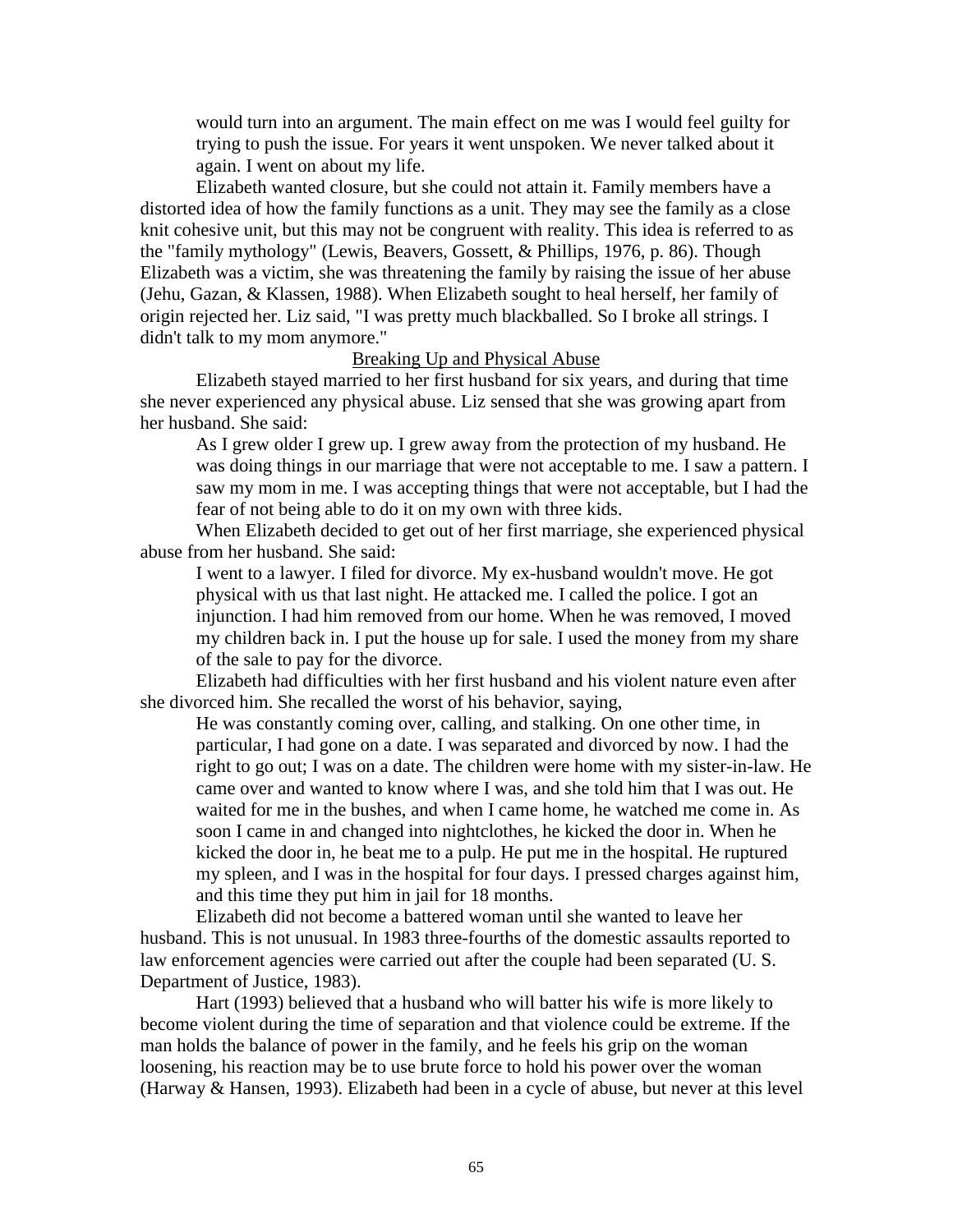would turn into an argument. The main effect on me was I would feel guilty for trying to push the issue. For years it went unspoken. We never talked about it again. I went on about my life.

Elizabeth wanted closure, but she could not attain it. Family members have a distorted idea of how the family functions as a unit. They may see the family as a close knit cohesive unit, but this may not be congruent with reality. This idea is referred to as the "family mythology" (Lewis, Beavers, Gossett, & Phillips, 1976, p. 86). Though Elizabeth was a victim, she was threatening the family by raising the issue of her abuse (Jehu, Gazan, & Klassen, 1988). When Elizabeth sought to heal herself, her family of origin rejected her. Liz said, "I was pretty much blackballed. So I broke all strings. I didn't talk to my mom anymore."

## Breaking Up and Physical Abuse

Elizabeth stayed married to her first husband for six years, and during that time she never experienced any physical abuse. Liz sensed that she was growing apart from her husband. She said:

> As I grew older I grew up. I grew away from the protection of my husband. He was doing things in our marriage that were not acceptable to me. I saw a pattern. I saw my mom in me. I was accepting things that were not acceptable, but I had the fear of not being able to do it on my own with three kids.

When Elizabeth decided to get out of her first marriage, she experienced physical abuse from her husband. She said:

> I went to a lawyer. I filed for divorce. My ex-husband wouldn't move. He got physical with us that last night. He attacked me. I called the police. I got an injunction. I had him removed from our home. When he was removed, I moved my children back in. I put the house up for sale. I used the money from my share of the sale to pay for the divorce.

Elizabeth had difficulties with her first husband and his violent nature even after she divorced him. She recalled the worst of his behavior, saying,

> He was constantly coming over, calling, and stalking. On one other time, in particular, I had gone on a date. I was separated and divorced by now. I had the right to go out; I was on a date. The children were home with my sister-in-law. He came over and wanted to know where I was, and she told him that I was out. He waited for me in the bushes, and when I came home, he watched me come in. As soon I came in and changed into nightclothes, he kicked the door in. When he kicked the door in, he beat me to a pulp. He put me in the hospital. He ruptured my spleen, and I was in the hospital for four days. I pressed charges against him, and this time they put him in jail for 18 months.

Elizabeth did not become a battered woman until she wanted to leave her husband. This is not unusual. In 1983 three-fourths of the domestic assaults reported to law enforcement agencies were carried out after the couple had been separated (U. S. Department of Justice, 1983).

Hart (1993) believed that a husband who will batter his wife is more likely to become violent during the time of separation and that violence could be extreme. If the man holds the balance of power in the family, and he feels his grip on the woman loosening, his reaction may be to use brute force to hold his power over the woman (Harway & Hansen, 1993). Elizabeth had been in a cycle of abuse, but never at this level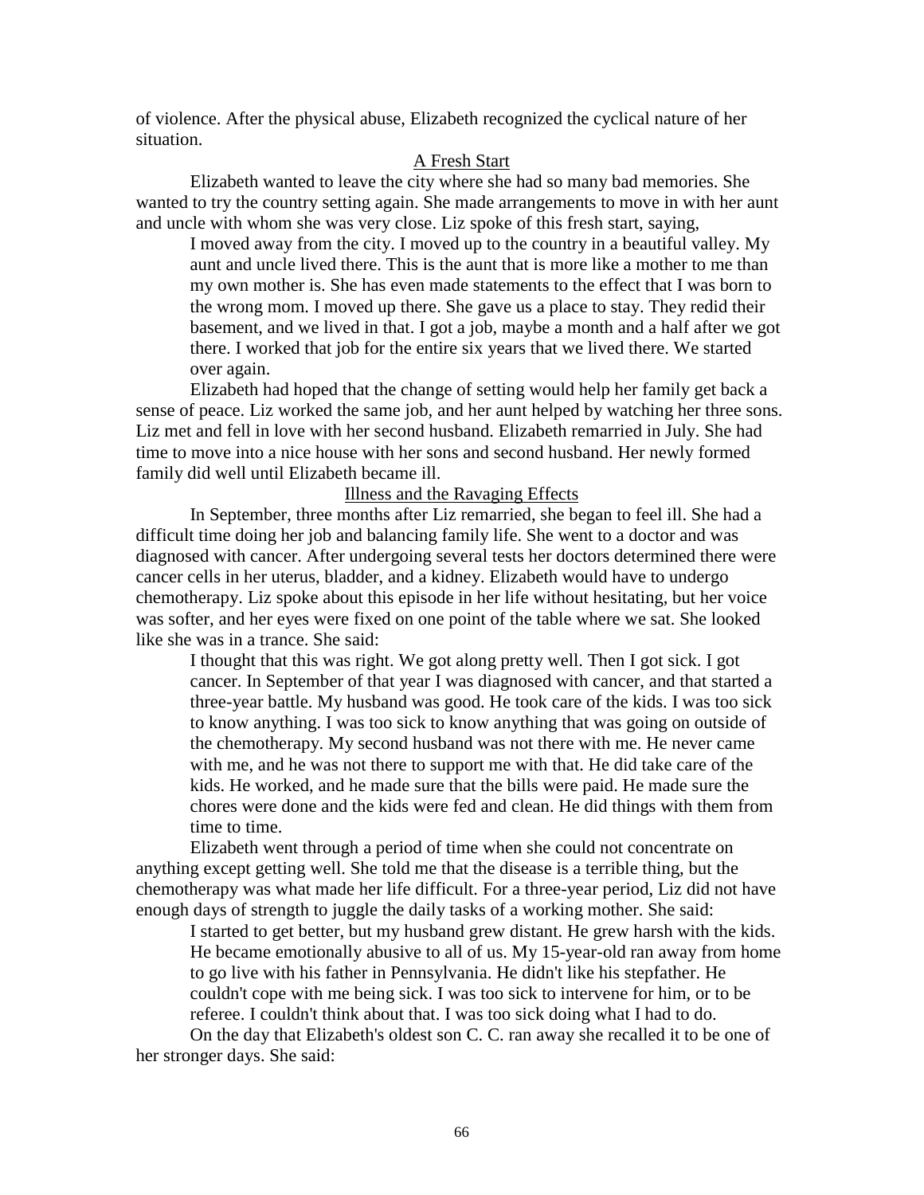of violence. After the physical abuse, Elizabeth recognized the cyclical nature of her situation.

## A Fresh Start

Elizabeth wanted to leave the city where she had so many bad memories. She wanted to try the country setting again. She made arrangements to move in with her aunt and uncle with whom she was very close. Liz spoke of this fresh start, saying,

> I moved away from the city. I moved up to the country in a beautiful valley. My aunt and uncle lived there. This is the aunt that is more like a mother to me than my own mother is. She has even made statements to the effect that I was born to the wrong mom. I moved up there. She gave us a place to stay. They redid their basement, and we lived in that. I got a job, maybe a month and a half after we got there. I worked that job for the entire six years that we lived there. We started over again.

Elizabeth had hoped that the change of setting would help her family get back a sense of peace. Liz worked the same job, and her aunt helped by watching her three sons. Liz met and fell in love with her second husband. Elizabeth remarried in July. She had time to move into a nice house with her sons and second husband. Her newly formed family did well until Elizabeth became ill.

## Illness and the Ravaging Effects

In September, three months after Liz remarried, she began to feel ill. She had a difficult time doing her job and balancing family life. She went to a doctor and was diagnosed with cancer. After undergoing several tests her doctors determined there were cancer cells in her uterus, bladder, and a kidney. Elizabeth would have to undergo chemotherapy. Liz spoke about this episode in her life without hesitating, but her voice was softer, and her eyes were fixed on one point of the table where we sat. She looked like she was in a trance. She said:

> I thought that this was right. We got along pretty well. Then I got sick. I got cancer. In September of that year I was diagnosed with cancer, and that started a three-year battle. My husband was good. He took care of the kids. I was too sick to know anything. I was too sick to know anything that was going on outside of the chemotherapy. My second husband was not there with me. He never came with me, and he was not there to support me with that. He did take care of the kids. He worked, and he made sure that the bills were paid. He made sure the chores were done and the kids were fed and clean. He did things with them from time to time.

Elizabeth went through a period of time when she could not concentrate on anything except getting well. She told me that the disease is a terrible thing, but the chemotherapy was what made her life difficult. For a three-year period, Liz did not have enough days of strength to juggle the daily tasks of a working mother. She said:

> I started to get better, but my husband grew distant. He grew harsh with the kids. He became emotionally abusive to all of us. My 15-year-old ran away from home to go live with his father in Pennsylvania. He didn't like his stepfather. He couldn't cope with me being sick. I was too sick to intervene for him, or to be referee. I couldn't think about that. I was too sick doing what I had to do.

On the day that Elizabeth's oldest son C. C. ran away she recalled it to be one of her stronger days. She said: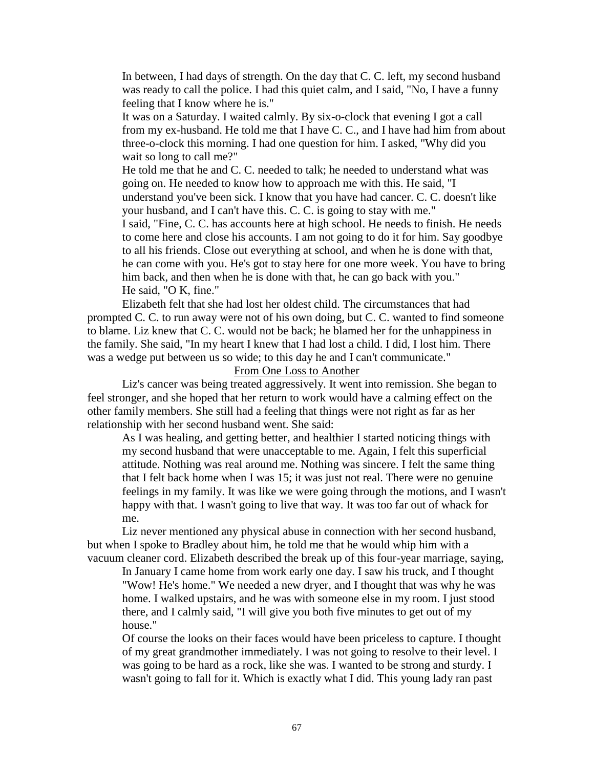In between, I had days of strength. On the day that C. C. left, my second husband was ready to call the police. I had this quiet calm, and I said, "No, I have a funny feeling that I know where he is."

It was on a Saturday. I waited calmly. By six-o-clock that evening I got a call from my ex-husband. He told me that I have C. C., and I have had him from about three-o-clock this morning. I had one question for him. I asked, "Why did you wait so long to call me?"

He told me that he and C. C. needed to talk; he needed to understand what was going on. He needed to know how to approach me with this. He said, "I understand you've been sick. I know that you have had cancer. C. C. doesn't like your husband, and I can't have this. C. C. is going to stay with me."

I said, "Fine, C. C. has accounts here at high school. He needs to finish. He needs to come here and close his accounts. I am not going to do it for him. Say goodbye to all his friends. Close out everything at school, and when he is done with that, he can come with you. He's got to stay here for one more week. You have to bring him back, and then when he is done with that, he can go back with you."

He said, "O K, fine."

Elizabeth felt that she had lost her oldest child. The circumstances that had prompted C. C. to run away were not of his own doing, but C. C. wanted to find someone to blame. Liz knew that C. C. would not be back; he blamed her for the unhappiness in the family. She said, "In my heart I knew that I had lost a child. I did, I lost him. There was a wedge put between us so wide; to this day he and I can't communicate."

## From One Loss to Another

Liz's cancer was being treated aggressively. It went into remission. She began to feel stronger, and she hoped that her return to work would have a calming effect on the other family members. She still had a feeling that things were not right as far as her relationship with her second husband went. She said:

> As I was healing, and getting better, and healthier I started noticing things with my second husband that were unacceptable to me. Again, I felt this superficial attitude. Nothing was real around me. Nothing was sincere. I felt the same thing that I felt back home when I was 15; it was just not real. There were no genuine feelings in my family. It was like we were going through the motions, and I wasn't happy with that. I wasn't going to live that way. It was too far out of whack for me.

Liz never mentioned any physical abuse in connection with her second husband, but when I spoke to Bradley about him, he told me that he would whip him with a vacuum cleaner cord. Elizabeth described the break up of this four-year marriage, saying,

> In January I came home from work early one day. I saw his truck, and I thought "Wow! He's home." We needed a new dryer, and I thought that was why he was home. I walked upstairs, and he was with someone else in my room. I just stood there, and I calmly said, "I will give you both five minutes to get out of my house."
>
> Of course the looks on their faces would have been priceless to capture. I thought of my great grandmother immediately. I was not going to resolve to their level. I was going to be hard as a rock, like she was. I wanted to be strong and sturdy. I wasn't going to fall for it. Which is exactly what I did. This young lady ran past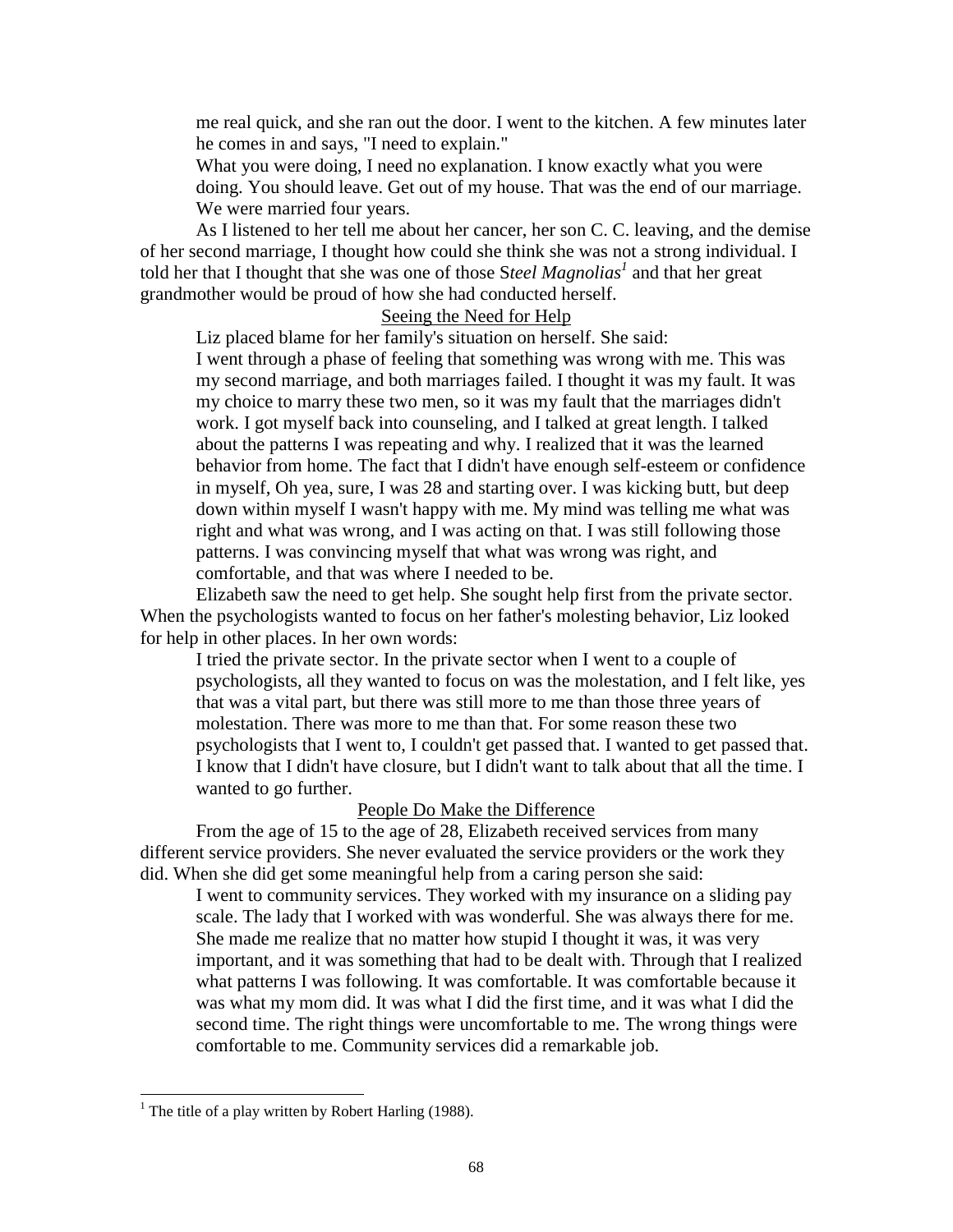me real quick, and she ran out the door. I went to the kitchen. A few minutes later he comes in and says, "I need to explain."

What you were doing, I need no explanation. I know exactly what you were doing. You should leave. Get out of my house. That was the end of our marriage. We were married four years.

As I listened to her tell me about her cancer, her son C. C. leaving, and the demise of her second marriage, I thought how could she think she was not a strong individual. I told her that I thought that she was one of those S*teel Magnolias*[1] and that her great grandmother would be proud of how she had conducted herself.

Seeing the Need for Help

Liz placed blame for her family's situation on herself. She said:

> I went through a phase of feeling that something was wrong with me. This was my second marriage, and both marriages failed. I thought it was my fault. It was my choice to marry these two men, so it was my fault that the marriages didn't work. I got myself back into counseling, and I talked at great length. I talked about the patterns I was repeating and why. I realized that it was the learned behavior from home. The fact that I didn't have enough self-esteem or confidence in myself, Oh yea, sure, I was 28 and starting over. I was kicking butt, but deep down within myself I wasn't happy with me. My mind was telling me what was right and what was wrong, and I was acting on that. I was still following those patterns. I was convincing myself that what was wrong was right, and comfortable, and that was where I needed to be.

Elizabeth saw the need to get help. She sought help first from the private sector. When the psychologists wanted to focus on her father's molesting behavior, Liz looked for help in other places. In her own words:

> I tried the private sector. In the private sector when I went to a couple of psychologists, all they wanted to focus on was the molestation, and I felt like, yes that was a vital part, but there was still more to me than those three years of molestation. There was more to me than that. For some reason these two psychologists that I went to, I couldn't get passed that. I wanted to get passed that. I know that I didn't have closure, but I didn't want to talk about that all the time. I wanted to go further.

People Do Make the Difference

From the age of 15 to the age of 28, Elizabeth received services from many different service providers. She never evaluated the service providers or the work they did. When she did get some meaningful help from a caring person she said:

> I went to community services. They worked with my insurance on a sliding pay scale. The lady that I worked with was wonderful. She was always there for me. She made me realize that no matter how stupid I thought it was, it was very important, and it was something that had to be dealt with. Through that I realized what patterns I was following. It was comfortable. It was comfortable because it was what my mom did. It was what I did the first time, and it was what I did the second time. The right things were uncomfortable to me. The wrong things were comfortable to me. Community services did a remarkable job.

---

[1] The title of a play written by Robert Harling (1988).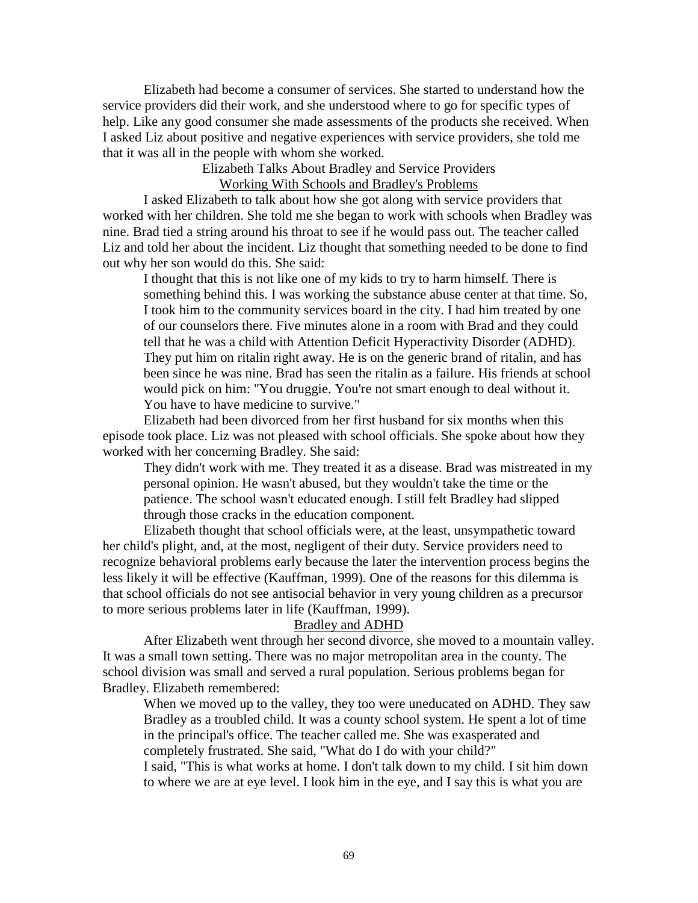Elizabeth had become a consumer of services. She started to understand how the service providers did their work, and she understood where to go for specific types of help. Like any good consumer she made assessments of the products she received. When I asked Liz about positive and negative experiences with service providers, she told me that it was all in the people with whom she worked.

### Elizabeth Talks About Bradley and Service Providers

#### Working With Schools and Bradley's Problems

I asked Elizabeth to talk about how she got along with service providers that worked with her children. She told me she began to work with schools when Bradley was nine. Brad tied a string around his throat to see if he would pass out. The teacher called Liz and told her about the incident. Liz thought that something needed to be done to find out why her son would do this. She said:

> I thought that this is not like one of my kids to try to harm himself. There is something behind this. I was working the substance abuse center at that time. So, I took him to the community services board in the city. I had him treated by one of our counselors there. Five minutes alone in a room with Brad and they could tell that he was a child with Attention Deficit Hyperactivity Disorder (ADHD). They put him on ritalin right away. He is on the generic brand of ritalin, and has been since he was nine. Brad has seen the ritalin as a failure. His friends at school would pick on him: "You druggie. You're not smart enough to deal without it. You have to have medicine to survive."

Elizabeth had been divorced from her first husband for six months when this episode took place. Liz was not pleased with school officials. She spoke about how they worked with her concerning Bradley. She said:

> They didn't work with me. They treated it as a disease. Brad was mistreated in my personal opinion. He wasn't abused, but they wouldn't take the time or the patience. The school wasn't educated enough. I still felt Bradley had slipped through those cracks in the education component.

Elizabeth thought that school officials were, at the least, unsympathetic toward her child's plight, and, at the most, negligent of their duty. Service providers need to recognize behavioral problems early because the later the intervention process begins the less likely it will be effective (Kauffman, 1999). One of the reasons for this dilemma is that school officials do not see antisocial behavior in very young children as a precursor to more serious problems later in life (Kauffman, 1999).

#### Bradley and ADHD

After Elizabeth went through her second divorce, she moved to a mountain valley. It was a small town setting. There was no major metropolitan area in the county. The school division was small and served a rural population. Serious problems began for Bradley. Elizabeth remembered:

> When we moved up to the valley, they too were uneducated on ADHD. They saw Bradley as a troubled child. It was a county school system. He spent a lot of time in the principal's office. The teacher called me. She was exasperated and completely frustrated. She said, "What do I do with your child?"
>
> I said, "This is what works at home. I don't talk down to my child. I sit him down to where we are at eye level. I look him in the eye, and I say this is what you are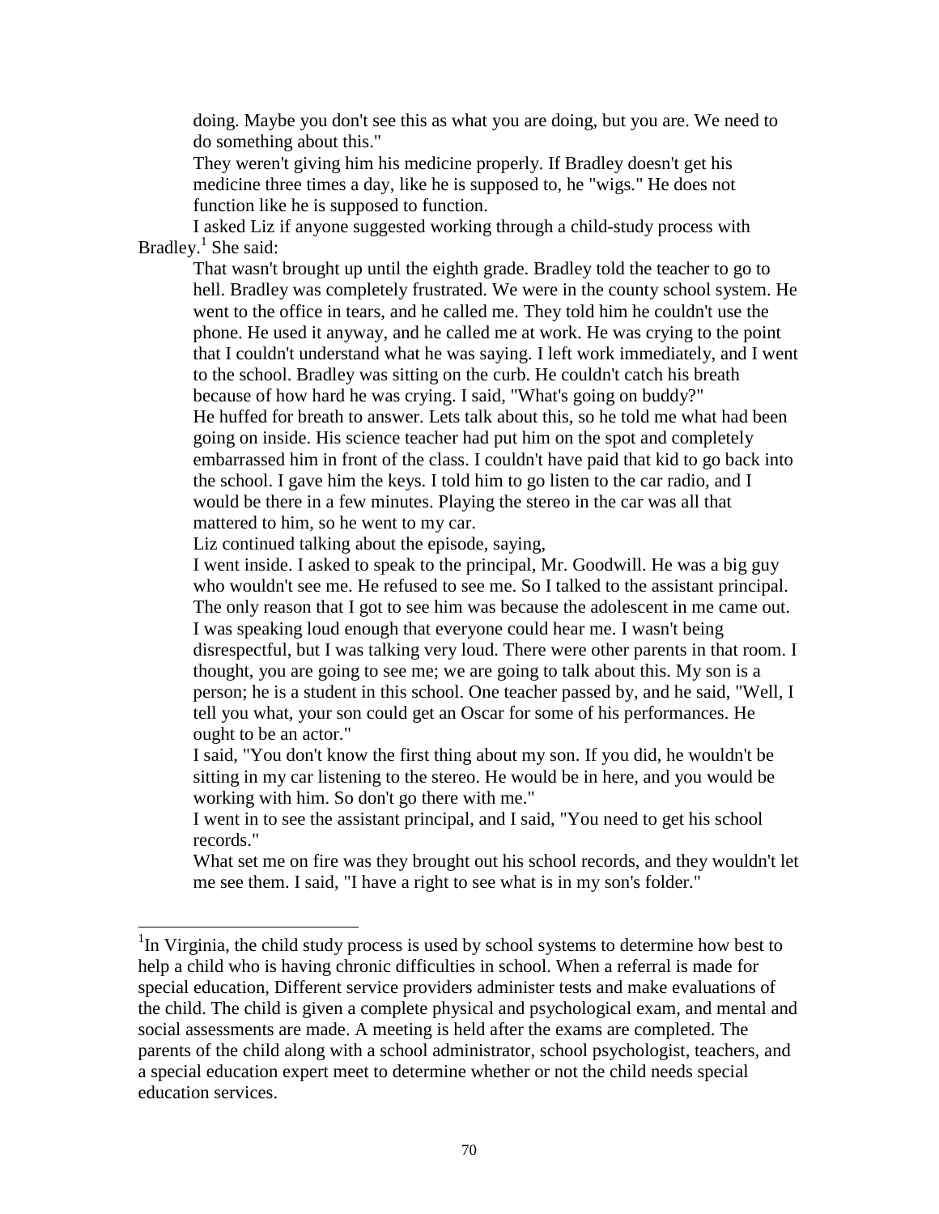doing. Maybe you don't see this as what you are doing, but you are. We need to do something about this."

They weren't giving him his medicine properly. If Bradley doesn't get his medicine three times a day, like he is supposed to, he "wigs." He does not function like he is supposed to function.

I asked Liz if anyone suggested working through a child-study process with Bradley.[1] She said:

> That wasn't brought up until the eighth grade. Bradley told the teacher to go to hell. Bradley was completely frustrated. We were in the county school system. He went to the office in tears, and he called me. They told him he couldn't use the phone. He used it anyway, and he called me at work. He was crying to the point that I couldn't understand what he was saying. I left work immediately, and I went to the school. Bradley was sitting on the curb. He couldn't catch his breath because of how hard he was crying. I said, "What's going on buddy?"
>
> He huffed for breath to answer. Lets talk about this, so he told me what had been going on inside. His science teacher had put him on the spot and completely embarrassed him in front of the class. I couldn't have paid that kid to go back into the school. I gave him the keys. I told him to go listen to the car radio, and I would be there in a few minutes. Playing the stereo in the car was all that mattered to him, so he went to my car.

Liz continued talking about the episode, saying,

> I went inside. I asked to speak to the principal, Mr. Goodwill. He was a big guy who wouldn't see me. He refused to see me. So I talked to the assistant principal. The only reason that I got to see him was because the adolescent in me came out. I was speaking loud enough that everyone could hear me. I wasn't being disrespectful, but I was talking very loud. There were other parents in that room. I thought, you are going to see me; we are going to talk about this. My son is a person; he is a student in this school. One teacher passed by, and he said, "Well, I tell you what, your son could get an Oscar for some of his performances. He ought to be an actor."
>
> I said, "You don't know the first thing about my son. If you did, he wouldn't be sitting in my car listening to the stereo. He would be in here, and you would be working with him. So don't go there with me."
>
> I went in to see the assistant principal, and I said, "You need to get his school records."
>
> What set me on fire was they brought out his school records, and they wouldn't let me see them. I said, "I have a right to see what is in my son's folder."

---

[1] In Virginia, the child study process is used by school systems to determine how best to help a child who is having chronic difficulties in school. When a referral is made for special education, Different service providers administer tests and make evaluations of the child. The child is given a complete physical and psychological exam, and mental and social assessments are made. A meeting is held after the exams are completed. The parents of the child along with a school administrator, school psychologist, teachers, and a special education expert meet to determine whether or not the child needs special education services.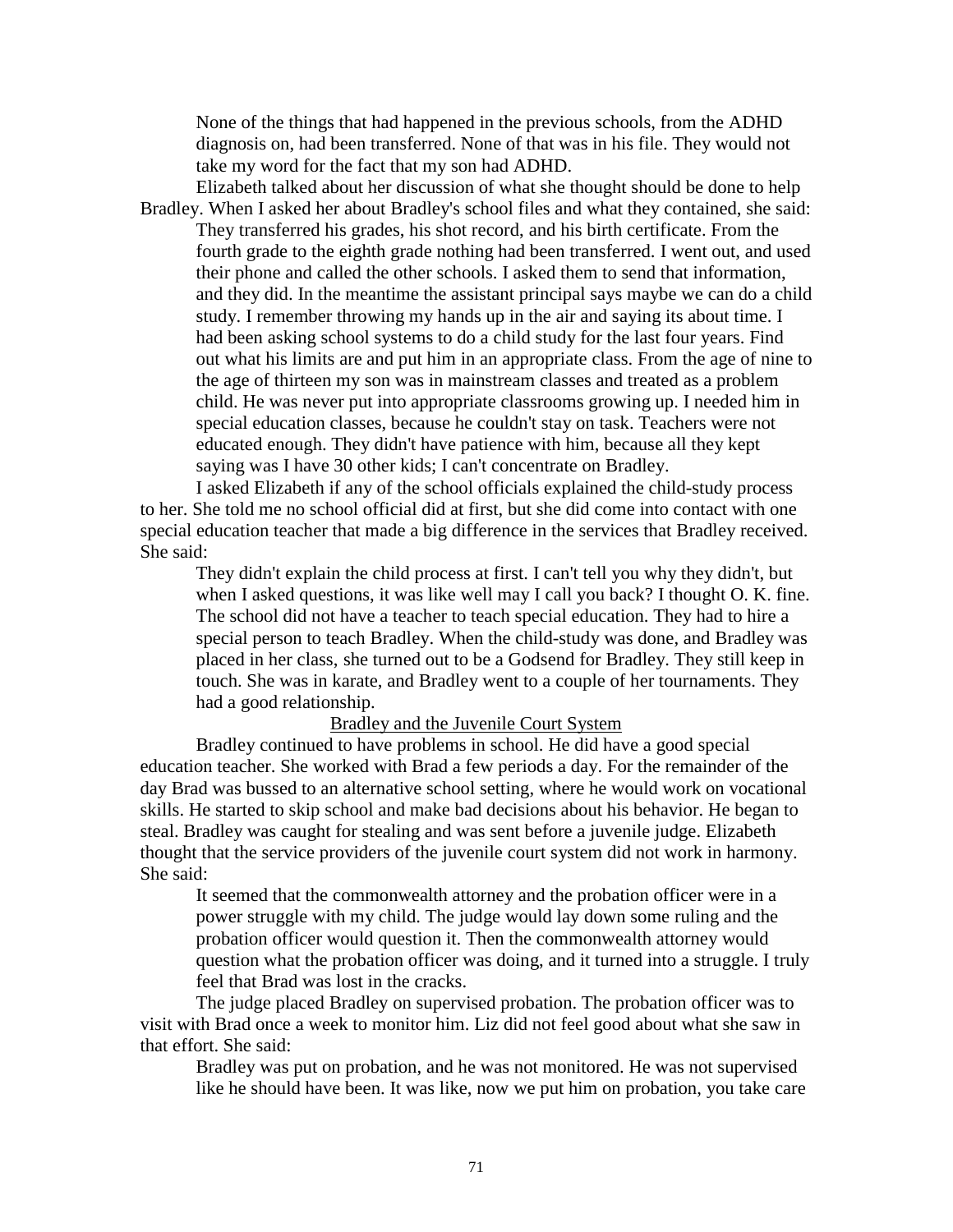None of the things that had happened in the previous schools, from the ADHD diagnosis on, had been transferred. None of that was in his file. They would not take my word for the fact that my son had ADHD.

Elizabeth talked about her discussion of what she thought should be done to help Bradley. When I asked her about Bradley's school files and what they contained, she said:

> They transferred his grades, his shot record, and his birth certificate. From the fourth grade to the eighth grade nothing had been transferred. I went out, and used their phone and called the other schools. I asked them to send that information, and they did. In the meantime the assistant principal says maybe we can do a child study. I remember throwing my hands up in the air and saying its about time. I had been asking school systems to do a child study for the last four years. Find out what his limits are and put him in an appropriate class. From the age of nine to the age of thirteen my son was in mainstream classes and treated as a problem child. He was never put into appropriate classrooms growing up. I needed him in special education classes, because he couldn't stay on task. Teachers were not educated enough. They didn't have patience with him, because all they kept saying was I have 30 other kids; I can't concentrate on Bradley.

I asked Elizabeth if any of the school officials explained the child-study process to her. She told me no school official did at first, but she did come into contact with one special education teacher that made a big difference in the services that Bradley received. She said:

> They didn't explain the child process at first. I can't tell you why they didn't, but when I asked questions, it was like well may I call you back? I thought O. K. fine. The school did not have a teacher to teach special education. They had to hire a special person to teach Bradley. When the child-study was done, and Bradley was placed in her class, she turned out to be a Godsend for Bradley. They still keep in touch. She was in karate, and Bradley went to a couple of her tournaments. They had a good relationship.

## Bradley and the Juvenile Court System

Bradley continued to have problems in school. He did have a good special education teacher. She worked with Brad a few periods a day. For the remainder of the day Brad was bussed to an alternative school setting, where he would work on vocational skills. He started to skip school and make bad decisions about his behavior. He began to steal. Bradley was caught for stealing and was sent before a juvenile judge. Elizabeth thought that the service providers of the juvenile court system did not work in harmony. She said:

> It seemed that the commonwealth attorney and the probation officer were in a power struggle with my child. The judge would lay down some ruling and the probation officer would question it. Then the commonwealth attorney would question what the probation officer was doing, and it turned into a struggle. I truly feel that Brad was lost in the cracks.

The judge placed Bradley on supervised probation. The probation officer was to visit with Brad once a week to monitor him. Liz did not feel good about what she saw in that effort. She said:

> Bradley was put on probation, and he was not monitored. He was not supervised like he should have been. It was like, now we put him on probation, you take care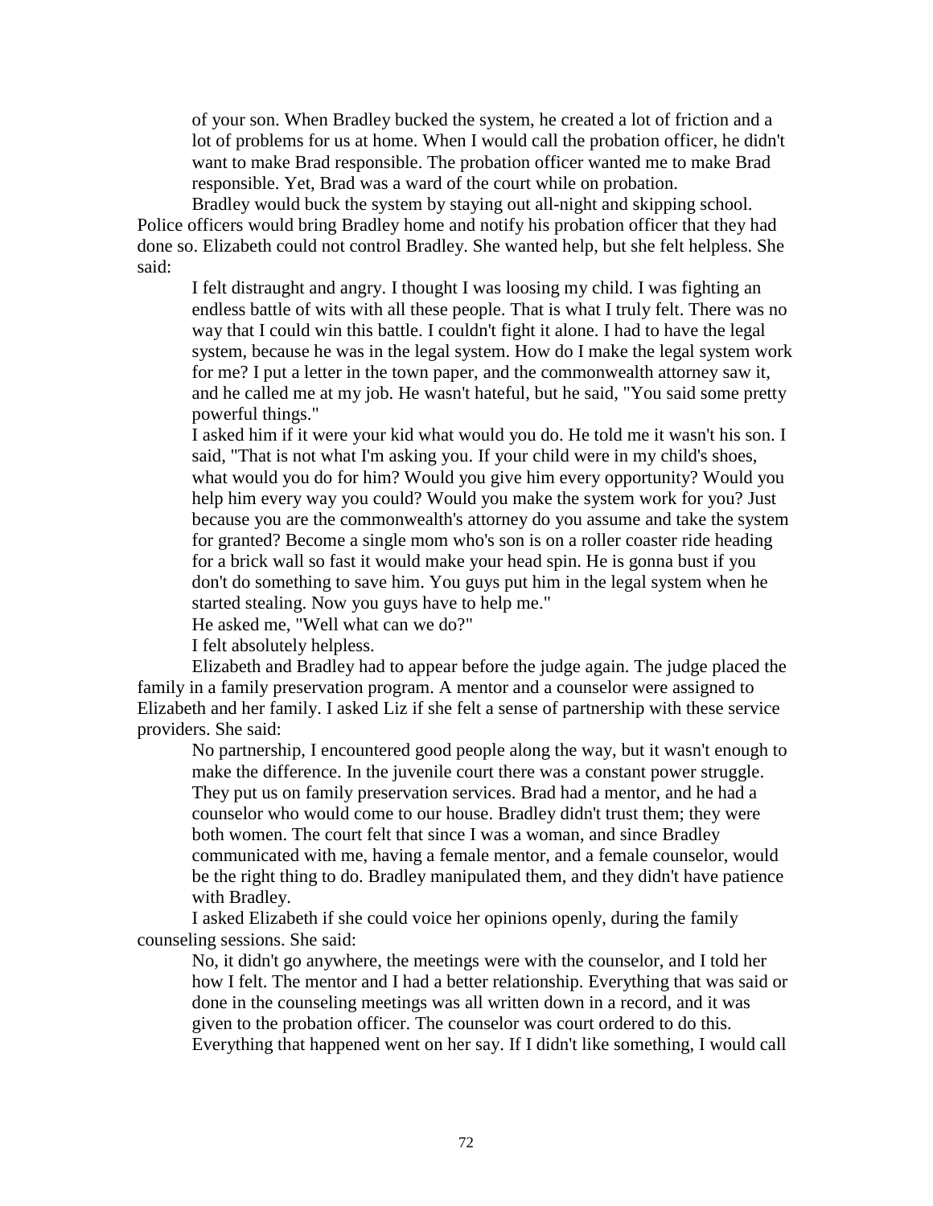> of your son. When Bradley bucked the system, he created a lot of friction and a lot of problems for us at home. When I would call the probation officer, he didn't want to make Brad responsible. The probation officer wanted me to make Brad responsible. Yet, Brad was a ward of the court while on probation.

Bradley would buck the system by staying out all-night and skipping school. Police officers would bring Bradley home and notify his probation officer that they had done so. Elizabeth could not control Bradley. She wanted help, but she felt helpless. She said:

> I felt distraught and angry. I thought I was loosing my child. I was fighting an endless battle of wits with all these people. That is what I truly felt. There was no way that I could win this battle. I couldn't fight it alone. I had to have the legal system, because he was in the legal system. How do I make the legal system work for me? I put a letter in the town paper, and the commonwealth attorney saw it, and he called me at my job. He wasn't hateful, but he said, "You said some pretty powerful things."
>
> I asked him if it were your kid what would you do. He told me it wasn't his son. I said, "That is not what I'm asking you. If your child were in my child's shoes, what would you do for him? Would you give him every opportunity? Would you help him every way you could? Would you make the system work for you? Just because you are the commonwealth's attorney do you assume and take the system for granted? Become a single mom who's son is on a roller coaster ride heading for a brick wall so fast it would make your head spin. He is gonna bust if you don't do something to save him. You guys put him in the legal system when he started stealing. Now you guys have to help me."
>
> He asked me, "Well what can we do?"
>
> I felt absolutely helpless.

Elizabeth and Bradley had to appear before the judge again. The judge placed the family in a family preservation program. A mentor and a counselor were assigned to Elizabeth and her family. I asked Liz if she felt a sense of partnership with these service providers. She said:

> No partnership, I encountered good people along the way, but it wasn't enough to make the difference. In the juvenile court there was a constant power struggle. They put us on family preservation services. Brad had a mentor, and he had a counselor who would come to our house. Bradley didn't trust them; they were both women. The court felt that since I was a woman, and since Bradley communicated with me, having a female mentor, and a female counselor, would be the right thing to do. Bradley manipulated them, and they didn't have patience with Bradley.

I asked Elizabeth if she could voice her opinions openly, during the family counseling sessions. She said:

> No, it didn't go anywhere, the meetings were with the counselor, and I told her how I felt. The mentor and I had a better relationship. Everything that was said or done in the counseling meetings was all written down in a record, and it was given to the probation officer. The counselor was court ordered to do this. Everything that happened went on her say. If I didn't like something, I would call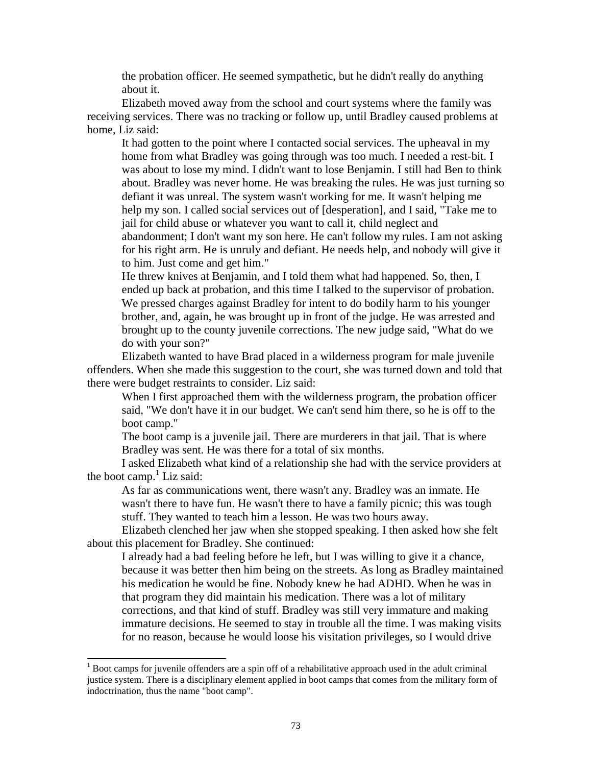> the probation officer. He seemed sympathetic, but he didn't really do anything about it.

Elizabeth moved away from the school and court systems where the family was receiving services. There was no tracking or follow up, until Bradley caused problems at home, Liz said:

> It had gotten to the point where I contacted social services. The upheaval in my home from what Bradley was going through was too much. I needed a rest-bit. I was about to lose my mind. I didn't want to lose Benjamin. I still had Ben to think about. Bradley was never home. He was breaking the rules. He was just turning so defiant it was unreal. The system wasn't working for me. It wasn't helping me help my son. I called social services out of [desperation], and I said, "Take me to jail for child abuse or whatever you want to call it, child neglect and abandonment; I don't want my son here. He can't follow my rules. I am not asking for his right arm. He is unruly and defiant. He needs help, and nobody will give it to him. Just come and get him."
>
> He threw knives at Benjamin, and I told them what had happened. So, then, I ended up back at probation, and this time I talked to the supervisor of probation. We pressed charges against Bradley for intent to do bodily harm to his younger brother, and, again, he was brought up in front of the judge. He was arrested and brought up to the county juvenile corrections. The new judge said, "What do we do with your son?"

Elizabeth wanted to have Brad placed in a wilderness program for male juvenile offenders. When she made this suggestion to the court, she was turned down and told that there were budget restraints to consider. Liz said:

> When I first approached them with the wilderness program, the probation officer said, "We don't have it in our budget. We can't send him there, so he is off to the boot camp."
>
> The boot camp is a juvenile jail. There are murderers in that jail. That is where Bradley was sent. He was there for a total of six months.

I asked Elizabeth what kind of a relationship she had with the service providers at the boot camp.[1] Liz said:

> As far as communications went, there wasn't any. Bradley was an inmate. He wasn't there to have fun. He wasn't there to have a family picnic; this was tough stuff. They wanted to teach him a lesson. He was two hours away.

Elizabeth clenched her jaw when she stopped speaking. I then asked how she felt about this placement for Bradley. She continued:

> I already had a bad feeling before he left, but I was willing to give it a chance, because it was better then him being on the streets. As long as Bradley maintained his medication he would be fine. Nobody knew he had ADHD. When he was in that program they did maintain his medication. There was a lot of military corrections, and that kind of stuff. Bradley was still very immature and making immature decisions. He seemed to stay in trouble all the time. I was making visits for no reason, because he would loose his visitation privileges, so I would drive

---

[1] Boot camps for juvenile offenders are a spin off of a rehabilitative approach used in the adult criminal justice system. There is a disciplinary element applied in boot camps that comes from the military form of indoctrination, thus the name "boot camp".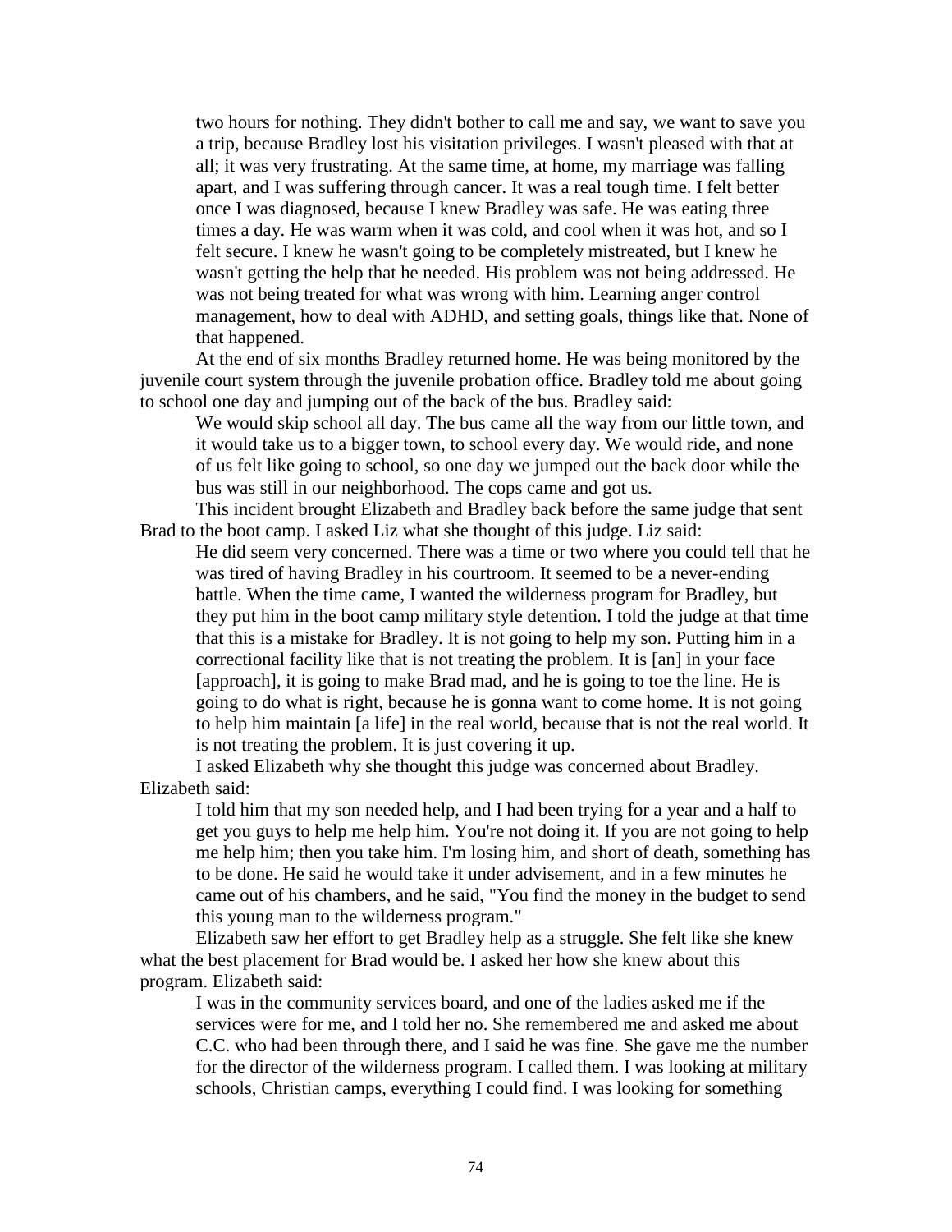> two hours for nothing. They didn't bother to call me and say, we want to save you a trip, because Bradley lost his visitation privileges. I wasn't pleased with that at all; it was very frustrating. At the same time, at home, my marriage was falling apart, and I was suffering through cancer. It was a real tough time. I felt better once I was diagnosed, because I knew Bradley was safe. He was eating three times a day. He was warm when it was cold, and cool when it was hot, and so I felt secure. I knew he wasn't going to be completely mistreated, but I knew he wasn't getting the help that he needed. His problem was not being addressed. He was not being treated for what was wrong with him. Learning anger control management, how to deal with ADHD, and setting goals, things like that. None of that happened.

At the end of six months Bradley returned home. He was being monitored by the juvenile court system through the juvenile probation office. Bradley told me about going to school one day and jumping out of the back of the bus. Bradley said:

> We would skip school all day. The bus came all the way from our little town, and it would take us to a bigger town, to school every day. We would ride, and none of us felt like going to school, so one day we jumped out the back door while the bus was still in our neighborhood. The cops came and got us.

This incident brought Elizabeth and Bradley back before the same judge that sent Brad to the boot camp. I asked Liz what she thought of this judge. Liz said:

> He did seem very concerned. There was a time or two where you could tell that he was tired of having Bradley in his courtroom. It seemed to be a never-ending battle. When the time came, I wanted the wilderness program for Bradley, but they put him in the boot camp military style detention. I told the judge at that time that this is a mistake for Bradley. It is not going to help my son. Putting him in a correctional facility like that is not treating the problem. It is [an] in your face [approach], it is going to make Brad mad, and he is going to toe the line. He is going to do what is right, because he is gonna want to come home. It is not going to help him maintain [a life] in the real world, because that is not the real world. It is not treating the problem. It is just covering it up.

I asked Elizabeth why she thought this judge was concerned about Bradley. Elizabeth said:

> I told him that my son needed help, and I had been trying for a year and a half to get you guys to help me help him. You're not doing it. If you are not going to help me help him; then you take him. I'm losing him, and short of death, something has to be done. He said he would take it under advisement, and in a few minutes he came out of his chambers, and he said, "You find the money in the budget to send this young man to the wilderness program."

Elizabeth saw her effort to get Bradley help as a struggle. She felt like she knew what the best placement for Brad would be. I asked her how she knew about this program. Elizabeth said:

> I was in the community services board, and one of the ladies asked me if the services were for me, and I told her no. She remembered me and asked me about C.C. who had been through there, and I said he was fine. She gave me the number for the director of the wilderness program. I called them. I was looking at military schools, Christian camps, everything I could find. I was looking for something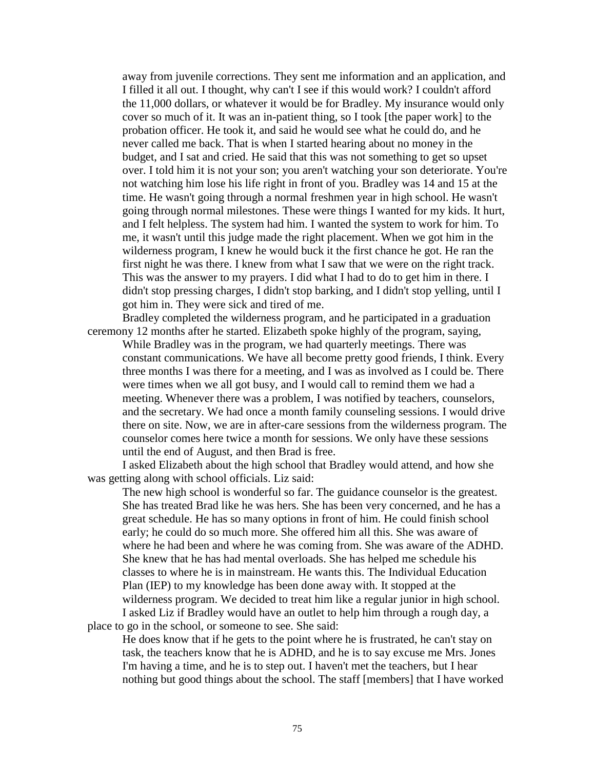away from juvenile corrections. They sent me information and an application, and I filled it all out. I thought, why can't I see if this would work? I couldn't afford the 11,000 dollars, or whatever it would be for Bradley. My insurance would only cover so much of it. It was an in-patient thing, so I took [the paper work] to the probation officer. He took it, and said he would see what he could do, and he never called me back. That is when I started hearing about no money in the budget, and I sat and cried. He said that this was not something to get so upset over. I told him it is not your son; you aren't watching your son deteriorate. You're not watching him lose his life right in front of you. Bradley was 14 and 15 at the time. He wasn't going through a normal freshmen year in high school. He wasn't going through normal milestones. These were things I wanted for my kids. It hurt, and I felt helpless. The system had him. I wanted the system to work for him. To me, it wasn't until this judge made the right placement. When we got him in the wilderness program, I knew he would buck it the first chance he got. He ran the first night he was there. I knew from what I saw that we were on the right track. This was the answer to my prayers. I did what I had to do to get him in there. I didn't stop pressing charges, I didn't stop barking, and I didn't stop yelling, until I got him in. They were sick and tired of me.

Bradley completed the wilderness program, and he participated in a graduation ceremony 12 months after he started. Elizabeth spoke highly of the program, saying,

> While Bradley was in the program, we had quarterly meetings. There was constant communications. We have all become pretty good friends, I think. Every three months I was there for a meeting, and I was as involved as I could be. There were times when we all got busy, and I would call to remind them we had a meeting. Whenever there was a problem, I was notified by teachers, counselors, and the secretary. We had once a month family counseling sessions. I would drive there on site. Now, we are in after-care sessions from the wilderness program. The counselor comes here twice a month for sessions. We only have these sessions until the end of August, and then Brad is free.

I asked Elizabeth about the high school that Bradley would attend, and how she was getting along with school officials. Liz said:

> The new high school is wonderful so far. The guidance counselor is the greatest. She has treated Brad like he was hers. She has been very concerned, and he has a great schedule. He has so many options in front of him. He could finish school early; he could do so much more. She offered him all this. She was aware of where he had been and where he was coming from. She was aware of the ADHD. She knew that he has had mental overloads. She has helped me schedule his classes to where he is in mainstream. He wants this. The Individual Education Plan (IEP) to my knowledge has been done away with. It stopped at the wilderness program. We decided to treat him like a regular junior in high school.

I asked Liz if Bradley would have an outlet to help him through a rough day, a place to go in the school, or someone to see. She said:

> He does know that if he gets to the point where he is frustrated, he can't stay on task, the teachers know that he is ADHD, and he is to say excuse me Mrs. Jones I'm having a time, and he is to step out. I haven't met the teachers, but I hear nothing but good things about the school. The staff [members] that I have worked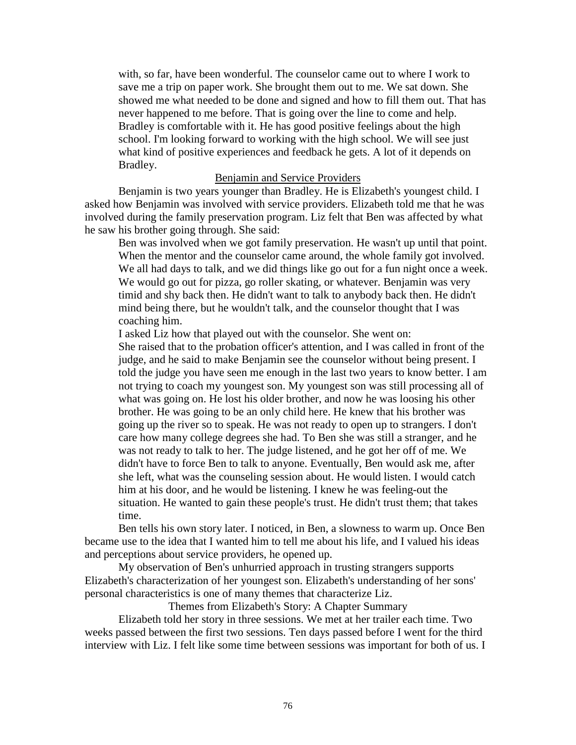with, so far, have been wonderful. The counselor came out to where I work to save me a trip on paper work. She brought them out to me. We sat down. She showed me what needed to be done and signed and how to fill them out. That has never happened to me before. That is going over the line to come and help. Bradley is comfortable with it. He has good positive feelings about the high school. I'm looking forward to working with the high school. We will see just what kind of positive experiences and feedback he gets. A lot of it depends on Bradley.

<u>Benjamin and Service Providers</u>

Benjamin is two years younger than Bradley. He is Elizabeth's youngest child. I asked how Benjamin was involved with service providers. Elizabeth told me that he was involved during the family preservation program. Liz felt that Ben was affected by what he saw his brother going through. She said:

> Ben was involved when we got family preservation. He wasn't up until that point. When the mentor and the counselor came around, the whole family got involved. We all had days to talk, and we did things like go out for a fun night once a week. We would go out for pizza, go roller skating, or whatever. Benjamin was very timid and shy back then. He didn't want to talk to anybody back then. He didn't mind being there, but he wouldn't talk, and the counselor thought that I was coaching him.

I asked Liz how that played out with the counselor. She went on:

> She raised that to the probation officer's attention, and I was called in front of the judge, and he said to make Benjamin see the counselor without being present. I told the judge you have seen me enough in the last two years to know better. I am not trying to coach my youngest son. My youngest son was still processing all of what was going on. He lost his older brother, and now he was loosing his other brother. He was going to be an only child here. He knew that his brother was going up the river so to speak. He was not ready to open up to strangers. I don't care how many college degrees she had. To Ben she was still a stranger, and he was not ready to talk to her. The judge listened, and he got her off of me. We didn't have to force Ben to talk to anyone. Eventually, Ben would ask me, after she left, what was the counseling session about. He would listen. I would catch him at his door, and he would be listening. I knew he was feeling-out the situation. He wanted to gain these people's trust. He didn't trust them; that takes time.

Ben tells his own story later. I noticed, in Ben, a slowness to warm up. Once Ben became use to the idea that I wanted him to tell me about his life, and I valued his ideas and perceptions about service providers, he opened up.

My observation of Ben's unhurried approach in trusting strangers supports Elizabeth's characterization of her youngest son. Elizabeth's understanding of her sons' personal characteristics is one of many themes that characterize Liz.

## Themes from Elizabeth's Story: A Chapter Summary

Elizabeth told her story in three sessions. We met at her trailer each time. Two weeks passed between the first two sessions. Ten days passed before I went for the third interview with Liz. I felt like some time between sessions was important for both of us. I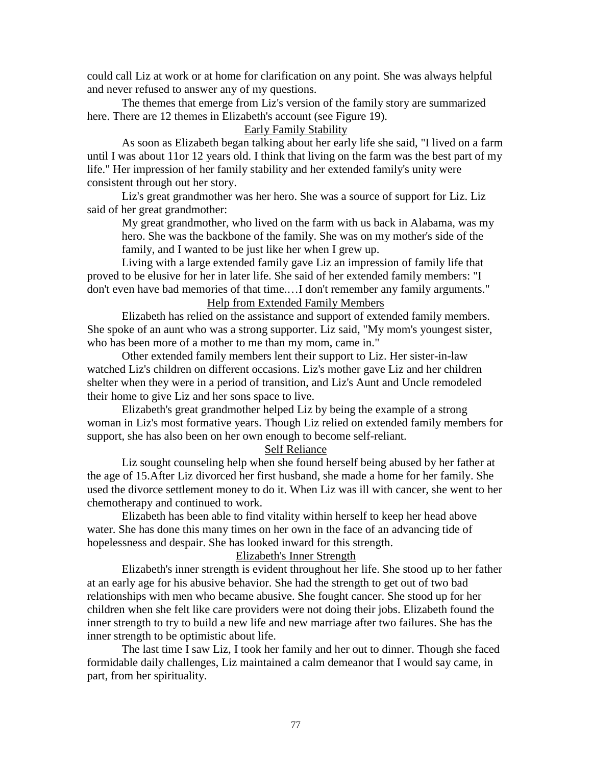could call Liz at work or at home for clarification on any point. She was always helpful and never refused to answer any of my questions.

The themes that emerge from Liz's version of the family story are summarized here. There are 12 themes in Elizabeth's account (see Figure 19).

### Early Family Stability

As soon as Elizabeth began talking about her early life she said, "I lived on a farm until I was about 11or 12 years old. I think that living on the farm was the best part of my life." Her impression of her family stability and her extended family's unity were consistent through out her story.

Liz's great grandmother was her hero. She was a source of support for Liz. Liz said of her great grandmother:

> My great grandmother, who lived on the farm with us back in Alabama, was my hero. She was the backbone of the family. She was on my mother's side of the family, and I wanted to be just like her when I grew up.

Living with a large extended family gave Liz an impression of family life that proved to be elusive for her in later life. She said of her extended family members: "I don't even have bad memories of that time.…I don't remember any family arguments."

### Help from Extended Family Members

Elizabeth has relied on the assistance and support of extended family members. She spoke of an aunt who was a strong supporter. Liz said, "My mom's youngest sister, who has been more of a mother to me than my mom, came in."

Other extended family members lent their support to Liz. Her sister-in-law watched Liz's children on different occasions. Liz's mother gave Liz and her children shelter when they were in a period of transition, and Liz's Aunt and Uncle remodeled their home to give Liz and her sons space to live.

Elizabeth's great grandmother helped Liz by being the example of a strong woman in Liz's most formative years. Though Liz relied on extended family members for support, she has also been on her own enough to become self-reliant.

### Self Reliance

Liz sought counseling help when she found herself being abused by her father at the age of 15.After Liz divorced her first husband, she made a home for her family. She used the divorce settlement money to do it. When Liz was ill with cancer, she went to her chemotherapy and continued to work.

Elizabeth has been able to find vitality within herself to keep her head above water. She has done this many times on her own in the face of an advancing tide of hopelessness and despair. She has looked inward for this strength.

### Elizabeth's Inner Strength

Elizabeth's inner strength is evident throughout her life. She stood up to her father at an early age for his abusive behavior. She had the strength to get out of two bad relationships with men who became abusive. She fought cancer. She stood up for her children when she felt like care providers were not doing their jobs. Elizabeth found the inner strength to try to build a new life and new marriage after two failures. She has the inner strength to be optimistic about life.

The last time I saw Liz, I took her family and her out to dinner. Though she faced formidable daily challenges, Liz maintained a calm demeanor that I would say came, in part, from her spirituality.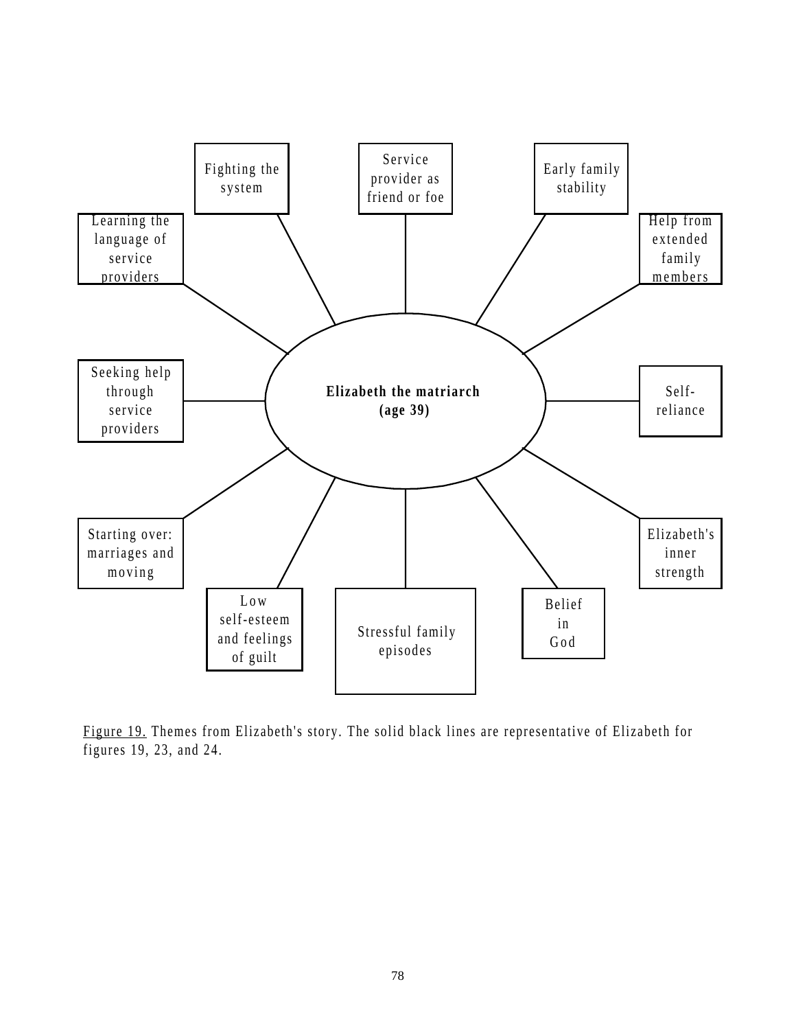Elizabeth the matriarch (age 39)

Fighting the system

Service provider as friend or foe

Early family stability

Learning the language of service providers

Help from extended family members

Seeking help through service providers

Self-reliance

Starting over: marriages and moving

Elizabeth's inner strength

Low self-esteem and feelings of guilt

Stressful family episodes

Belief in God

Figure 19. Themes from Elizabeth's story. The solid black lines are representative of Elizabeth for figures 19, 23, and 24.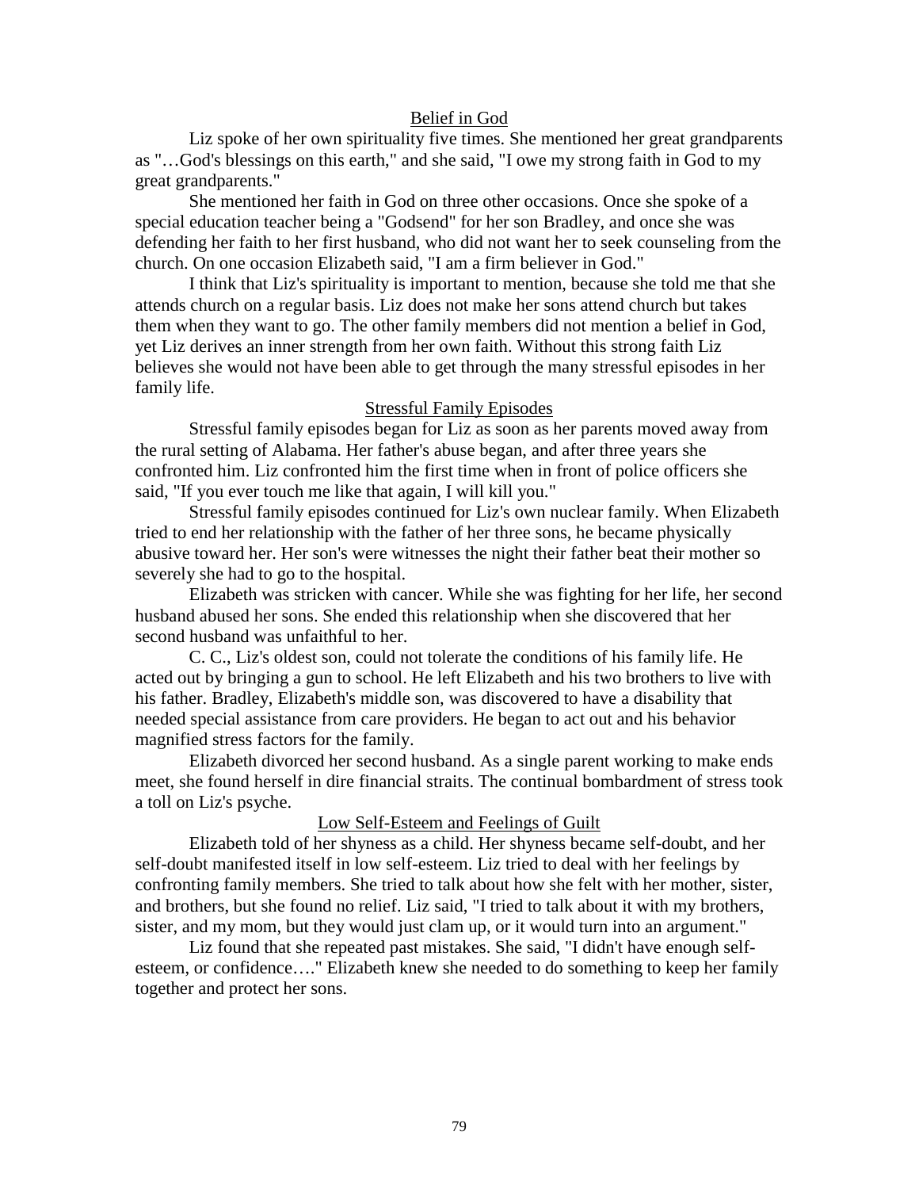### Belief in God

Liz spoke of her own spirituality five times. She mentioned her great grandparents as "…God's blessings on this earth," and she said, "I owe my strong faith in God to my great grandparents."

She mentioned her faith in God on three other occasions. Once she spoke of a special education teacher being a "Godsend" for her son Bradley, and once she was defending her faith to her first husband, who did not want her to seek counseling from the church. On one occasion Elizabeth said, "I am a firm believer in God."

I think that Liz's spirituality is important to mention, because she told me that she attends church on a regular basis. Liz does not make her sons attend church but takes them when they want to go. The other family members did not mention a belief in God, yet Liz derives an inner strength from her own faith. Without this strong faith Liz believes she would not have been able to get through the many stressful episodes in her family life.

### Stressful Family Episodes

Stressful family episodes began for Liz as soon as her parents moved away from the rural setting of Alabama. Her father's abuse began, and after three years she confronted him. Liz confronted him the first time when in front of police officers she said, "If you ever touch me like that again, I will kill you."

Stressful family episodes continued for Liz's own nuclear family. When Elizabeth tried to end her relationship with the father of her three sons, he became physically abusive toward her. Her son's were witnesses the night their father beat their mother so severely she had to go to the hospital.

Elizabeth was stricken with cancer. While she was fighting for her life, her second husband abused her sons. She ended this relationship when she discovered that her second husband was unfaithful to her.

C. C., Liz's oldest son, could not tolerate the conditions of his family life. He acted out by bringing a gun to school. He left Elizabeth and his two brothers to live with his father. Bradley, Elizabeth's middle son, was discovered to have a disability that needed special assistance from care providers. He began to act out and his behavior magnified stress factors for the family.

Elizabeth divorced her second husband. As a single parent working to make ends meet, she found herself in dire financial straits. The continual bombardment of stress took a toll on Liz's psyche.

### Low Self-Esteem and Feelings of Guilt

Elizabeth told of her shyness as a child. Her shyness became self-doubt, and her self-doubt manifested itself in low self-esteem. Liz tried to deal with her feelings by confronting family members. She tried to talk about how she felt with her mother, sister, and brothers, but she found no relief. Liz said, "I tried to talk about it with my brothers, sister, and my mom, but they would just clam up, or it would turn into an argument."

Liz found that she repeated past mistakes. She said, "I didn't have enough self-esteem, or confidence…." Elizabeth knew she needed to do something to keep her family together and protect her sons.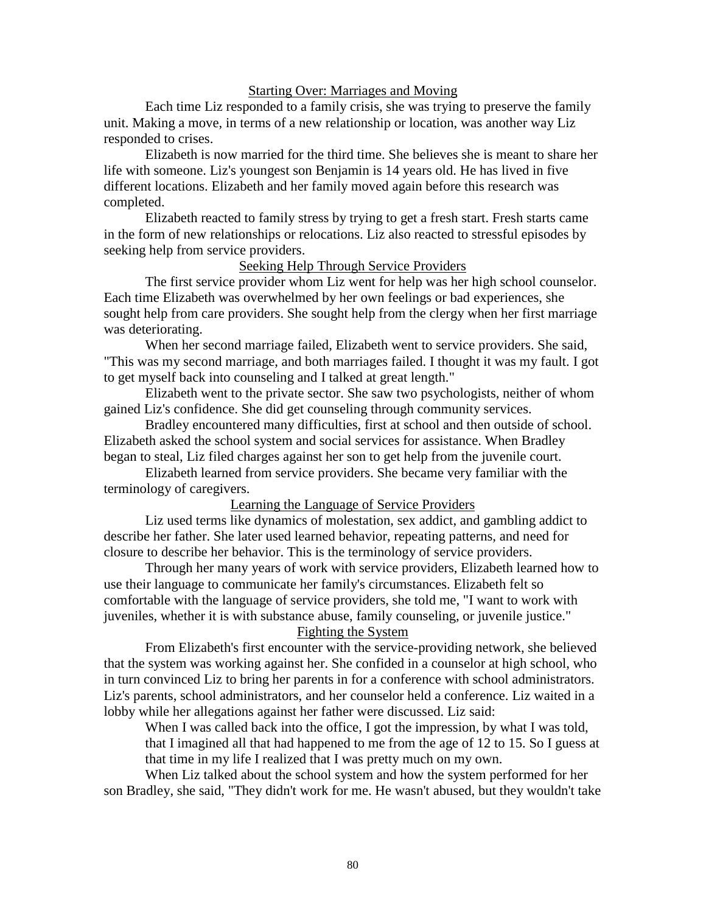### Starting Over: Marriages and Moving

Each time Liz responded to a family crisis, she was trying to preserve the family unit. Making a move, in terms of a new relationship or location, was another way Liz responded to crises.

Elizabeth is now married for the third time. She believes she is meant to share her life with someone. Liz's youngest son Benjamin is 14 years old. He has lived in five different locations. Elizabeth and her family moved again before this research was completed.

Elizabeth reacted to family stress by trying to get a fresh start. Fresh starts came in the form of new relationships or relocations. Liz also reacted to stressful episodes by seeking help from service providers.

### Seeking Help Through Service Providers

The first service provider whom Liz went for help was her high school counselor. Each time Elizabeth was overwhelmed by her own feelings or bad experiences, she sought help from care providers. She sought help from the clergy when her first marriage was deteriorating.

When her second marriage failed, Elizabeth went to service providers. She said, "This was my second marriage, and both marriages failed. I thought it was my fault. I got to get myself back into counseling and I talked at great length."

Elizabeth went to the private sector. She saw two psychologists, neither of whom gained Liz's confidence. She did get counseling through community services.

Bradley encountered many difficulties, first at school and then outside of school. Elizabeth asked the school system and social services for assistance. When Bradley began to steal, Liz filed charges against her son to get help from the juvenile court.

Elizabeth learned from service providers. She became very familiar with the terminology of caregivers.

### Learning the Language of Service Providers

Liz used terms like dynamics of molestation, sex addict, and gambling addict to describe her father. She later used learned behavior, repeating patterns, and need for closure to describe her behavior. This is the terminology of service providers.

Through her many years of work with service providers, Elizabeth learned how to use their language to communicate her family's circumstances. Elizabeth felt so comfortable with the language of service providers, she told me, "I want to work with juveniles, whether it is with substance abuse, family counseling, or juvenile justice."

### Fighting the System

From Elizabeth's first encounter with the service-providing network, she believed that the system was working against her. She confided in a counselor at high school, who in turn convinced Liz to bring her parents in for a conference with school administrators. Liz's parents, school administrators, and her counselor held a conference. Liz waited in a lobby while her allegations against her father were discussed. Liz said:

> When I was called back into the office, I got the impression, by what I was told, that I imagined all that had happened to me from the age of 12 to 15. So I guess at that time in my life I realized that I was pretty much on my own.

When Liz talked about the school system and how the system performed for her son Bradley, she said, "They didn't work for me. He wasn't abused, but they wouldn't take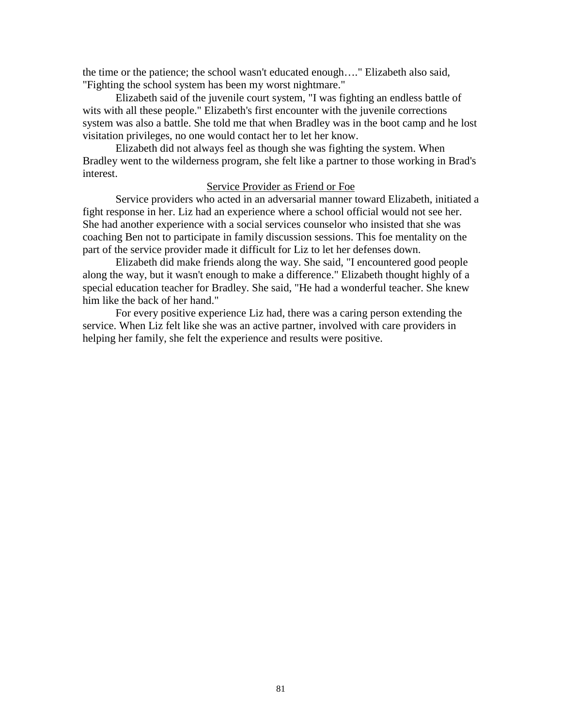the time or the patience; the school wasn't educated enough…." Elizabeth also said, "Fighting the school system has been my worst nightmare."

Elizabeth said of the juvenile court system, "I was fighting an endless battle of wits with all these people." Elizabeth's first encounter with the juvenile corrections system was also a battle. She told me that when Bradley was in the boot camp and he lost visitation privileges, no one would contact her to let her know.

Elizabeth did not always feel as though she was fighting the system. When Bradley went to the wilderness program, she felt like a partner to those working in Brad's interest.

<u>Service Provider as Friend or Foe</u>

Service providers who acted in an adversarial manner toward Elizabeth, initiated a fight response in her. Liz had an experience where a school official would not see her. She had another experience with a social services counselor who insisted that she was coaching Ben not to participate in family discussion sessions. This foe mentality on the part of the service provider made it difficult for Liz to let her defenses down.

Elizabeth did make friends along the way. She said, "I encountered good people along the way, but it wasn't enough to make a difference." Elizabeth thought highly of a special education teacher for Bradley. She said, "He had a wonderful teacher. She knew him like the back of her hand."

For every positive experience Liz had, there was a caring person extending the service. When Liz felt like she was an active partner, involved with care providers in helping her family, she felt the experience and results were positive.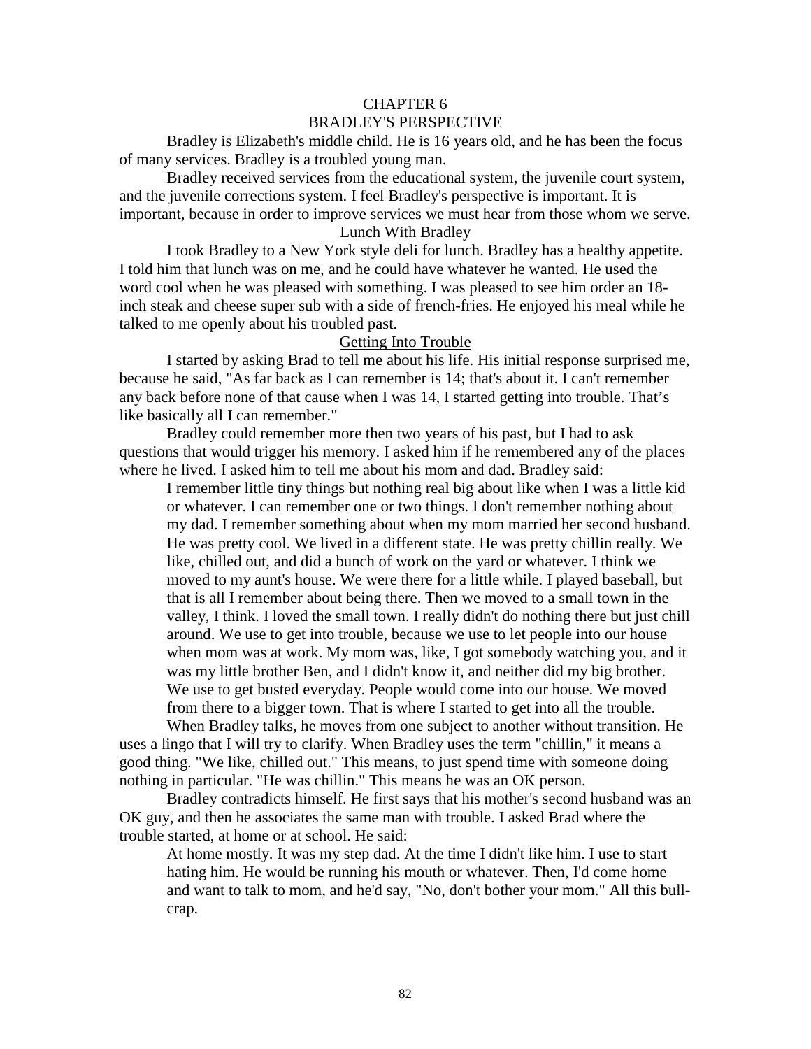# CHAPTER 6
# BRADLEY'S PERSPECTIVE

Bradley is Elizabeth's middle child. He is 16 years old, and he has been the focus of many services. Bradley is a troubled young man.

Bradley received services from the educational system, the juvenile court system, and the juvenile corrections system. I feel Bradley's perspective is important. It is important, because in order to improve services we must hear from those whom we serve.

## Lunch With Bradley

I took Bradley to a New York style deli for lunch. Bradley has a healthy appetite. I told him that lunch was on me, and he could have whatever he wanted. He used the word cool when he was pleased with something. I was pleased to see him order an 18-inch steak and cheese super sub with a side of french-fries. He enjoyed his meal while he talked to me openly about his troubled past.

### Getting Into Trouble

I started by asking Brad to tell me about his life. His initial response surprised me, because he said, "As far back as I can remember is 14; that's about it. I can't remember any back before none of that cause when I was 14, I started getting into trouble. That's like basically all I can remember."

Bradley could remember more then two years of his past, but I had to ask questions that would trigger his memory. I asked him if he remembered any of the places where he lived. I asked him to tell me about his mom and dad. Bradley said:

> I remember little tiny things but nothing real big about like when I was a little kid or whatever. I can remember one or two things. I don't remember nothing about my dad. I remember something about when my mom married her second husband. He was pretty cool. We lived in a different state. He was pretty chillin really. We like, chilled out, and did a bunch of work on the yard or whatever. I think we moved to my aunt's house. We were there for a little while. I played baseball, but that is all I remember about being there. Then we moved to a small town in the valley, I think. I loved the small town. I really didn't do nothing there but just chill around. We use to get into trouble, because we use to let people into our house when mom was at work. My mom was, like, I got somebody watching you, and it was my little brother Ben, and I didn't know it, and neither did my big brother. We use to get busted everyday. People would come into our house. We moved from there to a bigger town. That is where I started to get into all the trouble.

When Bradley talks, he moves from one subject to another without transition. He uses a lingo that I will try to clarify. When Bradley uses the term "chillin," it means a good thing. "We like, chilled out." This means, to just spend time with someone doing nothing in particular. "He was chillin." This means he was an OK person.

Bradley contradicts himself. He first says that his mother's second husband was an OK guy, and then he associates the same man with trouble. I asked Brad where the trouble started, at home or at school. He said:

> At home mostly. It was my step dad. At the time I didn't like him. I use to start hating him. He would be running his mouth or whatever. Then, I'd come home and want to talk to mom, and he'd say, "No, don't bother your mom." All this bull-crap.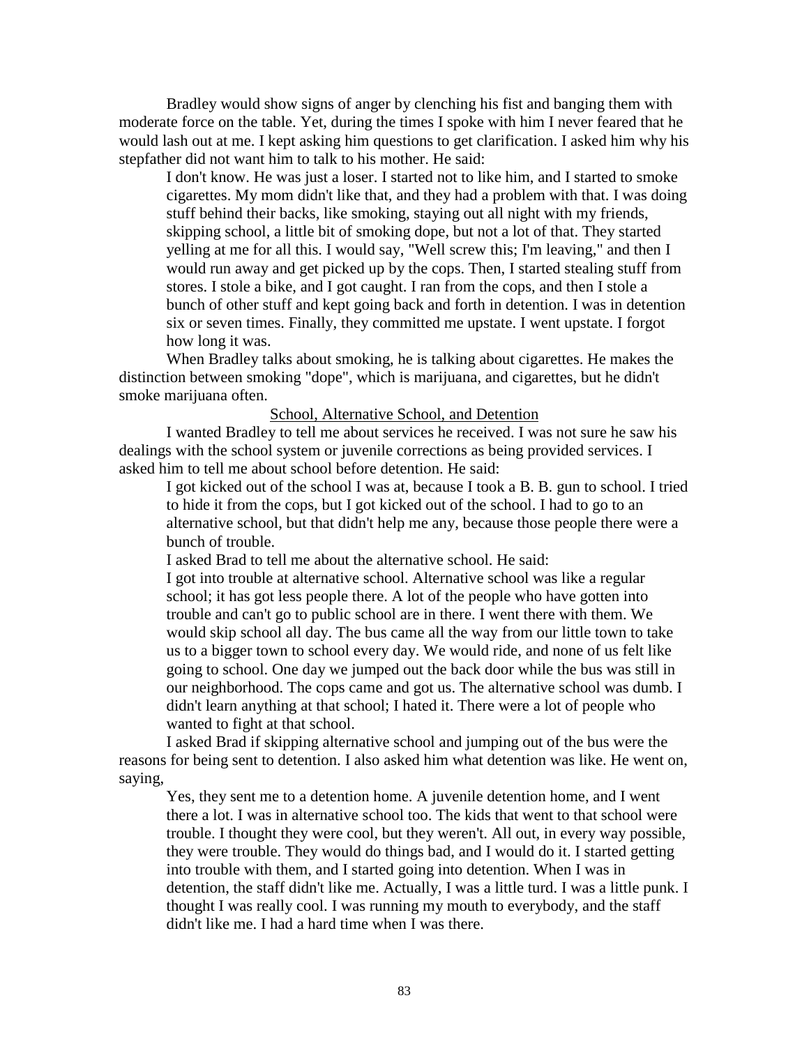Bradley would show signs of anger by clenching his fist and banging them with moderate force on the table. Yet, during the times I spoke with him I never feared that he would lash out at me. I kept asking him questions to get clarification. I asked him why his stepfather did not want him to talk to his mother. He said:

> I don't know. He was just a loser. I started not to like him, and I started to smoke cigarettes. My mom didn't like that, and they had a problem with that. I was doing stuff behind their backs, like smoking, staying out all night with my friends, skipping school, a little bit of smoking dope, but not a lot of that. They started yelling at me for all this. I would say, "Well screw this; I'm leaving," and then I would run away and get picked up by the cops. Then, I started stealing stuff from stores. I stole a bike, and I got caught. I ran from the cops, and then I stole a bunch of other stuff and kept going back and forth in detention. I was in detention six or seven times. Finally, they committed me upstate. I went upstate. I forgot how long it was.

When Bradley talks about smoking, he is talking about cigarettes. He makes the distinction between smoking "dope", which is marijuana, and cigarettes, but he didn't smoke marijuana often.

<u>School, Alternative School, and Detention</u>

I wanted Bradley to tell me about services he received. I was not sure he saw his dealings with the school system or juvenile corrections as being provided services. I asked him to tell me about school before detention. He said:

> I got kicked out of the school I was at, because I took a B. B. gun to school. I tried to hide it from the cops, but I got kicked out of the school. I had to go to an alternative school, but that didn't help me any, because those people there were a bunch of trouble.

I asked Brad to tell me about the alternative school. He said:

> I got into trouble at alternative school. Alternative school was like a regular school; it has got less people there. A lot of the people who have gotten into trouble and can't go to public school are in there. I went there with them. We would skip school all day. The bus came all the way from our little town to take us to a bigger town to school every day. We would ride, and none of us felt like going to school. One day we jumped out the back door while the bus was still in our neighborhood. The cops came and got us. The alternative school was dumb. I didn't learn anything at that school; I hated it. There were a lot of people who wanted to fight at that school.

I asked Brad if skipping alternative school and jumping out of the bus were the reasons for being sent to detention. I also asked him what detention was like. He went on, saying,

> Yes, they sent me to a detention home. A juvenile detention home, and I went there a lot. I was in alternative school too. The kids that went to that school were trouble. I thought they were cool, but they weren't. All out, in every way possible, they were trouble. They would do things bad, and I would do it. I started getting into trouble with them, and I started going into detention. When I was in detention, the staff didn't like me. Actually, I was a little turd. I was a little punk. I thought I was really cool. I was running my mouth to everybody, and the staff didn't like me. I had a hard time when I was there.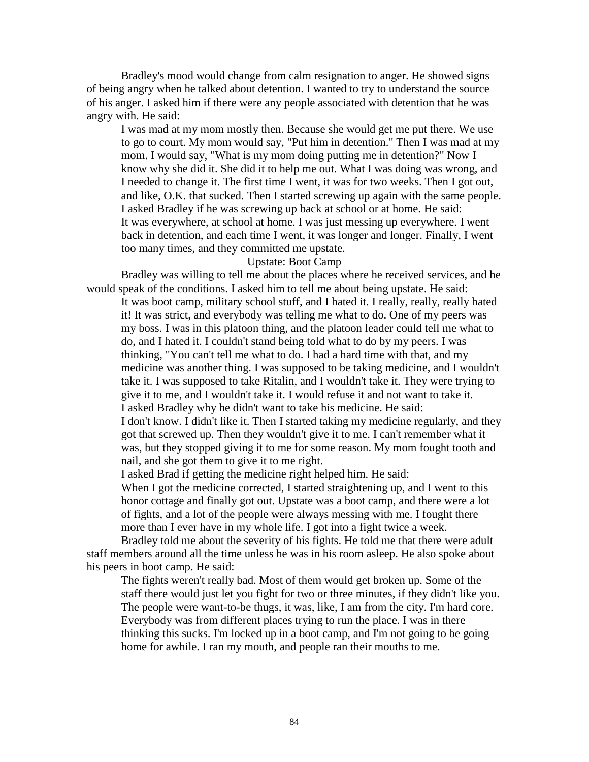Bradley's mood would change from calm resignation to anger. He showed signs of being angry when he talked about detention. I wanted to try to understand the source of his anger. I asked him if there were any people associated with detention that he was angry with. He said:

> I was mad at my mom mostly then. Because she would get me put there. We use to go to court. My mom would say, "Put him in detention." Then I was mad at my mom. I would say, "What is my mom doing putting me in detention?" Now I know why she did it. She did it to help me out. What I was doing was wrong, and I needed to change it. The first time I went, it was for two weeks. Then I got out, and like, O.K. that sucked. Then I started screwing up again with the same people.

I asked Bradley if he was screwing up back at school or at home. He said:

> It was everywhere, at school at home. I was just messing up everywhere. I went back in detention, and each time I went, it was longer and longer. Finally, I went too many times, and they committed me upstate.

<u>Upstate: Boot Camp</u>

Bradley was willing to tell me about the places where he received services, and he would speak of the conditions. I asked him to tell me about being upstate. He said:

> It was boot camp, military school stuff, and I hated it. I really, really, really hated it! It was strict, and everybody was telling me what to do. One of my peers was my boss. I was in this platoon thing, and the platoon leader could tell me what to do, and I hated it. I couldn't stand being told what to do by my peers. I was thinking, "You can't tell me what to do. I had a hard time with that, and my medicine was another thing. I was supposed to be taking medicine, and I wouldn't take it. I was supposed to take Ritalin, and I wouldn't take it. They were trying to give it to me, and I wouldn't take it. I would refuse it and not want to take it.

I asked Bradley why he didn't want to take his medicine. He said:

> I don't know. I didn't like it. Then I started taking my medicine regularly, and they got that screwed up. Then they wouldn't give it to me. I can't remember what it was, but they stopped giving it to me for some reason. My mom fought tooth and nail, and she got them to give it to me right.

I asked Brad if getting the medicine right helped him. He said:

> When I got the medicine corrected, I started straightening up, and I went to this honor cottage and finally got out. Upstate was a boot camp, and there were a lot of fights, and a lot of the people were always messing with me. I fought there more than I ever have in my whole life. I got into a fight twice a week.

Bradley told me about the severity of his fights. He told me that there were adult staff members around all the time unless he was in his room asleep. He also spoke about his peers in boot camp. He said:

> The fights weren't really bad. Most of them would get broken up. Some of the staff there would just let you fight for two or three minutes, if they didn't like you. The people were want-to-be thugs, it was, like, I am from the city. I'm hard core. Everybody was from different places trying to run the place. I was in there thinking this sucks. I'm locked up in a boot camp, and I'm not going to be going home for awhile. I ran my mouth, and people ran their mouths to me.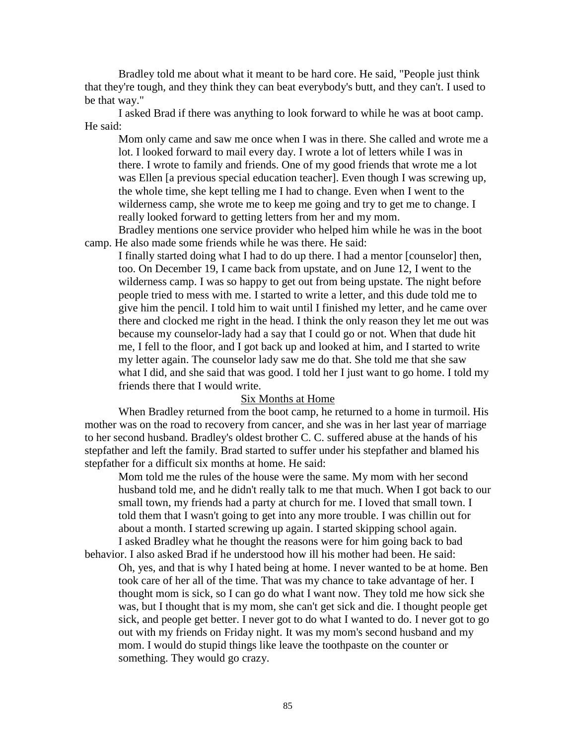Bradley told me about what it meant to be hard core. He said, "People just think that they're tough, and they think they can beat everybody's butt, and they can't. I used to be that way."

I asked Brad if there was anything to look forward to while he was at boot camp. He said:

> Mom only came and saw me once when I was in there. She called and wrote me a lot. I looked forward to mail every day. I wrote a lot of letters while I was in there. I wrote to family and friends. One of my good friends that wrote me a lot was Ellen [a previous special education teacher]. Even though I was screwing up, the whole time, she kept telling me I had to change. Even when I went to the wilderness camp, she wrote me to keep me going and try to get me to change. I really looked forward to getting letters from her and my mom.

Bradley mentions one service provider who helped him while he was in the boot camp. He also made some friends while he was there. He said:

> I finally started doing what I had to do up there. I had a mentor [counselor] then, too. On December 19, I came back from upstate, and on June 12, I went to the wilderness camp. I was so happy to get out from being upstate. The night before people tried to mess with me. I started to write a letter, and this dude told me to give him the pencil. I told him to wait until I finished my letter, and he came over there and clocked me right in the head. I think the only reason they let me out was because my counselor-lady had a say that I could go or not. When that dude hit me, I fell to the floor, and I got back up and looked at him, and I started to write my letter again. The counselor lady saw me do that. She told me that she saw what I did, and she said that was good. I told her I just want to go home. I told my friends there that I would write.

<u>Six Months at Home</u>

When Bradley returned from the boot camp, he returned to a home in turmoil. His mother was on the road to recovery from cancer, and she was in her last year of marriage to her second husband. Bradley's oldest brother C. C. suffered abuse at the hands of his stepfather and left the family. Brad started to suffer under his stepfather and blamed his stepfather for a difficult six months at home. He said:

> Mom told me the rules of the house were the same. My mom with her second husband told me, and he didn't really talk to me that much. When I got back to our small town, my friends had a party at church for me. I loved that small town. I told them that I wasn't going to get into any more trouble. I was chillin out for about a month. I started screwing up again. I started skipping school again.

I asked Bradley what he thought the reasons were for him going back to bad behavior. I also asked Brad if he understood how ill his mother had been. He said:

> Oh, yes, and that is why I hated being at home. I never wanted to be at home. Ben took care of her all of the time. That was my chance to take advantage of her. I thought mom is sick, so I can go do what I want now. They told me how sick she was, but I thought that is my mom, she can't get sick and die. I thought people get sick, and people get better. I never got to do what I wanted to do. I never got to go out with my friends on Friday night. It was my mom's second husband and my mom. I would do stupid things like leave the toothpaste on the counter or something. They would go crazy.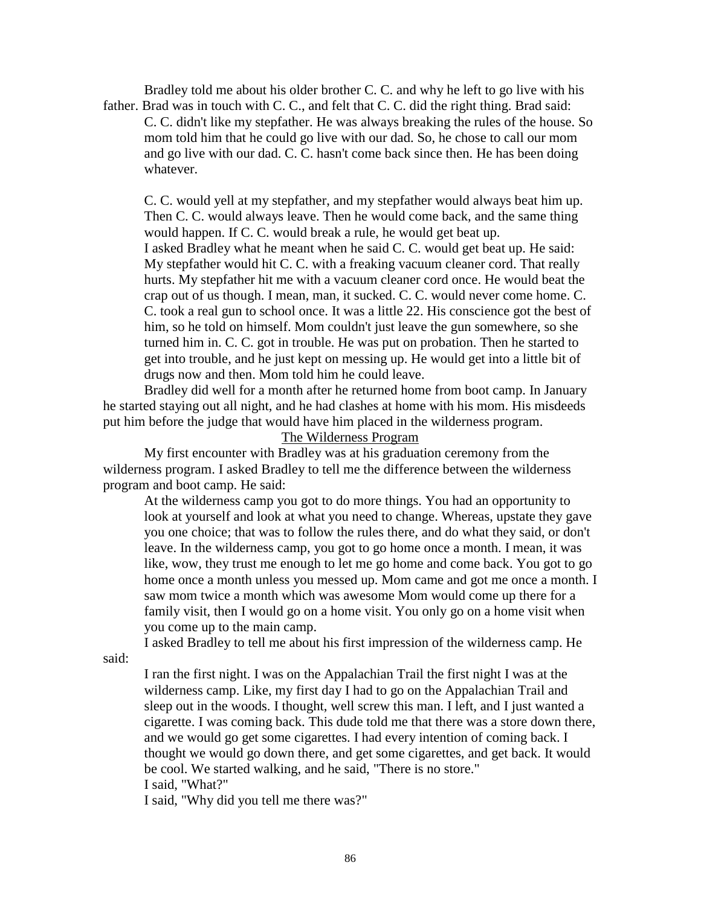Bradley told me about his older brother C. C. and why he left to go live with his father. Brad was in touch with C. C., and felt that C. C. did the right thing. Brad said:

> C. C. didn't like my stepfather. He was always breaking the rules of the house. So mom told him that he could go live with our dad. So, he chose to call our mom and go live with our dad. C. C. hasn't come back since then. He has been doing whatever.
>
> C. C. would yell at my stepfather, and my stepfather would always beat him up. Then C. C. would always leave. Then he would come back, and the same thing would happen. If C. C. would break a rule, he would get beat up.

I asked Bradley what he meant when he said C. C. would get beat up. He said:

> My stepfather would hit C. C. with a freaking vacuum cleaner cord. That really hurts. My stepfather hit me with a vacuum cleaner cord once. He would beat the crap out of us though. I mean, man, it sucked. C. C. would never come home. C. C. took a real gun to school once. It was a little 22. His conscience got the best of him, so he told on himself. Mom couldn't just leave the gun somewhere, so she turned him in. C. C. got in trouble. He was put on probation. Then he started to get into trouble, and he just kept on messing up. He would get into a little bit of drugs now and then. Mom told him he could leave.

Bradley did well for a month after he returned home from boot camp. In January he started staying out all night, and he had clashes at home with his mom. His misdeeds put him before the judge that would have him placed in the wilderness program.

## The Wilderness Program

My first encounter with Bradley was at his graduation ceremony from the wilderness program. I asked Bradley to tell me the difference between the wilderness program and boot camp. He said:

> At the wilderness camp you got to do more things. You had an opportunity to look at yourself and look at what you need to change. Whereas, upstate they gave you one choice; that was to follow the rules there, and do what they said, or don't leave. In the wilderness camp, you got to go home once a month. I mean, it was like, wow, they trust me enough to let me go home and come back. You got to go home once a month unless you messed up. Mom came and got me once a month. I saw mom twice a month which was awesome Mom would come up there for a family visit, then I would go on a home visit. You only go on a home visit when you come up to the main camp.

I asked Bradley to tell me about his first impression of the wilderness camp. He said:

> I ran the first night. I was on the Appalachian Trail the first night I was at the wilderness camp. Like, my first day I had to go on the Appalachian Trail and sleep out in the woods. I thought, well screw this man. I left, and I just wanted a cigarette. I was coming back. This dude told me that there was a store down there, and we would go get some cigarettes. I had every intention of coming back. I thought we would go down there, and get some cigarettes, and get back. It would be cool. We started walking, and he said, "There is no store."
>
> I said, "What?"
>
> I said, "Why did you tell me there was?"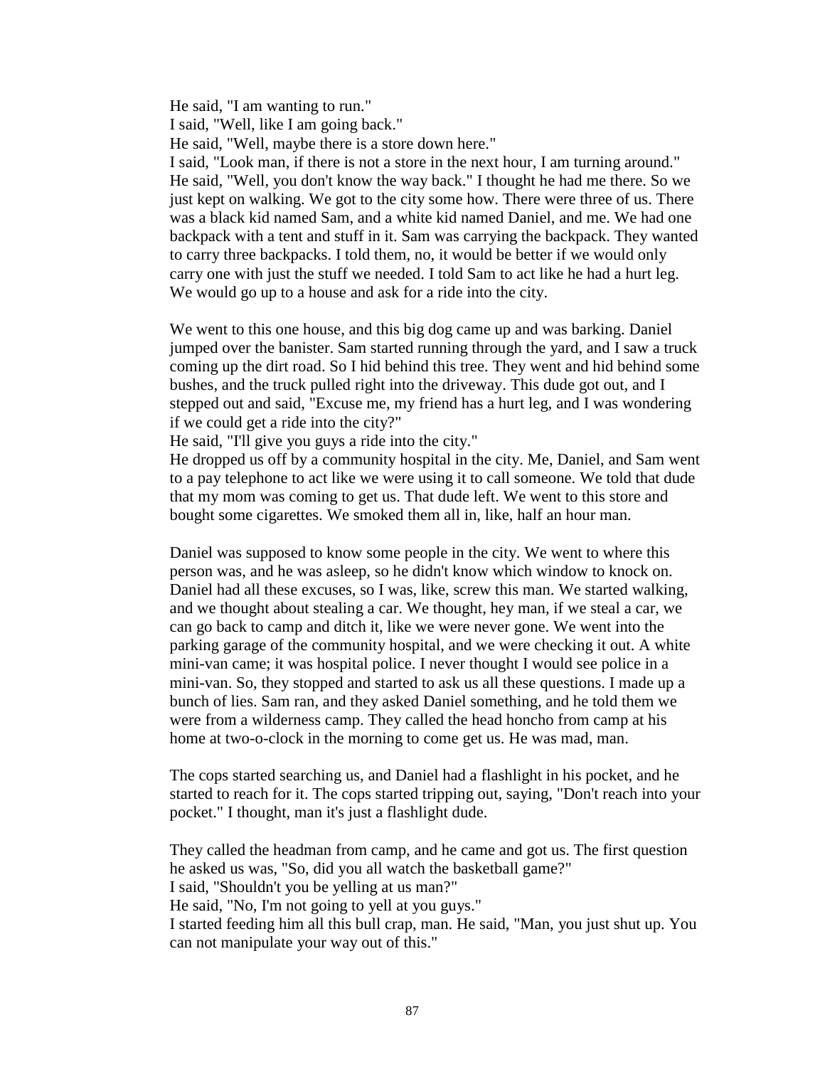He said, "I am wanting to run."
I said, "Well, like I am going back."
He said, "Well, maybe there is a store down here."
I said, "Look man, if there is not a store in the next hour, I am turning around."
He said, "Well, you don't know the way back." I thought he had me there. So we just kept on walking. We got to the city some how. There were three of us. There was a black kid named Sam, and a white kid named Daniel, and me. We had one backpack with a tent and stuff in it. Sam was carrying the backpack. They wanted to carry three backpacks. I told them, no, it would be better if we would only carry one with just the stuff we needed. I told Sam to act like he had a hurt leg. We would go up to a house and ask for a ride into the city.

We went to this one house, and this big dog came up and was barking. Daniel jumped over the banister. Sam started running through the yard, and I saw a truck coming up the dirt road. So I hid behind this tree. They went and hid behind some bushes, and the truck pulled right into the driveway. This dude got out, and I stepped out and said, "Excuse me, my friend has a hurt leg, and I was wondering if we could get a ride into the city?"
He said, "I'll give you guys a ride into the city."
He dropped us off by a community hospital in the city. Me, Daniel, and Sam went to a pay telephone to act like we were using it to call someone. We told that dude that my mom was coming to get us. That dude left. We went to this store and bought some cigarettes. We smoked them all in, like, half an hour man.

Daniel was supposed to know some people in the city. We went to where this person was, and he was asleep, so he didn't know which window to knock on. Daniel had all these excuses, so I was, like, screw this man. We started walking, and we thought about stealing a car. We thought, hey man, if we steal a car, we can go back to camp and ditch it, like we were never gone. We went into the parking garage of the community hospital, and we were checking it out. A white mini-van came; it was hospital police. I never thought I would see police in a mini-van. So, they stopped and started to ask us all these questions. I made up a bunch of lies. Sam ran, and they asked Daniel something, and he told them we were from a wilderness camp. They called the head honcho from camp at his home at two-o-clock in the morning to come get us. He was mad, man.

The cops started searching us, and Daniel had a flashlight in his pocket, and he started to reach for it. The cops started tripping out, saying, "Don't reach into your pocket." I thought, man it's just a flashlight dude.

They called the headman from camp, and he came and got us. The first question he asked us was, "So, did you all watch the basketball game?"
I said, "Shouldn't you be yelling at us man?"
He said, "No, I'm not going to yell at you guys."
I started feeding him all this bull crap, man. He said, "Man, you just shut up. You can not manipulate your way out of this."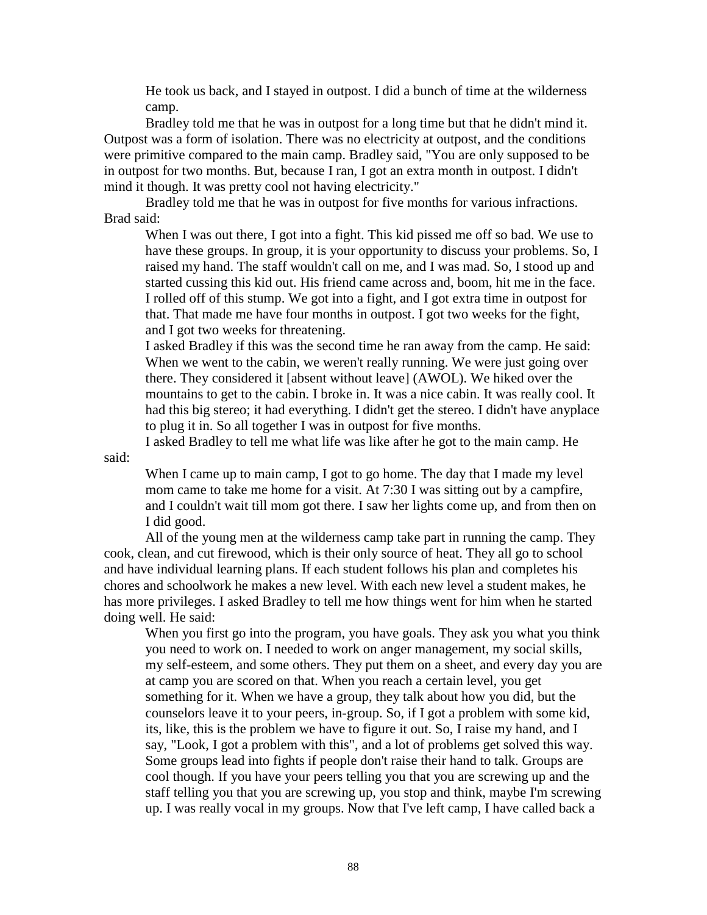He took us back, and I stayed in outpost. I did a bunch of time at the wilderness camp.

Bradley told me that he was in outpost for a long time but that he didn't mind it. Outpost was a form of isolation. There was no electricity at outpost, and the conditions were primitive compared to the main camp. Bradley said, "You are only supposed to be in outpost for two months. But, because I ran, I got an extra month in outpost. I didn't mind it though. It was pretty cool not having electricity."

Bradley told me that he was in outpost for five months for various infractions. Brad said:

> When I was out there, I got into a fight. This kid pissed me off so bad. We use to have these groups. In group, it is your opportunity to discuss your problems. So, I raised my hand. The staff wouldn't call on me, and I was mad. So, I stood up and started cussing this kid out. His friend came across and, boom, hit me in the face. I rolled off of this stump. We got into a fight, and I got extra time in outpost for that. That made me have four months in outpost. I got two weeks for the fight, and I got two weeks for threatening.

I asked Bradley if this was the second time he ran away from the camp. He said:

> When we went to the cabin, we weren't really running. We were just going over there. They considered it [absent without leave] (AWOL). We hiked over the mountains to get to the cabin. I broke in. It was a nice cabin. It was really cool. It had this big stereo; it had everything. I didn't get the stereo. I didn't have anyplace to plug it in. So all together I was in outpost for five months.

I asked Bradley to tell me what life was like after he got to the main camp. He said:

> When I came up to main camp, I got to go home. The day that I made my level mom came to take me home for a visit. At 7:30 I was sitting out by a campfire, and I couldn't wait till mom got there. I saw her lights come up, and from then on I did good.

All of the young men at the wilderness camp take part in running the camp. They cook, clean, and cut firewood, which is their only source of heat. They all go to school and have individual learning plans. If each student follows his plan and completes his chores and schoolwork he makes a new level. With each new level a student makes, he has more privileges. I asked Bradley to tell me how things went for him when he started doing well. He said:

> When you first go into the program, you have goals. They ask you what you think you need to work on. I needed to work on anger management, my social skills, my self-esteem, and some others. They put them on a sheet, and every day you are at camp you are scored on that. When you reach a certain level, you get something for it. When we have a group, they talk about how you did, but the counselors leave it to your peers, in-group. So, if I got a problem with some kid, its, like, this is the problem we have to figure it out. So, I raise my hand, and I say, "Look, I got a problem with this", and a lot of problems get solved this way. Some groups lead into fights if people don't raise their hand to talk. Groups are cool though. If you have your peers telling you that you are screwing up and the staff telling you that you are screwing up, you stop and think, maybe I'm screwing up. I was really vocal in my groups. Now that I've left camp, I have called back a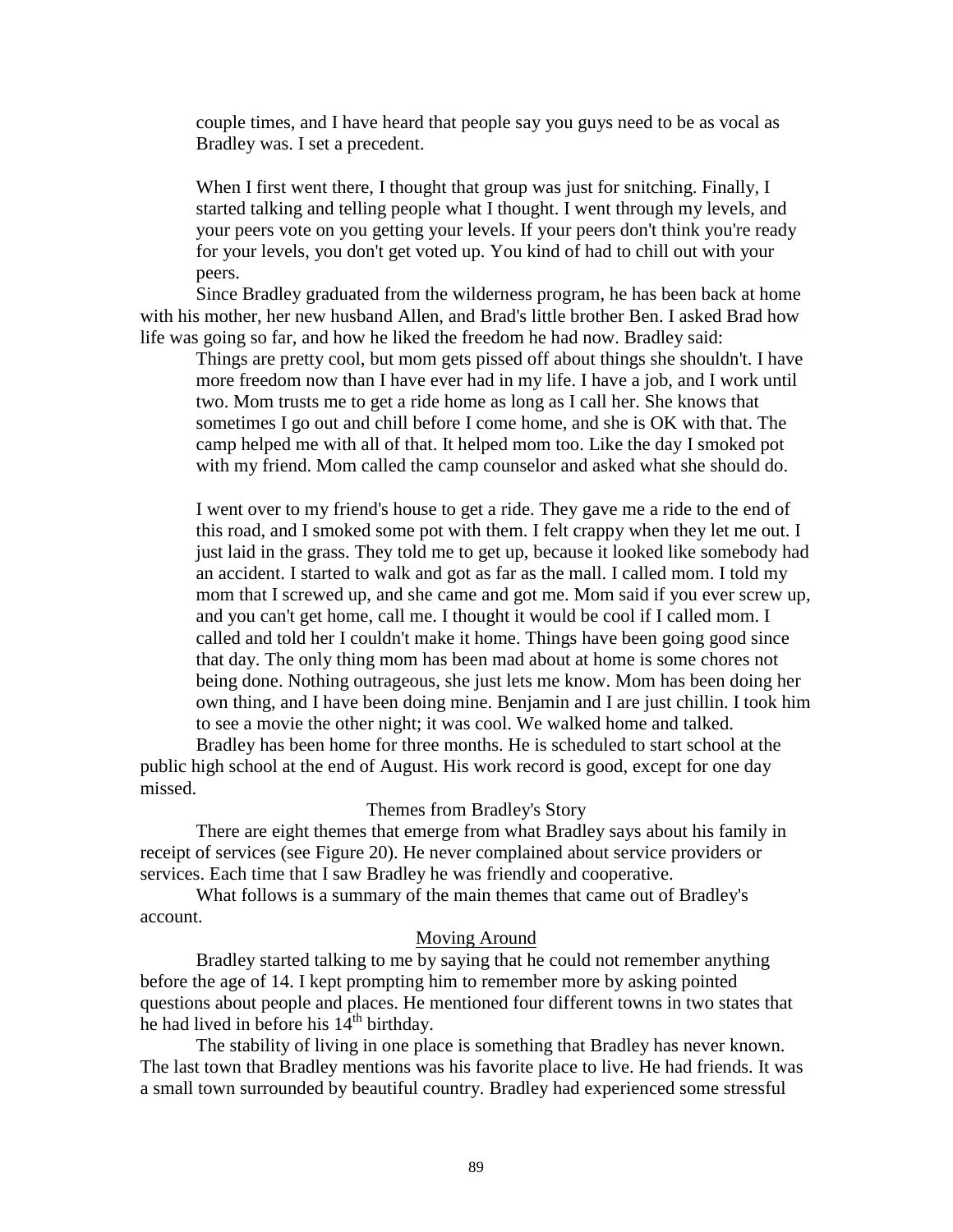couple times, and I have heard that people say you guys need to be as vocal as Bradley was. I set a precedent.

> When I first went there, I thought that group was just for snitching. Finally, I started talking and telling people what I thought. I went through my levels, and your peers vote on you getting your levels. If your peers don't think you're ready for your levels, you don't get voted up. You kind of had to chill out with your peers.

Since Bradley graduated from the wilderness program, he has been back at home with his mother, her new husband Allen, and Brad's little brother Ben. I asked Brad how life was going so far, and how he liked the freedom he had now. Bradley said:

> Things are pretty cool, but mom gets pissed off about things she shouldn't. I have more freedom now than I have ever had in my life. I have a job, and I work until two. Mom trusts me to get a ride home as long as I call her. She knows that sometimes I go out and chill before I come home, and she is OK with that. The camp helped me with all of that. It helped mom too. Like the day I smoked pot with my friend. Mom called the camp counselor and asked what she should do.
>
> I went over to my friend's house to get a ride. They gave me a ride to the end of this road, and I smoked some pot with them. I felt crappy when they let me out. I just laid in the grass. They told me to get up, because it looked like somebody had an accident. I started to walk and got as far as the mall. I called mom. I told my mom that I screwed up, and she came and got me. Mom said if you ever screw up, and you can't get home, call me. I thought it would be cool if I called mom. I called and told her I couldn't make it home. Things have been going good since that day. The only thing mom has been mad about at home is some chores not being done. Nothing outrageous, she just lets me know. Mom has been doing her own thing, and I have been doing mine. Benjamin and I are just chillin. I took him to see a movie the other night; it was cool. We walked home and talked.

Bradley has been home for three months. He is scheduled to start school at the public high school at the end of August. His work record is good, except for one day missed.

## Themes from Bradley's Story

There are eight themes that emerge from what Bradley says about his family in receipt of services (see Figure 20). He never complained about service providers or services. Each time that I saw Bradley he was friendly and cooperative.

What follows is a summary of the main themes that came out of Bradley's account.

### Moving Around

Bradley started talking to me by saying that he could not remember anything before the age of 14. I kept prompting him to remember more by asking pointed questions about people and places. He mentioned four different towns in two states that he had lived in before his 14th birthday.

The stability of living in one place is something that Bradley has never known. The last town that Bradley mentions was his favorite place to live. He had friends. It was a small town surrounded by beautiful country. Bradley had experienced some stressful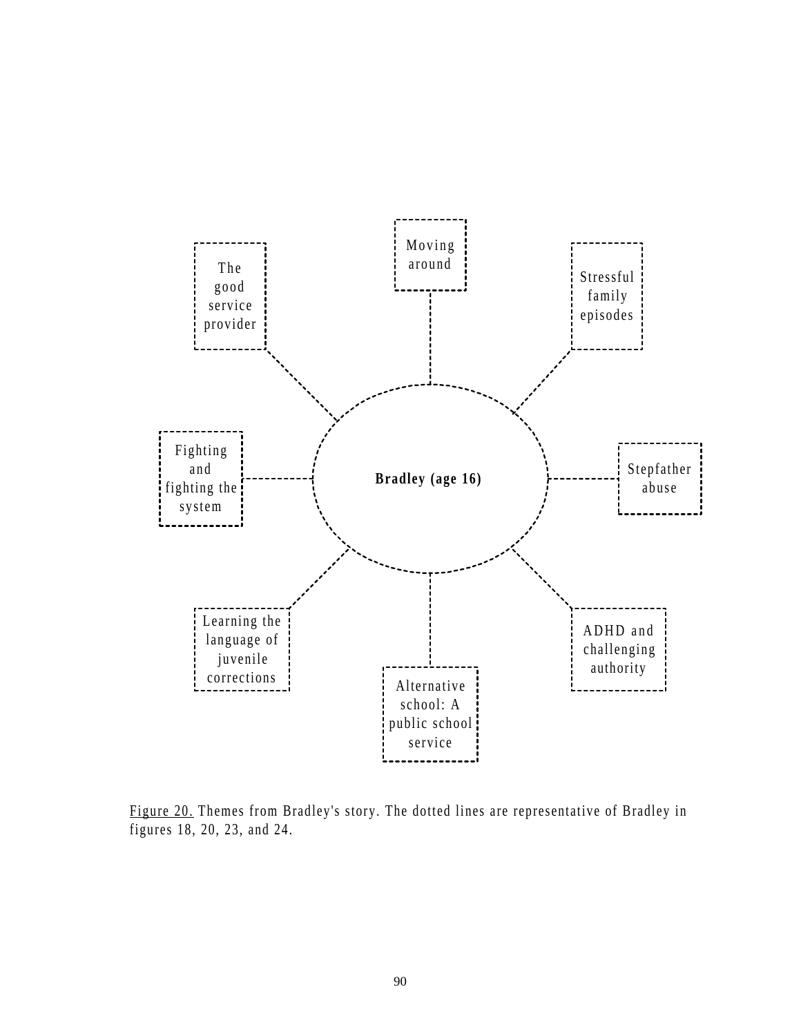Moving around

Stressful family episodes

Stepfather abuse

ADHD and challenging authority

Alternative school: A public school service

Learning the language of juvenile corrections

Fighting and fighting the system

The good service provider

**Bradley (age 16)**

Figure 20. Themes from Bradley's story. The dotted lines are representative of Bradley in figures 18, 20, 23, and 24.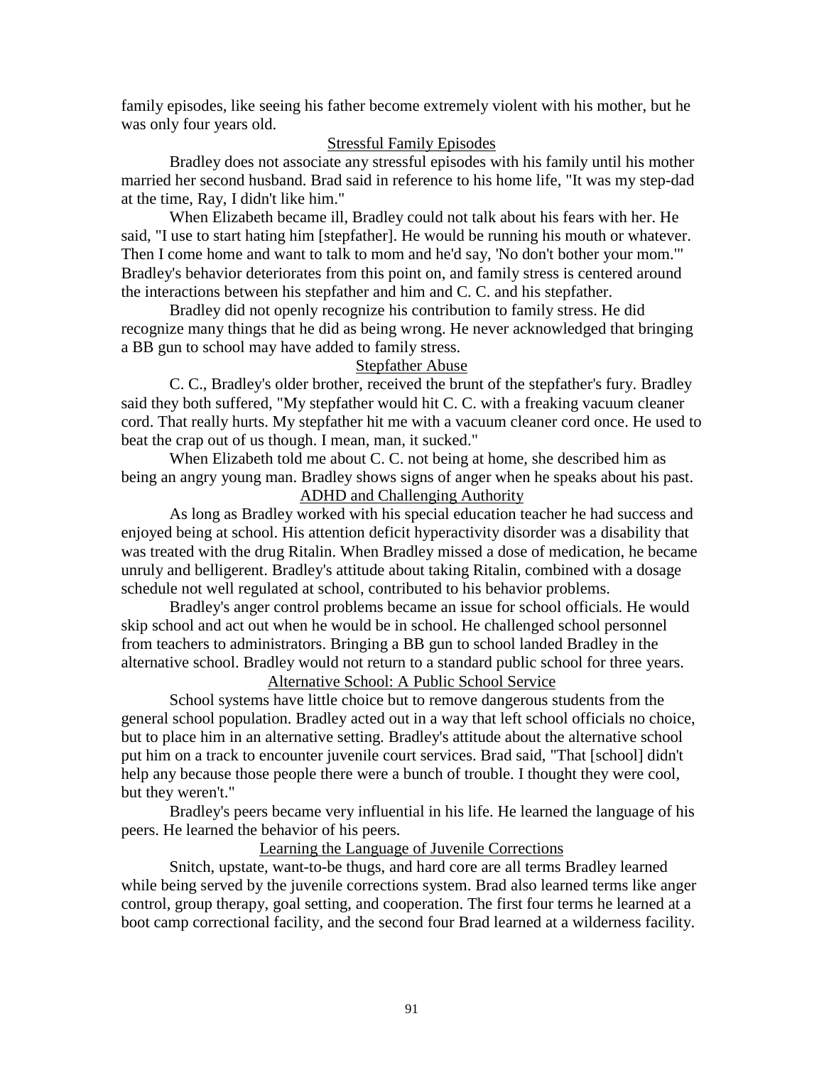family episodes, like seeing his father become extremely violent with his mother, but he was only four years old.

## Stressful Family Episodes

Bradley does not associate any stressful episodes with his family until his mother married her second husband. Brad said in reference to his home life, "It was my step-dad at the time, Ray, I didn't like him."

When Elizabeth became ill, Bradley could not talk about his fears with her. He said, "I use to start hating him [stepfather]. He would be running his mouth or whatever. Then I come home and want to talk to mom and he'd say, 'No don't bother your mom.'" Bradley's behavior deteriorates from this point on, and family stress is centered around the interactions between his stepfather and him and C. C. and his stepfather.

Bradley did not openly recognize his contribution to family stress. He did recognize many things that he did as being wrong. He never acknowledged that bringing a BB gun to school may have added to family stress.

## Stepfather Abuse

C. C., Bradley's older brother, received the brunt of the stepfather's fury. Bradley said they both suffered, "My stepfather would hit C. C. with a freaking vacuum cleaner cord. That really hurts. My stepfather hit me with a vacuum cleaner cord once. He used to beat the crap out of us though. I mean, man, it sucked."

When Elizabeth told me about C. C. not being at home, she described him as being an angry young man. Bradley shows signs of anger when he speaks about his past.

## ADHD and Challenging Authority

As long as Bradley worked with his special education teacher he had success and enjoyed being at school. His attention deficit hyperactivity disorder was a disability that was treated with the drug Ritalin. When Bradley missed a dose of medication, he became unruly and belligerent. Bradley's attitude about taking Ritalin, combined with a dosage schedule not well regulated at school, contributed to his behavior problems.

Bradley's anger control problems became an issue for school officials. He would skip school and act out when he would be in school. He challenged school personnel from teachers to administrators. Bringing a BB gun to school landed Bradley in the alternative school. Bradley would not return to a standard public school for three years.

## Alternative School: A Public School Service

School systems have little choice but to remove dangerous students from the general school population. Bradley acted out in a way that left school officials no choice, but to place him in an alternative setting. Bradley's attitude about the alternative school put him on a track to encounter juvenile court services. Brad said, "That [school] didn't help any because those people there were a bunch of trouble. I thought they were cool, but they weren't."

Bradley's peers became very influential in his life. He learned the language of his peers. He learned the behavior of his peers.

## Learning the Language of Juvenile Corrections

Snitch, upstate, want-to-be thugs, and hard core are all terms Bradley learned while being served by the juvenile corrections system. Brad also learned terms like anger control, group therapy, goal setting, and cooperation. The first four terms he learned at a boot camp correctional facility, and the second four Brad learned at a wilderness facility.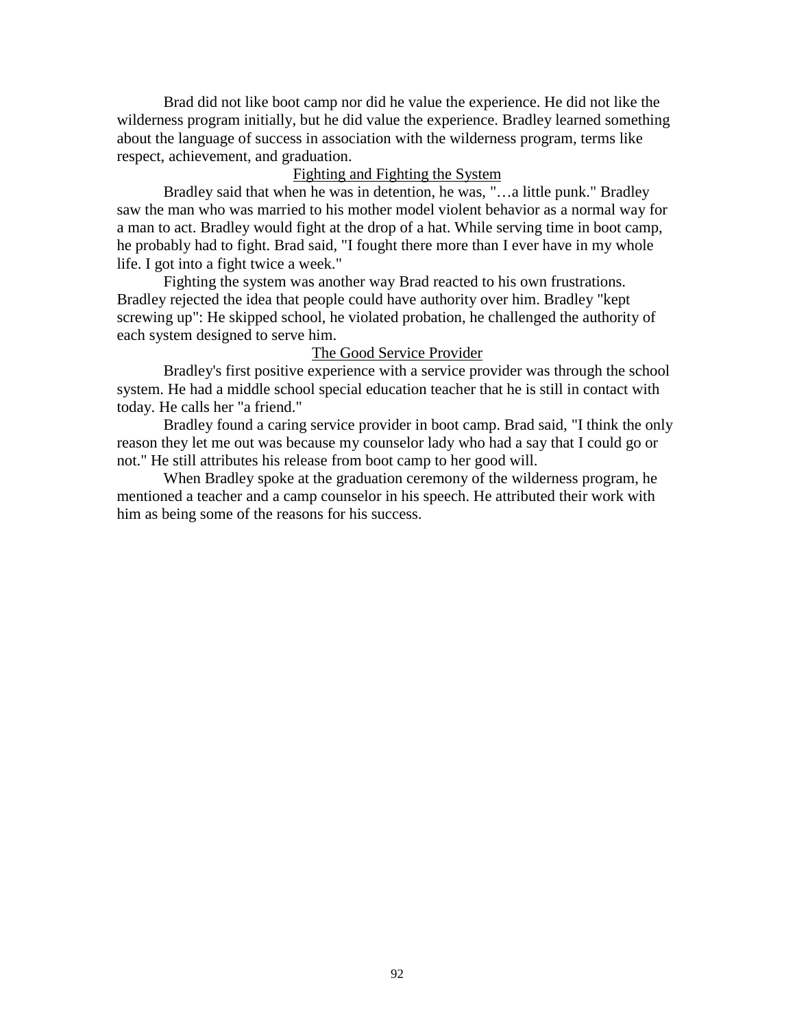Brad did not like boot camp nor did he value the experience. He did not like the wilderness program initially, but he did value the experience. Bradley learned something about the language of success in association with the wilderness program, terms like respect, achievement, and graduation.

### Fighting and Fighting the System

Bradley said that when he was in detention, he was, "…a little punk." Bradley saw the man who was married to his mother model violent behavior as a normal way for a man to act. Bradley would fight at the drop of a hat. While serving time in boot camp, he probably had to fight. Brad said, "I fought there more than I ever have in my whole life. I got into a fight twice a week."

Fighting the system was another way Brad reacted to his own frustrations. Bradley rejected the idea that people could have authority over him. Bradley "kept screwing up": He skipped school, he violated probation, he challenged the authority of each system designed to serve him.

### The Good Service Provider

Bradley's first positive experience with a service provider was through the school system. He had a middle school special education teacher that he is still in contact with today. He calls her "a friend."

Bradley found a caring service provider in boot camp. Brad said, "I think the only reason they let me out was because my counselor lady who had a say that I could go or not." He still attributes his release from boot camp to her good will.

When Bradley spoke at the graduation ceremony of the wilderness program, he mentioned a teacher and a camp counselor in his speech. He attributed their work with him as being some of the reasons for his success.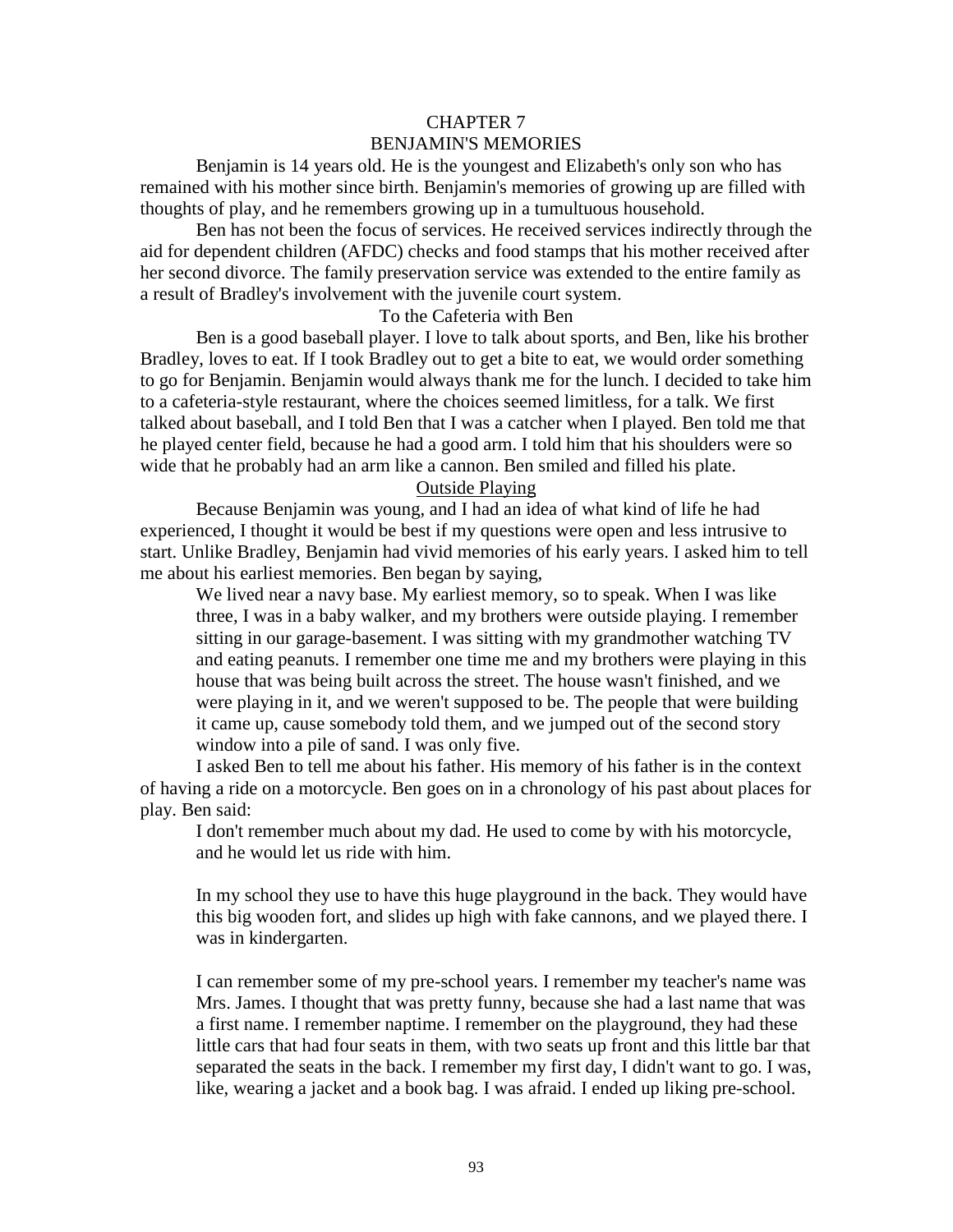# CHAPTER 7
# BENJAMIN'S MEMORIES

Benjamin is 14 years old. He is the youngest and Elizabeth's only son who has remained with his mother since birth. Benjamin's memories of growing up are filled with thoughts of play, and he remembers growing up in a tumultuous household.

Ben has not been the focus of services. He received services indirectly through the aid for dependent children (AFDC) checks and food stamps that his mother received after her second divorce. The family preservation service was extended to the entire family as a result of Bradley's involvement with the juvenile court system.

## To the Cafeteria with Ben

Ben is a good baseball player. I love to talk about sports, and Ben, like his brother Bradley, loves to eat. If I took Bradley out to get a bite to eat, we would order something to go for Benjamin. Benjamin would always thank me for the lunch. I decided to take him to a cafeteria-style restaurant, where the choices seemed limitless, for a talk. We first talked about baseball, and I told Ben that I was a catcher when I played. Ben told me that he played center field, because he had a good arm. I told him that his shoulders were so wide that he probably had an arm like a cannon. Ben smiled and filled his plate.

### Outside Playing

Because Benjamin was young, and I had an idea of what kind of life he had experienced, I thought it would be best if my questions were open and less intrusive to start. Unlike Bradley, Benjamin had vivid memories of his early years. I asked him to tell me about his earliest memories. Ben began by saying,

> We lived near a navy base. My earliest memory, so to speak. When I was like three, I was in a baby walker, and my brothers were outside playing. I remember sitting in our garage-basement. I was sitting with my grandmother watching TV and eating peanuts. I remember one time me and my brothers were playing in this house that was being built across the street. The house wasn't finished, and we were playing in it, and we weren't supposed to be. The people that were building it came up, cause somebody told them, and we jumped out of the second story window into a pile of sand. I was only five.

I asked Ben to tell me about his father. His memory of his father is in the context of having a ride on a motorcycle. Ben goes on in a chronology of his past about places for play. Ben said:

> I don't remember much about my dad. He used to come by with his motorcycle, and he would let us ride with him.
>
> In my school they use to have this huge playground in the back. They would have this big wooden fort, and slides up high with fake cannons, and we played there. I was in kindergarten.
>
> I can remember some of my pre-school years. I remember my teacher's name was Mrs. James. I thought that was pretty funny, because she had a last name that was a first name. I remember naptime. I remember on the playground, they had these little cars that had four seats in them, with two seats up front and this little bar that separated the seats in the back. I remember my first day, I didn't want to go. I was, like, wearing a jacket and a book bag. I was afraid. I ended up liking pre-school.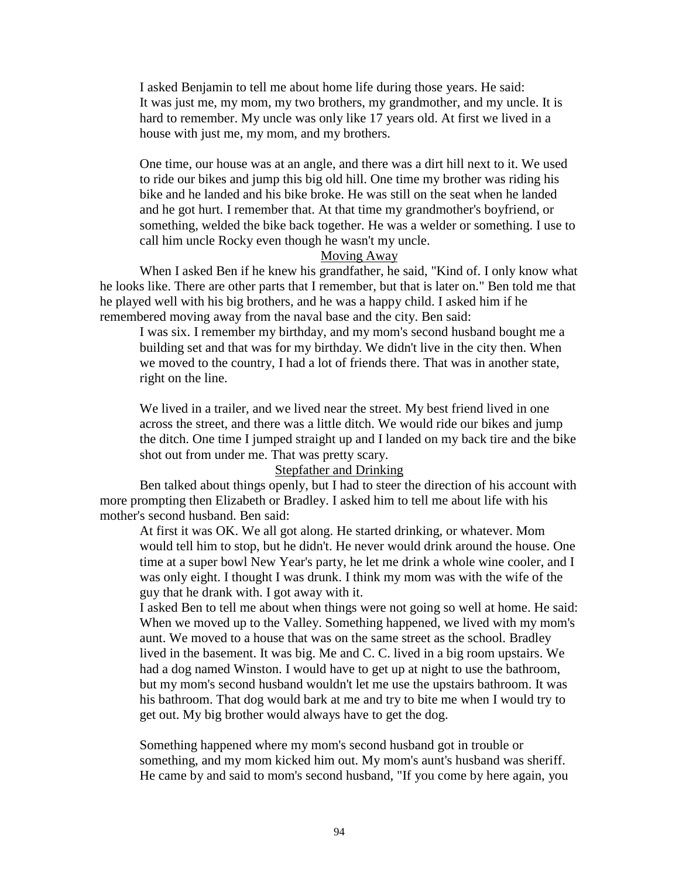I asked Benjamin to tell me about home life during those years. He said:

> It was just me, my mom, my two brothers, my grandmother, and my uncle. It is hard to remember. My uncle was only like 17 years old. At first we lived in a house with just me, my mom, and my brothers.
>
> One time, our house was at an angle, and there was a dirt hill next to it. We used to ride our bikes and jump this big old hill. One time my brother was riding his bike and he landed and his bike broke. He was still on the seat when he landed and he got hurt. I remember that. At that time my grandmother's boyfriend, or something, welded the bike back together. He was a welder or something. I use to call him uncle Rocky even though he wasn't my uncle.

Moving Away

When I asked Ben if he knew his grandfather, he said, "Kind of. I only know what he looks like. There are other parts that I remember, but that is later on." Ben told me that he played well with his big brothers, and he was a happy child. I asked him if he remembered moving away from the naval base and the city. Ben said:

> I was six. I remember my birthday, and my mom's second husband bought me a building set and that was for my birthday. We didn't live in the city then. When we moved to the country, I had a lot of friends there. That was in another state, right on the line.
>
> We lived in a trailer, and we lived near the street. My best friend lived in one across the street, and there was a little ditch. We would ride our bikes and jump the ditch. One time I jumped straight up and I landed on my back tire and the bike shot out from under me. That was pretty scary.

Stepfather and Drinking

Ben talked about things openly, but I had to steer the direction of his account with more prompting then Elizabeth or Bradley. I asked him to tell me about life with his mother's second husband. Ben said:

> At first it was OK. We all got along. He started drinking, or whatever. Mom would tell him to stop, but he didn't. He never would drink around the house. One time at a super bowl New Year's party, he let me drink a whole wine cooler, and I was only eight. I thought I was drunk. I think my mom was with the wife of the guy that he drank with. I got away with it.

I asked Ben to tell me about when things were not going so well at home. He said:

> When we moved up to the Valley. Something happened, we lived with my mom's aunt. We moved to a house that was on the same street as the school. Bradley lived in the basement. It was big. Me and C. C. lived in a big room upstairs. We had a dog named Winston. I would have to get up at night to use the bathroom, but my mom's second husband wouldn't let me use the upstairs bathroom. It was his bathroom. That dog would bark at me and try to bite me when I would try to get out. My big brother would always have to get the dog.
>
> Something happened where my mom's second husband got in trouble or something, and my mom kicked him out. My mom's aunt's husband was sheriff. He came by and said to mom's second husband, "If you come by here again, you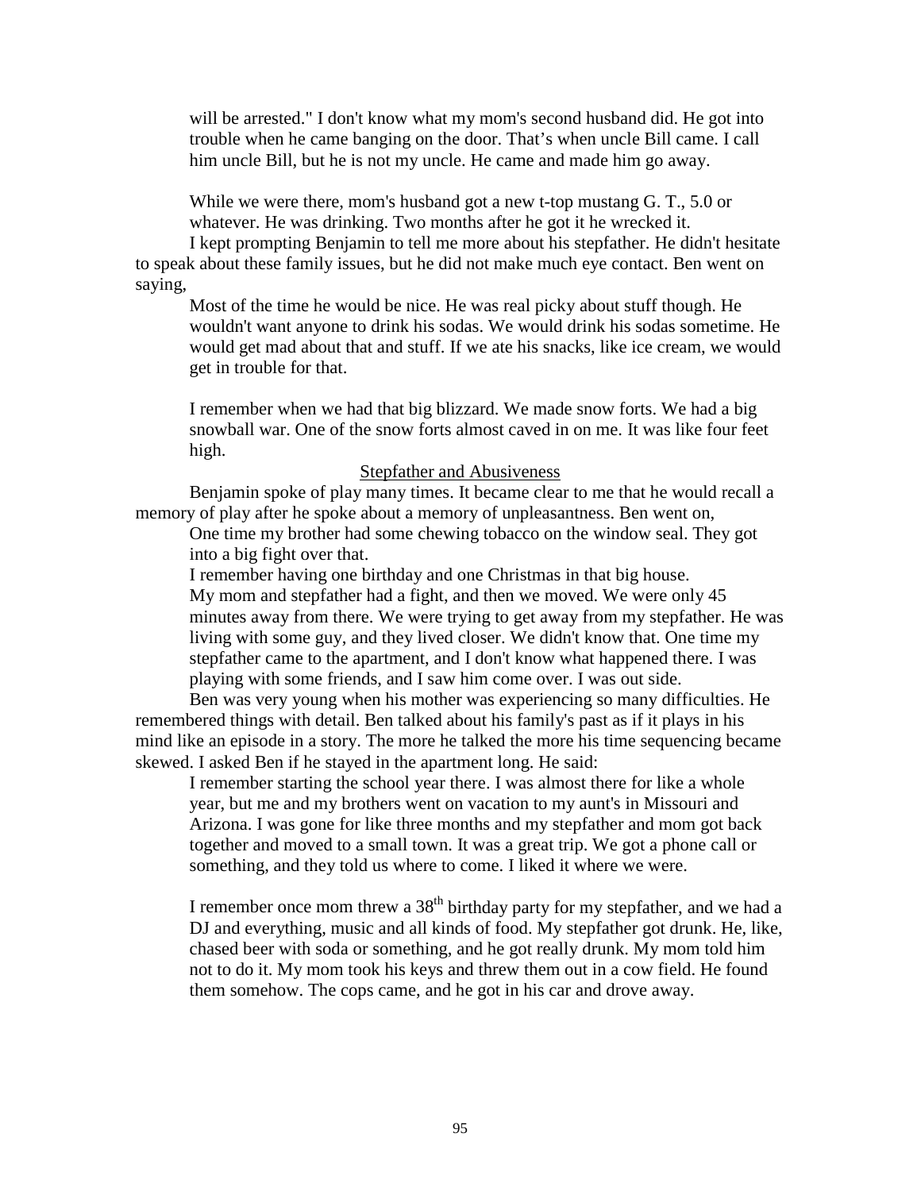> will be arrested." I don't know what my mom's second husband did. He got into trouble when he came banging on the door. That's when uncle Bill came. I call him uncle Bill, but he is not my uncle. He came and made him go away.
>
> While we were there, mom's husband got a new t-top mustang G. T., 5.0 or whatever. He was drinking. Two months after he got it he wrecked it.

I kept prompting Benjamin to tell me more about his stepfather. He didn't hesitate to speak about these family issues, but he did not make much eye contact. Ben went on saying,

> Most of the time he would be nice. He was real picky about stuff though. He wouldn't want anyone to drink his sodas. We would drink his sodas sometime. He would get mad about that and stuff. If we ate his snacks, like ice cream, we would get in trouble for that.
>
> I remember when we had that big blizzard. We made snow forts. We had a big snowball war. One of the snow forts almost caved in on me. It was like four feet high.

<u>Stepfather and Abusiveness</u>

Benjamin spoke of play many times. It became clear to me that he would recall a memory of play after he spoke about a memory of unpleasantness. Ben went on,

> One time my brother had some chewing tobacco on the window seal. They got into a big fight over that.
>
> I remember having one birthday and one Christmas in that big house.
>
> My mom and stepfather had a fight, and then we moved. We were only 45 minutes away from there. We were trying to get away from my stepfather. He was living with some guy, and they lived closer. We didn't know that. One time my stepfather came to the apartment, and I don't know what happened there. I was playing with some friends, and I saw him come over. I was out side.

Ben was very young when his mother was experiencing so many difficulties. He remembered things with detail. Ben talked about his family's past as if it plays in his mind like an episode in a story. The more he talked the more his time sequencing became skewed. I asked Ben if he stayed in the apartment long. He said:

> I remember starting the school year there. I was almost there for like a whole year, but me and my brothers went on vacation to my aunt's in Missouri and Arizona. I was gone for like three months and my stepfather and mom got back together and moved to a small town. It was a great trip. We got a phone call or something, and they told us where to come. I liked it where we were.
>
> I remember once mom threw a 38th birthday party for my stepfather, and we had a DJ and everything, music and all kinds of food. My stepfather got drunk. He, like, chased beer with soda or something, and he got really drunk. My mom told him not to do it. My mom took his keys and threw them out in a cow field. He found them somehow. The cops came, and he got in his car and drove away.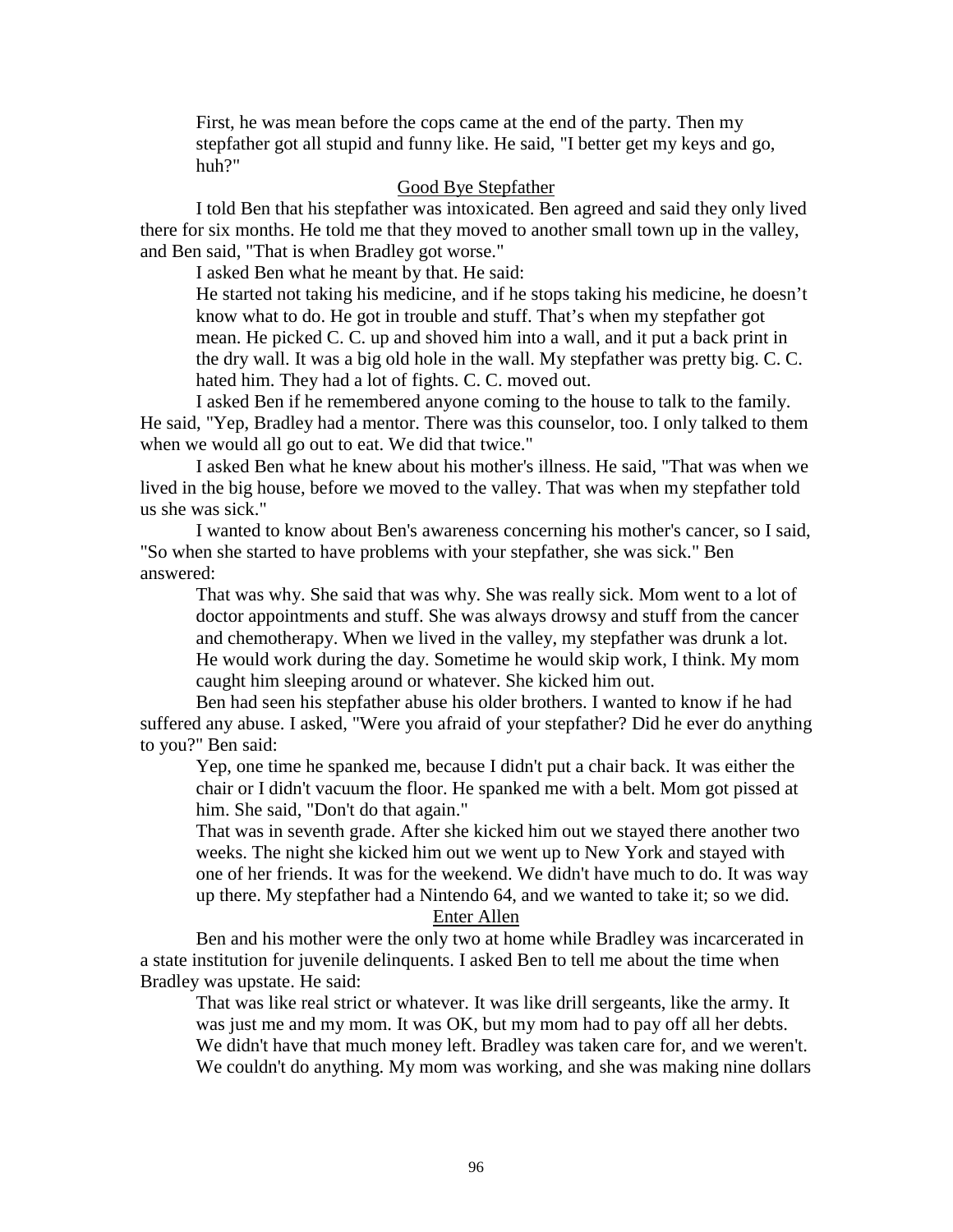> First, he was mean before the cops came at the end of the party. Then my stepfather got all stupid and funny like. He said, "I better get my keys and go, huh?"

## Good Bye Stepfather

I told Ben that his stepfather was intoxicated. Ben agreed and said they only lived there for six months. He told me that they moved to another small town up in the valley, and Ben said, "That is when Bradley got worse."

I asked Ben what he meant by that. He said:

> He started not taking his medicine, and if he stops taking his medicine, he doesn't know what to do. He got in trouble and stuff. That's when my stepfather got mean. He picked C. C. up and shoved him into a wall, and it put a back print in the dry wall. It was a big old hole in the wall. My stepfather was pretty big. C. C. hated him. They had a lot of fights. C. C. moved out.

I asked Ben if he remembered anyone coming to the house to talk to the family. He said, "Yep, Bradley had a mentor. There was this counselor, too. I only talked to them when we would all go out to eat. We did that twice."

I asked Ben what he knew about his mother's illness. He said, "That was when we lived in the big house, before we moved to the valley. That was when my stepfather told us she was sick."

I wanted to know about Ben's awareness concerning his mother's cancer, so I said, "So when she started to have problems with your stepfather, she was sick." Ben answered:

> That was why. She said that was why. She was really sick. Mom went to a lot of doctor appointments and stuff. She was always drowsy and stuff from the cancer and chemotherapy. When we lived in the valley, my stepfather was drunk a lot. He would work during the day. Sometime he would skip work, I think. My mom caught him sleeping around or whatever. She kicked him out.

Ben had seen his stepfather abuse his older brothers. I wanted to know if he had suffered any abuse. I asked, "Were you afraid of your stepfather? Did he ever do anything to you?" Ben said:

> Yep, one time he spanked me, because I didn't put a chair back. It was either the chair or I didn't vacuum the floor. He spanked me with a belt. Mom got pissed at him. She said, "Don't do that again."
>
> That was in seventh grade. After she kicked him out we stayed there another two weeks. The night she kicked him out we went up to New York and stayed with one of her friends. It was for the weekend. We didn't have much to do. It was way up there. My stepfather had a Nintendo 64, and we wanted to take it; so we did.

## Enter Allen

Ben and his mother were the only two at home while Bradley was incarcerated in a state institution for juvenile delinquents. I asked Ben to tell me about the time when Bradley was upstate. He said:

> That was like real strict or whatever. It was like drill sergeants, like the army. It was just me and my mom. It was OK, but my mom had to pay off all her debts. We didn't have that much money left. Bradley was taken care for, and we weren't. We couldn't do anything. My mom was working, and she was making nine dollars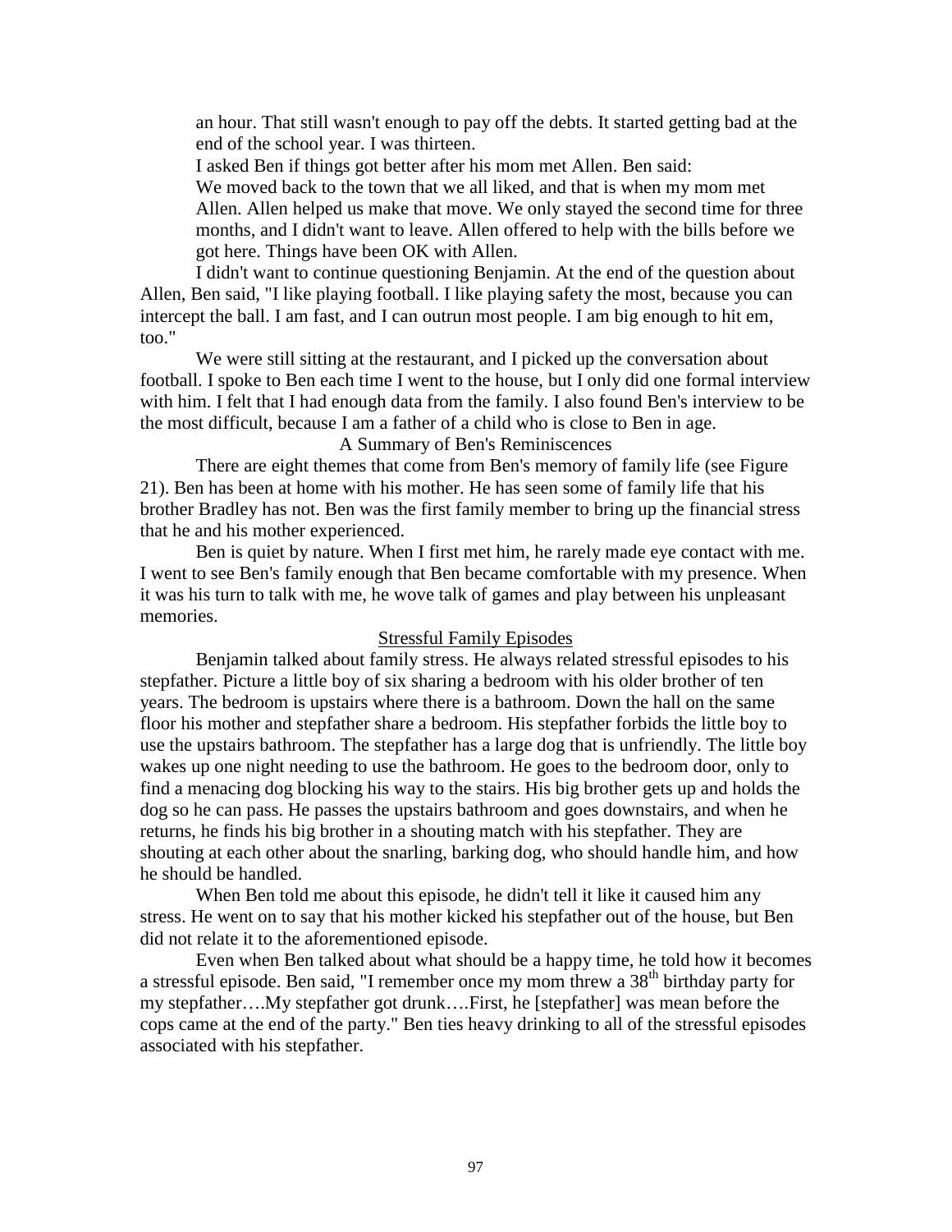an hour. That still wasn't enough to pay off the debts. It started getting bad at the end of the school year. I was thirteen.

I asked Ben if things got better after his mom met Allen. Ben said:

> We moved back to the town that we all liked, and that is when my mom met Allen. Allen helped us make that move. We only stayed the second time for three months, and I didn't want to leave. Allen offered to help with the bills before we got here. Things have been OK with Allen.

I didn't want to continue questioning Benjamin. At the end of the question about Allen, Ben said, "I like playing football. I like playing safety the most, because you can intercept the ball. I am fast, and I can outrun most people. I am big enough to hit em, too."

We were still sitting at the restaurant, and I picked up the conversation about football. I spoke to Ben each time I went to the house, but I only did one formal interview with him. I felt that I had enough data from the family. I also found Ben's interview to be the most difficult, because I am a father of a child who is close to Ben in age.

### A Summary of Ben's Reminiscences

There are eight themes that come from Ben's memory of family life (see Figure 21). Ben has been at home with his mother. He has seen some of family life that his brother Bradley has not. Ben was the first family member to bring up the financial stress that he and his mother experienced.

Ben is quiet by nature. When I first met him, he rarely made eye contact with me. I went to see Ben's family enough that Ben became comfortable with my presence. When it was his turn to talk with me, he wove talk of games and play between his unpleasant memories.

#### Stressful Family Episodes

Benjamin talked about family stress. He always related stressful episodes to his stepfather. Picture a little boy of six sharing a bedroom with his older brother of ten years. The bedroom is upstairs where there is a bathroom. Down the hall on the same floor his mother and stepfather share a bedroom. His stepfather forbids the little boy to use the upstairs bathroom. The stepfather has a large dog that is unfriendly. The little boy wakes up one night needing to use the bathroom. He goes to the bedroom door, only to find a menacing dog blocking his way to the stairs. His big brother gets up and holds the dog so he can pass. He passes the upstairs bathroom and goes downstairs, and when he returns, he finds his big brother in a shouting match with his stepfather. They are shouting at each other about the snarling, barking dog, who should handle him, and how he should be handled.

When Ben told me about this episode, he didn't tell it like it caused him any stress. He went on to say that his mother kicked his stepfather out of the house, but Ben did not relate it to the aforementioned episode.

Even when Ben talked about what should be a happy time, he told how it becomes a stressful episode. Ben said, "I remember once my mom threw a 38th birthday party for my stepfather….My stepfather got drunk….First, he [stepfather] was mean before the cops came at the end of the party." Ben ties heavy drinking to all of the stressful episodes associated with his stepfather.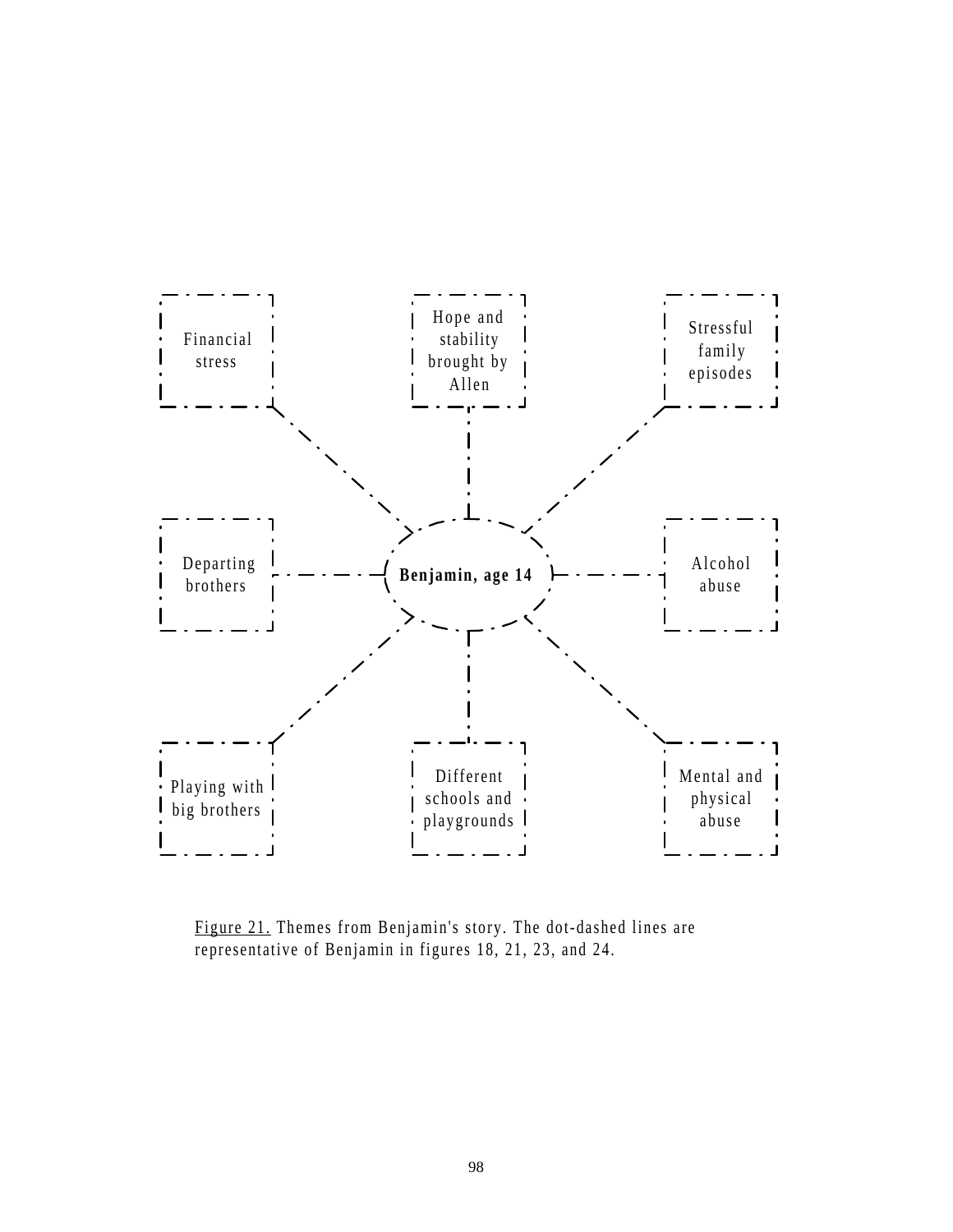Financial stress

Hope and stability brought by Allen

Stressful family episodes

Departing brothers

**Benjamin, age 14**

Alcohol abuse

Playing with big brothers

Different schools and playgrounds

Mental and physical abuse

Figure 21. Themes from Benjamin's story. The dot-dashed lines are representative of Benjamin in figures 18, 21, 23, and 24.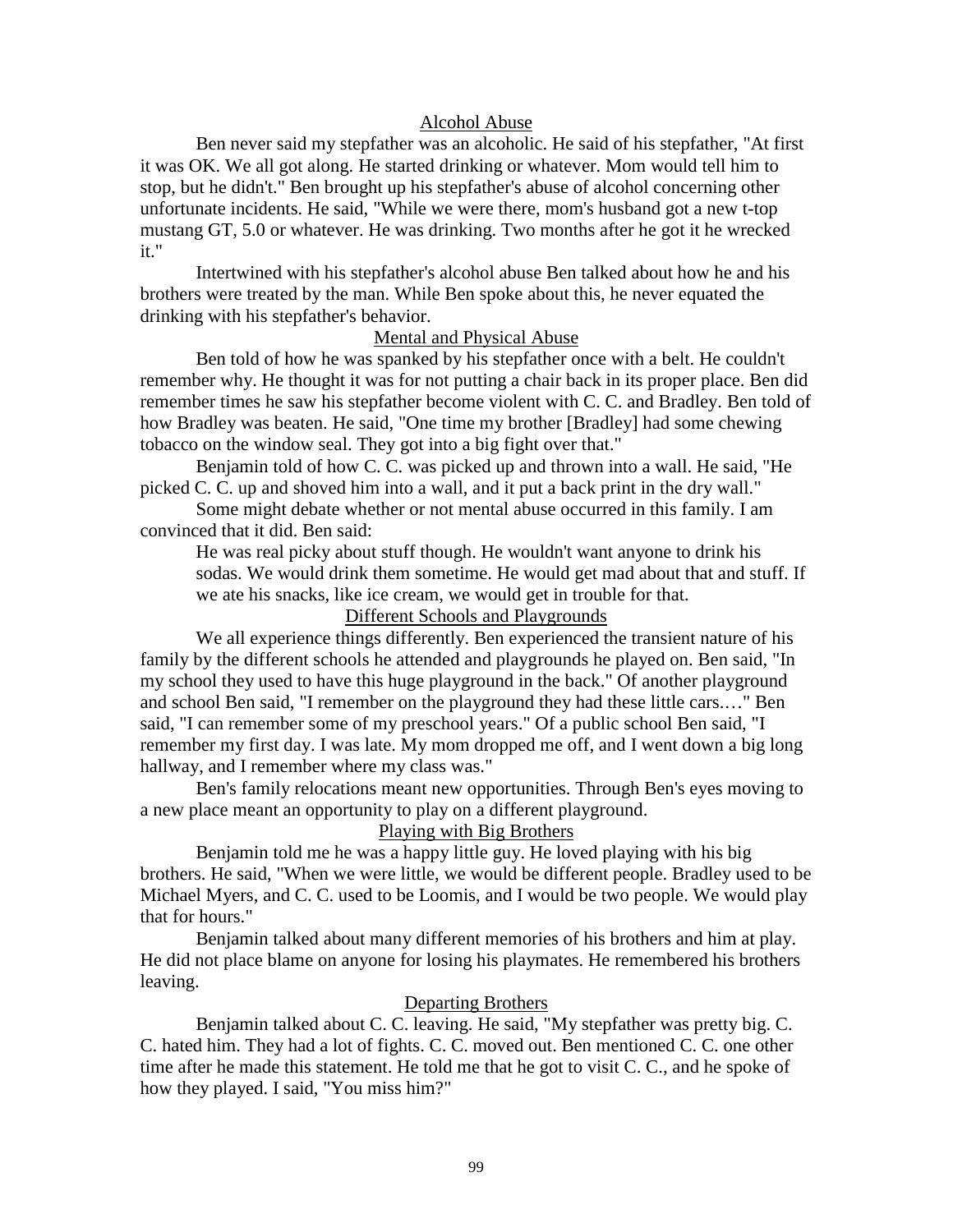### Alcohol Abuse

Ben never said my stepfather was an alcoholic. He said of his stepfather, "At first it was OK. We all got along. He started drinking or whatever. Mom would tell him to stop, but he didn't." Ben brought up his stepfather's abuse of alcohol concerning other unfortunate incidents. He said, "While we were there, mom's husband got a new t-top mustang GT, 5.0 or whatever. He was drinking. Two months after he got it he wrecked it."

Intertwined with his stepfather's alcohol abuse Ben talked about how he and his brothers were treated by the man. While Ben spoke about this, he never equated the drinking with his stepfather's behavior.

### Mental and Physical Abuse

Ben told of how he was spanked by his stepfather once with a belt. He couldn't remember why. He thought it was for not putting a chair back in its proper place. Ben did remember times he saw his stepfather become violent with C. C. and Bradley. Ben told of how Bradley was beaten. He said, "One time my brother [Bradley] had some chewing tobacco on the window seal. They got into a big fight over that."

Benjamin told of how C. C. was picked up and thrown into a wall. He said, "He picked C. C. up and shoved him into a wall, and it put a back print in the dry wall."

Some might debate whether or not mental abuse occurred in this family. I am convinced that it did. Ben said:

> He was real picky about stuff though. He wouldn't want anyone to drink his sodas. We would drink them sometime. He would get mad about that and stuff. If we ate his snacks, like ice cream, we would get in trouble for that.

### Different Schools and Playgrounds

We all experience things differently. Ben experienced the transient nature of his family by the different schools he attended and playgrounds he played on. Ben said, "In my school they used to have this huge playground in the back." Of another playground and school Ben said, "I remember on the playground they had these little cars.…" Ben said, "I can remember some of my preschool years." Of a public school Ben said, "I remember my first day. I was late. My mom dropped me off, and I went down a big long hallway, and I remember where my class was."

Ben's family relocations meant new opportunities. Through Ben's eyes moving to a new place meant an opportunity to play on a different playground.

### Playing with Big Brothers

Benjamin told me he was a happy little guy. He loved playing with his big brothers. He said, "When we were little, we would be different people. Bradley used to be Michael Myers, and C. C. used to be Loomis, and I would be two people. We would play that for hours."

Benjamin talked about many different memories of his brothers and him at play. He did not place blame on anyone for losing his playmates. He remembered his brothers leaving.

### Departing Brothers

Benjamin talked about C. C. leaving. He said, "My stepfather was pretty big. C. C. hated him. They had a lot of fights. C. C. moved out. Ben mentioned C. C. one other time after he made this statement. He told me that he got to visit C. C., and he spoke of how they played. I said, "You miss him?"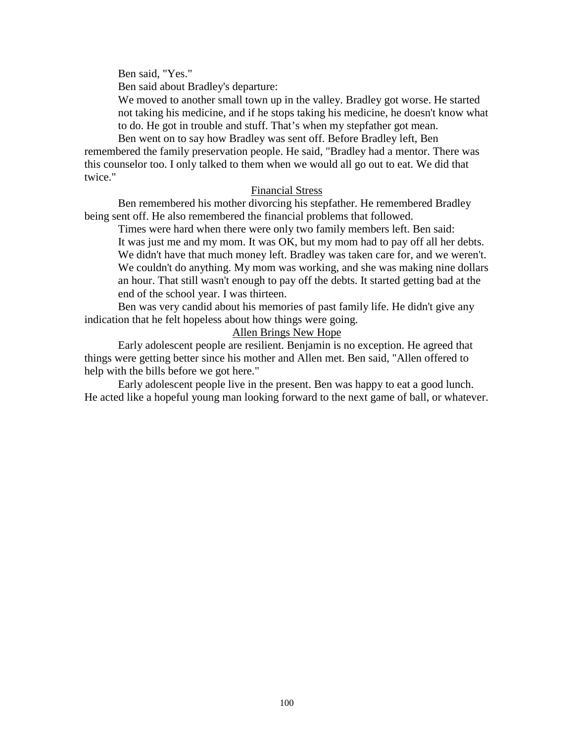Ben said, "Yes."

Ben said about Bradley's departure:

> We moved to another small town up in the valley. Bradley got worse. He started not taking his medicine, and if he stops taking his medicine, he doesn't know what to do. He got in trouble and stuff. That's when my stepfather got mean.

Ben went on to say how Bradley was sent off. Before Bradley left, Ben remembered the family preservation people. He said, "Bradley had a mentor. There was this counselor too. I only talked to them when we would all go out to eat. We did that twice."

## Financial Stress

Ben remembered his mother divorcing his stepfather. He remembered Bradley being sent off. He also remembered the financial problems that followed.

Times were hard when there were only two family members left. Ben said:

> It was just me and my mom. It was OK, but my mom had to pay off all her debts. We didn't have that much money left. Bradley was taken care for, and we weren't. We couldn't do anything. My mom was working, and she was making nine dollars an hour. That still wasn't enough to pay off the debts. It started getting bad at the end of the school year. I was thirteen.

Ben was very candid about his memories of past family life. He didn't give any indication that he felt hopeless about how things were going.

## Allen Brings New Hope

Early adolescent people are resilient. Benjamin is no exception. He agreed that things were getting better since his mother and Allen met. Ben said, "Allen offered to help with the bills before we got here."

Early adolescent people live in the present. Ben was happy to eat a good lunch. He acted like a hopeful young man looking forward to the next game of ball, or whatever.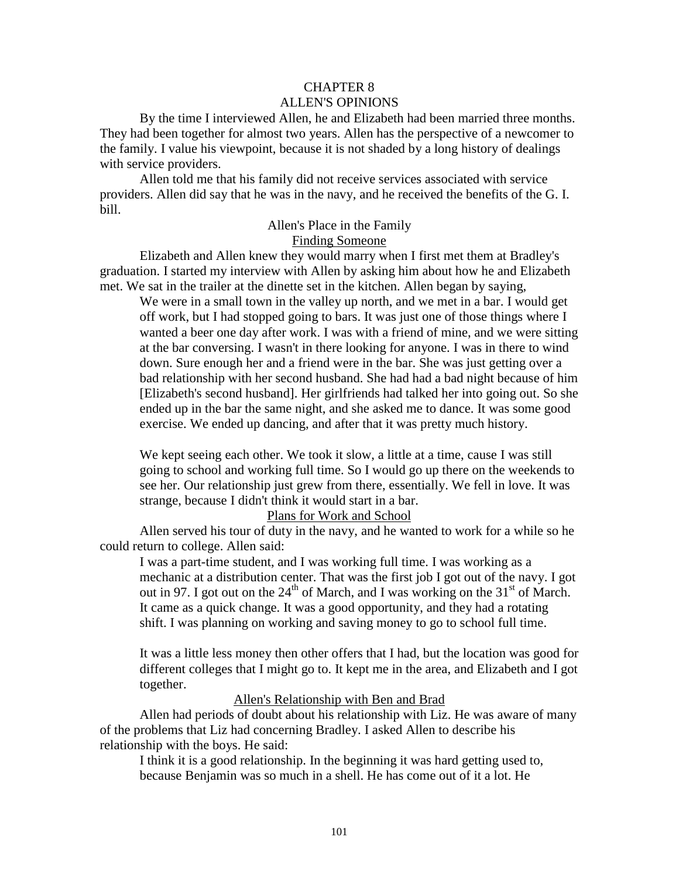# CHAPTER 8
# ALLEN'S OPINIONS

By the time I interviewed Allen, he and Elizabeth had been married three months. They had been together for almost two years. Allen has the perspective of a newcomer to the family. I value his viewpoint, because it is not shaded by a long history of dealings with service providers.

Allen told me that his family did not receive services associated with service providers. Allen did say that he was in the navy, and he received the benefits of the G. I. bill.

## Allen's Place in the Family

### Finding Someone

Elizabeth and Allen knew they would marry when I first met them at Bradley's graduation. I started my interview with Allen by asking him about how he and Elizabeth met. We sat in the trailer at the dinette set in the kitchen. Allen began by saying,

> We were in a small town in the valley up north, and we met in a bar. I would get off work, but I had stopped going to bars. It was just one of those things where I wanted a beer one day after work. I was with a friend of mine, and we were sitting at the bar conversing. I wasn't in there looking for anyone. I was in there to wind down. Sure enough her and a friend were in the bar. She was just getting over a bad relationship with her second husband. She had had a bad night because of him [Elizabeth's second husband]. Her girlfriends had talked her into going out. So she ended up in the bar the same night, and she asked me to dance. It was some good exercise. We ended up dancing, and after that it was pretty much history.
>
> We kept seeing each other. We took it slow, a little at a time, cause I was still going to school and working full time. So I would go up there on the weekends to see her. Our relationship just grew from there, essentially. We fell in love. It was strange, because I didn't think it would start in a bar.

### Plans for Work and School

Allen served his tour of duty in the navy, and he wanted to work for a while so he could return to college. Allen said:

> I was a part-time student, and I was working full time. I was working as a mechanic at a distribution center. That was the first job I got out of the navy. I got out in 97. I got out on the 24th of March, and I was working on the 31st of March. It came as a quick change. It was a good opportunity, and they had a rotating shift. I was planning on working and saving money to go to school full time.
>
> It was a little less money then other offers that I had, but the location was good for different colleges that I might go to. It kept me in the area, and Elizabeth and I got together.

### Allen's Relationship with Ben and Brad

Allen had periods of doubt about his relationship with Liz. He was aware of many of the problems that Liz had concerning Bradley. I asked Allen to describe his relationship with the boys. He said:

> I think it is a good relationship. In the beginning it was hard getting used to, because Benjamin was so much in a shell. He has come out of it a lot. He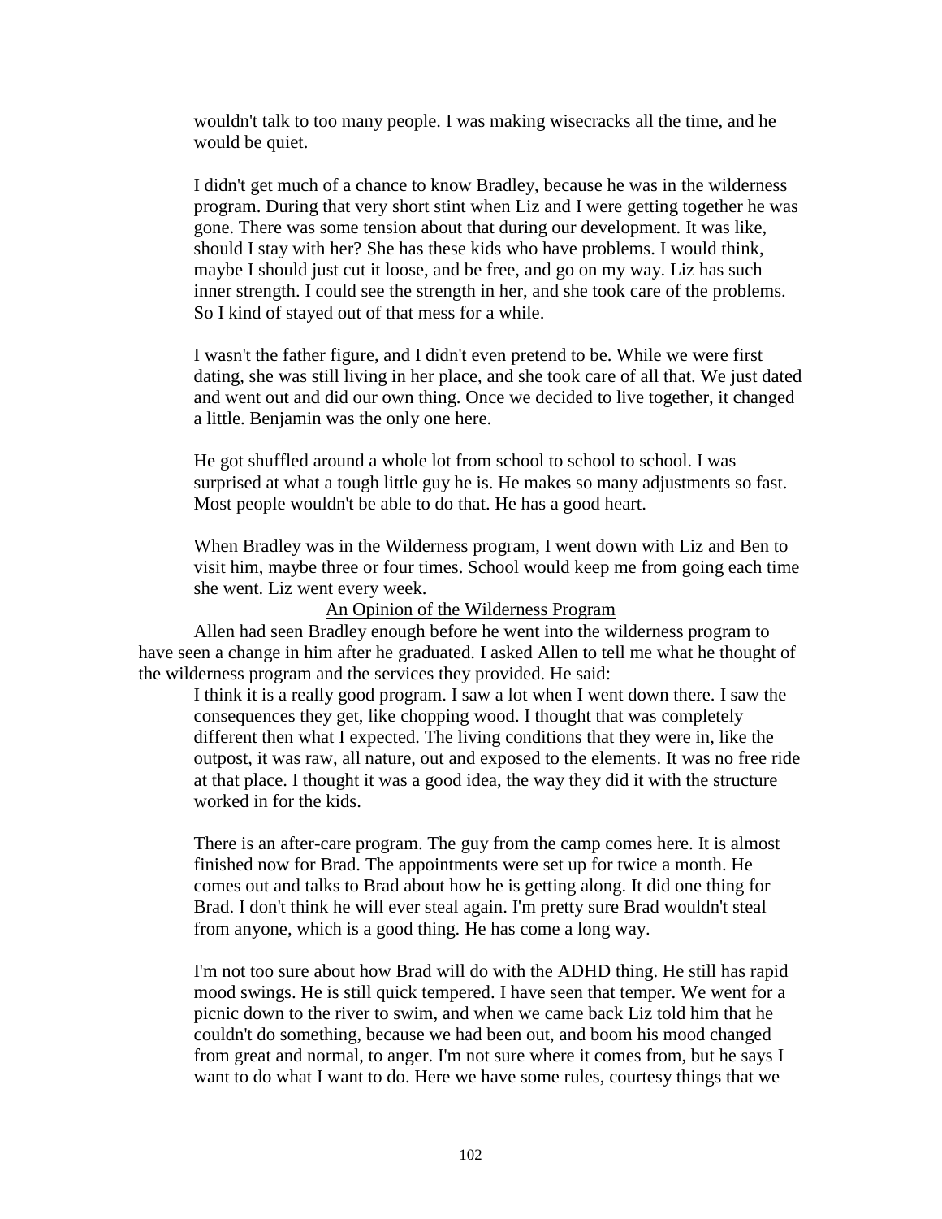wouldn't talk to too many people. I was making wisecracks all the time, and he would be quiet.

I didn't get much of a chance to know Bradley, because he was in the wilderness program. During that very short stint when Liz and I were getting together he was gone. There was some tension about that during our development. It was like, should I stay with her? She has these kids who have problems. I would think, maybe I should just cut it loose, and be free, and go on my way. Liz has such inner strength. I could see the strength in her, and she took care of the problems. So I kind of stayed out of that mess for a while.

I wasn't the father figure, and I didn't even pretend to be. While we were first dating, she was still living in her place, and she took care of all that. We just dated and went out and did our own thing. Once we decided to live together, it changed a little. Benjamin was the only one here.

He got shuffled around a whole lot from school to school to school. I was surprised at what a tough little guy he is. He makes so many adjustments so fast. Most people wouldn't be able to do that. He has a good heart.

When Bradley was in the Wilderness program, I went down with Liz and Ben to visit him, maybe three or four times. School would keep me from going each time she went. Liz went every week.

### An Opinion of the Wilderness Program

Allen had seen Bradley enough before he went into the wilderness program to have seen a change in him after he graduated. I asked Allen to tell me what he thought of the wilderness program and the services they provided. He said:

> I think it is a really good program. I saw a lot when I went down there. I saw the consequences they get, like chopping wood. I thought that was completely different then what I expected. The living conditions that they were in, like the outpost, it was raw, all nature, out and exposed to the elements. It was no free ride at that place. I thought it was a good idea, the way they did it with the structure worked in for the kids.
>
> There is an after-care program. The guy from the camp comes here. It is almost finished now for Brad. The appointments were set up for twice a month. He comes out and talks to Brad about how he is getting along. It did one thing for Brad. I don't think he will ever steal again. I'm pretty sure Brad wouldn't steal from anyone, which is a good thing. He has come a long way.
>
> I'm not too sure about how Brad will do with the ADHD thing. He still has rapid mood swings. He is still quick tempered. I have seen that temper. We went for a picnic down to the river to swim, and when we came back Liz told him that he couldn't do something, because we had been out, and boom his mood changed from great and normal, to anger. I'm not sure where it comes from, but he says I want to do what I want to do. Here we have some rules, courtesy things that we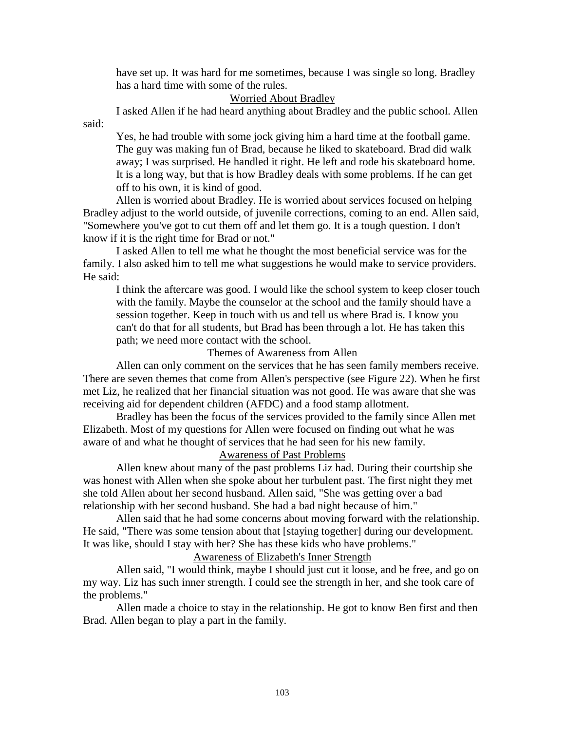have set up. It was hard for me sometimes, because I was single so long. Bradley has a hard time with some of the rules.

### Worried About Bradley

I asked Allen if he had heard anything about Bradley and the public school. Allen said:

> Yes, he had trouble with some jock giving him a hard time at the football game. The guy was making fun of Brad, because he liked to skateboard. Brad did walk away; I was surprised. He handled it right. He left and rode his skateboard home. It is a long way, but that is how Bradley deals with some problems. If he can get off to his own, it is kind of good.

Allen is worried about Bradley. He is worried about services focused on helping Bradley adjust to the world outside, of juvenile corrections, coming to an end. Allen said, "Somewhere you've got to cut them off and let them go. It is a tough question. I don't know if it is the right time for Brad or not."

I asked Allen to tell me what he thought the most beneficial service was for the family. I also asked him to tell me what suggestions he would make to service providers. He said:

> I think the aftercare was good. I would like the school system to keep closer touch with the family. Maybe the counselor at the school and the family should have a session together. Keep in touch with us and tell us where Brad is. I know you can't do that for all students, but Brad has been through a lot. He has taken this path; we need more contact with the school.

## Themes of Awareness from Allen

Allen can only comment on the services that he has seen family members receive. There are seven themes that come from Allen's perspective (see Figure 22). When he first met Liz, he realized that her financial situation was not good. He was aware that she was receiving aid for dependent children (AFDC) and a food stamp allotment.

Bradley has been the focus of the services provided to the family since Allen met Elizabeth. Most of my questions for Allen were focused on finding out what he was aware of and what he thought of services that he had seen for his new family.

### Awareness of Past Problems

Allen knew about many of the past problems Liz had. During their courtship she was honest with Allen when she spoke about her turbulent past. The first night they met she told Allen about her second husband. Allen said, "She was getting over a bad relationship with her second husband. She had a bad night because of him."

Allen said that he had some concerns about moving forward with the relationship. He said, "There was some tension about that [staying together] during our development. It was like, should I stay with her? She has these kids who have problems."

### Awareness of Elizabeth's Inner Strength

Allen said, "I would think, maybe I should just cut it loose, and be free, and go on my way. Liz has such inner strength. I could see the strength in her, and she took care of the problems."

Allen made a choice to stay in the relationship. He got to know Ben first and then Brad. Allen began to play a part in the family.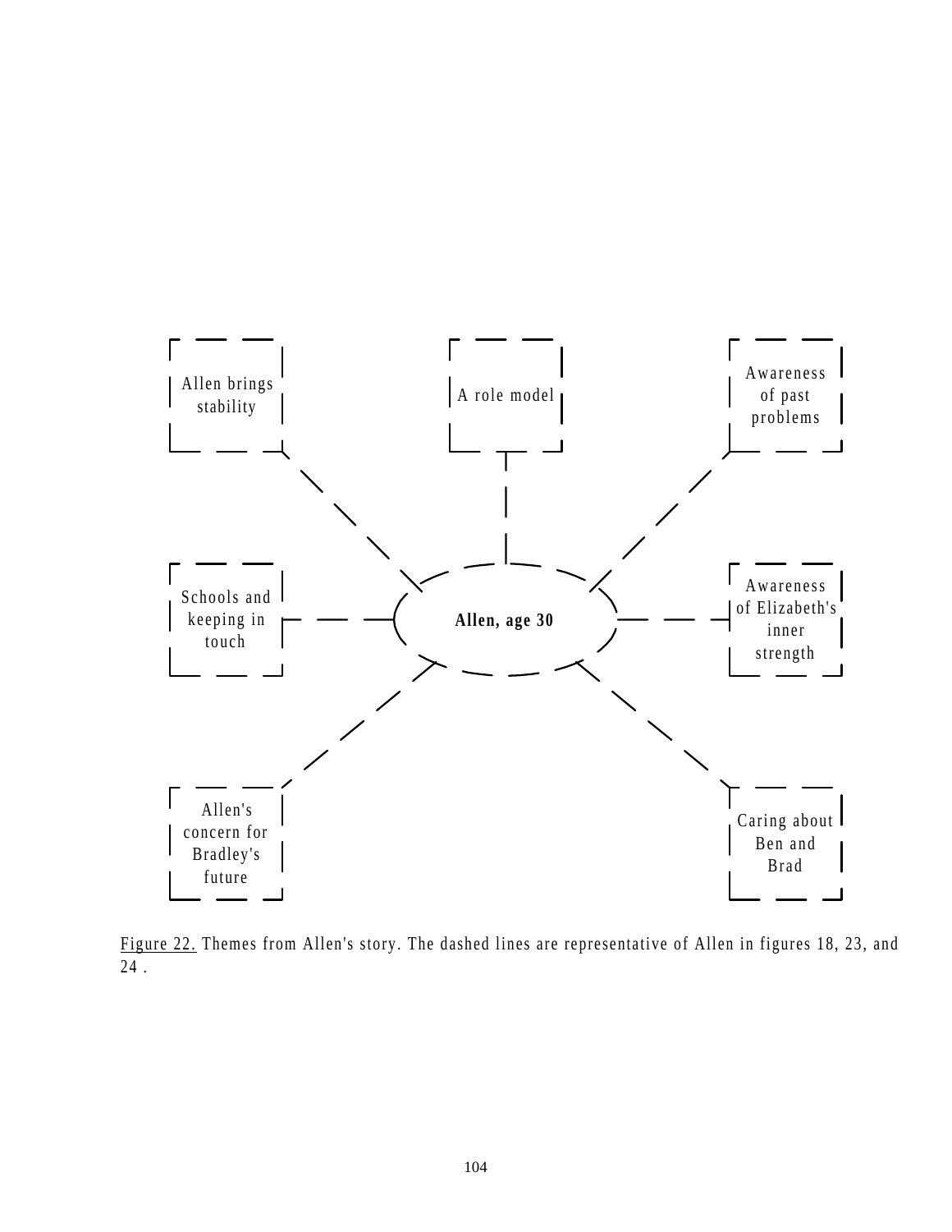Allen brings stability

A role model

Awareness of past problems

Schools and keeping in touch

Allen, age 30

Awareness of Elizabeth's inner strength

Allen's concern for Bradley's future

Caring about Ben and Brad

Figure 22. Themes from Allen's story. The dashed lines are representative of Allen in figures 18, 23, and 24 .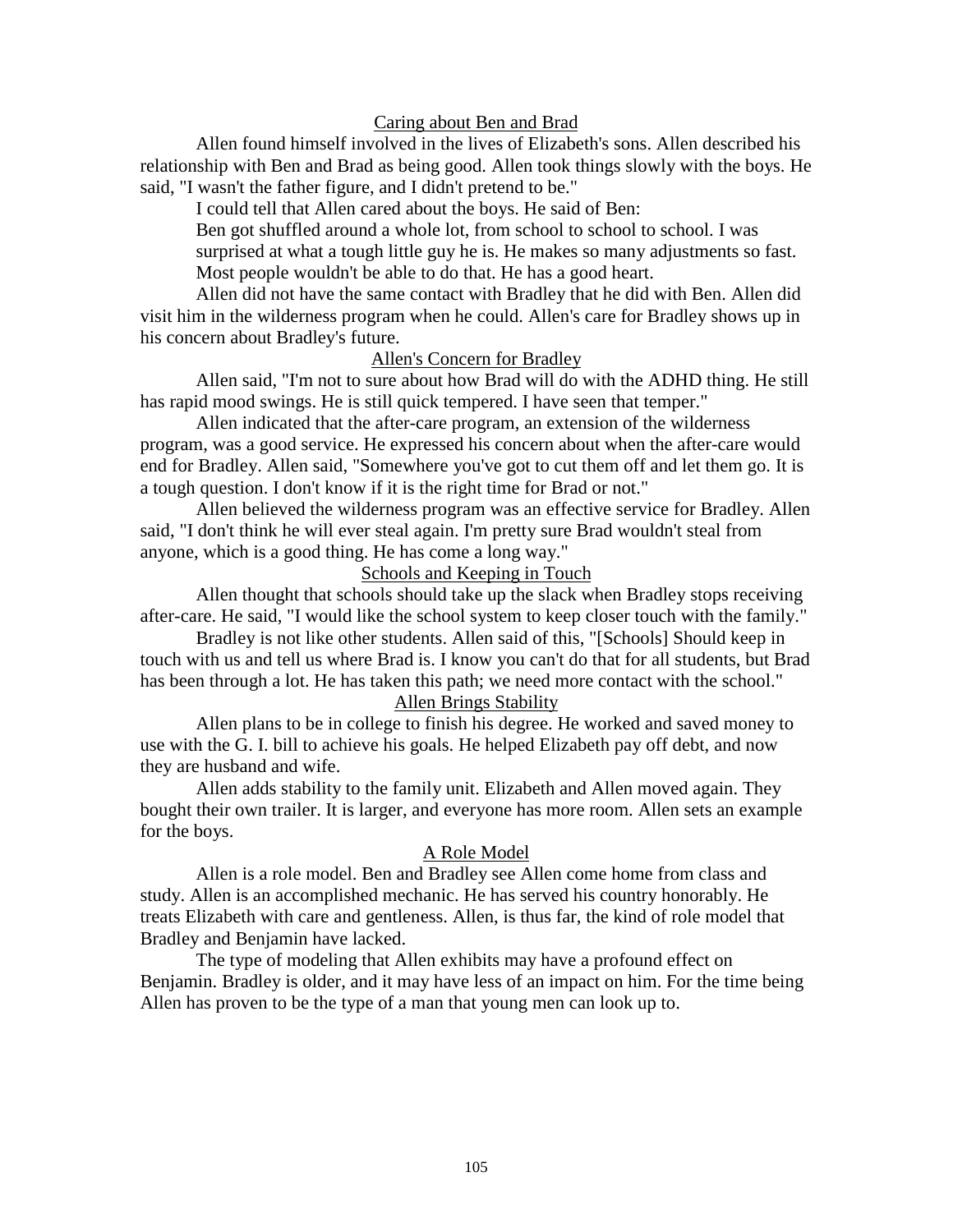### Caring about Ben and Brad

Allen found himself involved in the lives of Elizabeth's sons. Allen described his relationship with Ben and Brad as being good. Allen took things slowly with the boys. He said, "I wasn't the father figure, and I didn't pretend to be."

I could tell that Allen cared about the boys. He said of Ben:

> Ben got shuffled around a whole lot, from school to school to school. I was surprised at what a tough little guy he is. He makes so many adjustments so fast. Most people wouldn't be able to do that. He has a good heart.

Allen did not have the same contact with Bradley that he did with Ben. Allen did visit him in the wilderness program when he could. Allen's care for Bradley shows up in his concern about Bradley's future.

### Allen's Concern for Bradley

Allen said, "I'm not to sure about how Brad will do with the ADHD thing. He still has rapid mood swings. He is still quick tempered. I have seen that temper."

Allen indicated that the after-care program, an extension of the wilderness program, was a good service. He expressed his concern about when the after-care would end for Bradley. Allen said, "Somewhere you've got to cut them off and let them go. It is a tough question. I don't know if it is the right time for Brad or not."

Allen believed the wilderness program was an effective service for Bradley. Allen said, "I don't think he will ever steal again. I'm pretty sure Brad wouldn't steal from anyone, which is a good thing. He has come a long way."

### Schools and Keeping in Touch

Allen thought that schools should take up the slack when Bradley stops receiving after-care. He said, "I would like the school system to keep closer touch with the family."

Bradley is not like other students. Allen said of this, "[Schools] Should keep in touch with us and tell us where Brad is. I know you can't do that for all students, but Brad has been through a lot. He has taken this path; we need more contact with the school."

### Allen Brings Stability

Allen plans to be in college to finish his degree. He worked and saved money to use with the G. I. bill to achieve his goals. He helped Elizabeth pay off debt, and now they are husband and wife.

Allen adds stability to the family unit. Elizabeth and Allen moved again. They bought their own trailer. It is larger, and everyone has more room. Allen sets an example for the boys.

### A Role Model

Allen is a role model. Ben and Bradley see Allen come home from class and study. Allen is an accomplished mechanic. He has served his country honorably. He treats Elizabeth with care and gentleness. Allen, is thus far, the kind of role model that Bradley and Benjamin have lacked.

The type of modeling that Allen exhibits may have a profound effect on Benjamin. Bradley is older, and it may have less of an impact on him. For the time being Allen has proven to be the type of a man that young men can look up to.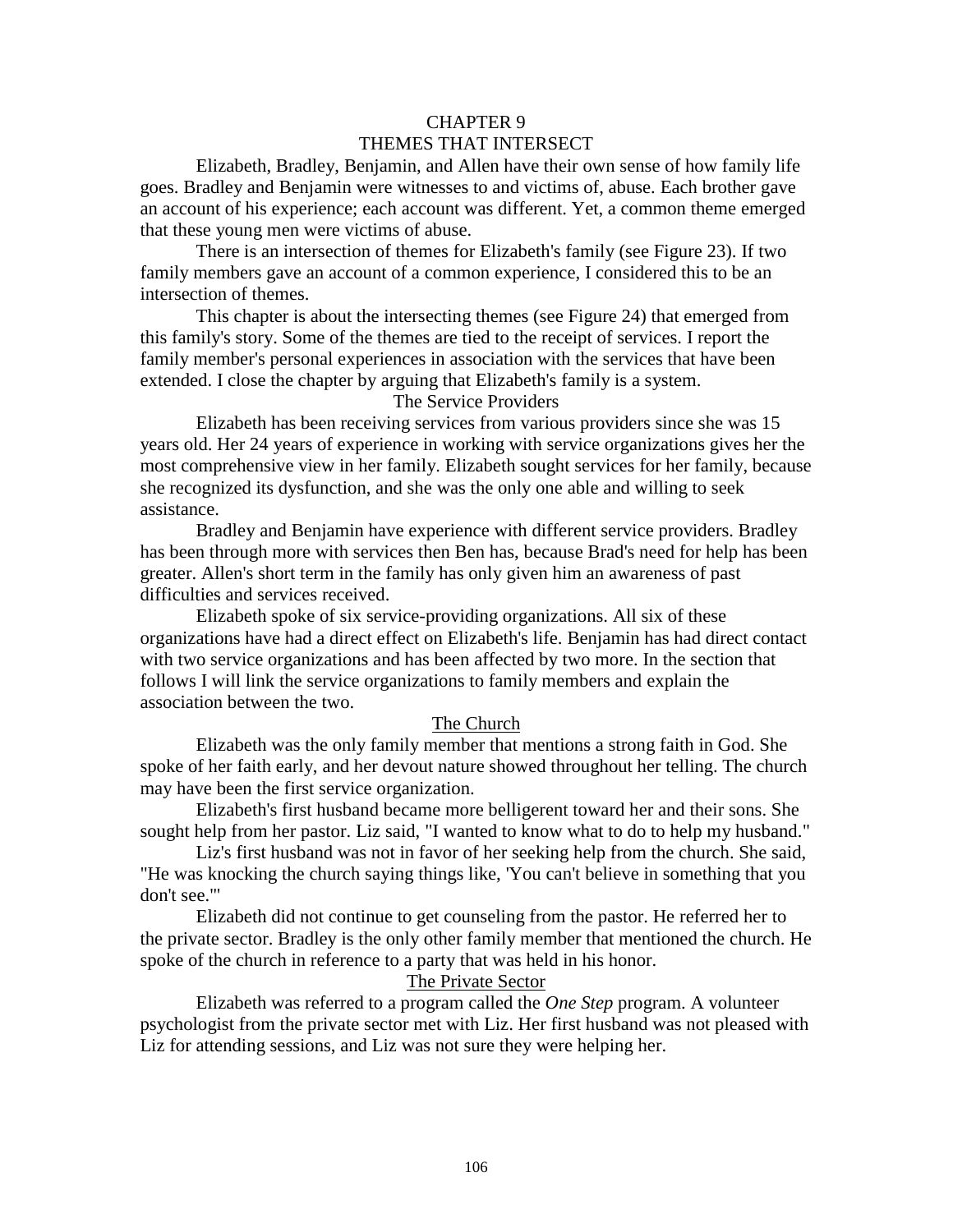# CHAPTER 9
# THEMES THAT INTERSECT

Elizabeth, Bradley, Benjamin, and Allen have their own sense of how family life goes. Bradley and Benjamin were witnesses to and victims of, abuse. Each brother gave an account of his experience; each account was different. Yet, a common theme emerged that these young men were victims of abuse.

There is an intersection of themes for Elizabeth's family (see Figure 23). If two family members gave an account of a common experience, I considered this to be an intersection of themes.

This chapter is about the intersecting themes (see Figure 24) that emerged from this family's story. Some of the themes are tied to the receipt of services. I report the family member's personal experiences in association with the services that have been extended. I close the chapter by arguing that Elizabeth's family is a system.

## The Service Providers

Elizabeth has been receiving services from various providers since she was 15 years old. Her 24 years of experience in working with service organizations gives her the most comprehensive view in her family. Elizabeth sought services for her family, because she recognized its dysfunction, and she was the only one able and willing to seek assistance.

Bradley and Benjamin have experience with different service providers. Bradley has been through more with services then Ben has, because Brad's need for help has been greater. Allen's short term in the family has only given him an awareness of past difficulties and services received.

Elizabeth spoke of six service-providing organizations. All six of these organizations have had a direct effect on Elizabeth's life. Benjamin has had direct contact with two service organizations and has been affected by two more. In the section that follows I will link the service organizations to family members and explain the association between the two.

### The Church

Elizabeth was the only family member that mentions a strong faith in God. She spoke of her faith early, and her devout nature showed throughout her telling. The church may have been the first service organization.

Elizabeth's first husband became more belligerent toward her and their sons. She sought help from her pastor. Liz said, "I wanted to know what to do to help my husband."

Liz's first husband was not in favor of her seeking help from the church. She said, "He was knocking the church saying things like, 'You can't believe in something that you don't see.'"

Elizabeth did not continue to get counseling from the pastor. He referred her to the private sector. Bradley is the only other family member that mentioned the church. He spoke of the church in reference to a party that was held in his honor.

### The Private Sector

Elizabeth was referred to a program called the *One Step* program. A volunteer psychologist from the private sector met with Liz. Her first husband was not pleased with Liz for attending sessions, and Liz was not sure they were helping her.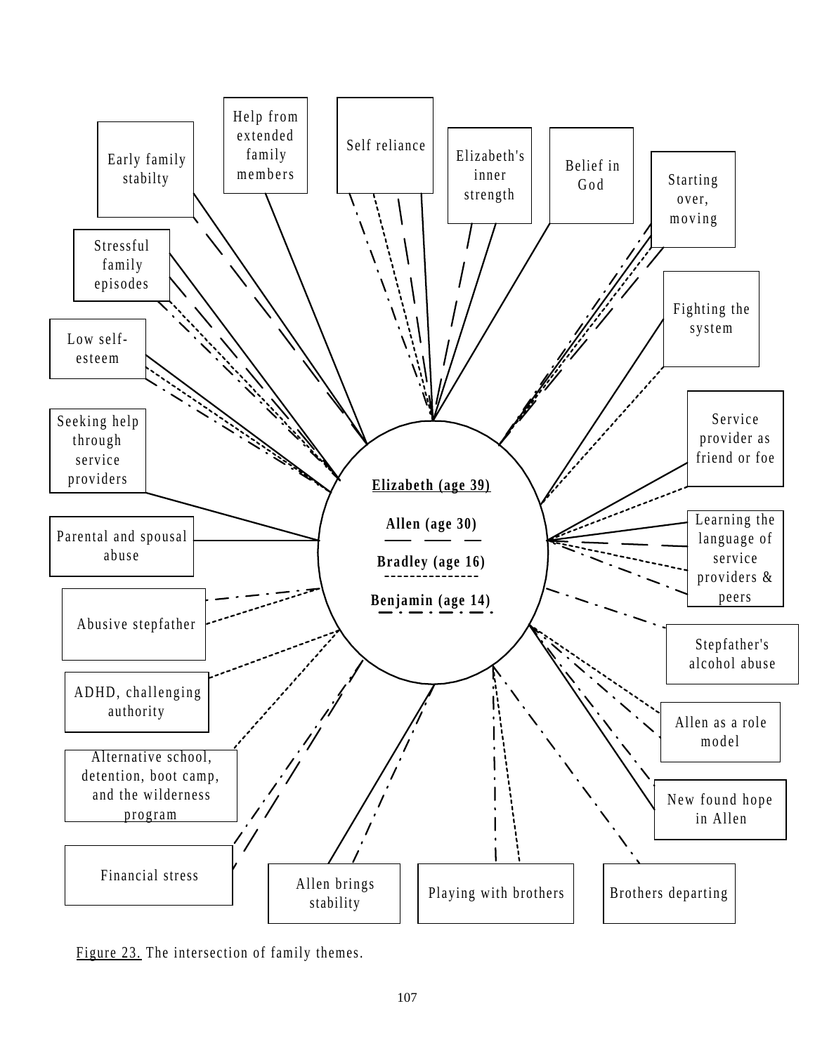Early family stabilty

Help from extended family members

Self reliance

Elizabeth's inner strength

Belief in God

Starting over, moving

Stressful family episodes

Fighting the system

Low self-esteem

Service provider as friend or foe

Seeking help through service providers

**Elizabeth (age 39)**

**Allen (age 30)**

**Bradley (age 16)**

**Benjamin (age 14)**

Learning the language of service providers & peers

Parental and spousal abuse

Abusive stepfather

Stepfather's alcohol abuse

ADHD, challenging authority

Allen as a role model

Alternative school, detention, boot camp, and the wilderness program

New found hope in Allen

Financial stress

Allen brings stability

Playing with brothers

Brothers departing

Figure 23. The intersection of family themes.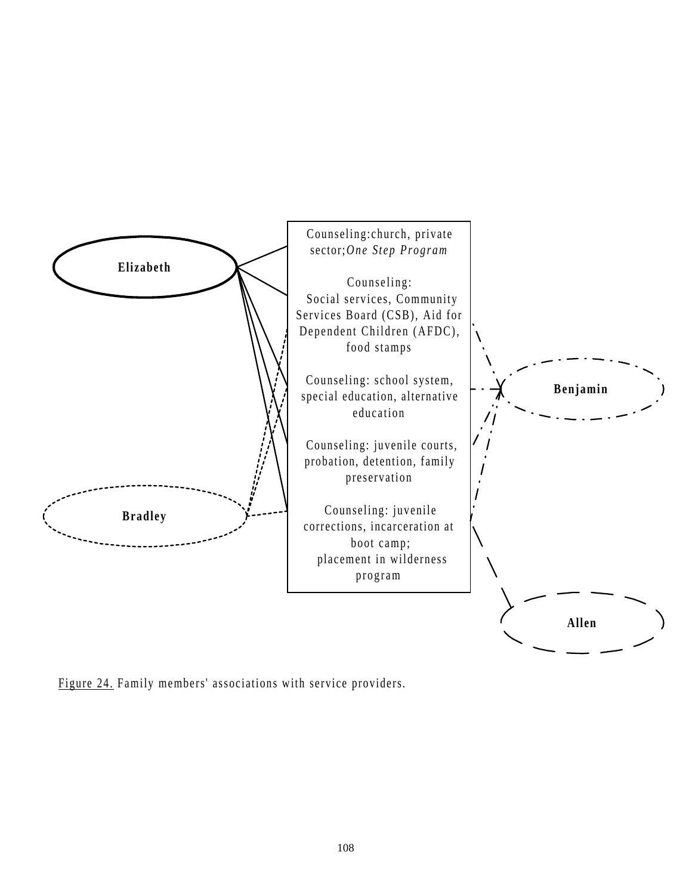Elizabeth

Bradley

Counseling:church, private sector;*One Step Program*

Counseling:
Social services, Community Services Board (CSB), Aid for Dependent Children (AFDC), food stamps

Counseling: school system, special education, alternative education

Counseling: juvenile courts, probation, detention, family preservation

Counseling: juvenile corrections, incarceration at boot camp;
placement in wilderness program

Benjamin

Allen

Figure 24. Family members' associations with service providers.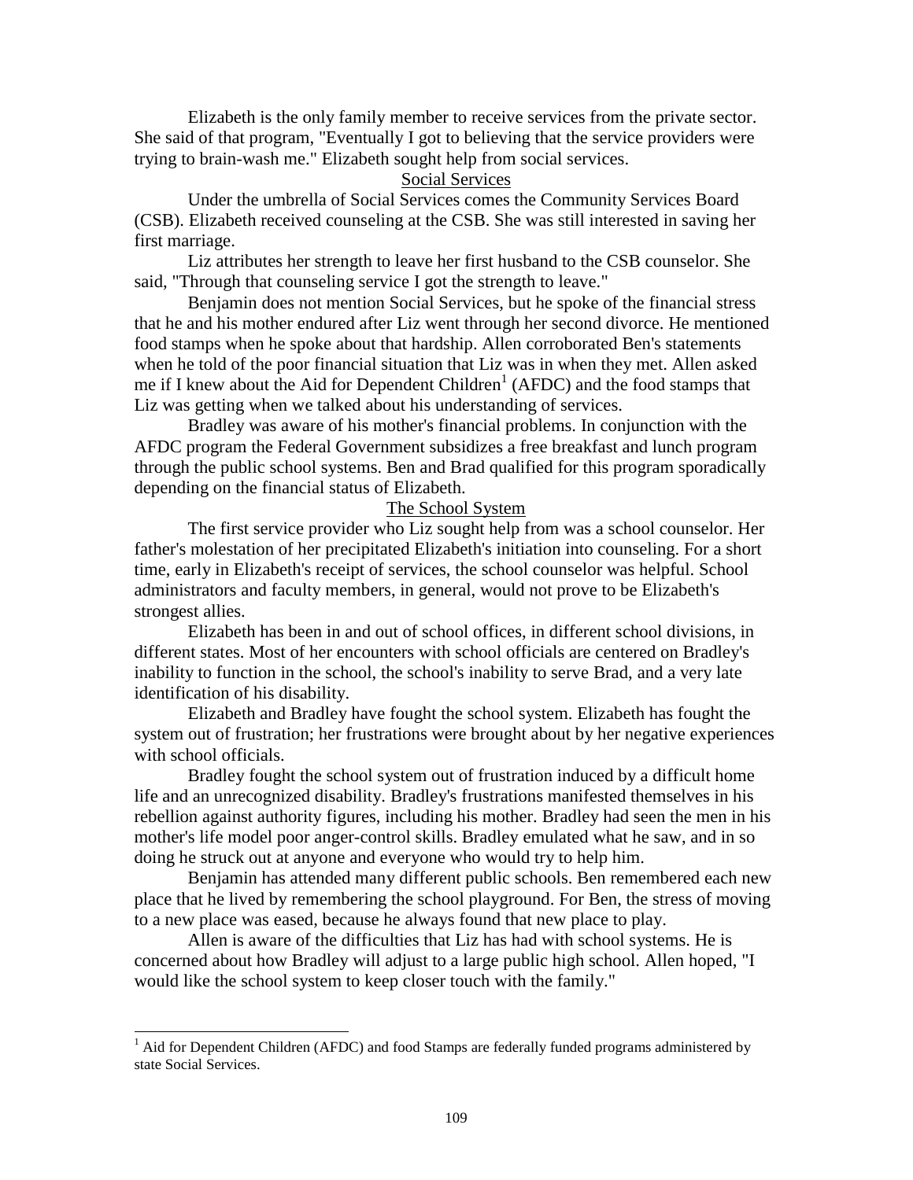Elizabeth is the only family member to receive services from the private sector. She said of that program, "Eventually I got to believing that the service providers were trying to brain-wash me." Elizabeth sought help from social services.

### Social Services

Under the umbrella of Social Services comes the Community Services Board (CSB). Elizabeth received counseling at the CSB. She was still interested in saving her first marriage.

Liz attributes her strength to leave her first husband to the CSB counselor. She said, "Through that counseling service I got the strength to leave."

Benjamin does not mention Social Services, but he spoke of the financial stress that he and his mother endured after Liz went through her second divorce. He mentioned food stamps when he spoke about that hardship. Allen corroborated Ben's statements when he told of the poor financial situation that Liz was in when they met. Allen asked me if I knew about the Aid for Dependent Children[1] (AFDC) and the food stamps that Liz was getting when we talked about his understanding of services.

Bradley was aware of his mother's financial problems. In conjunction with the AFDC program the Federal Government subsidizes a free breakfast and lunch program through the public school systems. Ben and Brad qualified for this program sporadically depending on the financial status of Elizabeth.

### The School System

The first service provider who Liz sought help from was a school counselor. Her father's molestation of her precipitated Elizabeth's initiation into counseling. For a short time, early in Elizabeth's receipt of services, the school counselor was helpful. School administrators and faculty members, in general, would not prove to be Elizabeth's strongest allies.

Elizabeth has been in and out of school offices, in different school divisions, in different states. Most of her encounters with school officials are centered on Bradley's inability to function in the school, the school's inability to serve Brad, and a very late identification of his disability.

Elizabeth and Bradley have fought the school system. Elizabeth has fought the system out of frustration; her frustrations were brought about by her negative experiences with school officials.

Bradley fought the school system out of frustration induced by a difficult home life and an unrecognized disability. Bradley's frustrations manifested themselves in his rebellion against authority figures, including his mother. Bradley had seen the men in his mother's life model poor anger-control skills. Bradley emulated what he saw, and in so doing he struck out at anyone and everyone who would try to help him.

Benjamin has attended many different public schools. Ben remembered each new place that he lived by remembering the school playground. For Ben, the stress of moving to a new place was eased, because he always found that new place to play.

Allen is aware of the difficulties that Liz has had with school systems. He is concerned about how Bradley will adjust to a large public high school. Allen hoped, "I would like the school system to keep closer touch with the family."

---

[1] Aid for Dependent Children (AFDC) and food Stamps are federally funded programs administered by state Social Services.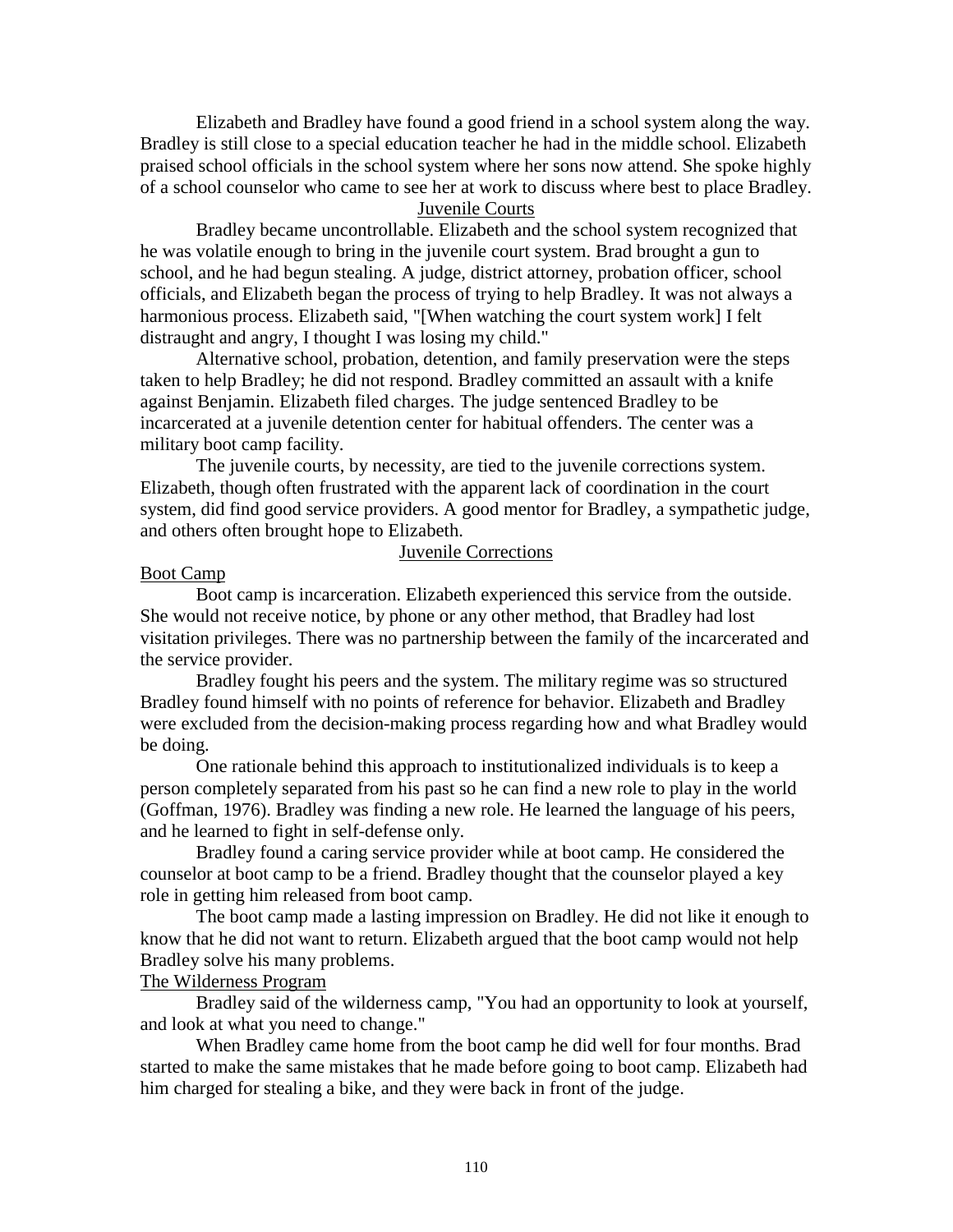Elizabeth and Bradley have found a good friend in a school system along the way. Bradley is still close to a special education teacher he had in the middle school. Elizabeth praised school officials in the school system where her sons now attend. She spoke highly of a school counselor who came to see her at work to discuss where best to place Bradley.

## Juvenile Courts

Bradley became uncontrollable. Elizabeth and the school system recognized that he was volatile enough to bring in the juvenile court system. Brad brought a gun to school, and he had begun stealing. A judge, district attorney, probation officer, school officials, and Elizabeth began the process of trying to help Bradley. It was not always a harmonious process. Elizabeth said, "[When watching the court system work] I felt distraught and angry, I thought I was losing my child."

Alternative school, probation, detention, and family preservation were the steps taken to help Bradley; he did not respond. Bradley committed an assault with a knife against Benjamin. Elizabeth filed charges. The judge sentenced Bradley to be incarcerated at a juvenile detention center for habitual offenders. The center was a military boot camp facility.

The juvenile courts, by necessity, are tied to the juvenile corrections system. Elizabeth, though often frustrated with the apparent lack of coordination in the court system, did find good service providers. A good mentor for Bradley, a sympathetic judge, and others often brought hope to Elizabeth.

## Juvenile Corrections

### Boot Camp

Boot camp is incarceration. Elizabeth experienced this service from the outside. She would not receive notice, by phone or any other method, that Bradley had lost visitation privileges. There was no partnership between the family of the incarcerated and the service provider.

Bradley fought his peers and the system. The military regime was so structured Bradley found himself with no points of reference for behavior. Elizabeth and Bradley were excluded from the decision-making process regarding how and what Bradley would be doing.

One rationale behind this approach to institutionalized individuals is to keep a person completely separated from his past so he can find a new role to play in the world (Goffman, 1976). Bradley was finding a new role. He learned the language of his peers, and he learned to fight in self-defense only.

Bradley found a caring service provider while at boot camp. He considered the counselor at boot camp to be a friend. Bradley thought that the counselor played a key role in getting him released from boot camp.

The boot camp made a lasting impression on Bradley. He did not like it enough to know that he did not want to return. Elizabeth argued that the boot camp would not help Bradley solve his many problems.

### The Wilderness Program

Bradley said of the wilderness camp, "You had an opportunity to look at yourself, and look at what you need to change."

When Bradley came home from the boot camp he did well for four months. Brad started to make the same mistakes that he made before going to boot camp. Elizabeth had him charged for stealing a bike, and they were back in front of the judge.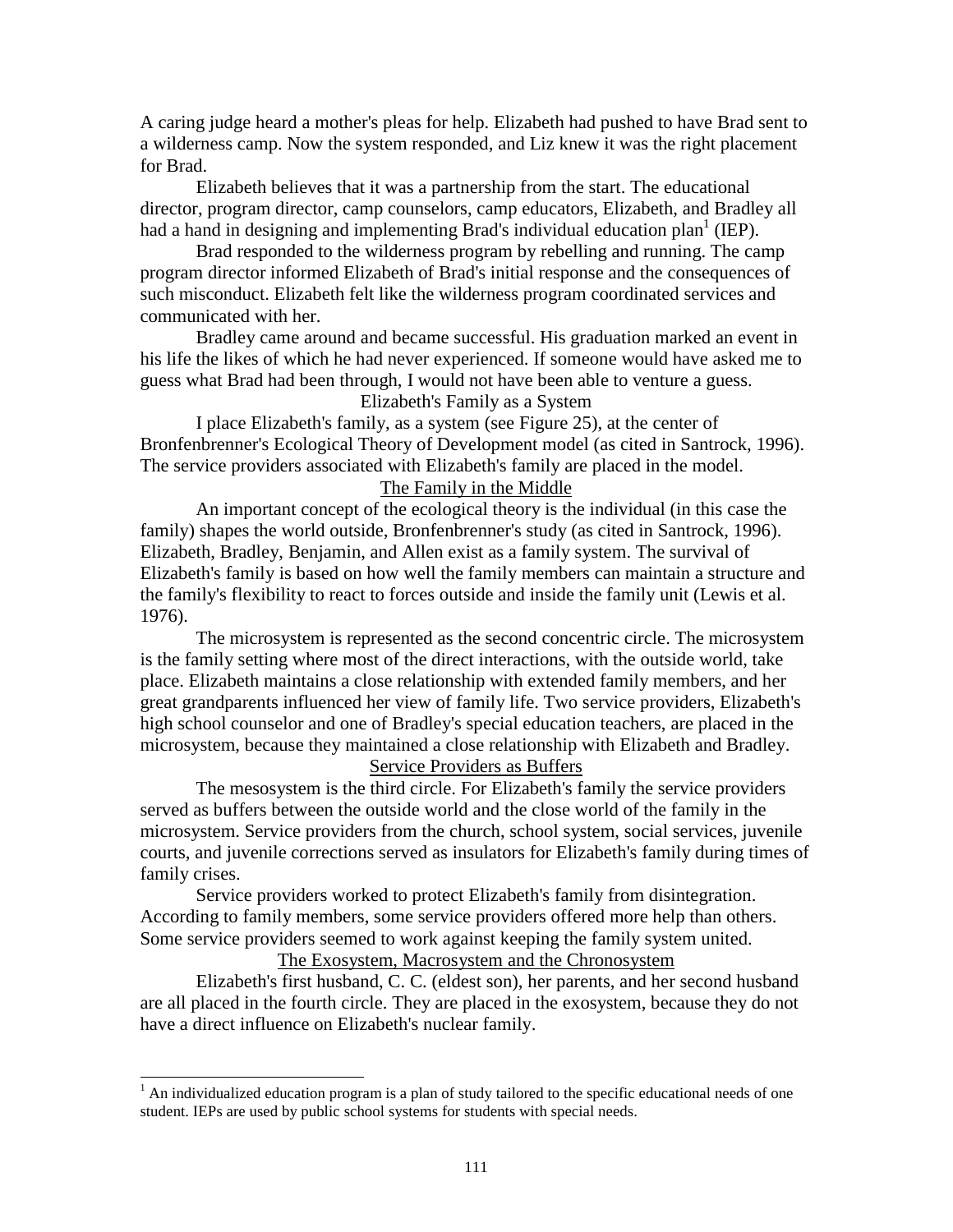A caring judge heard a mother's pleas for help. Elizabeth had pushed to have Brad sent to a wilderness camp. Now the system responded, and Liz knew it was the right placement for Brad.

Elizabeth believes that it was a partnership from the start. The educational director, program director, camp counselors, camp educators, Elizabeth, and Bradley all had a hand in designing and implementing Brad's individual education plan[1] (IEP).

Brad responded to the wilderness program by rebelling and running. The camp program director informed Elizabeth of Brad's initial response and the consequences of such misconduct. Elizabeth felt like the wilderness program coordinated services and communicated with her.

Bradley came around and became successful. His graduation marked an event in his life the likes of which he had never experienced. If someone would have asked me to guess what Brad had been through, I would not have been able to venture a guess.

### Elizabeth's Family as a System

I place Elizabeth's family, as a system (see Figure 25), at the center of Bronfenbrenner's Ecological Theory of Development model (as cited in Santrock, 1996). The service providers associated with Elizabeth's family are placed in the model.

#### The Family in the Middle

An important concept of the ecological theory is the individual (in this case the family) shapes the world outside, Bronfenbrenner's study (as cited in Santrock, 1996). Elizabeth, Bradley, Benjamin, and Allen exist as a family system. The survival of Elizabeth's family is based on how well the family members can maintain a structure and the family's flexibility to react to forces outside and inside the family unit (Lewis et al. 1976).

The microsystem is represented as the second concentric circle. The microsystem is the family setting where most of the direct interactions, with the outside world, take place. Elizabeth maintains a close relationship with extended family members, and her great grandparents influenced her view of family life. Two service providers, Elizabeth's high school counselor and one of Bradley's special education teachers, are placed in the microsystem, because they maintained a close relationship with Elizabeth and Bradley.

#### Service Providers as Buffers

The mesosystem is the third circle. For Elizabeth's family the service providers served as buffers between the outside world and the close world of the family in the microsystem. Service providers from the church, school system, social services, juvenile courts, and juvenile corrections served as insulators for Elizabeth's family during times of family crises.

Service providers worked to protect Elizabeth's family from disintegration. According to family members, some service providers offered more help than others. Some service providers seemed to work against keeping the family system united.

#### The Exosystem, Macrosystem and the Chronosystem

Elizabeth's first husband, C. C. (eldest son), her parents, and her second husband are all placed in the fourth circle. They are placed in the exosystem, because they do not have a direct influence on Elizabeth's nuclear family.

---

[1] An individualized education program is a plan of study tailored to the specific educational needs of one student. IEPs are used by public school systems for students with special needs.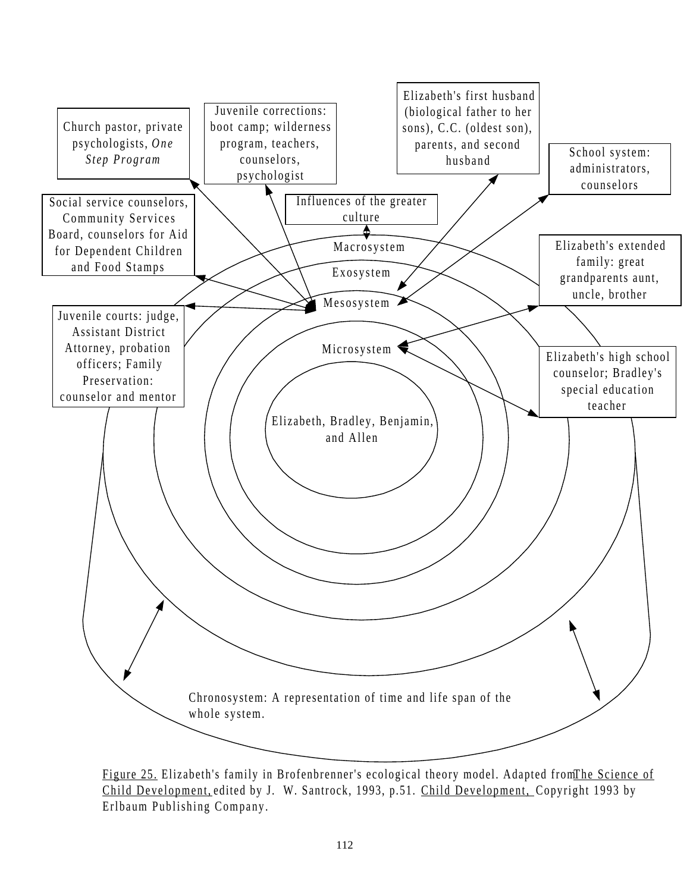Church pastor, private psychologists, *One Step Program*

Juvenile corrections: boot camp; wilderness program, teachers, counselors, psychologist

Elizabeth's first husband (biological father to her sons), C.C. (oldest son), parents, and second husband

School system: administrators, counselors

Social service counselors, Community Services Board, counselors for Aid for Dependent Children and Food Stamps

Influences of the greater culture

Macrosystem

Exosystem

Mesosystem

Microsystem

Elizabeth, Bradley, Benjamin, and Allen

Elizabeth's extended family: great grandparents aunt, uncle, brother

Juvenile courts: judge, Assistant District Attorney, probation officers; Family Preservation: counselor and mentor

Elizabeth's high school counselor; Bradley's special education teacher

Chronosystem: A representation of time and life span of the whole system.

Figure 25. Elizabeth's family in Brofenbrenner's ecological theory model. Adapted from The Science of Child Development, edited by J. W. Santrock, 1993, p.51. Child Development, Copyright 1993 by Erlbaum Publishing Company.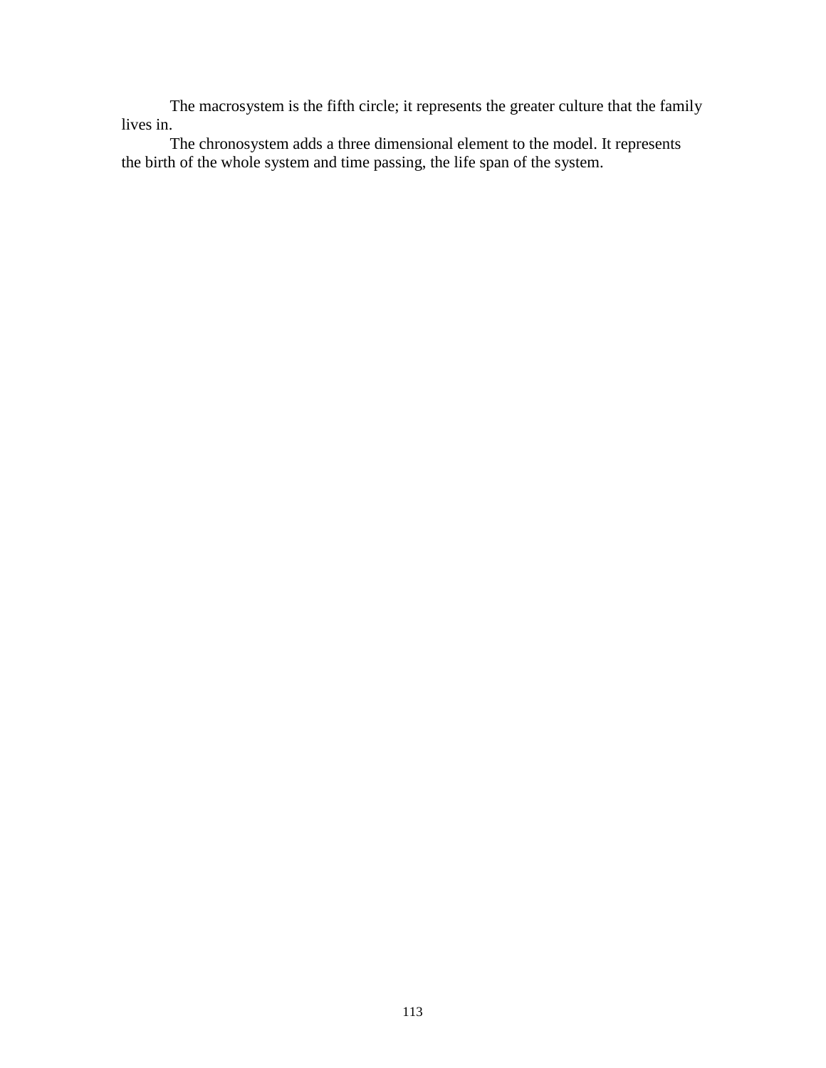The macrosystem is the fifth circle; it represents the greater culture that the family lives in.

The chronosystem adds a three dimensional element to the model. It represents the birth of the whole system and time passing, the life span of the system.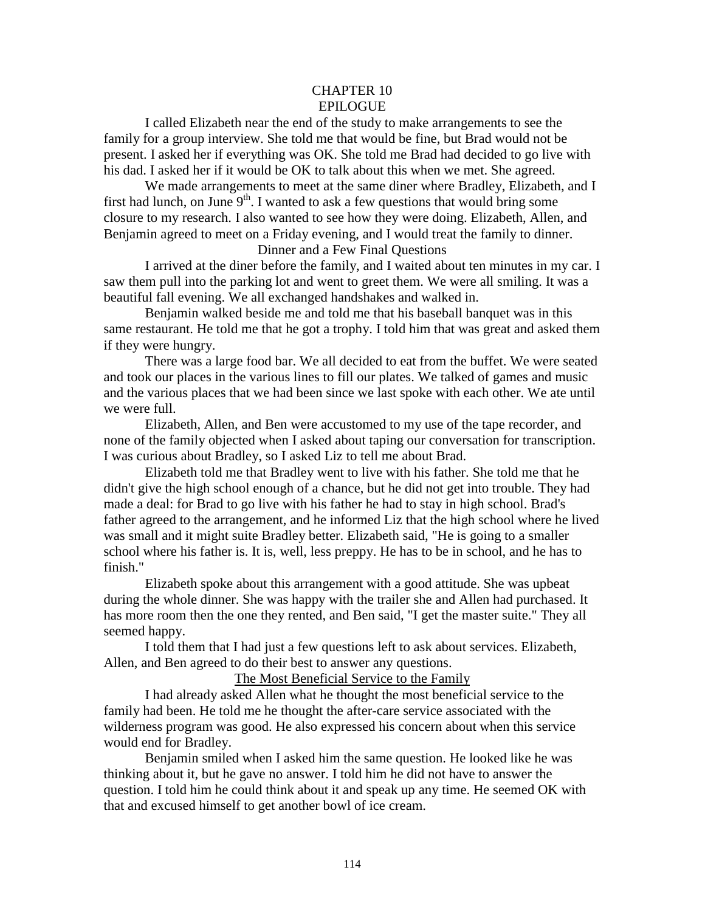# CHAPTER 10
# EPILOGUE

I called Elizabeth near the end of the study to make arrangements to see the family for a group interview. She told me that would be fine, but Brad would not be present. I asked her if everything was OK. She told me Brad had decided to go live with his dad. I asked her if it would be OK to talk about this when we met. She agreed.

We made arrangements to meet at the same diner where Bradley, Elizabeth, and I first had lunch, on June 9th. I wanted to ask a few questions that would bring some closure to my research. I also wanted to see how they were doing. Elizabeth, Allen, and Benjamin agreed to meet on a Friday evening, and I would treat the family to dinner.

## Dinner and a Few Final Questions

I arrived at the diner before the family, and I waited about ten minutes in my car. I saw them pull into the parking lot and went to greet them. We were all smiling. It was a beautiful fall evening. We all exchanged handshakes and walked in.

Benjamin walked beside me and told me that his baseball banquet was in this same restaurant. He told me that he got a trophy. I told him that was great and asked them if they were hungry.

There was a large food bar. We all decided to eat from the buffet. We were seated and took our places in the various lines to fill our plates. We talked of games and music and the various places that we had been since we last spoke with each other. We ate until we were full.

Elizabeth, Allen, and Ben were accustomed to my use of the tape recorder, and none of the family objected when I asked about taping our conversation for transcription. I was curious about Bradley, so I asked Liz to tell me about Brad.

Elizabeth told me that Bradley went to live with his father. She told me that he didn't give the high school enough of a chance, but he did not get into trouble. They had made a deal: for Brad to go live with his father he had to stay in high school. Brad's father agreed to the arrangement, and he informed Liz that the high school where he lived was small and it might suite Bradley better. Elizabeth said, "He is going to a smaller school where his father is. It is, well, less preppy. He has to be in school, and he has to finish."

Elizabeth spoke about this arrangement with a good attitude. She was upbeat during the whole dinner. She was happy with the trailer she and Allen had purchased. It has more room then the one they rented, and Ben said, "I get the master suite." They all seemed happy.

I told them that I had just a few questions left to ask about services. Elizabeth, Allen, and Ben agreed to do their best to answer any questions.

## <u>The Most Beneficial Service to the Family</u>

I had already asked Allen what he thought the most beneficial service to the family had been. He told me he thought the after-care service associated with the wilderness program was good. He also expressed his concern about when this service would end for Bradley.

Benjamin smiled when I asked him the same question. He looked like he was thinking about it, but he gave no answer. I told him he did not have to answer the question. I told him he could think about it and speak up any time. He seemed OK with that and excused himself to get another bowl of ice cream.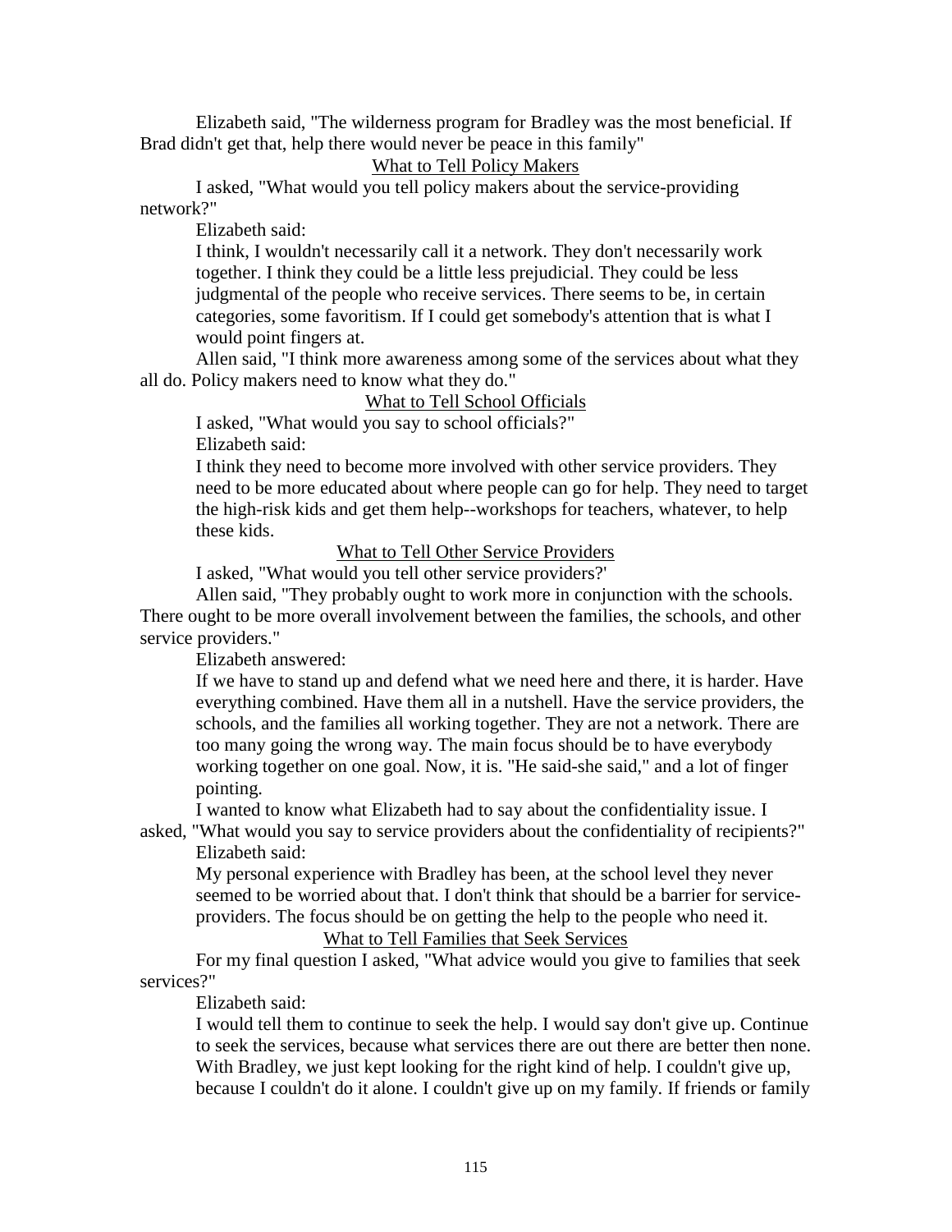Elizabeth said, "The wilderness program for Bradley was the most beneficial. If Brad didn't get that, help there would never be peace in this family"

<u>What to Tell Policy Makers</u>

I asked, "What would you tell policy makers about the service-providing network?"

Elizabeth said:

> I think, I wouldn't necessarily call it a network. They don't necessarily work together. I think they could be a little less prejudicial. They could be less judgmental of the people who receive services. There seems to be, in certain categories, some favoritism. If I could get somebody's attention that is what I would point fingers at.

Allen said, "I think more awareness among some of the services about what they all do. Policy makers need to know what they do."

<u>What to Tell School Officials</u>

I asked, "What would you say to school officials?"

Elizabeth said:

> I think they need to become more involved with other service providers. They need to be more educated about where people can go for help. They need to target the high-risk kids and get them help--workshops for teachers, whatever, to help these kids.

<u>What to Tell Other Service Providers</u>

I asked, "What would you tell other service providers?'

Allen said, "They probably ought to work more in conjunction with the schools. There ought to be more overall involvement between the families, the schools, and other service providers."

Elizabeth answered:

> If we have to stand up and defend what we need here and there, it is harder. Have everything combined. Have them all in a nutshell. Have the service providers, the schools, and the families all working together. They are not a network. There are too many going the wrong way. The main focus should be to have everybody working together on one goal. Now, it is. "He said-she said," and a lot of finger pointing.

I wanted to know what Elizabeth had to say about the confidentiality issue. I asked, "What would you say to service providers about the confidentiality of recipients?"

Elizabeth said:

> My personal experience with Bradley has been, at the school level they never seemed to be worried about that. I don't think that should be a barrier for service-providers. The focus should be on getting the help to the people who need it.

<u>What to Tell Families that Seek Services</u>

For my final question I asked, "What advice would you give to families that seek services?"

Elizabeth said:

> I would tell them to continue to seek the help. I would say don't give up. Continue to seek the services, because what services there are out there are better then none. With Bradley, we just kept looking for the right kind of help. I couldn't give up, because I couldn't do it alone. I couldn't give up on my family. If friends or family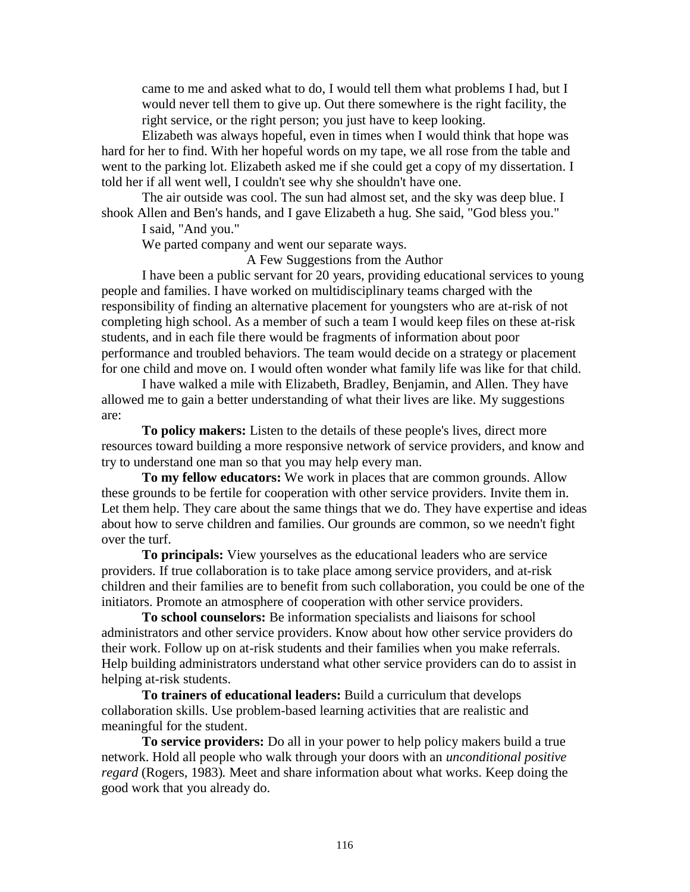came to me and asked what to do, I would tell them what problems I had, but I would never tell them to give up. Out there somewhere is the right facility, the right service, or the right person; you just have to keep looking.

Elizabeth was always hopeful, even in times when I would think that hope was hard for her to find. With her hopeful words on my tape, we all rose from the table and went to the parking lot. Elizabeth asked me if she could get a copy of my dissertation. I told her if all went well, I couldn't see why she shouldn't have one.

The air outside was cool. The sun had almost set, and the sky was deep blue. I shook Allen and Ben's hands, and I gave Elizabeth a hug. She said, "God bless you."

I said, "And you."

We parted company and went our separate ways.

## A Few Suggestions from the Author

I have been a public servant for 20 years, providing educational services to young people and families. I have worked on multidisciplinary teams charged with the responsibility of finding an alternative placement for youngsters who are at-risk of not completing high school. As a member of such a team I would keep files on these at-risk students, and in each file there would be fragments of information about poor performance and troubled behaviors. The team would decide on a strategy or placement for one child and move on. I would often wonder what family life was like for that child.

I have walked a mile with Elizabeth, Bradley, Benjamin, and Allen. They have allowed me to gain a better understanding of what their lives are like. My suggestions are:

**To policy makers:** Listen to the details of these people's lives, direct more resources toward building a more responsive network of service providers, and know and try to understand one man so that you may help every man.

**To my fellow educators:** We work in places that are common grounds. Allow these grounds to be fertile for cooperation with other service providers. Invite them in. Let them help. They care about the same things that we do. They have expertise and ideas about how to serve children and families. Our grounds are common, so we needn't fight over the turf.

**To principals:** View yourselves as the educational leaders who are service providers. If true collaboration is to take place among service providers, and at-risk children and their families are to benefit from such collaboration, you could be one of the initiators. Promote an atmosphere of cooperation with other service providers.

**To school counselors:** Be information specialists and liaisons for school administrators and other service providers. Know about how other service providers do their work. Follow up on at-risk students and their families when you make referrals. Help building administrators understand what other service providers can do to assist in helping at-risk students.

**To trainers of educational leaders:** Build a curriculum that develops collaboration skills. Use problem-based learning activities that are realistic and meaningful for the student.

**To service providers:** Do all in your power to help policy makers build a true network. Hold all people who walk through your doors with an *unconditional positive regard* (Rogers, 1983). Meet and share information about what works. Keep doing the good work that you already do.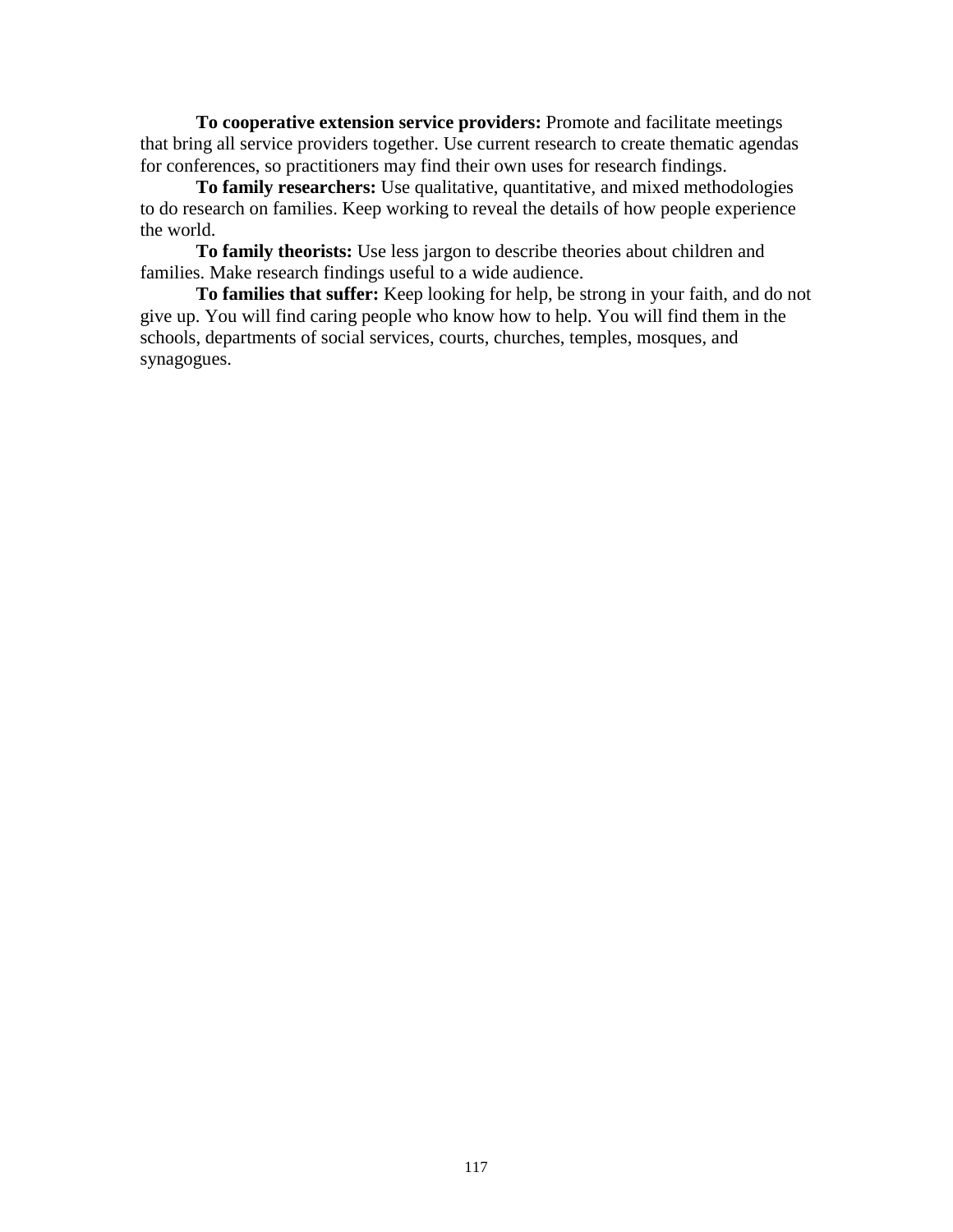**To cooperative extension service providers:** Promote and facilitate meetings that bring all service providers together. Use current research to create thematic agendas for conferences, so practitioners may find their own uses for research findings.

**To family researchers:** Use qualitative, quantitative, and mixed methodologies to do research on families. Keep working to reveal the details of how people experience the world.

**To family theorists:** Use less jargon to describe theories about children and families. Make research findings useful to a wide audience.

**To families that suffer:** Keep looking for help, be strong in your faith, and do not give up. You will find caring people who know how to help. You will find them in the schools, departments of social services, courts, churches, temples, mosques, and synagogues.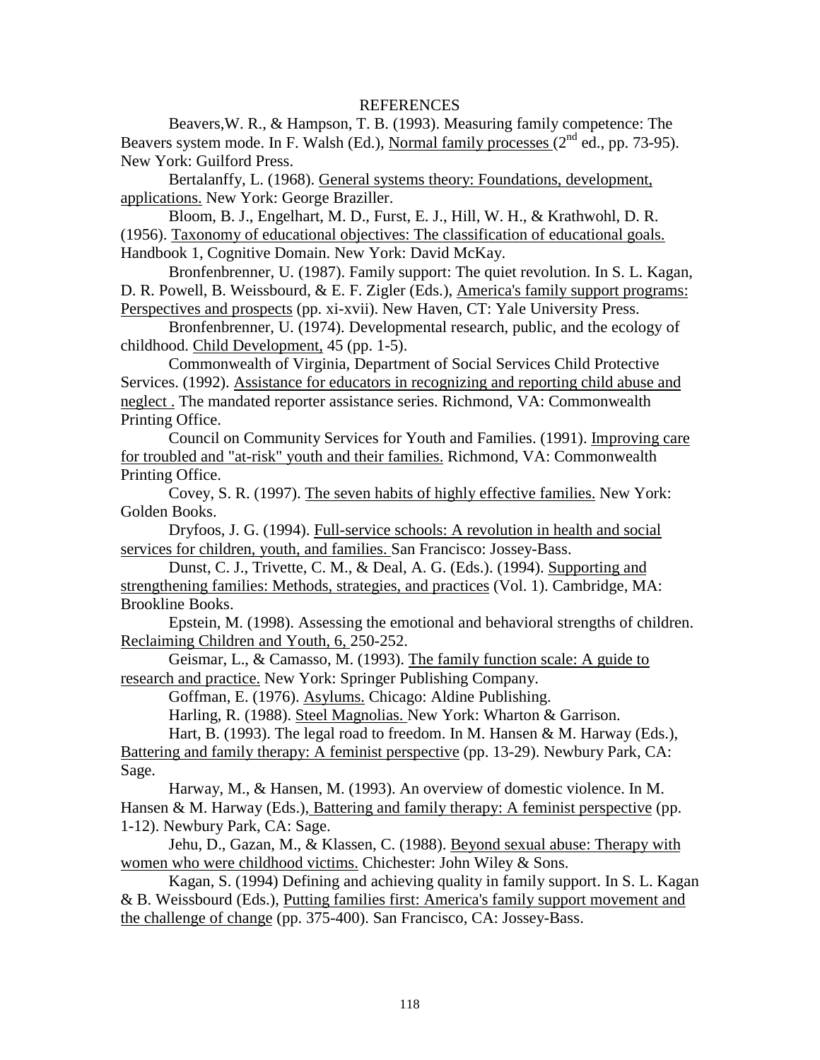# REFERENCES

Beavers,W. R., & Hampson, T. B. (1993). Measuring family competence: The Beavers system mode. In F. Walsh (Ed.), Normal family processes ($2^{nd}$ ed., pp. 73-95). New York: Guilford Press.

Bertalanffy, L. (1968). General systems theory: Foundations, development, applications. New York: George Braziller.

Bloom, B. J., Engelhart, M. D., Furst, E. J., Hill, W. H., & Krathwohl, D. R. (1956). Taxonomy of educational objectives: The classification of educational goals. Handbook 1, Cognitive Domain. New York: David McKay.

Bronfenbrenner, U. (1987). Family support: The quiet revolution. In S. L. Kagan, D. R. Powell, B. Weissbourd, & E. F. Zigler (Eds.), America's family support programs: Perspectives and prospects (pp. xi-xvii). New Haven, CT: Yale University Press.

Bronfenbrenner, U. (1974). Developmental research, public, and the ecology of childhood. Child Development, 45 (pp. 1-5).

Commonwealth of Virginia, Department of Social Services Child Protective Services. (1992). Assistance for educators in recognizing and reporting child abuse and neglect . The mandated reporter assistance series. Richmond, VA: Commonwealth Printing Office.

Council on Community Services for Youth and Families. (1991). Improving care for troubled and "at-risk" youth and their families. Richmond, VA: Commonwealth Printing Office.

Covey, S. R. (1997). The seven habits of highly effective families. New York: Golden Books.

Dryfoos, J. G. (1994). Full-service schools: A revolution in health and social services for children, youth, and families. San Francisco: Jossey-Bass.

Dunst, C. J., Trivette, C. M., & Deal, A. G. (Eds.). (1994). Supporting and strengthening families: Methods, strategies, and practices (Vol. 1). Cambridge, MA: Brookline Books.

Epstein, M. (1998). Assessing the emotional and behavioral strengths of children. Reclaiming Children and Youth, 6, 250-252.

Geismar, L., & Camasso, M. (1993). The family function scale: A guide to research and practice. New York: Springer Publishing Company.

Goffman, E. (1976). Asylums. Chicago: Aldine Publishing.

Harling, R. (1988). Steel Magnolias. New York: Wharton & Garrison.

Hart, B. (1993). The legal road to freedom. In M. Hansen & M. Harway (Eds.), Battering and family therapy: A feminist perspective (pp. 13-29). Newbury Park, CA: Sage.

Harway, M., & Hansen, M. (1993). An overview of domestic violence. In M. Hansen & M. Harway (Eds.), Battering and family therapy: A feminist perspective (pp. 1-12). Newbury Park, CA: Sage.

Jehu, D., Gazan, M., & Klassen, C. (1988). Beyond sexual abuse: Therapy with women who were childhood victims. Chichester: John Wiley & Sons.

Kagan, S. (1994) Defining and achieving quality in family support. In S. L. Kagan & B. Weissbourd (Eds.), Putting families first: America's family support movement and the challenge of change (pp. 375-400). San Francisco, CA: Jossey-Bass.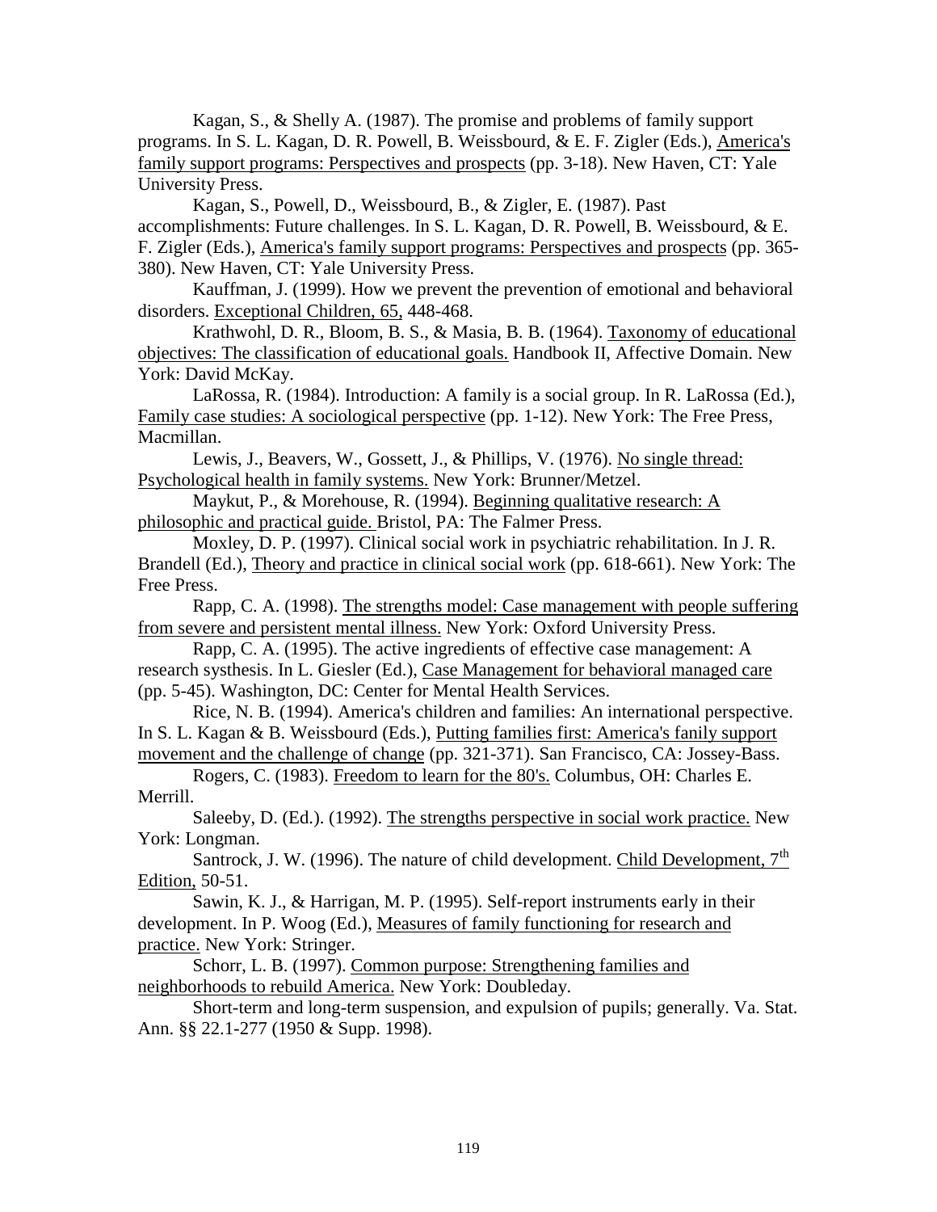Kagan, S., & Shelly A. (1987). The promise and problems of family support programs. In S. L. Kagan, D. R. Powell, B. Weissbourd, & E. F. Zigler (Eds.), America's family support programs: Perspectives and prospects (pp. 3-18). New Haven, CT: Yale University Press.

Kagan, S., Powell, D., Weissbourd, B., & Zigler, E. (1987). Past accomplishments: Future challenges. In S. L. Kagan, D. R. Powell, B. Weissbourd, & E. F. Zigler (Eds.), America's family support programs: Perspectives and prospects (pp. 365-380). New Haven, CT: Yale University Press.

Kauffman, J. (1999). How we prevent the prevention of emotional and behavioral disorders. Exceptional Children, 65, 448-468.

Krathwohl, D. R., Bloom, B. S., & Masia, B. B. (1964). Taxonomy of educational objectives: The classification of educational goals. Handbook II, Affective Domain. New York: David McKay.

LaRossa, R. (1984). Introduction: A family is a social group. In R. LaRossa (Ed.), Family case studies: A sociological perspective (pp. 1-12). New York: The Free Press, Macmillan.

Lewis, J., Beavers, W., Gossett, J., & Phillips, V. (1976). No single thread: Psychological health in family systems. New York: Brunner/Metzel.

Maykut, P., & Morehouse, R. (1994). Beginning qualitative research: A philosophic and practical guide. Bristol, PA: The Falmer Press.

Moxley, D. P. (1997). Clinical social work in psychiatric rehabilitation. In J. R. Brandell (Ed.), Theory and practice in clinical social work (pp. 618-661). New York: The Free Press.

Rapp, C. A. (1998). The strengths model: Case management with people suffering from severe and persistent mental illness. New York: Oxford University Press.

Rapp, C. A. (1995). The active ingredients of effective case management: A research systhesis. In L. Giesler (Ed.), Case Management for behavioral managed care (pp. 5-45). Washington, DC: Center for Mental Health Services.

Rice, N. B. (1994). America's children and families: An international perspective. In S. L. Kagan & B. Weissbourd (Eds.), Putting families first: America's fanily support movement and the challenge of change (pp. 321-371). San Francisco, CA: Jossey-Bass.

Rogers, C. (1983). Freedom to learn for the 80's. Columbus, OH: Charles E. Merrill.

Saleeby, D. (Ed.). (1992). The strengths perspective in social work practice. New York: Longman.

Santrock, J. W. (1996). The nature of child development. Child Development, 7th Edition, 50-51.

Sawin, K. J., & Harrigan, M. P. (1995). Self-report instruments early in their development. In P. Woog (Ed.), Measures of family functioning for research and practice. New York: Stringer.

Schorr, L. B. (1997). Common purpose: Strengthening families and neighborhoods to rebuild America. New York: Doubleday.

Short-term and long-term suspension, and expulsion of pupils; generally. Va. Stat. Ann. §§ 22.1-277 (1950 & Supp. 1998).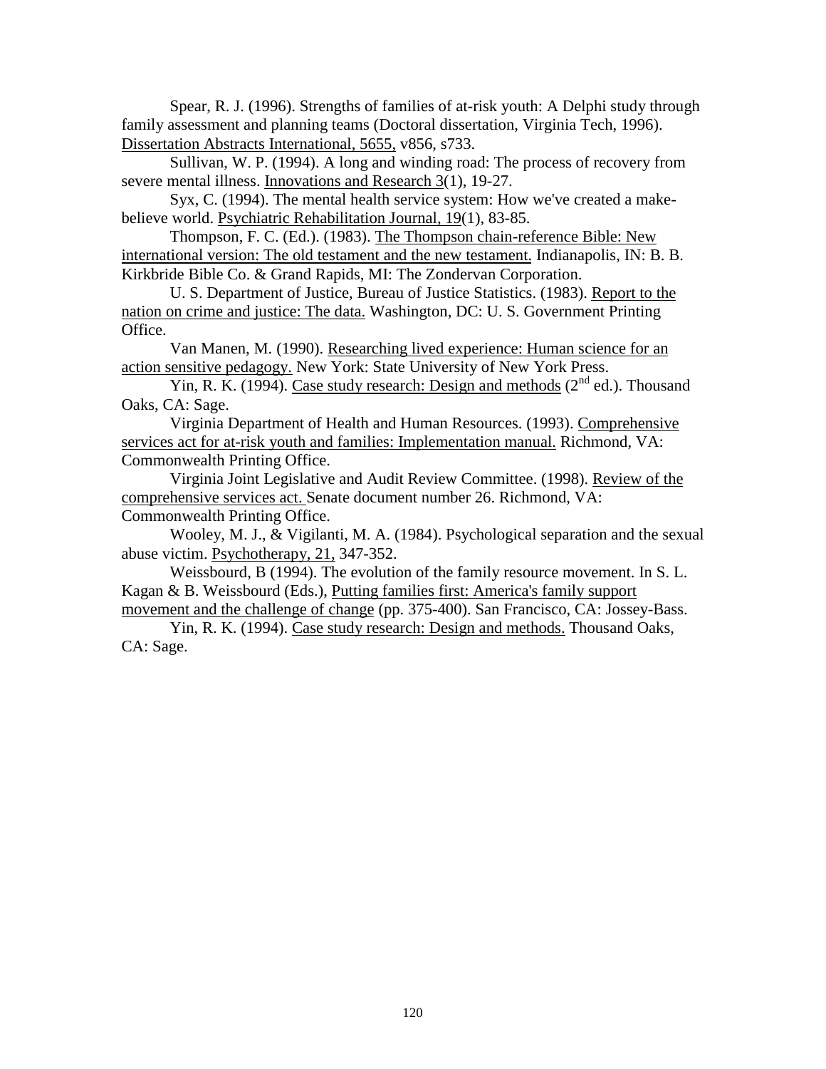Spear, R. J. (1996). Strengths of families of at-risk youth: A Delphi study through family assessment and planning teams (Doctoral dissertation, Virginia Tech, 1996). Dissertation Abstracts International, 5655, v856, s733.

Sullivan, W. P. (1994). A long and winding road: The process of recovery from severe mental illness. Innovations and Research 3(1), 19-27.

Syx, C. (1994). The mental health service system: How we've created a make-believe world. Psychiatric Rehabilitation Journal, 19(1), 83-85.

Thompson, F. C. (Ed.). (1983). The Thompson chain-reference Bible: New international version: The old testament and the new testament. Indianapolis, IN: B. B. Kirkbride Bible Co. & Grand Rapids, MI: The Zondervan Corporation.

U. S. Department of Justice, Bureau of Justice Statistics. (1983). Report to the nation on crime and justice: The data. Washington, DC: U. S. Government Printing Office.

Van Manen, M. (1990). Researching lived experience: Human science for an action sensitive pedagogy. New York: State University of New York Press.

Yin, R. K. (1994). Case study research: Design and methods (2nd ed.). Thousand Oaks, CA: Sage.

Virginia Department of Health and Human Resources. (1993). Comprehensive services act for at-risk youth and families: Implementation manual. Richmond, VA: Commonwealth Printing Office.

Virginia Joint Legislative and Audit Review Committee. (1998). Review of the comprehensive services act. Senate document number 26. Richmond, VA: Commonwealth Printing Office.

Wooley, M. J., & Vigilanti, M. A. (1984). Psychological separation and the sexual abuse victim. Psychotherapy, 21, 347-352.

Weissbourd, B (1994). The evolution of the family resource movement. In S. L. Kagan & B. Weissbourd (Eds.), Putting families first: America's family support movement and the challenge of change (pp. 375-400). San Francisco, CA: Jossey-Bass.

Yin, R. K. (1994). Case study research: Design and methods. Thousand Oaks, CA: Sage.